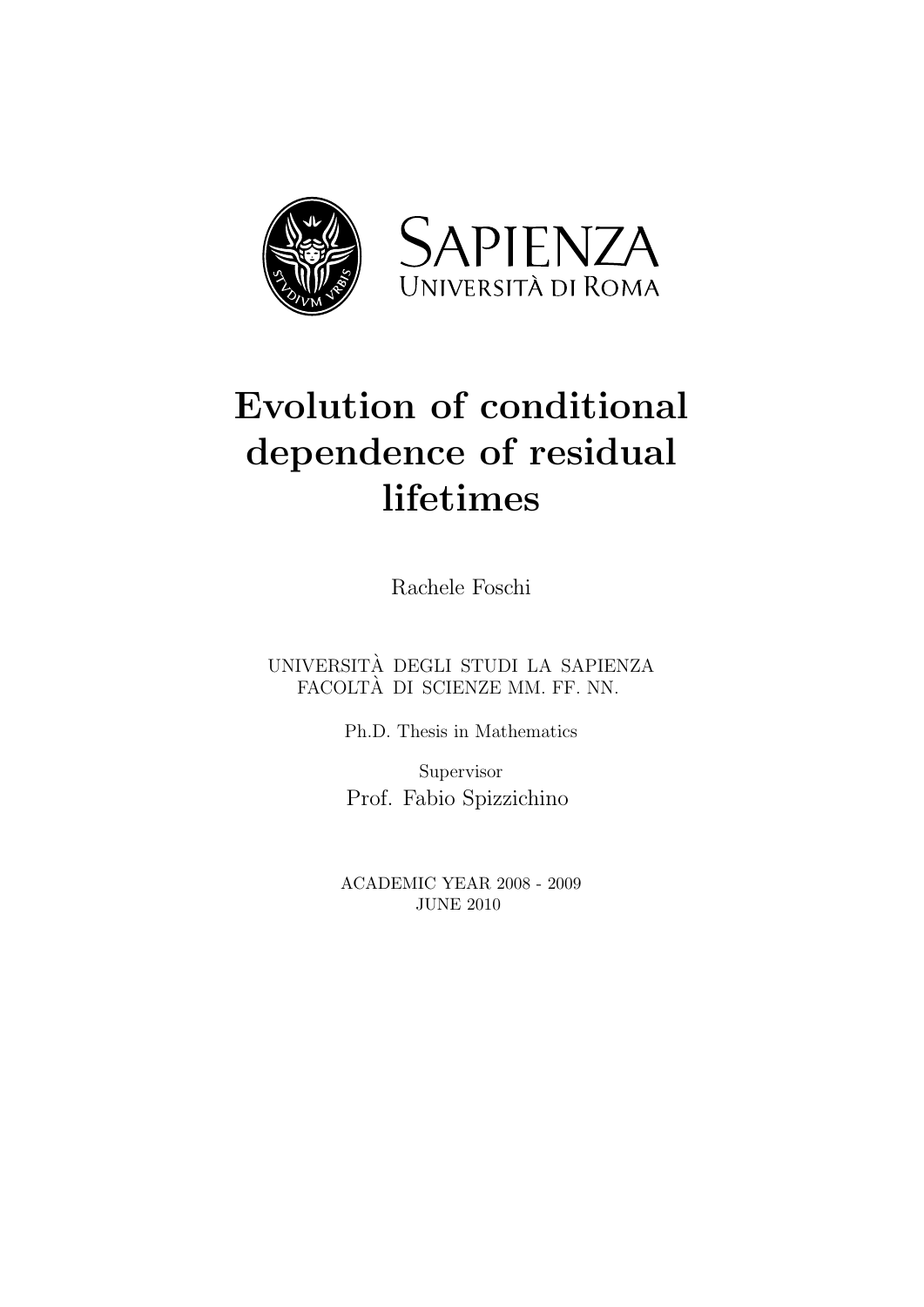SAPIENZA
UNIVERSITÀ DI ROMA

# Evolution of conditional dependence of residual lifetimes

Rachele Foschi

UNIVERSITÀ DEGLI STUDI LA SAPIENZA
FACOLTÀ DI SCIENZE MM. FF. NN.

Ph.D. Thesis in Mathematics

Supervisor
Prof. Fabio Spizzichino

ACADEMIC YEAR 2008 - 2009
JUNE 2010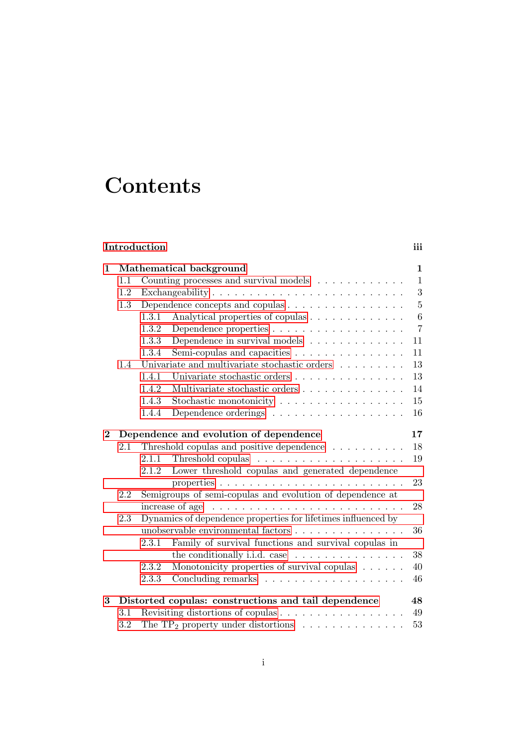# Contents

**Introduction** **iii**

**1 Mathematical background** **1**
- 1.1 Counting processes and survival models . . . . . . . . . . . . . 1
- 1.2 Exchangeability . . . . . . . . . . . . . . . . . . . . . . . . . . . 3
- 1.3 Dependence concepts and copulas . . . . . . . . . . . . . . . . . 5
  - 1.3.1 Analytical properties of copulas . . . . . . . . . . . . . . 6
  - 1.3.2 Dependence properties . . . . . . . . . . . . . . . . . . . 7
  - 1.3.3 Dependence in survival models . . . . . . . . . . . . . . 11
  - 1.3.4 Semi-copulas and capacities . . . . . . . . . . . . . . . . 11
- 1.4 Univariate and multivariate stochastic orders . . . . . . . . . 13
  - 1.4.1 Univariate stochastic orders . . . . . . . . . . . . . . . 13
  - 1.4.2 Multivariate stochastic orders . . . . . . . . . . . . . . . 14
  - 1.4.3 Stochastic monotonicity . . . . . . . . . . . . . . . . . . 15
  - 1.4.4 Dependence orderings . . . . . . . . . . . . . . . . . . . 16

**2 Dependence and evolution of dependence** **17**
- 2.1 Threshold copulas and positive dependence . . . . . . . . . . 18
  - 2.1.1 Threshold copulas . . . . . . . . . . . . . . . . . . . . . 19
  - 2.1.2 Lower threshold copulas and generated dependence properties . . . . . . . . . . . . . . . . . . . . . . . . . 23
- 2.2 Semigroups of semi-copulas and evolution of dependence at increase of age . . . . . . . . . . . . . . . . . . . . . . . . . 28
- 2.3 Dynamics of dependence properties for lifetimes influenced by unobservable environmental factors . . . . . . . . . . . . . . . 36
  - 2.3.1 Family of survival functions and survival copulas in the conditionally i.i.d. case . . . . . . . . . . . . . . . 38
  - 2.3.2 Monotonicity properties of survival copulas . . . . . . 40
  - 2.3.3 Concluding remarks . . . . . . . . . . . . . . . . . . . 46

**3 Distorted copulas: constructions and tail dependence** **48**
- 3.1 Revisiting distortions of copulas . . . . . . . . . . . . . . . . . 49
- 3.2 The $\mathrm{TP}_2$ property under distortions . . . . . . . . . . . . . . 53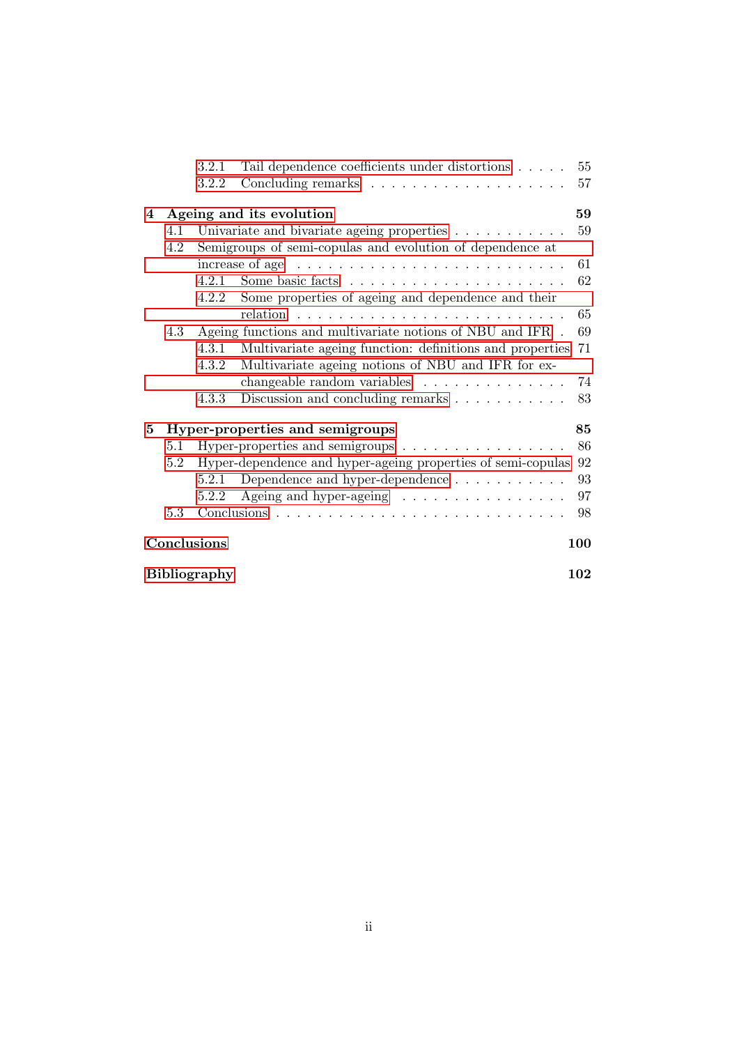- 3.2.1 Tail dependence coefficients under distortions . . . . . 55
- 3.2.2 Concluding remarks . . . . . . . . . . . . . . . . . . . 57

**4 Ageing and its evolution** **59**

- 4.1 Univariate and bivariate ageing properties . . . . . . . . . . . 59
- 4.2 Semigroups of semi-copulas and evolution of dependence at increase of age . . . . . . . . . . . . . . . . . . . . . . . . . 61
  - 4.2.1 Some basic facts . . . . . . . . . . . . . . . . . . . . 62
  - 4.2.2 Some properties of ageing and dependence and their relation . . . . . . . . . . . . . . . . . . . . . . . . . 65
- 4.3 Ageing functions and multivariate notions of NBU and IFR . 69
  - 4.3.1 Multivariate ageing function: definitions and properties 71
  - 4.3.2 Multivariate ageing notions of NBU and IFR for exchangeable random variables . . . . . . . . . . . . . . 74
  - 4.3.3 Discussion and concluding remarks . . . . . . . . . . . 83

**5 Hyper-properties and semigroups** **85**

- 5.1 Hyper-properties and semigroups . . . . . . . . . . . . . . . . 86
- 5.2 Hyper-dependence and hyper-ageing properties of semi-copulas 92
  - 5.2.1 Dependence and hyper-dependence . . . . . . . . . . . 93
  - 5.2.2 Ageing and hyper-ageing . . . . . . . . . . . . . . . . 97
- 5.3 Conclusions . . . . . . . . . . . . . . . . . . . . . . . . . . . 98

**Conclusions** **100**

**Bibliography** **102**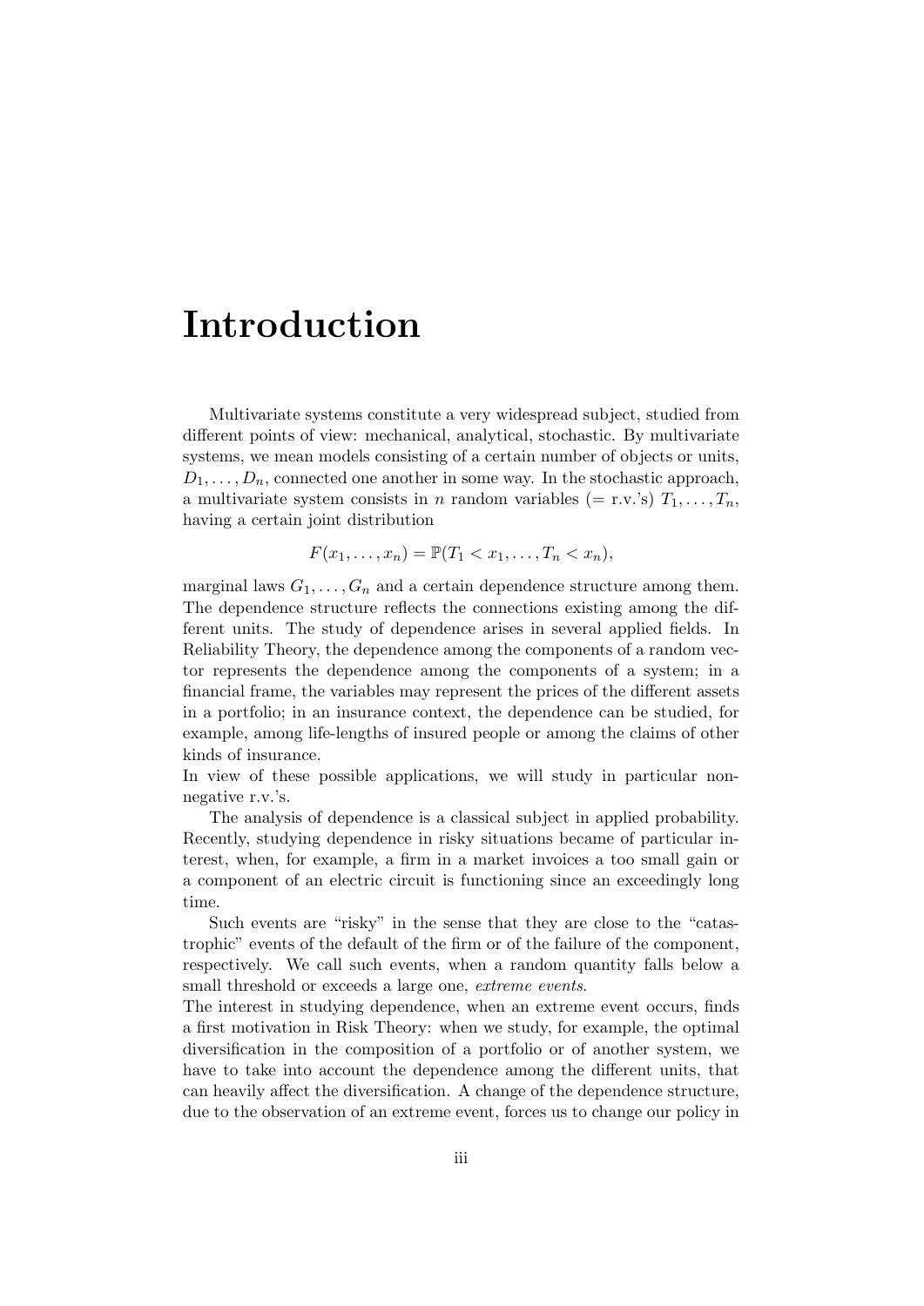# Introduction

Multivariate systems constitute a very widespread subject, studied from different points of view: mechanical, analytical, stochastic. By multivariate systems, we mean models consisting of a certain number of objects or units, $D_1, \ldots, D_n$, connected one another in some way. In the stochastic approach, a multivariate system consists in $n$ random variables (= r.v.'s) $T_1, \ldots, T_n$, having a certain joint distribution

$$F(x_1, \ldots, x_n) = \mathbb{P}(T_1 < x_1, \ldots, T_n < x_n),$$

marginal laws $G_1, \ldots, G_n$ and a certain dependence structure among them. The dependence structure reflects the connections existing among the different units. The study of dependence arises in several applied fields. In Reliability Theory, the dependence among the components of a random vector represents the dependence among the components of a system; in a financial frame, the variables may represent the prices of the different assets in a portfolio; in an insurance context, the dependence can be studied, for example, among life-lengths of insured people or among the claims of other kinds of insurance.
In view of these possible applications, we will study in particular non-negative r.v.'s.

The analysis of dependence is a classical subject in applied probability. Recently, studying dependence in risky situations became of particular interest, when, for example, a firm in a market invoices a too small gain or a component of an electric circuit is functioning since an exceedingly long time.

Such events are "risky" in the sense that they are close to the "catastrophic" events of the default of the firm or of the failure of the component, respectively. We call such events, when a random quantity falls below a small threshold or exceeds a large one, *extreme events*.
The interest in studying dependence, when an extreme event occurs, finds a first motivation in Risk Theory: when we study, for example, the optimal diversification in the composition of a portfolio or of another system, we have to take into account the dependence among the different units, that can heavily affect the diversification. A change of the dependence structure, due to the observation of an extreme event, forces us to change our policy in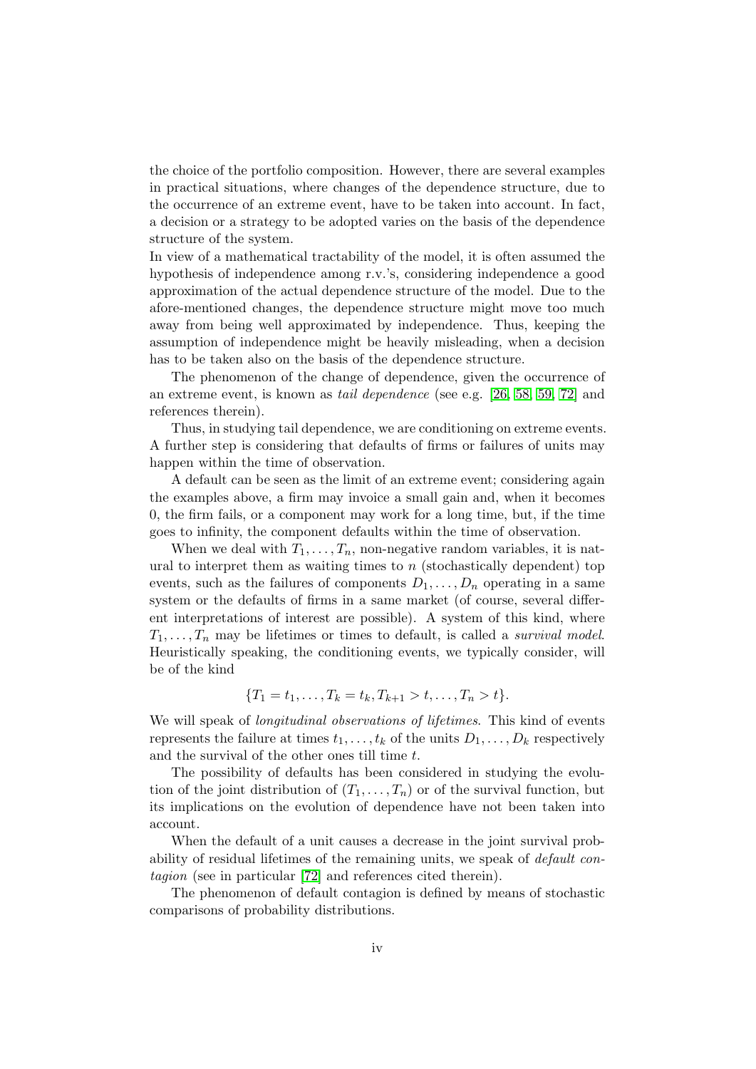the choice of the portfolio composition. However, there are several examples in practical situations, where changes of the dependence structure, due to the occurrence of an extreme event, have to be taken into account. In fact, a decision or a strategy to be adopted varies on the basis of the dependence structure of the system.
In view of a mathematical tractability of the model, it is often assumed the hypothesis of independence among r.v.'s, considering independence a good approximation of the actual dependence structure of the model. Due to the afore-mentioned changes, the dependence structure might move too much away from being well approximated by independence. Thus, keeping the assumption of independence might be heavily misleading, when a decision has to be taken also on the basis of the dependence structure.

The phenomenon of the change of dependence, given the occurrence of an extreme event, is known as *tail dependence* (see e.g. [26, 58, 59, 72] and references therein).

Thus, in studying tail dependence, we are conditioning on extreme events. A further step is considering that defaults of firms or failures of units may happen within the time of observation.

A default can be seen as the limit of an extreme event; considering again the examples above, a firm may invoice a small gain and, when it becomes 0, the firm fails, or a component may work for a long time, but, if the time goes to infinity, the component defaults within the time of observation.

When we deal with $T_1, \ldots, T_n$, non-negative random variables, it is natural to interpret them as waiting times to $n$ (stochastically dependent) top events, such as the failures of components $D_1, \ldots, D_n$ operating in a same system or the defaults of firms in a same market (of course, several different interpretations of interest are possible). A system of this kind, where $T_1, \ldots, T_n$ may be lifetimes or times to default, is called a *survival model*. Heuristically speaking, the conditioning events, we typically consider, will be of the kind

$$\{T_1 = t_1, \ldots, T_k = t_k, T_{k+1} > t, \ldots, T_n > t\}.$$

We will speak of *longitudinal observations of lifetimes*. This kind of events represents the failure at times $t_1, \ldots, t_k$ of the units $D_1, \ldots, D_k$ respectively and the survival of the other ones till time $t$.

The possibility of defaults has been considered in studying the evolution of the joint distribution of $(T_1, \ldots, T_n)$ or of the survival function, but its implications on the evolution of dependence have not been taken into account.

When the default of a unit causes a decrease in the joint survival probability of residual lifetimes of the remaining units, we speak of *default contagion* (see in particular [72] and references cited therein).

The phenomenon of default contagion is defined by means of stochastic comparisons of probability distributions.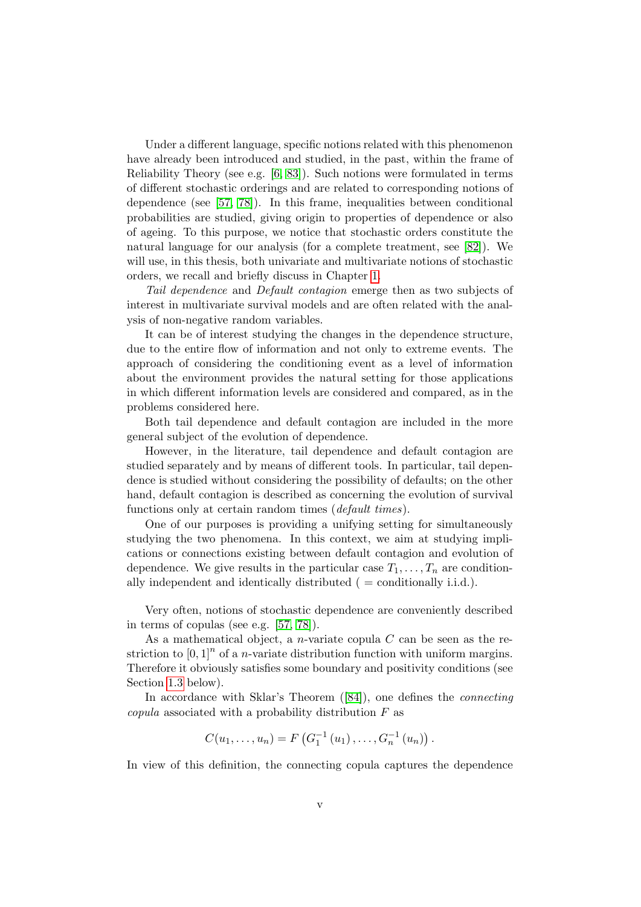Under a different language, specific notions related with this phenomenon have already been introduced and studied, in the past, within the frame of Reliability Theory (see e.g. [6, 83]). Such notions were formulated in terms of different stochastic orderings and are related to corresponding notions of dependence (see [57, 78]). In this frame, inequalities between conditional probabilities are studied, giving origin to properties of dependence or also of ageing. To this purpose, we notice that stochastic orders constitute the natural language for our analysis (for a complete treatment, see [82]). We will use, in this thesis, both univariate and multivariate notions of stochastic orders, we recall and briefly discuss in Chapter 1.

*Tail dependence* and *Default contagion* emerge then as two subjects of interest in multivariate survival models and are often related with the analysis of non-negative random variables.

It can be of interest studying the changes in the dependence structure, due to the entire flow of information and not only to extreme events. The approach of considering the conditioning event as a level of information about the environment provides the natural setting for those applications in which different information levels are considered and compared, as in the problems considered here.

Both tail dependence and default contagion are included in the more general subject of the evolution of dependence.

However, in the literature, tail dependence and default contagion are studied separately and by means of different tools. In particular, tail dependence is studied without considering the possibility of defaults; on the other hand, default contagion is described as concerning the evolution of survival functions only at certain random times (*default times*).

One of our purposes is providing a unifying setting for simultaneously studying the two phenomena. In this context, we aim at studying implications or connections existing between default contagion and evolution of dependence. We give results in the particular case $T_1, \ldots, T_n$ are conditionally independent and identically distributed ( = conditionally i.i.d.).

Very often, notions of stochastic dependence are conveniently described in terms of copulas (see e.g. [57, 78]).

As a mathematical object, a $n$-variate copula $C$ can be seen as the restriction to $[0,1]^n$ of a $n$-variate distribution function with uniform margins. Therefore it obviously satisfies some boundary and positivity conditions (see Section 1.3 below).

In accordance with Sklar's Theorem ([84]), one defines the *connecting copula* associated with a probability distribution $F$ as

$$C(u_1, \ldots, u_n) = F\left(G_1^{-1}(u_1), \ldots, G_n^{-1}(u_n)\right).$$

In view of this definition, the connecting copula captures the dependence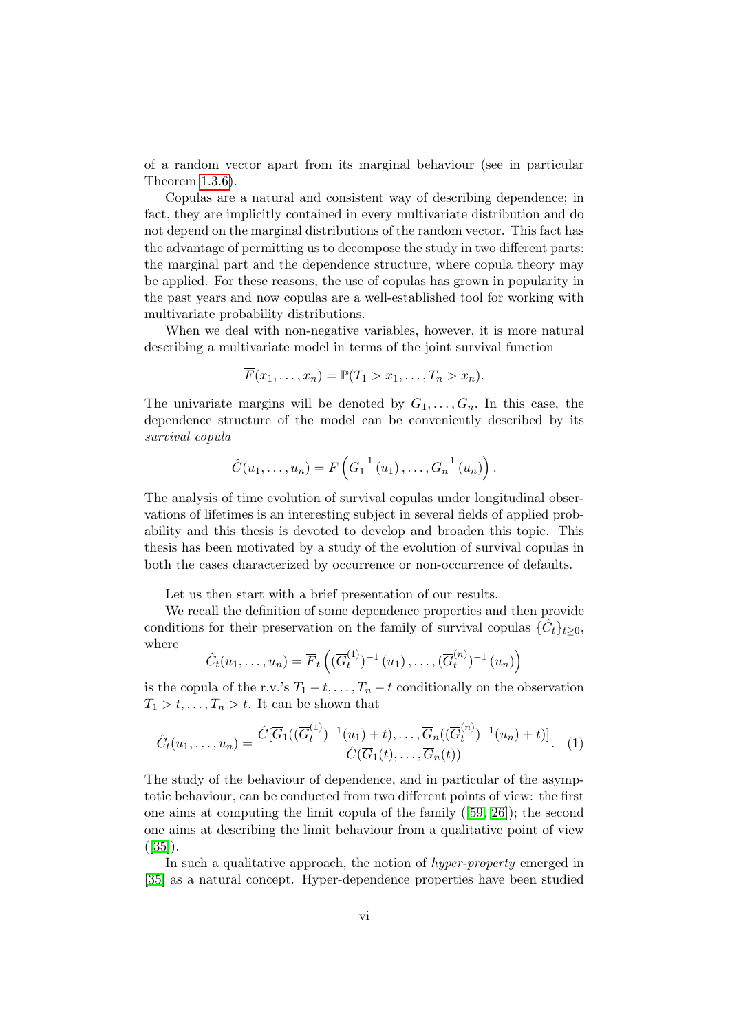of a random vector apart from its marginal behaviour (see in particular Theorem 1.3.6).

Copulas are a natural and consistent way of describing dependence; in fact, they are implicitly contained in every multivariate distribution and do not depend on the marginal distributions of the random vector. This fact has the advantage of permitting us to decompose the study in two different parts: the marginal part and the dependence structure, where copula theory may be applied. For these reasons, the use of copulas has grown in popularity in the past years and now copulas are a well-established tool for working with multivariate probability distributions.

When we deal with non-negative variables, however, it is more natural describing a multivariate model in terms of the joint survival function

$$\overline{F}(x_1, \ldots, x_n) = \mathbb{P}(T_1 > x_1, \ldots, T_n > x_n).$$

The univariate margins will be denoted by $\overline{G}_1, \ldots, \overline{G}_n$. In this case, the dependence structure of the model can be conveniently described by its *survival copula*

$$\hat{C}(u_1, \ldots, u_n) = \overline{F}\left(\overline{G}_1^{-1}(u_1), \ldots, \overline{G}_n^{-1}(u_n)\right).$$

The analysis of time evolution of survival copulas under longitudinal observations of lifetimes is an interesting subject in several fields of applied probability and this thesis is devoted to develop and broaden this topic. This thesis has been motivated by a study of the evolution of survival copulas in both the cases characterized by occurrence or non-occurrence of defaults.

Let us then start with a brief presentation of our results.

We recall the definition of some dependence properties and then provide conditions for their preservation on the family of survival copulas $\{\hat{C}_t\}_{t \geq 0}$, where

$$\hat{C}_t(u_1, \ldots, u_n) = \overline{F}_t\left((\overline{G}_t^{(1)})^{-1}(u_1), \ldots, (\overline{G}_t^{(n)})^{-1}(u_n)\right)$$

is the copula of the r.v.'s $T_1 - t, \ldots, T_n - t$ conditionally on the observation $T_1 > t, \ldots, T_n > t$. It can be shown that

$$\hat{C}_t(u_1, \ldots, u_n) = \frac{\hat{C}[\overline{G}_1((\overline{G}_t^{(1)})^{-1}(u_1) + t), \ldots, \overline{G}_n((\overline{G}_t^{(n)})^{-1}(u_n) + t)]}{\hat{C}(\overline{G}_1(t), \ldots, \overline{G}_n(t))}. \quad (1)$$

The study of the behaviour of dependence, and in particular of the asymptotic behaviour, can be conducted from two different points of view: the first one aims at computing the limit copula of the family ([59, 26]); the second one aims at describing the limit behaviour from a qualitative point of view ([35]).

In such a qualitative approach, the notion of *hyper-property* emerged in [35] as a natural concept. Hyper-dependence properties have been studied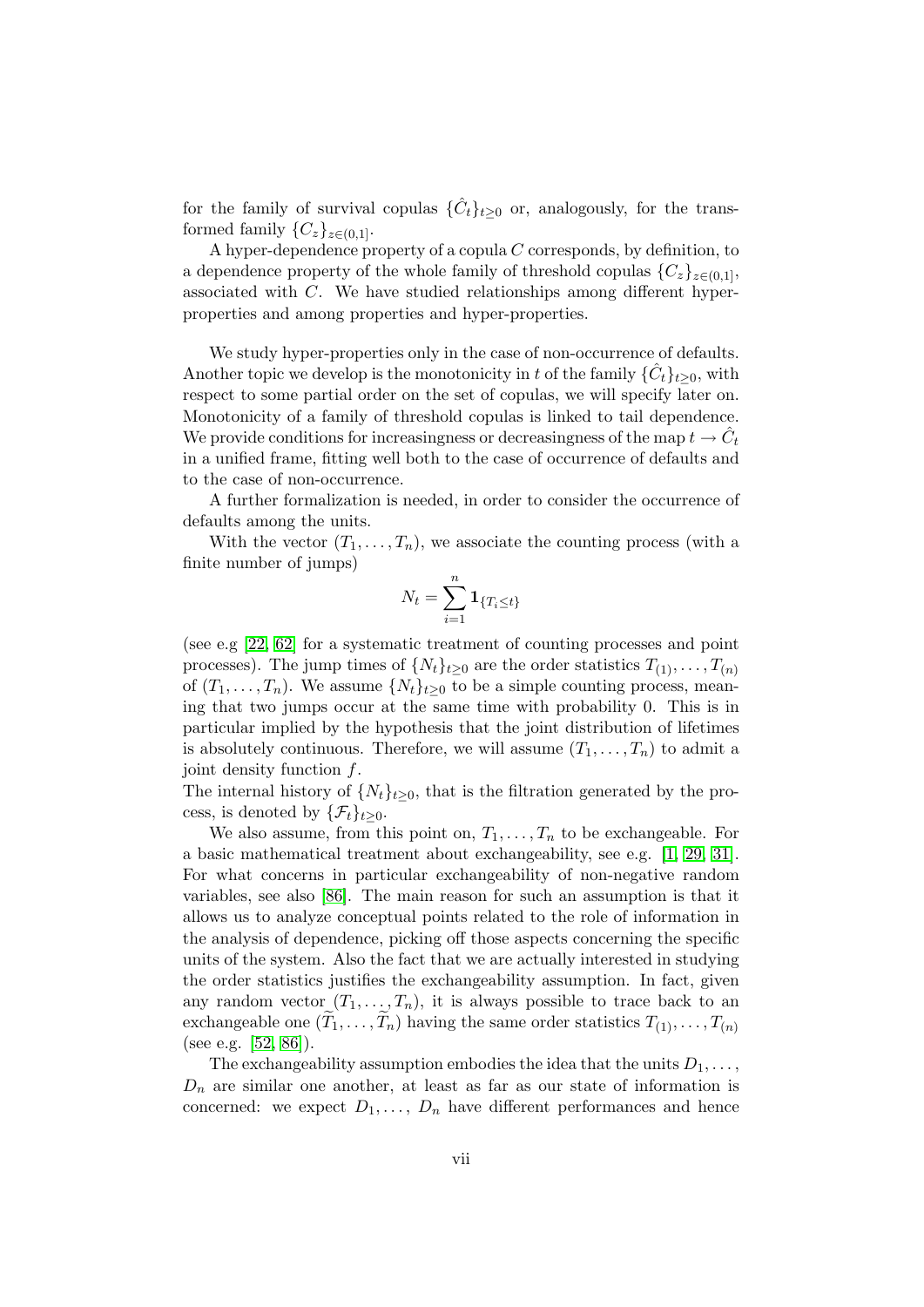for the family of survival copulas $\{\hat{C}_t\}_{t\geq 0}$ or, analogously, for the transformed family $\{C_z\}_{z\in(0,1]}$.

A hyper-dependence property of a copula $C$ corresponds, by definition, to a dependence property of the whole family of threshold copulas $\{C_z\}_{z\in(0,1]}$, associated with $C$. We have studied relationships among different hyper-properties and among properties and hyper-properties.

We study hyper-properties only in the case of non-occurrence of defaults. Another topic we develop is the monotonicity in $t$ of the family $\{\hat{C}_t\}_{t\geq 0}$, with respect to some partial order on the set of copulas, we will specify later on. Monotonicity of a family of threshold copulas is linked to tail dependence. We provide conditions for increasingness or decreasingness of the map $t \to \hat{C}_t$ in a unified frame, fitting well both to the case of occurrence of defaults and to the case of non-occurrence.

A further formalization is needed, in order to consider the occurrence of defaults among the units.

With the vector $(T_1, \ldots, T_n)$, we associate the counting process (with a finite number of jumps)

$$N_t = \sum_{i=1}^{n} \mathbf{1}_{\{T_i \leq t\}}$$

(see e.g [22, 62] for a systematic treatment of counting processes and point processes). The jump times of $\{N_t\}_{t\geq 0}$ are the order statistics $T_{(1)}, \ldots, T_{(n)}$ of $(T_1, \ldots, T_n)$. We assume $\{N_t\}_{t\geq 0}$ to be a simple counting process, meaning that two jumps occur at the same time with probability 0. This is in particular implied by the hypothesis that the joint distribution of lifetimes is absolutely continuous. Therefore, we will assume $(T_1, \ldots, T_n)$ to admit a joint density function $f$.

The internal history of $\{N_t\}_{t\geq 0}$, that is the filtration generated by the process, is denoted by $\{\mathcal{F}_t\}_{t\geq 0}$.

We also assume, from this point on, $T_1, \ldots, T_n$ to be exchangeable. For a basic mathematical treatment about exchangeability, see e.g. [1, 29, 31]. For what concerns in particular exchangeability of non-negative random variables, see also [86]. The main reason for such an assumption is that it allows us to analyze conceptual points related to the role of information in the analysis of dependence, picking off those aspects concerning the specific units of the system. Also the fact that we are actually interested in studying the order statistics justifies the exchangeability assumption. In fact, given any random vector $(T_1, \ldots, T_n)$, it is always possible to trace back to an exchangeable one $(\widetilde{T}_1, \ldots, \widetilde{T}_n)$ having the same order statistics $T_{(1)}, \ldots, T_{(n)}$ (see e.g. [52, 86]).

The exchangeability assumption embodies the idea that the units $D_1, \ldots,$ $D_n$ are similar one another, at least as far as our state of information is concerned: we expect $D_1, \ldots, D_n$ have different performances and hence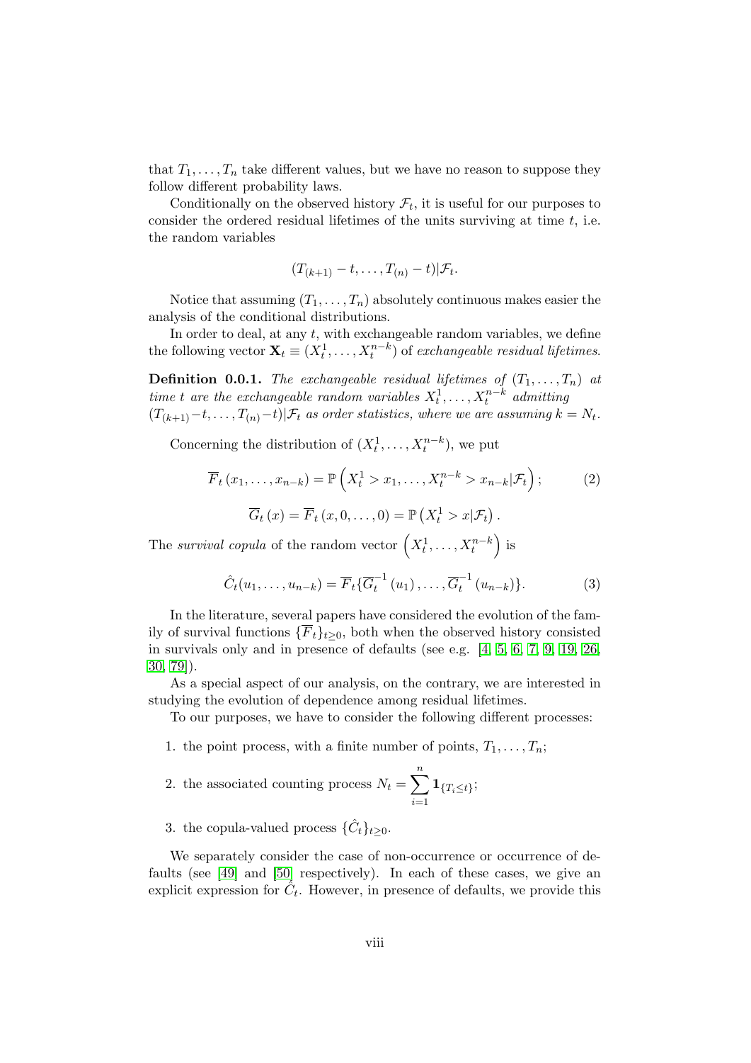that $T_1, \ldots, T_n$ take different values, but we have no reason to suppose they follow different probability laws.

Conditionally on the observed history $\mathcal{F}_t$, it is useful for our purposes to consider the ordered residual lifetimes of the units surviving at time $t$, i.e. the random variables

$$(T_{(k+1)} - t, \ldots, T_{(n)} - t)|\mathcal{F}_t.$$

Notice that assuming $(T_1, \ldots, T_n)$ absolutely continuous makes easier the analysis of the conditional distributions.

In order to deal, at any $t$, with exchangeable random variables, we define the following vector $\mathbf{X}_t \equiv (X_t^1, \ldots, X_t^{n-k})$ of *exchangeable residual lifetimes*.

**Definition 0.0.1.** *The exchangeable residual lifetimes of $(T_1, \ldots, T_n)$ at time $t$ are the exchangeable random variables $X_t^1, \ldots, X_t^{n-k}$ admitting $(T_{(k+1)}-t, \ldots, T_{(n)}-t)|\mathcal{F}_t$ as order statistics, where we are assuming $k = N_t$.*

Concerning the distribution of $(X_t^1, \ldots, X_t^{n-k})$, we put

$$\overline{F}_t\left(x_1, \ldots, x_{n-k}\right) = \mathbb{P}\left(X_t^1 > x_1, \ldots, X_t^{n-k} > x_{n-k}|\mathcal{F}_t\right); \tag{2}$$

$$\overline{G}_t\left(x\right) = \overline{F}_t\left(x, 0, \ldots, 0\right) = \mathbb{P}\left(X_t^1 > x|\mathcal{F}_t\right).$$

The *survival copula* of the random vector $\left(X_t^1, \ldots, X_t^{n-k}\right)$ is

$$\hat{C}_t(u_1, \ldots, u_{n-k}) = \overline{F}_t\{\overline{G}_t^{-1}\left(u_1\right), \ldots, \overline{G}_t^{-1}\left(u_{n-k}\right)\}. \tag{3}$$

In the literature, several papers have considered the evolution of the family of survival functions $\{\overline{F}_t\}_{t\geq 0}$, both when the observed history consisted in survivals only and in presence of defaults (see e.g. [4, 5, 6, 7, 9, 19, 26, 30, 79]).

As a special aspect of our analysis, on the contrary, we are interested in studying the evolution of dependence among residual lifetimes.

To our purposes, we have to consider the following different processes:

1. the point process, with a finite number of points, $T_1, \ldots, T_n$;
2. the associated counting process $N_t = \sum_{i=1}^{n} \mathbf{1}_{\{T_i \leq t\}}$;
3. the copula-valued process $\{\hat{C}_t\}_{t\geq 0}$.

We separately consider the case of non-occurrence or occurrence of defaults (see [49] and [50] respectively). In each of these cases, we give an explicit expression for $\hat{C}_t$. However, in presence of defaults, we provide this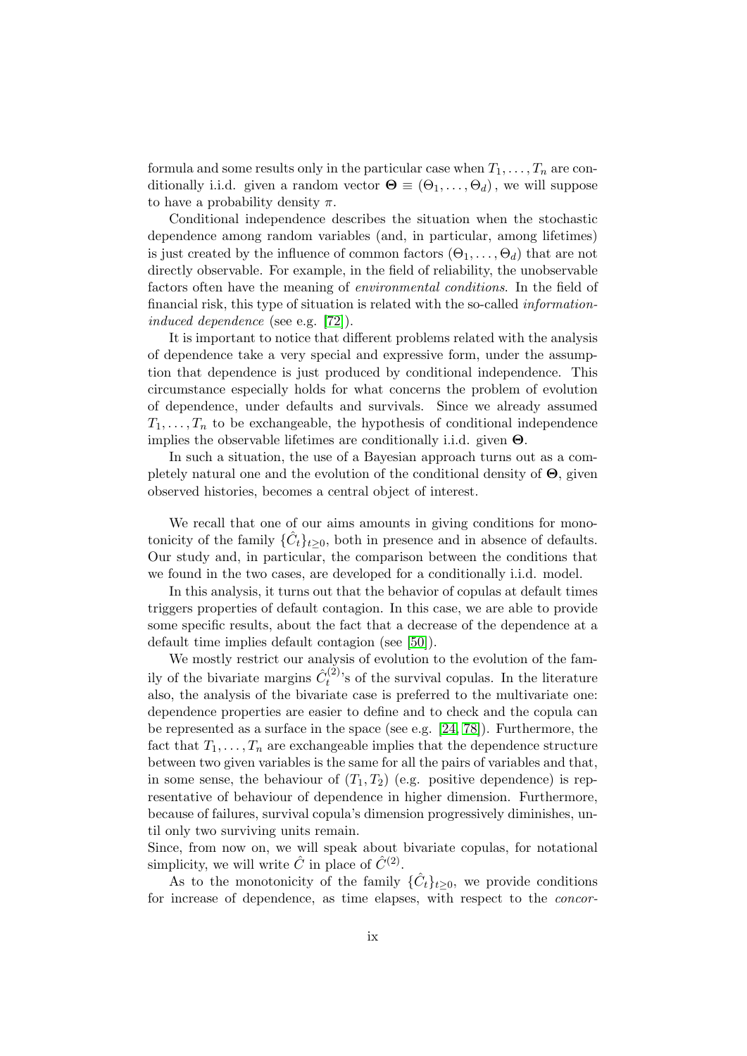formula and some results only in the particular case when $T_1, \ldots, T_n$ are conditionally i.i.d. given a random vector $\mathbf{\Theta} \equiv (\Theta_1, \ldots, \Theta_d)$, we will suppose to have a probability density $\pi$.

Conditional independence describes the situation when the stochastic dependence among random variables (and, in particular, among lifetimes) is just created by the influence of common factors $(\Theta_1, \ldots, \Theta_d)$ that are not directly observable. For example, in the field of reliability, the unobservable factors often have the meaning of *environmental conditions*. In the field of financial risk, this type of situation is related with the so-called *information-induced dependence* (see e.g. [72]).

It is important to notice that different problems related with the analysis of dependence take a very special and expressive form, under the assumption that dependence is just produced by conditional independence. This circumstance especially holds for what concerns the problem of evolution of dependence, under defaults and survivals. Since we already assumed $T_1, \ldots, T_n$ to be exchangeable, the hypothesis of conditional independence implies the observable lifetimes are conditionally i.i.d. given $\mathbf{\Theta}$.

In such a situation, the use of a Bayesian approach turns out as a completely natural one and the evolution of the conditional density of $\mathbf{\Theta}$, given observed histories, becomes a central object of interest.

We recall that one of our aims amounts in giving conditions for monotonicity of the family $\{\hat{C}_t\}_{t\geq 0}$, both in presence and in absence of defaults. Our study and, in particular, the comparison between the conditions that we found in the two cases, are developed for a conditionally i.i.d. model.

In this analysis, it turns out that the behavior of copulas at default times triggers properties of default contagion. In this case, we are able to provide some specific results, about the fact that a decrease of the dependence at a default time implies default contagion (see [50]).

We mostly restrict our analysis of evolution to the evolution of the family of the bivariate margins $\hat{C}_t^{(2)}$'s of the survival copulas. In the literature also, the analysis of the bivariate case is preferred to the multivariate one: dependence properties are easier to define and to check and the copula can be represented as a surface in the space (see e.g. [24, 78]). Furthermore, the fact that $T_1, \ldots, T_n$ are exchangeable implies that the dependence structure between two given variables is the same for all the pairs of variables and that, in some sense, the behaviour of $(T_1, T_2)$ (e.g. positive dependence) is representative of behaviour of dependence in higher dimension. Furthermore, because of failures, survival copula's dimension progressively diminishes, until only two surviving units remain.
Since, from now on, we will speak about bivariate copulas, for notational simplicity, we will write $\hat{C}$ in place of $\hat{C}^{(2)}$.

As to the monotonicity of the family $\{\hat{C}_t\}_{t\geq 0}$, we provide conditions for increase of dependence, as time elapses, with respect to the *concor-*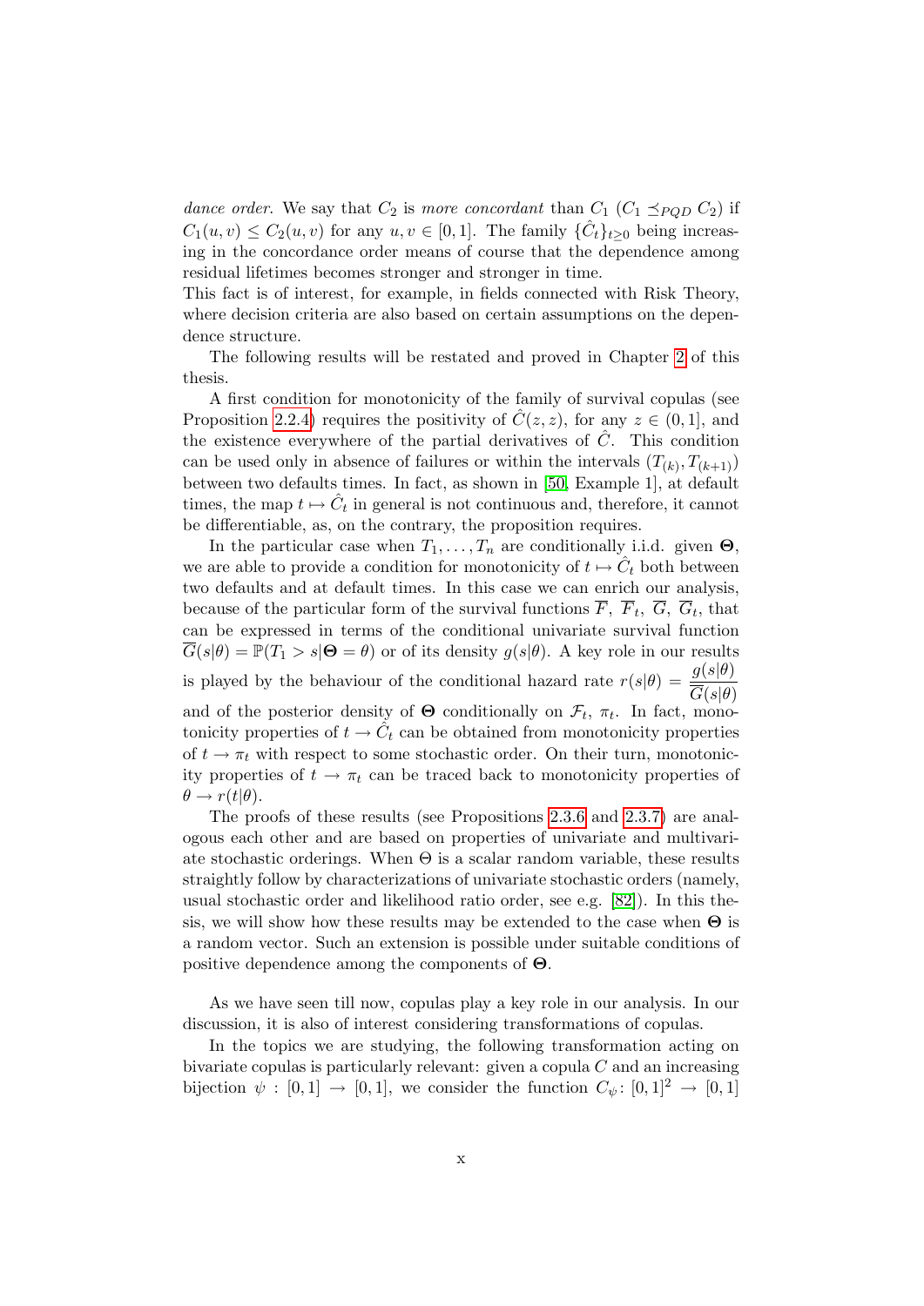*dance order*. We say that $C_2$ is *more concordant* than $C_1$ ($C_1 \preceq_{PQD} C_2$) if $C_1(u,v) \leq C_2(u,v)$ for any $u, v \in [0,1]$. The family $\{\hat{C}_t\}_{t \geq 0}$ being increasing in the concordance order means of course that the dependence among residual lifetimes becomes stronger and stronger in time.
This fact is of interest, for example, in fields connected with Risk Theory, where decision criteria are also based on certain assumptions on the dependence structure.

The following results will be restated and proved in Chapter 2 of this thesis.

A first condition for monotonicity of the family of survival copulas (see Proposition 2.2.4) requires the positivity of $\hat{C}(z,z)$, for any $z \in (0,1]$, and the existence everywhere of the partial derivatives of $\hat{C}$. This condition can be used only in absence of failures or within the intervals $(T_{(k)}, T_{(k+1)})$ between two defaults times. In fact, as shown in [50, Example 1], at default times, the map $t \mapsto \hat{C}_t$ in general is not continuous and, therefore, it cannot be differentiable, as, on the contrary, the proposition requires.

In the particular case when $T_1, \ldots, T_n$ are conditionally i.i.d. given $\mathbf{\Theta}$, we are able to provide a condition for monotonicity of $t \mapsto \hat{C}_t$ both between two defaults and at default times. In this case we can enrich our analysis, because of the particular form of the survival functions $\overline{F}$, $\overline{F}_t$, $\overline{G}$, $\overline{G}_t$, that can be expressed in terms of the conditional univariate survival function $\overline{G}(s|\theta) = \mathbb{P}(T_1 > s|\mathbf{\Theta} = \theta)$ or of its density $g(s|\theta)$. A key role in our results is played by the behaviour of the conditional hazard rate $r(s|\theta) = \dfrac{g(s|\theta)}{\overline{G}(s|\theta)}$ and of the posterior density of $\mathbf{\Theta}$ conditionally on $\mathcal{F}_t$, $\pi_t$. In fact, monotonicity properties of $t \to \hat{C}_t$ can be obtained from monotonicity properties of $t \to \pi_t$ with respect to some stochastic order. On their turn, monotonicity properties of $t \to \pi_t$ can be traced back to monotonicity properties of $\theta \to r(t|\theta)$.

The proofs of these results (see Propositions 2.3.6 and 2.3.7) are analogous each other and are based on properties of univariate and multivariate stochastic orderings. When $\Theta$ is a scalar random variable, these results straightly follow by characterizations of univariate stochastic orders (namely, usual stochastic order and likelihood ratio order, see e.g. [82]). In this thesis, we will show how these results may be extended to the case when $\mathbf{\Theta}$ is a random vector. Such an extension is possible under suitable conditions of positive dependence among the components of $\mathbf{\Theta}$.

As we have seen till now, copulas play a key role in our analysis. In our discussion, it is also of interest considering transformations of copulas.

In the topics we are studying, the following transformation acting on bivariate copulas is particularly relevant: given a copula $C$ and an increasing bijection $\psi : [0,1] \to [0,1]$, we consider the function $C_\psi \colon [0,1]^2 \to [0,1]$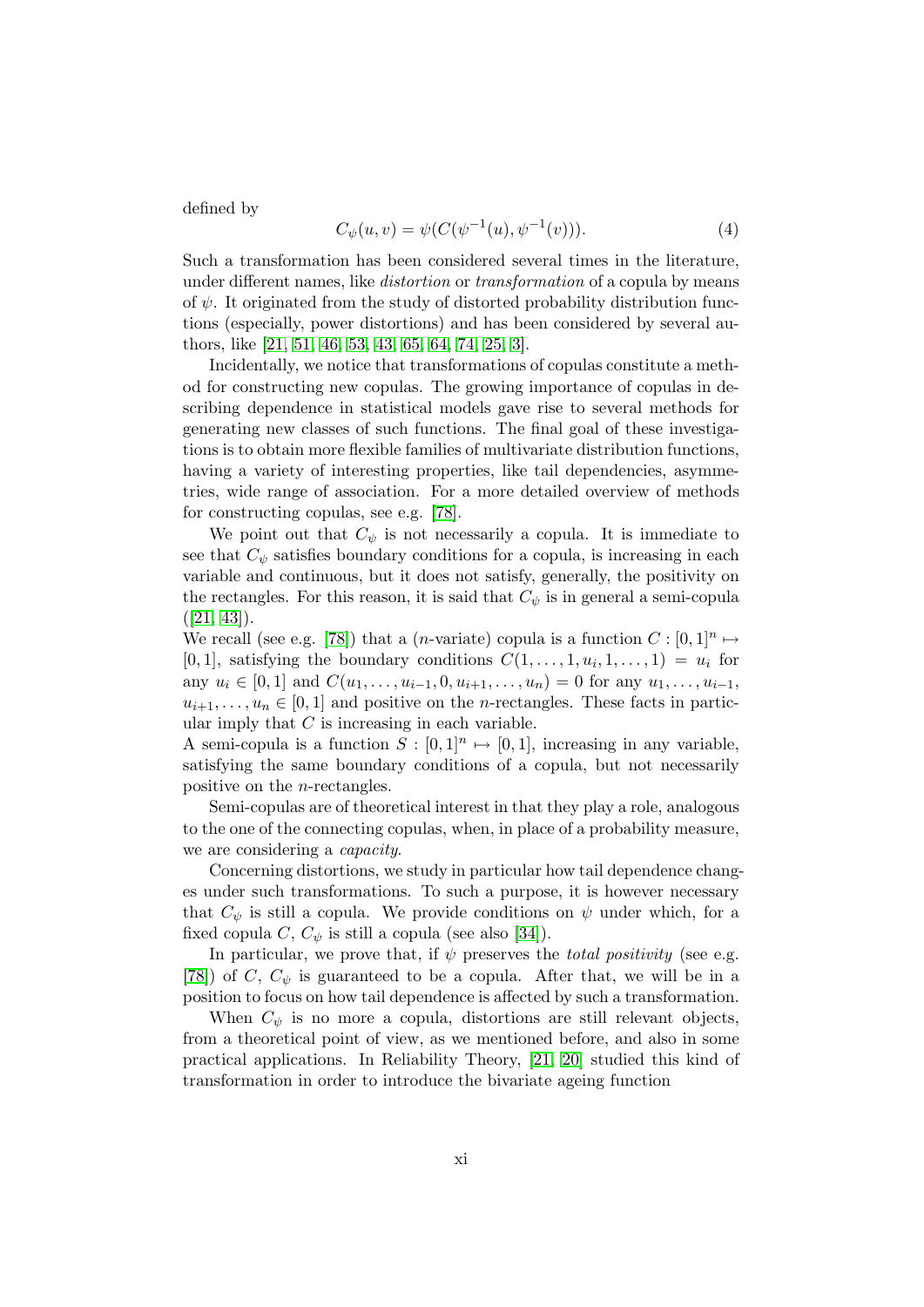defined by

$$C_\psi(u, v) = \psi(C(\psi^{-1}(u), \psi^{-1}(v))). \tag{4}$$

Such a transformation has been considered several times in the literature, under different names, like *distortion* or *transformation* of a copula by means of $\psi$. It originated from the study of distorted probability distribution functions (especially, power distortions) and has been considered by several authors, like [21, 51, 46, 53, 43, 65, 64, 74, 25, 3].

Incidentally, we notice that transformations of copulas constitute a method for constructing new copulas. The growing importance of copulas in describing dependence in statistical models gave rise to several methods for generating new classes of such functions. The final goal of these investigations is to obtain more flexible families of multivariate distribution functions, having a variety of interesting properties, like tail dependencies, asymmetries, wide range of association. For a more detailed overview of methods for constructing copulas, see e.g. [78].

We point out that $C_\psi$ is not necessarily a copula. It is immediate to see that $C_\psi$ satisfies boundary conditions for a copula, is increasing in each variable and continuous, but it does not satisfy, generally, the positivity on the rectangles. For this reason, it is said that $C_\psi$ is in general a semi-copula ([21, 43]).

We recall (see e.g. [78]) that a ($n$-variate) copula is a function $C : [0, 1]^n \mapsto [0, 1]$, satisfying the boundary conditions $C(1, \ldots, 1, u_i, 1, \ldots, 1) = u_i$ for any $u_i \in [0, 1]$ and $C(u_1, \ldots, u_{i-1}, 0, u_{i+1}, \ldots, u_n) = 0$ for any $u_1, \ldots, u_{i-1}$, $u_{i+1}, \ldots, u_n \in [0, 1]$ and positive on the $n$-rectangles. These facts in particular imply that $C$ is increasing in each variable.

A semi-copula is a function $S : [0, 1]^n \mapsto [0, 1]$, increasing in any variable, satisfying the same boundary conditions of a copula, but not necessarily positive on the $n$-rectangles.

Semi-copulas are of theoretical interest in that they play a role, analogous to the one of the connecting copulas, when, in place of a probability measure, we are considering a *capacity*.

Concerning distortions, we study in particular how tail dependence changes under such transformations. To such a purpose, it is however necessary that $C_\psi$ is still a copula. We provide conditions on $\psi$ under which, for a fixed copula $C$, $C_\psi$ is still a copula (see also [34]).

In particular, we prove that, if $\psi$ preserves the *total positivity* (see e.g. [78]) of $C$, $C_\psi$ is guaranteed to be a copula. After that, we will be in a position to focus on how tail dependence is affected by such a transformation.

When $C_\psi$ is no more a copula, distortions are still relevant objects, from a theoretical point of view, as we mentioned before, and also in some practical applications. In Reliability Theory, [21, 20] studied this kind of transformation in order to introduce the bivariate ageing function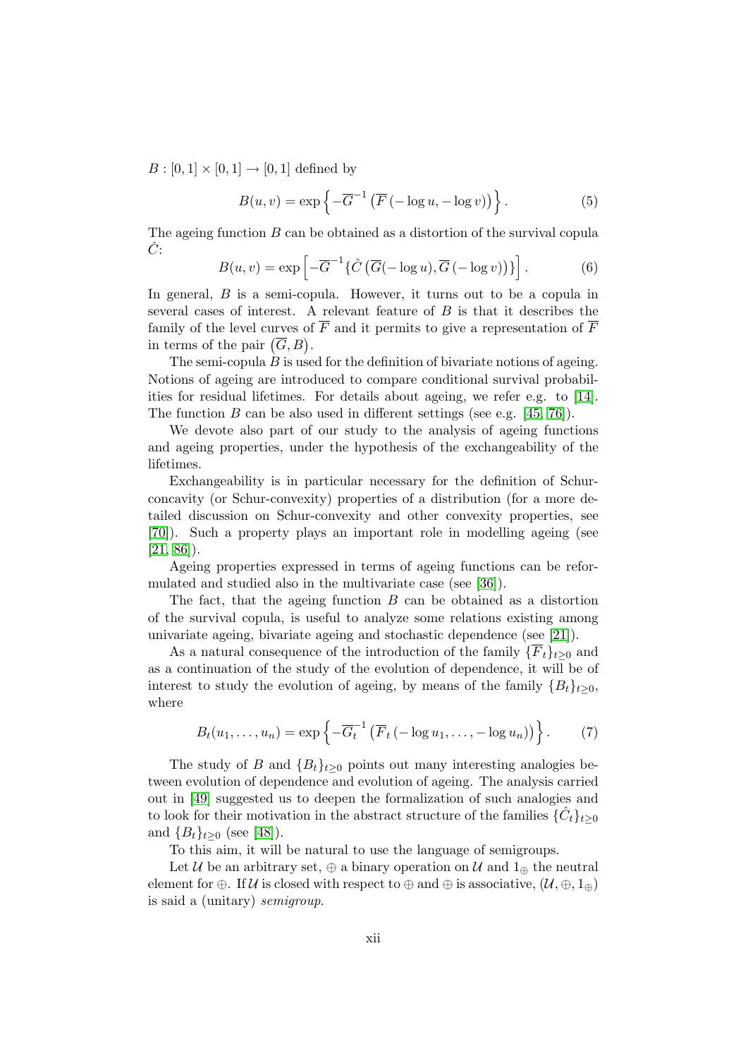$B : [0, 1] \times [0, 1] \to [0, 1]$ defined by

$$B(u, v) = \exp\left\{-\overline{G}^{-1}\left(\overline{F}\left(-\log u, -\log v\right)\right)\right\}. \tag{5}$$

The ageing function $B$ can be obtained as a distortion of the survival copula $\hat{C}$:

$$B(u, v) = \exp\left[-\overline{G}^{-1}\{\hat{C}\left(\overline{G}(-\log u), \overline{G}\left(-\log v\right)\right)\}\right]. \tag{6}$$

In general, $B$ is a semi-copula. However, it turns out to be a copula in several cases of interest. A relevant feature of $B$ is that it describes the family of the level curves of $\overline{F}$ and it permits to give a representation of $\overline{F}$ in terms of the pair $\left(\overline{G}, B\right)$.

The semi-copula $B$ is used for the definition of bivariate notions of ageing. Notions of ageing are introduced to compare conditional survival probabilities for residual lifetimes. For details about ageing, we refer e.g. to [14]. The function $B$ can be also used in different settings (see e.g. [45, 76]).

We devote also part of our study to the analysis of ageing functions and ageing properties, under the hypothesis of the exchangeability of the lifetimes.

Exchangeability is in particular necessary for the definition of Schur-concavity (or Schur-convexity) properties of a distribution (for a more detailed discussion on Schur-convexity and other convexity properties, see [70]). Such a property plays an important role in modelling ageing (see [21, 86]).

Ageing properties expressed in terms of ageing functions can be reformulated and studied also in the multivariate case (see [36]).

The fact, that the ageing function $B$ can be obtained as a distortion of the survival copula, is useful to analyze some relations existing among univariate ageing, bivariate ageing and stochastic dependence (see [21]).

As a natural consequence of the introduction of the family $\{\overline{F}_t\}_{t\geq 0}$ and as a continuation of the study of the evolution of dependence, it will be of interest to study the evolution of ageing, by means of the family $\{B_t\}_{t\geq 0}$, where

$$B_t(u_1, \ldots, u_n) = \exp\left\{-\overline{G}_t^{-1}\left(\overline{F}_t\left(-\log u_1, \ldots, -\log u_n\right)\right)\right\}. \tag{7}$$

The study of $B$ and $\{B_t\}_{t\geq 0}$ points out many interesting analogies between evolution of dependence and evolution of ageing. The analysis carried out in [49] suggested us to deepen the formalization of such analogies and to look for their motivation in the abstract structure of the families $\{\hat{C}_t\}_{t\geq 0}$ and $\{B_t\}_{t\geq 0}$ (see [48]).

To this aim, it will be natural to use the language of semigroups.

Let $\mathcal{U}$ be an arbitrary set, $\oplus$ a binary operation on $\mathcal{U}$ and $1_\oplus$ the neutral element for $\oplus$. If $\mathcal{U}$ is closed with respect to $\oplus$ and $\oplus$ is associative, $(\mathcal{U}, \oplus, 1_\oplus)$ is said a (unitary) *semigroup*.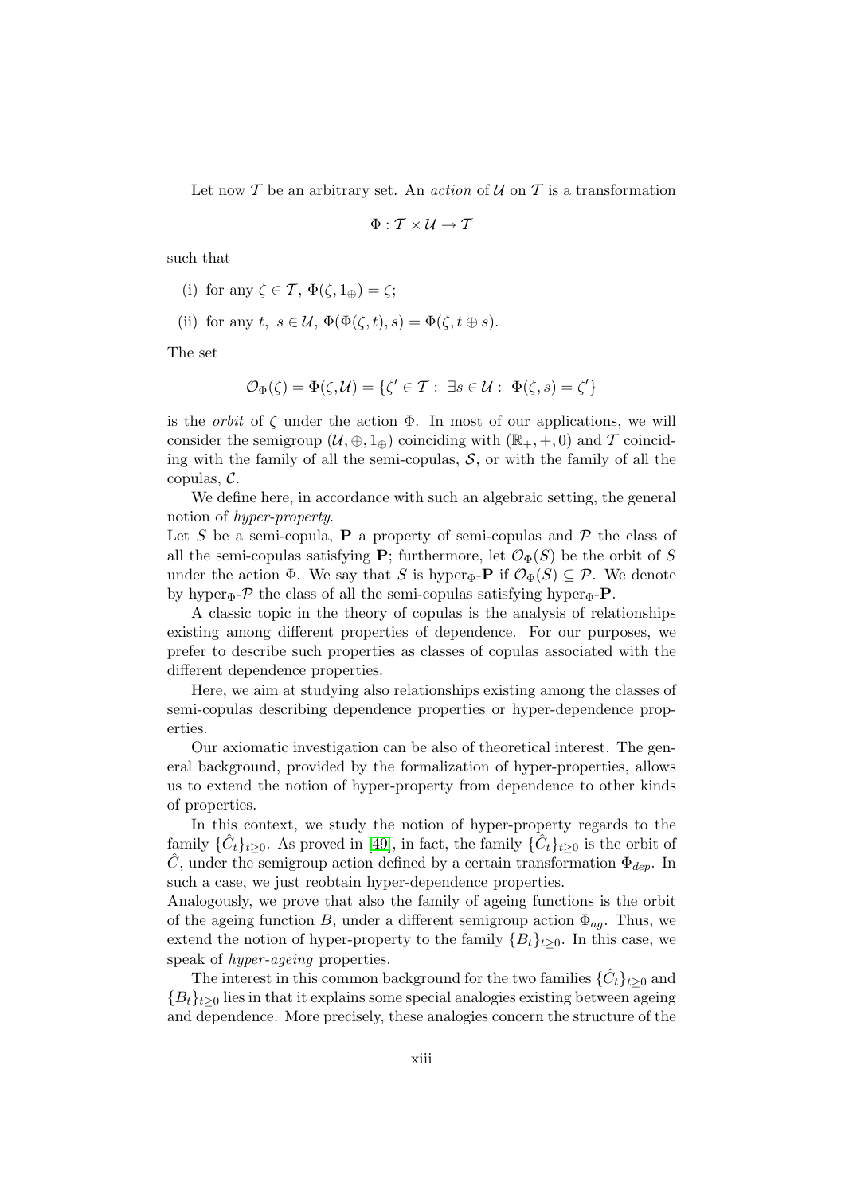Let now $\mathcal{T}$ be an arbitrary set. An *action* of $\mathcal{U}$ on $\mathcal{T}$ is a transformation

$$\Phi : \mathcal{T} \times \mathcal{U} \to \mathcal{T}$$

such that

(i) for any $\zeta \in \mathcal{T}$, $\Phi(\zeta, 1_\oplus) = \zeta$;

(ii) for any $t,\ s \in \mathcal{U}$, $\Phi(\Phi(\zeta, t), s) = \Phi(\zeta, t \oplus s)$.

The set

$$\mathcal{O}_\Phi(\zeta) = \Phi(\zeta, \mathcal{U}) = \{\zeta' \in \mathcal{T} :\ \exists s \in \mathcal{U} :\ \Phi(\zeta, s) = \zeta'\}$$

is the *orbit* of $\zeta$ under the action $\Phi$. In most of our applications, we will consider the semigroup $(\mathcal{U}, \oplus, 1_\oplus)$ coinciding with $(\mathbb{R}_+, +, 0)$ and $\mathcal{T}$ coinciding with the family of all the semi-copulas, $\mathcal{S}$, or with the family of all the copulas, $\mathcal{C}$.

We define here, in accordance with such an algebraic setting, the general notion of *hyper-property*.
Let $S$ be a semi-copula, $\mathbf{P}$ a property of semi-copulas and $\mathcal{P}$ the class of all the semi-copulas satisfying $\mathbf{P}$; furthermore, let $\mathcal{O}_\Phi(S)$ be the orbit of $S$ under the action $\Phi$. We say that $S$ is hyper$_\Phi$-$\mathbf{P}$ if $\mathcal{O}_\Phi(S) \subseteq \mathcal{P}$. We denote by hyper$_\Phi$-$\mathcal{P}$ the class of all the semi-copulas satisfying hyper$_\Phi$-$\mathbf{P}$.

A classic topic in the theory of copulas is the analysis of relationships existing among different properties of dependence. For our purposes, we prefer to describe such properties as classes of copulas associated with the different dependence properties.

Here, we aim at studying also relationships existing among the classes of semi-copulas describing dependence properties or hyper-dependence properties.

Our axiomatic investigation can be also of theoretical interest. The general background, provided by the formalization of hyper-properties, allows us to extend the notion of hyper-property from dependence to other kinds of properties.

In this context, we study the notion of hyper-property regards to the family $\{\hat{C}_t\}_{t\geq 0}$. As proved in [49], in fact, the family $\{\hat{C}_t\}_{t\geq 0}$ is the orbit of $\hat{C}$, under the semigroup action defined by a certain transformation $\Phi_{dep}$. In such a case, we just reobtain hyper-dependence properties.
Analogously, we prove that also the family of ageing functions is the orbit of the ageing function $B$, under a different semigroup action $\Phi_{ag}$. Thus, we extend the notion of hyper-property to the family $\{B_t\}_{t\geq 0}$. In this case, we speak of *hyper-ageing* properties.

The interest in this common background for the two families $\{\hat{C}_t\}_{t\geq 0}$ and $\{B_t\}_{t\geq 0}$ lies in that it explains some special analogies existing between ageing and dependence. More precisely, these analogies concern the structure of the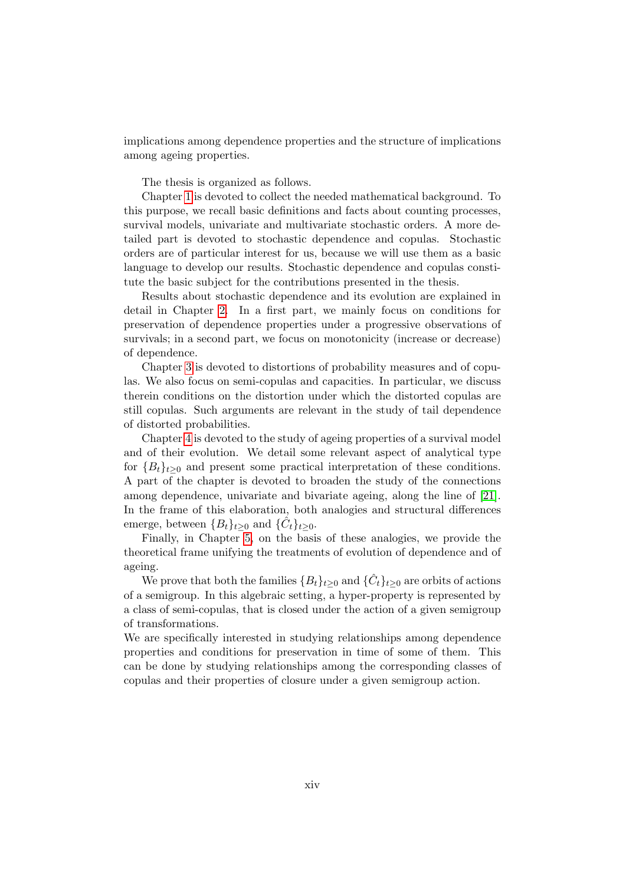implications among dependence properties and the structure of implications among ageing properties.

The thesis is organized as follows.

Chapter 1 is devoted to collect the needed mathematical background. To this purpose, we recall basic definitions and facts about counting processes, survival models, univariate and multivariate stochastic orders. A more detailed part is devoted to stochastic dependence and copulas. Stochastic orders are of particular interest for us, because we will use them as a basic language to develop our results. Stochastic dependence and copulas constitute the basic subject for the contributions presented in the thesis.

Results about stochastic dependence and its evolution are explained in detail in Chapter 2. In a first part, we mainly focus on conditions for preservation of dependence properties under a progressive observations of survivals; in a second part, we focus on monotonicity (increase or decrease) of dependence.

Chapter 3 is devoted to distortions of probability measures and of copulas. We also focus on semi-copulas and capacities. In particular, we discuss therein conditions on the distortion under which the distorted copulas are still copulas. Such arguments are relevant in the study of tail dependence of distorted probabilities.

Chapter 4 is devoted to the study of ageing properties of a survival model and of their evolution. We detail some relevant aspect of analytical type for $\{B_t\}_{t\geq 0}$ and present some practical interpretation of these conditions. A part of the chapter is devoted to broaden the study of the connections among dependence, univariate and bivariate ageing, along the line of [21]. In the frame of this elaboration, both analogies and structural differences emerge, between $\{B_t\}_{t\geq 0}$ and $\{\hat{C}_t\}_{t\geq 0}$.

Finally, in Chapter 5, on the basis of these analogies, we provide the theoretical frame unifying the treatments of evolution of dependence and of ageing.

We prove that both the families $\{B_t\}_{t\geq 0}$ and $\{\hat{C}_t\}_{t\geq 0}$ are orbits of actions of a semigroup. In this algebraic setting, a hyper-property is represented by a class of semi-copulas, that is closed under the action of a given semigroup of transformations.
We are specifically interested in studying relationships among dependence properties and conditions for preservation in time of some of them. This can be done by studying relationships among the corresponding classes of copulas and their properties of closure under a given semigroup action.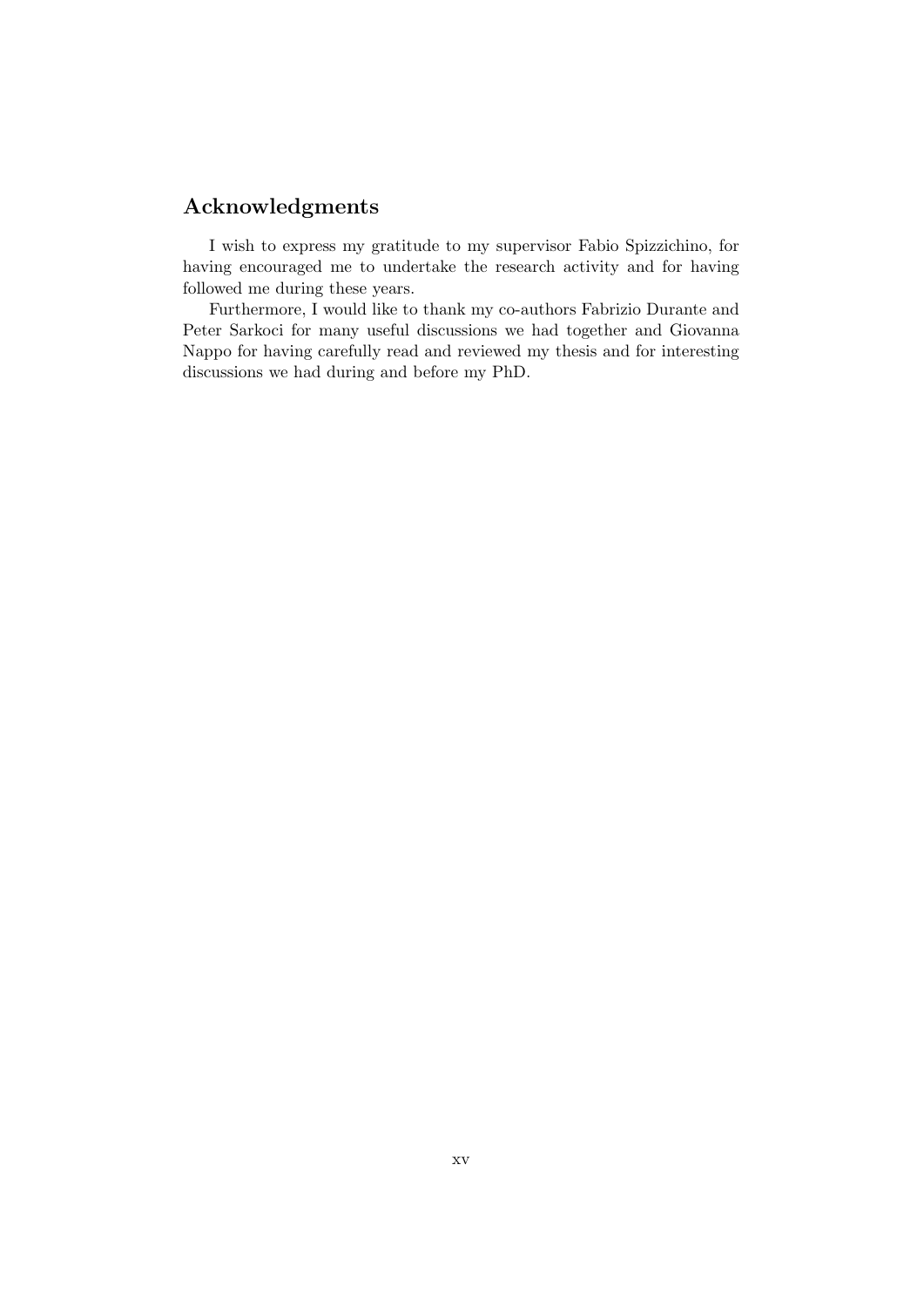## Acknowledgments

I wish to express my gratitude to my supervisor Fabio Spizzichino, for having encouraged me to undertake the research activity and for having followed me during these years.

Furthermore, I would like to thank my co-authors Fabrizio Durante and Peter Sarkoci for many useful discussions we had together and Giovanna Nappo for having carefully read and reviewed my thesis and for interesting discussions we had during and before my PhD.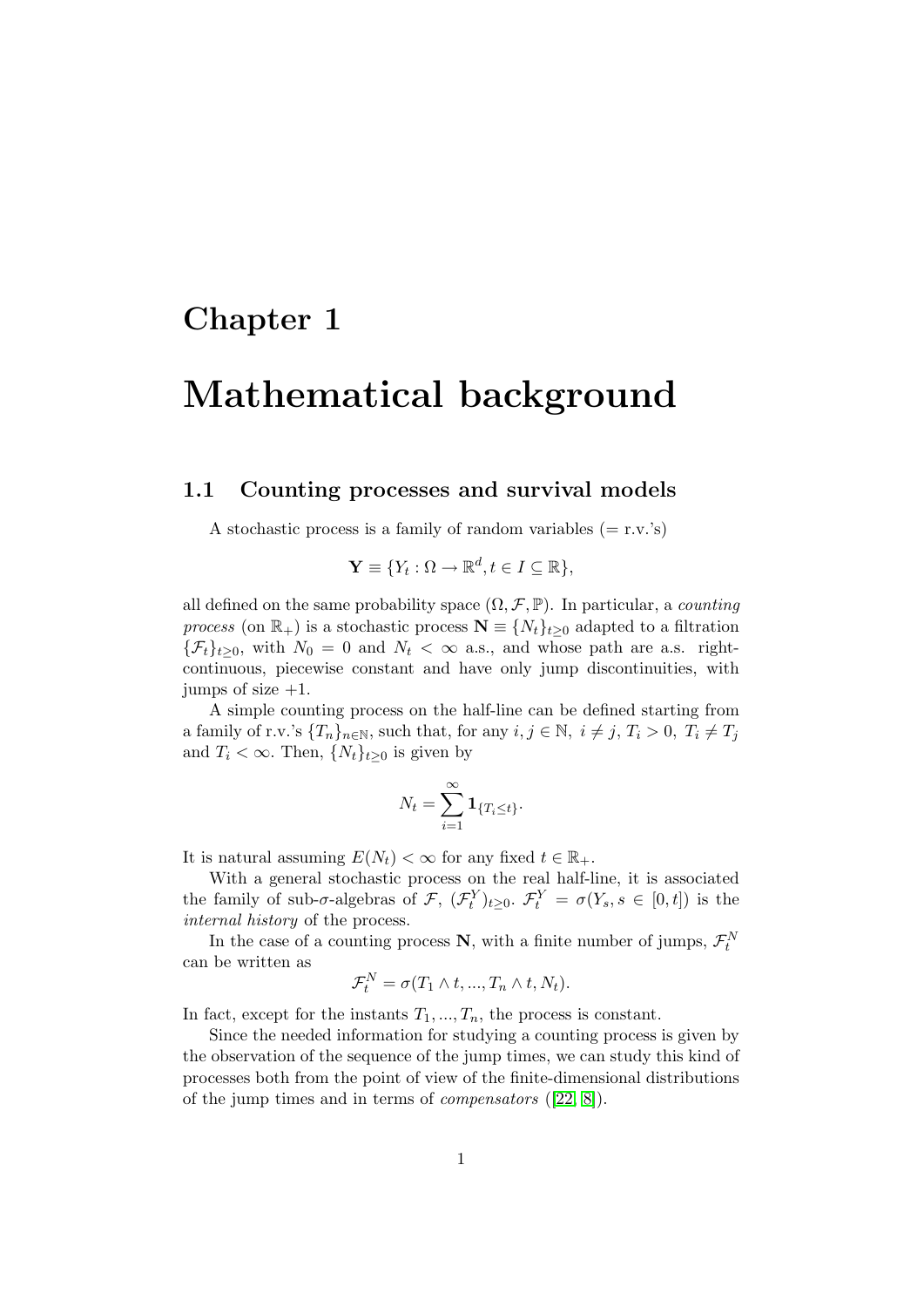# Chapter 1

# Mathematical background

## 1.1 Counting processes and survival models

A stochastic process is a family of random variables (= r.v.'s)

$$\mathbf{Y} \equiv \{Y_t : \Omega \to \mathbb{R}^d, t \in I \subseteq \mathbb{R}\},$$

all defined on the same probability space $(\Omega, \mathcal{F}, \mathbb{P})$. In particular, a *counting process* (on $\mathbb{R}_+$) is a stochastic process $\mathbf{N} \equiv \{N_t\}_{t \geq 0}$ adapted to a filtration $\{\mathcal{F}_t\}_{t \geq 0}$, with $N_0 = 0$ and $N_t < \infty$ a.s., and whose path are a.s. right-continuous, piecewise constant and have only jump discontinuities, with jumps of size $+1$.

A simple counting process on the half-line can be defined starting from a family of r.v.'s $\{T_n\}_{n \in \mathbb{N}}$, such that, for any $i, j \in \mathbb{N},\ i \neq j,\ T_i > 0,\ T_i \neq T_j$ and $T_i < \infty$. Then, $\{N_t\}_{t \geq 0}$ is given by

$$N_t = \sum_{i=1}^{\infty} \mathbf{1}_{\{T_i \leq t\}}.$$

It is natural assuming $E(N_t) < \infty$ for any fixed $t \in \mathbb{R}_+$.

With a general stochastic process on the real half-line, it is associated the family of sub-$\sigma$-algebras of $\mathcal{F}$, $(\mathcal{F}_t^Y)_{t \geq 0}$. $\mathcal{F}_t^Y = \sigma(Y_s, s \in [0, t])$ is the *internal history* of the process.

In the case of a counting process $\mathbf{N}$, with a finite number of jumps, $\mathcal{F}_t^N$ can be written as

$$\mathcal{F}_t^N = \sigma(T_1 \wedge t, ..., T_n \wedge t, N_t).$$

In fact, except for the instants $T_1, ..., T_n$, the process is constant.

Since the needed information for studying a counting process is given by the observation of the sequence of the jump times, we can study this kind of processes both from the point of view of the finite-dimensional distributions of the jump times and in terms of *compensators* ([22, 8]).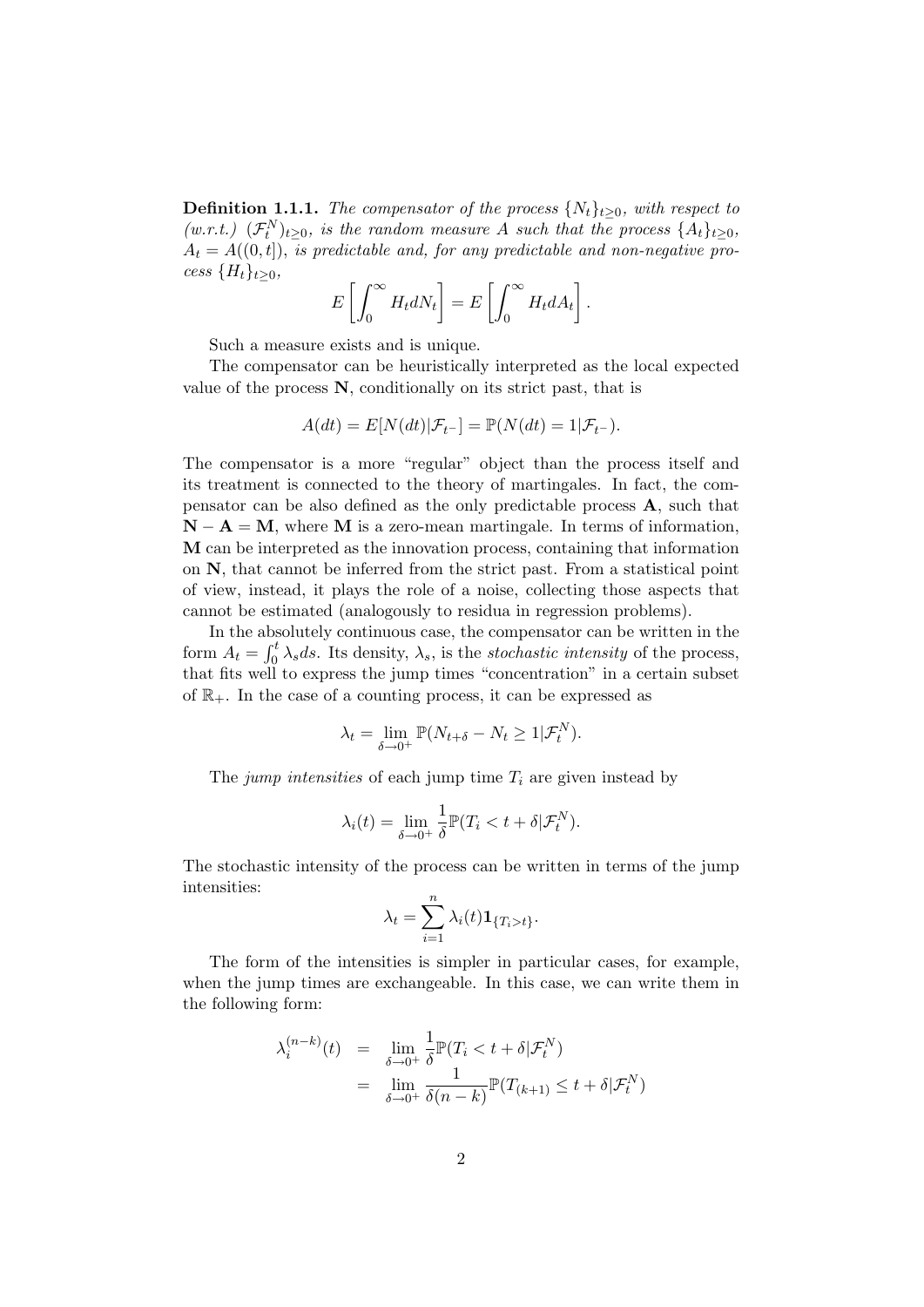**Definition 1.1.1.** *The compensator of the process $\{N_t\}_{t\geq 0}$, with respect to (w.r.t.) $(\mathcal{F}_t^N)_{t\geq 0}$, is the random measure $A$ such that the process $\{A_t\}_{t\geq 0}$, $A_t = A((0,t])$, is predictable and, for any predictable and non-negative process $\{H_t\}_{t\geq 0}$,*

$$E\left[\int_0^\infty H_t dN_t\right] = E\left[\int_0^\infty H_t dA_t\right].$$

Such a measure exists and is unique.

The compensator can be heuristically interpreted as the local expected value of the process $\mathbf{N}$, conditionally on its strict past, that is

$$A(dt) = E[N(dt)|\mathcal{F}_{t^-}] = \mathbb{P}(N(dt) = 1|\mathcal{F}_{t^-}).$$

The compensator is a more "regular" object than the process itself and its treatment is connected to the theory of martingales. In fact, the compensator can be also defined as the only predictable process $\mathbf{A}$, such that $\mathbf{N} - \mathbf{A} = \mathbf{M}$, where $\mathbf{M}$ is a zero-mean martingale. In terms of information, $\mathbf{M}$ can be interpreted as the innovation process, containing that information on $\mathbf{N}$, that cannot be inferred from the strict past. From a statistical point of view, instead, it plays the role of a noise, collecting those aspects that cannot be estimated (analogously to residua in regression problems).

In the absolutely continuous case, the compensator can be written in the form $A_t = \int_0^t \lambda_s ds$. Its density, $\lambda_s$, is the *stochastic intensity* of the process, that fits well to express the jump times "concentration" in a certain subset of $\mathbb{R}_+$. In the case of a counting process, it can be expressed as

$$\lambda_t = \lim_{\delta\to 0^+} \mathbb{P}(N_{t+\delta} - N_t \geq 1|\mathcal{F}_t^N).$$

The *jump intensities* of each jump time $T_i$ are given instead by

$$\lambda_i(t) = \lim_{\delta\to 0^+} \frac{1}{\delta}\mathbb{P}(T_i < t + \delta|\mathcal{F}_t^N).$$

The stochastic intensity of the process can be written in terms of the jump intensities:

$$\lambda_t = \sum_{i=1}^n \lambda_i(t)\mathbf{1}_{\{T_i > t\}}.$$

The form of the intensities is simpler in particular cases, for example, when the jump times are exchangeable. In this case, we can write them in the following form:

$$\begin{aligned}
\lambda_i^{(n-k)}(t) &= \lim_{\delta\to 0^+} \frac{1}{\delta}\mathbb{P}(T_i < t + \delta|\mathcal{F}_t^N) \\
&= \lim_{\delta\to 0^+} \frac{1}{\delta(n-k)}\mathbb{P}(T_{(k+1)} \leq t + \delta|\mathcal{F}_t^N)
\end{aligned}$$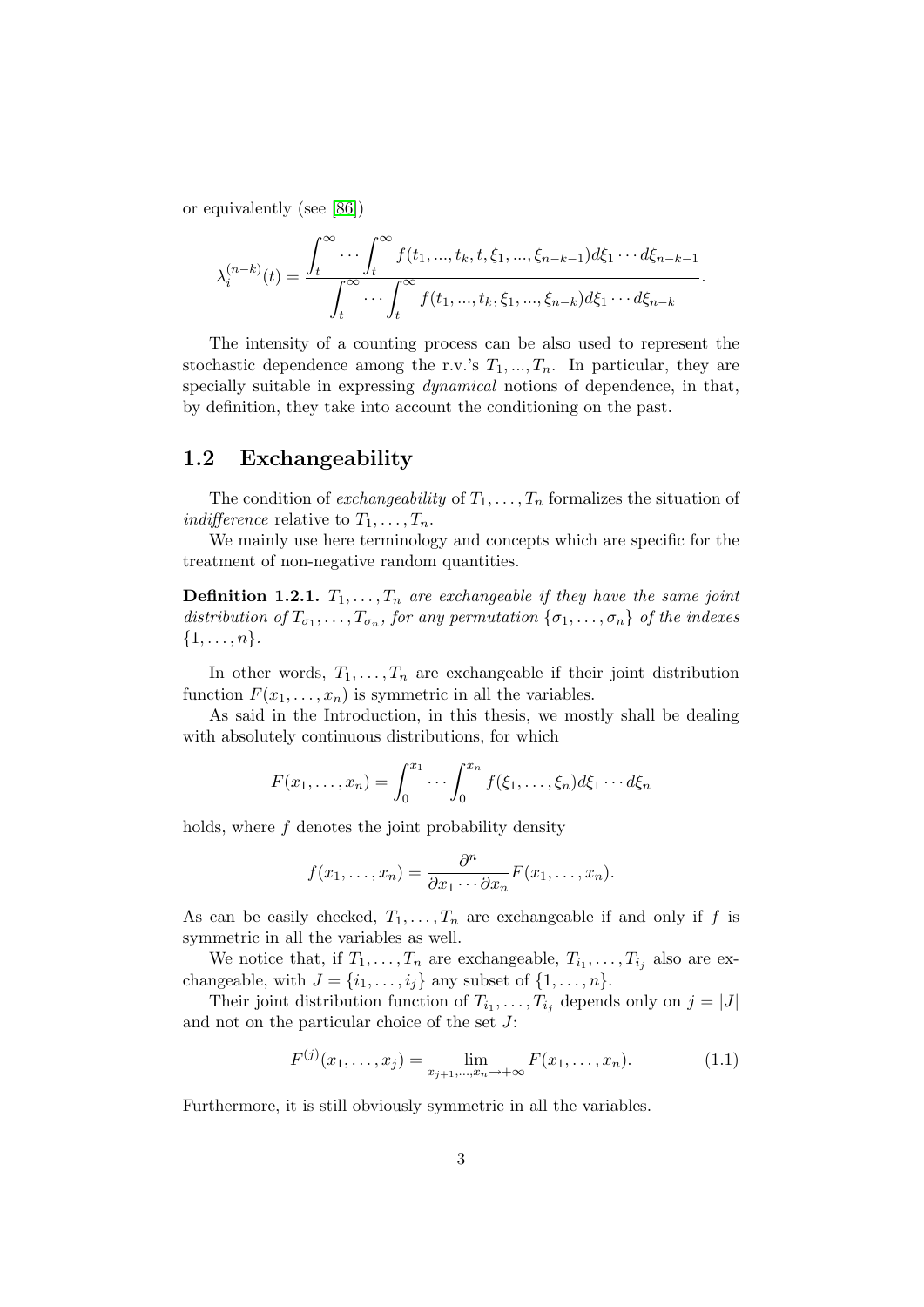or equivalently (see [86])

$$\lambda_i^{(n-k)}(t) = \frac{\displaystyle\int_t^{\infty} \cdots \int_t^{\infty} f(t_1, ..., t_k, t, \xi_1, ..., \xi_{n-k-1}) d\xi_1 \cdots d\xi_{n-k-1}}{\displaystyle\int_t^{\infty} \cdots \int_t^{\infty} f(t_1, ..., t_k, \xi_1, ..., \xi_{n-k}) d\xi_1 \cdots d\xi_{n-k}}.$$

The intensity of a counting process can be also used to represent the stochastic dependence among the r.v.'s $T_1, ..., T_n$. In particular, they are specially suitable in expressing *dynamical* notions of dependence, in that, by definition, they take into account the conditioning on the past.

## 1.2 Exchangeability

The condition of *exchangeability* of $T_1, \ldots, T_n$ formalizes the situation of *indifference* relative to $T_1, \ldots, T_n$.

We mainly use here terminology and concepts which are specific for the treatment of non-negative random quantities.

**Definition 1.2.1.** *$T_1, \ldots, T_n$ are exchangeable if they have the same joint distribution of $T_{\sigma_1}, \ldots, T_{\sigma_n}$, for any permutation $\{\sigma_1, \ldots, \sigma_n\}$ of the indexes $\{1, \ldots, n\}$.*

In other words, $T_1, \ldots, T_n$ are exchangeable if their joint distribution function $F(x_1, \ldots, x_n)$ is symmetric in all the variables.

As said in the Introduction, in this thesis, we mostly shall be dealing with absolutely continuous distributions, for which

$$F(x_1, \ldots, x_n) = \int_0^{x_1} \cdots \int_0^{x_n} f(\xi_1, \ldots, \xi_n) d\xi_1 \cdots d\xi_n$$

holds, where $f$ denotes the joint probability density

$$f(x_1, \ldots, x_n) = \frac{\partial^n}{\partial x_1 \cdots \partial x_n} F(x_1, \ldots, x_n).$$

As can be easily checked, $T_1, \ldots, T_n$ are exchangeable if and only if $f$ is symmetric in all the variables as well.

We notice that, if $T_1, \ldots, T_n$ are exchangeable, $T_{i_1}, \ldots, T_{i_j}$ also are exchangeable, with $J = \{i_1, \ldots, i_j\}$ any subset of $\{1, \ldots, n\}$.

Their joint distribution function of $T_{i_1}, \ldots, T_{i_j}$ depends only on $j = |J|$ and not on the particular choice of the set $J$:

$$F^{(j)}(x_1, \ldots, x_j) = \lim_{x_{j+1}, \ldots, x_n \to +\infty} F(x_1, \ldots, x_n). \tag{1.1}$$

Furthermore, it is still obviously symmetric in all the variables.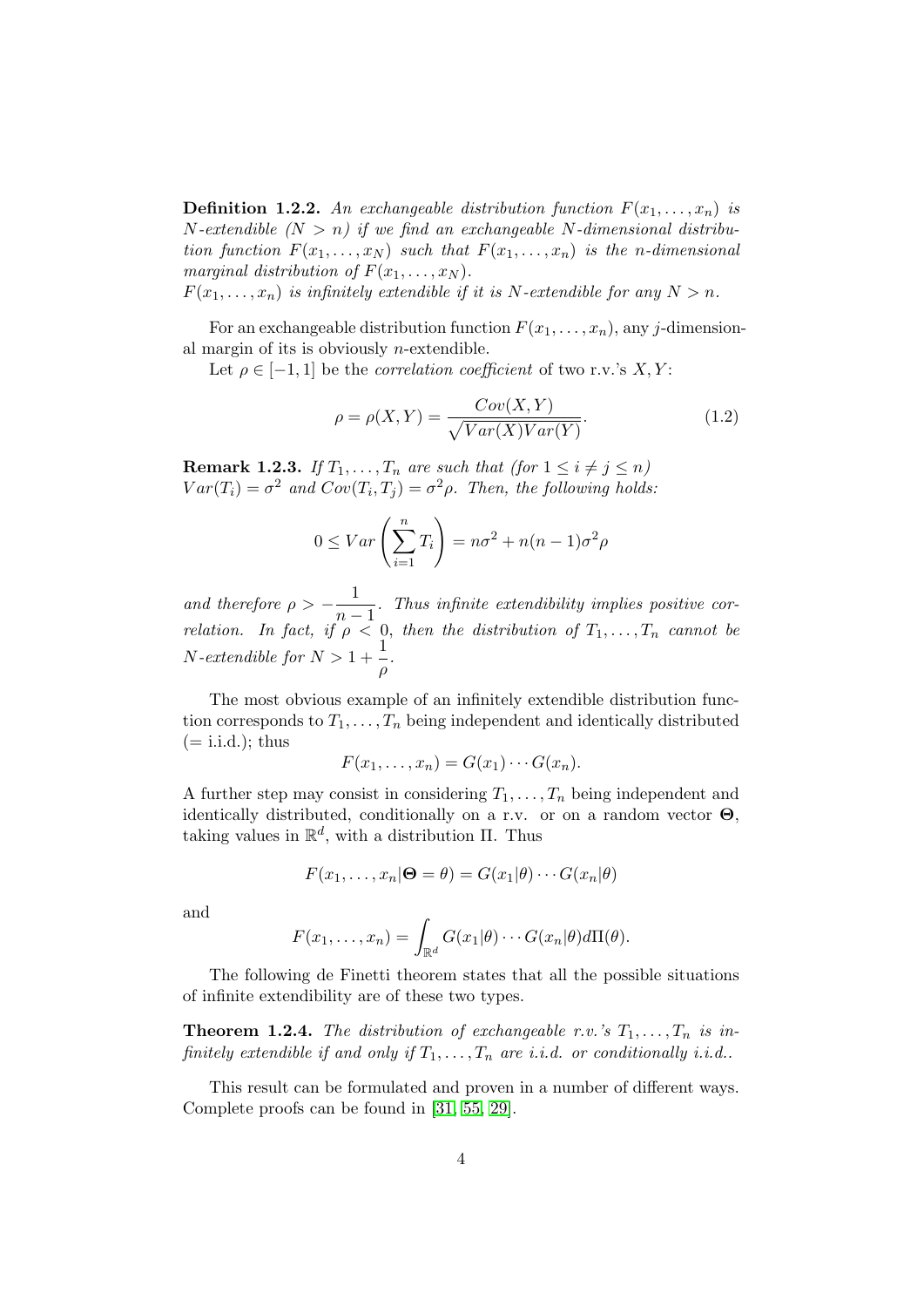**Definition 1.2.2.** *An exchangeable distribution function $F(x_1, \ldots, x_n)$ is $N$-extendible ($N > n$) if we find an exchangeable $N$-dimensional distribution function $F(x_1, \ldots, x_N)$ such that $F(x_1, \ldots, x_n)$ is the $n$-dimensional marginal distribution of $F(x_1, \ldots, x_N)$.*
*$F(x_1, \ldots, x_n)$ is infinitely extendible if it is $N$-extendible for any $N > n$.*

For an exchangeable distribution function $F(x_1, \ldots, x_n)$, any $j$-dimensional margin of its is obviously $n$-extendible.

Let $\rho \in [-1, 1]$ be the *correlation coefficient* of two r.v.'s $X, Y$:

$$\rho = \rho(X, Y) = \frac{Cov(X, Y)}{\sqrt{Var(X)Var(Y)}}. \tag{1.2}$$

**Remark 1.2.3.** *If $T_1, \ldots, T_n$ are such that (for $1 \leq i \neq j \leq n$) $Var(T_i) = \sigma^2$ and $Cov(T_i, T_j) = \sigma^2\rho$. Then, the following holds:*

$$0 \leq Var\left(\sum_{i=1}^{n} T_i\right) = n\sigma^2 + n(n-1)\sigma^2\rho$$

*and therefore $\rho > -\dfrac{1}{n-1}$. Thus infinite extendibility implies positive correlation. In fact, if $\rho < 0$, then the distribution of $T_1, \ldots, T_n$ cannot be $N$-extendible for $N > 1 + \dfrac{1}{\rho}$.*

The most obvious example of an infinitely extendible distribution function corresponds to $T_1, \ldots, T_n$ being independent and identically distributed (= i.i.d.); thus

$$F(x_1, \ldots, x_n) = G(x_1) \cdots G(x_n).$$

A further step may consist in considering $T_1, \ldots, T_n$ being independent and identically distributed, conditionally on a r.v. or on a random vector $\mathbf{\Theta}$, taking values in $\mathbb{R}^d$, with a distribution $\Pi$. Thus

$$F(x_1, \ldots, x_n | \mathbf{\Theta} = \theta) = G(x_1|\theta) \cdots G(x_n|\theta)$$

and

$$F(x_1, \ldots, x_n) = \int_{\mathbb{R}^d} G(x_1|\theta) \cdots G(x_n|\theta) d\Pi(\theta).$$

The following de Finetti theorem states that all the possible situations of infinite extendibility are of these two types.

**Theorem 1.2.4.** *The distribution of exchangeable r.v.'s $T_1, \ldots, T_n$ is infinitely extendible if and only if $T_1, \ldots, T_n$ are i.i.d. or conditionally i.i.d..*

This result can be formulated and proven in a number of different ways. Complete proofs can be found in [31, 55, 29].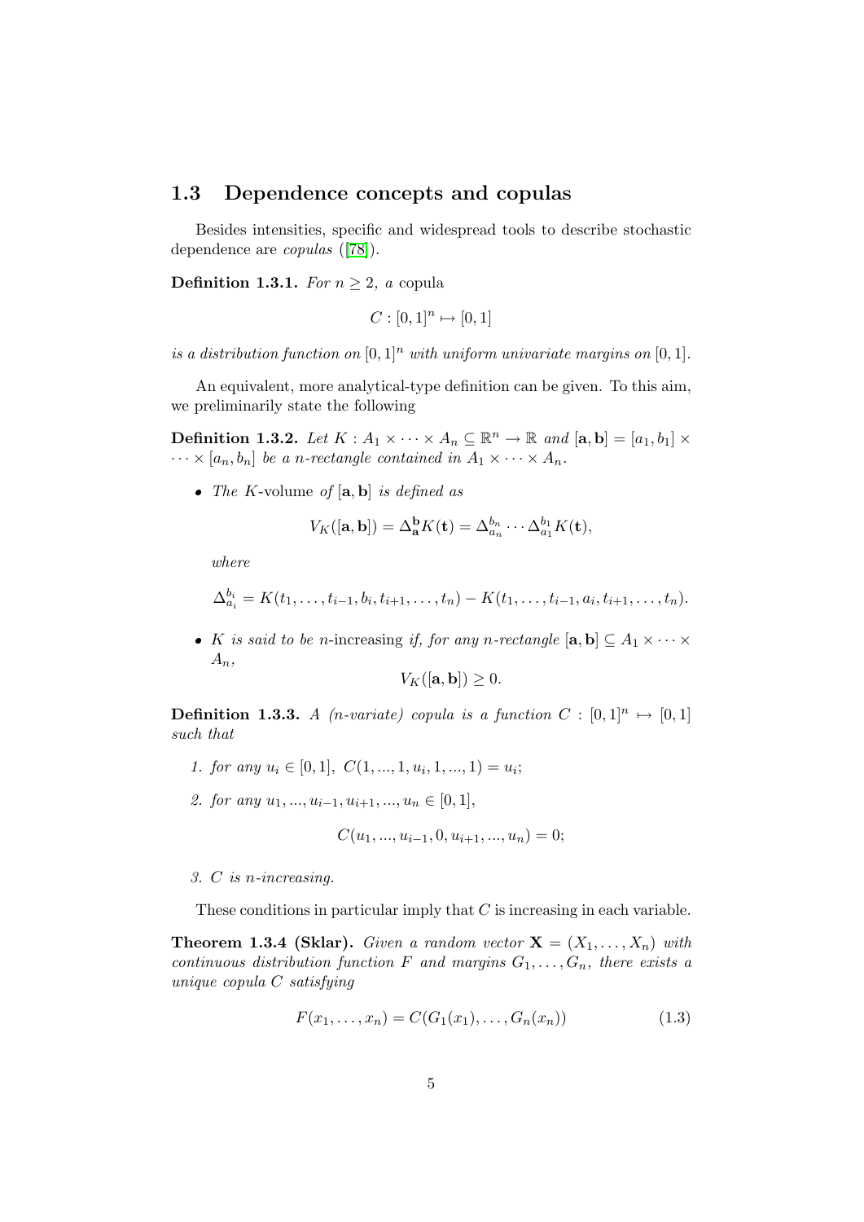## 1.3 Dependence concepts and copulas

Besides intensities, specific and widespread tools to describe stochastic dependence are *copulas* ([78]).

**Definition 1.3.1.** *For $n \geq 2$, a* copula

$$C : [0,1]^n \mapsto [0,1]$$

*is a distribution function on $[0,1]^n$ with uniform univariate margins on $[0,1]$.*

An equivalent, more analytical-type definition can be given. To this aim, we preliminarily state the following

**Definition 1.3.2.** *Let $K : A_1 \times \cdots \times A_n \subseteq \mathbb{R}^n \to \mathbb{R}$ and $[\mathbf{a}, \mathbf{b}] = [a_1, b_1] \times \cdots \times [a_n, b_n]$ be a $n$-rectangle contained in $A_1 \times \cdots \times A_n$.*

- *The $K$-*volume *of $[\mathbf{a}, \mathbf{b}]$ is defined as*

$$V_K([\mathbf{a}, \mathbf{b}]) = \Delta_{\mathbf{a}}^{\mathbf{b}} K(\mathbf{t}) = \Delta_{a_n}^{b_n} \cdots \Delta_{a_1}^{b_1} K(\mathbf{t}),$$

*where*

$$\Delta_{a_i}^{b_i} = K(t_1, \ldots, t_{i-1}, b_i, t_{i+1}, \ldots, t_n) - K(t_1, \ldots, t_{i-1}, a_i, t_{i+1}, \ldots, t_n).$$

- *$K$ is said to be $n$-*increasing *if, for any $n$-rectangle $[\mathbf{a}, \mathbf{b}] \subseteq A_1 \times \cdots \times A_n$,*

$$V_K([\mathbf{a}, \mathbf{b}]) \geq 0.$$

**Definition 1.3.3.** *A ($n$-variate) copula is a function $C : [0,1]^n \mapsto [0,1]$ such that*

1. *for any $u_i \in [0,1]$, $C(1, ..., 1, u_i, 1, ..., 1) = u_i$;*
2. *for any $u_1, ..., u_{i-1}, u_{i+1}, ..., u_n \in [0,1]$,*

$$C(u_1, ..., u_{i-1}, 0, u_{i+1}, ..., u_n) = 0;$$

3. *$C$ is $n$-increasing.*

These conditions in particular imply that $C$ is increasing in each variable.

**Theorem 1.3.4 (Sklar).** *Given a random vector $\mathbf{X} = (X_1, \ldots, X_n)$ with continuous distribution function $F$ and margins $G_1, \ldots, G_n$, there exists a unique copula $C$ satisfying*

$$F(x_1, \ldots, x_n) = C(G_1(x_1), \ldots, G_n(x_n)) \tag{1.3}$$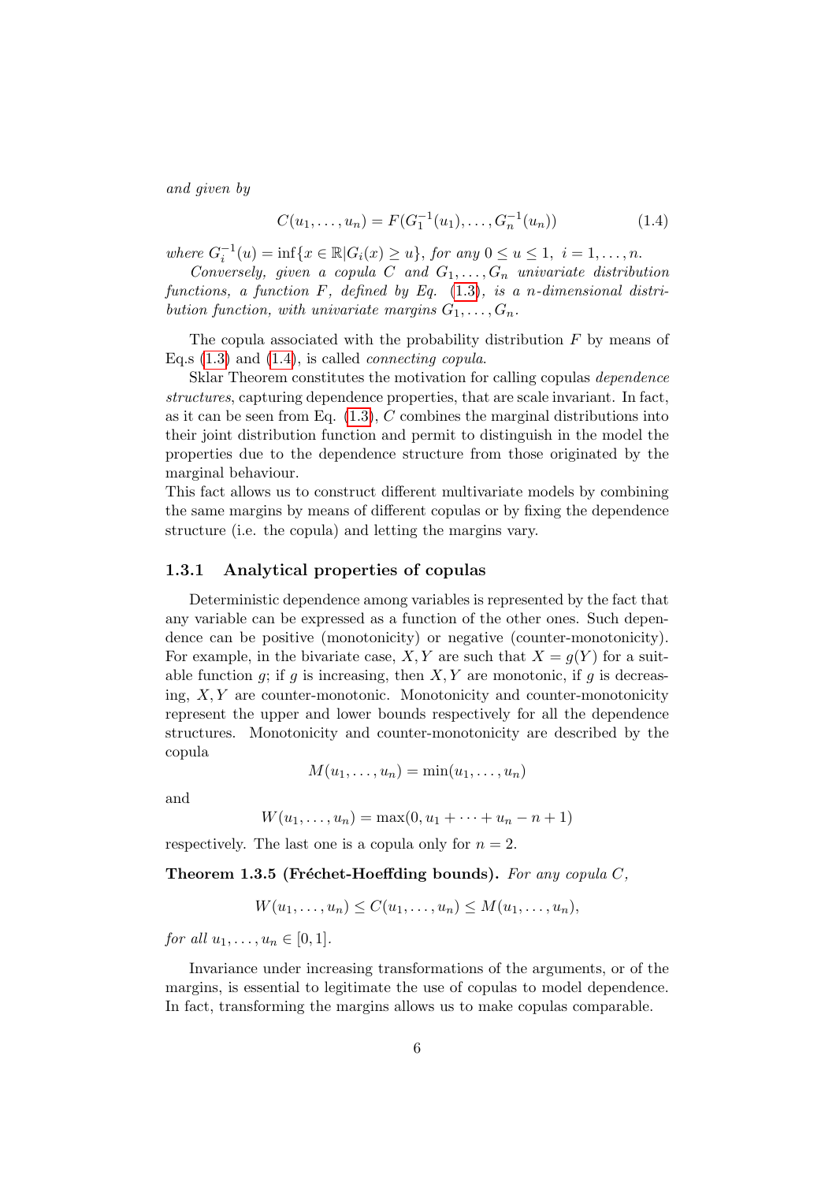*and given by*

$$C(u_1, \ldots, u_n) = F(G_1^{-1}(u_1), \ldots, G_n^{-1}(u_n)) \tag{1.4}$$

*where* $G_i^{-1}(u) = \inf\{x \in \mathbb{R} | G_i(x) \geq u\}$, *for any* $0 \leq u \leq 1$, $i = 1, \ldots, n$.

*Conversely, given a copula* $C$ *and* $G_1, \ldots, G_n$ *univariate distribution functions, a function* $F$*, defined by Eq. (1.3), is a* $n$*-dimensional distribution function, with univariate margins* $G_1, \ldots, G_n$.

The copula associated with the probability distribution $F$ by means of Eq.s (1.3) and (1.4), is called *connecting copula*.

Sklar Theorem constitutes the motivation for calling copulas *dependence structures*, capturing dependence properties, that are scale invariant. In fact, as it can be seen from Eq. (1.3), $C$ combines the marginal distributions into their joint distribution function and permit to distinguish in the model the properties due to the dependence structure from those originated by the marginal behaviour.

This fact allows us to construct different multivariate models by combining the same margins by means of different copulas or by fixing the dependence structure (i.e. the copula) and letting the margins vary.

### 1.3.1 Analytical properties of copulas

Deterministic dependence among variables is represented by the fact that any variable can be expressed as a function of the other ones. Such dependence can be positive (monotonicity) or negative (counter-monotonicity). For example, in the bivariate case, $X, Y$ are such that $X = g(Y)$ for a suitable function $g$; if $g$ is increasing, then $X, Y$ are monotonic, if $g$ is decreasing, $X, Y$ are counter-monotonic. Monotonicity and counter-monotonicity represent the upper and lower bounds respectively for all the dependence structures. Monotonicity and counter-monotonicity are described by the copula

$$M(u_1, \ldots, u_n) = \min(u_1, \ldots, u_n)$$

and

$$W(u_1, \ldots, u_n) = \max(0, u_1 + \cdots + u_n - n + 1)$$

respectively. The last one is a copula only for $n = 2$.

**Theorem 1.3.5 (Fréchet-Hoeffding bounds).** *For any copula* $C$*,*

$$W(u_1, \ldots, u_n) \leq C(u_1, \ldots, u_n) \leq M(u_1, \ldots, u_n),$$

*for all* $u_1, \ldots, u_n \in [0, 1]$.

Invariance under increasing transformations of the arguments, or of the margins, is essential to legitimate the use of copulas to model dependence. In fact, transforming the margins allows us to make copulas comparable.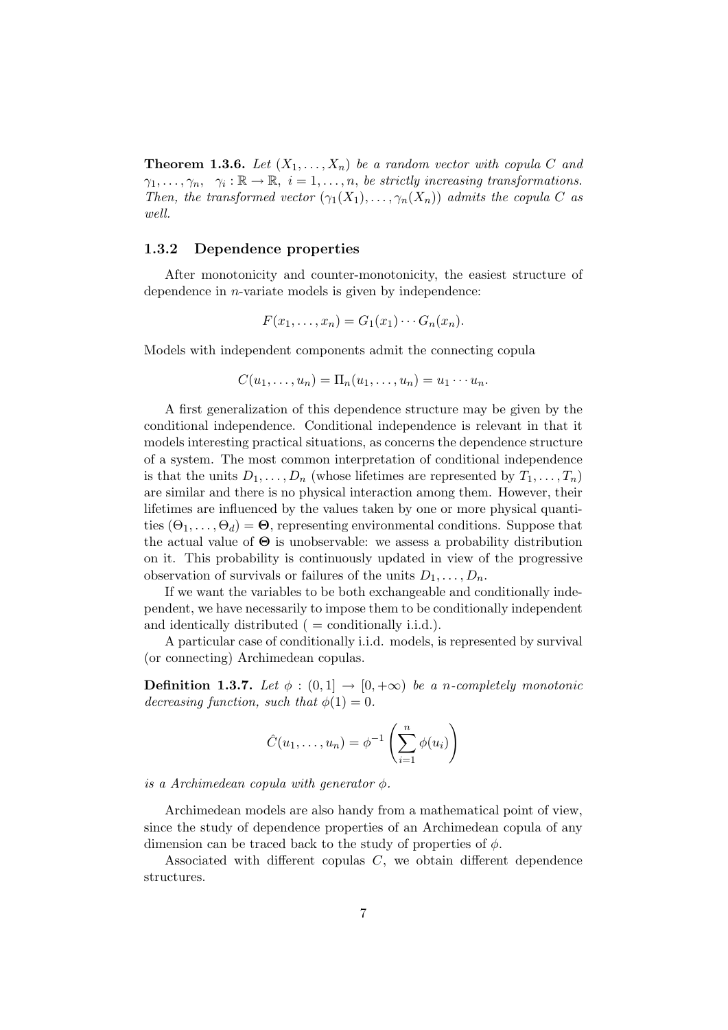**Theorem 1.3.6.** *Let $(X_1, \ldots, X_n)$ be a random vector with copula $C$ and $\gamma_1, \ldots, \gamma_n$, $\gamma_i : \mathbb{R} \to \mathbb{R}$, $i = 1, \ldots, n$, be strictly increasing transformations. Then, the transformed vector $(\gamma_1(X_1), \ldots, \gamma_n(X_n))$ admits the copula $C$ as well.*

### 1.3.2 Dependence properties

After monotonicity and counter-monotonicity, the easiest structure of dependence in $n$-variate models is given by independence:

$$F(x_1, \ldots, x_n) = G_1(x_1) \cdots G_n(x_n).$$

Models with independent components admit the connecting copula

$$C(u_1, \ldots, u_n) = \Pi_n(u_1, \ldots, u_n) = u_1 \cdots u_n.$$

A first generalization of this dependence structure may be given by the conditional independence. Conditional independence is relevant in that it models interesting practical situations, as concerns the dependence structure of a system. The most common interpretation of conditional independence is that the units $D_1, \ldots, D_n$ (whose lifetimes are represented by $T_1, \ldots, T_n$) are similar and there is no physical interaction among them. However, their lifetimes are influenced by the values taken by one or more physical quantities $(\Theta_1, \ldots, \Theta_d) = \mathbf{\Theta}$, representing environmental conditions. Suppose that the actual value of $\mathbf{\Theta}$ is unobservable: we assess a probability distribution on it. This probability is continuously updated in view of the progressive observation of survivals or failures of the units $D_1, \ldots, D_n$.

If we want the variables to be both exchangeable and conditionally independent, we have necessarily to impose them to be conditionally independent and identically distributed ( = conditionally i.i.d.).

A particular case of conditionally i.i.d. models, is represented by survival (or connecting) Archimedean copulas.

**Definition 1.3.7.** *Let $\phi : (0, 1] \to [0, +\infty)$ be a $n$-completely monotonic decreasing function, such that $\phi(1) = 0$.*

$$\hat{C}(u_1, \ldots, u_n) = \phi^{-1}\left(\sum_{i=1}^{n} \phi(u_i)\right)$$

*is a Archimedean copula with generator $\phi$.*

Archimedean models are also handy from a mathematical point of view, since the study of dependence properties of an Archimedean copula of any dimension can be traced back to the study of properties of $\phi$.

Associated with different copulas $C$, we obtain different dependence structures.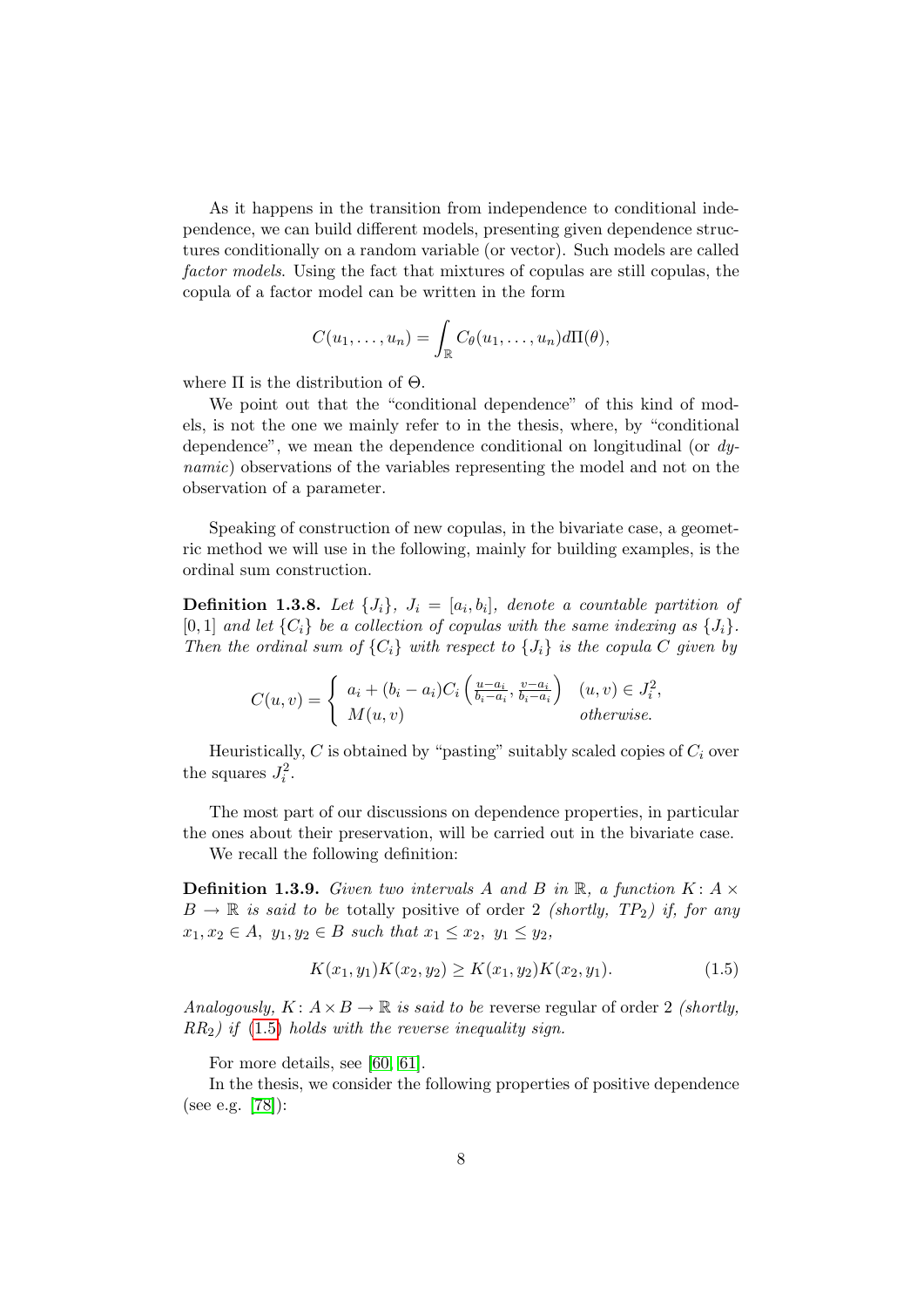As it happens in the transition from independence to conditional independence, we can build different models, presenting given dependence structures conditionally on a random variable (or vector). Such models are called *factor models*. Using the fact that mixtures of copulas are still copulas, the copula of a factor model can be written in the form

$$C(u_1, \ldots, u_n) = \int_{\mathbb{R}} C_\theta(u_1, \ldots, u_n) d\Pi(\theta),$$

where $\Pi$ is the distribution of $\Theta$.

We point out that the "conditional dependence" of this kind of models, is not the one we mainly refer to in the thesis, where, by "conditional dependence", we mean the dependence conditional on longitudinal (or *dynamic*) observations of the variables representing the model and not on the observation of a parameter.

Speaking of construction of new copulas, in the bivariate case, a geometric method we will use in the following, mainly for building examples, is the ordinal sum construction.

**Definition 1.3.8.** *Let $\{J_i\}$, $J_i = [a_i, b_i]$, denote a countable partition of $[0, 1]$ and let $\{C_i\}$ be a collection of copulas with the same indexing as $\{J_i\}$. Then the ordinal sum of $\{C_i\}$ with respect to $\{J_i\}$ is the copula $C$ given by*

$$C(u, v) = \begin{cases} a_i + (b_i - a_i) C_i\left(\frac{u - a_i}{b_i - a_i}, \frac{v - a_i}{b_i - a_i}\right) & (u, v) \in J_i^2, \\ M(u, v) & \textit{otherwise.} \end{cases}$$

Heuristically, $C$ is obtained by "pasting" suitably scaled copies of $C_i$ over the squares $J_i^2$.

The most part of our discussions on dependence properties, in particular the ones about their preservation, will be carried out in the bivariate case.

We recall the following definition:

**Definition 1.3.9.** *Given two intervals $A$ and $B$ in $\mathbb{R}$, a function $K : A \times B \to \mathbb{R}$ is said to be* totally positive of order 2 *(shortly, $TP_2$) if, for any $x_1, x_2 \in A$, $y_1, y_2 \in B$ such that $x_1 \leq x_2$, $y_1 \leq y_2$,*

$$K(x_1, y_1) K(x_2, y_2) \geq K(x_1, y_2) K(x_2, y_1). \tag{1.5}$$

*Analogously, $K : A \times B \to \mathbb{R}$ is said to be* reverse regular of order 2 *(shortly, $RR_2$) if (1.5) holds with the reverse inequality sign.*

For more details, see [60, 61].

In the thesis, we consider the following properties of positive dependence (see e.g. [78]):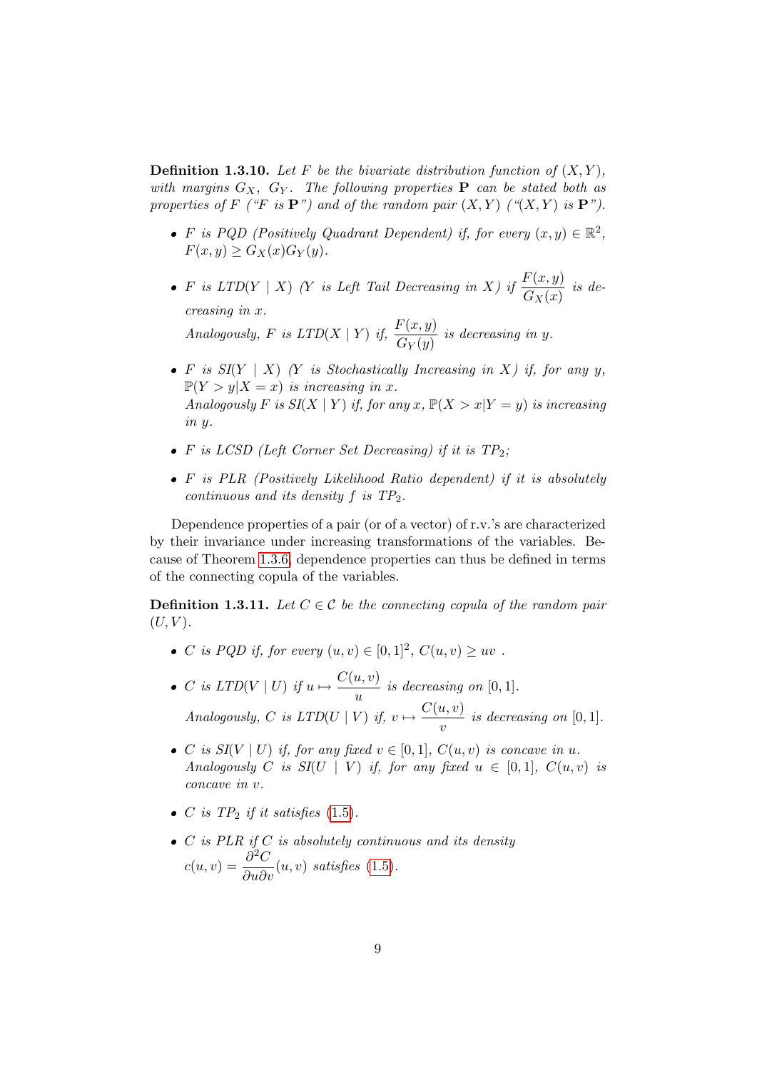**Definition 1.3.10.** *Let $F$ be the bivariate distribution function of $(X, Y)$, with margins $G_X$, $G_Y$. The following properties* **P** *can be stated both as properties of $F$ ("$F$ is* **P**") and of the random pair $(X, Y)$ ("$(X, Y)$ is **P**").

- *$F$ is PQD (Positively Quadrant Dependent) if, for every $(x, y) \in \mathbb{R}^2$, $F(x, y) \geq G_X(x)G_Y(y)$.*
- *$F$ is LTD$(Y \mid X)$ ($Y$ is Left Tail Decreasing in $X$) if $\dfrac{F(x, y)}{G_X(x)}$ is decreasing in $x$.*
  *Analogously, $F$ is LTD$(X \mid Y)$ if, $\dfrac{F(x, y)}{G_Y(y)}$ is decreasing in $y$.*
- *$F$ is SI$(Y \mid X)$ ($Y$ is Stochastically Increasing in $X$) if, for any $y$, $\mathbb{P}(Y > y|X = x)$ is increasing in $x$.*
  *Analogously $F$ is SI$(X \mid Y)$ if, for any $x$, $\mathbb{P}(X > x|Y = y)$ is increasing in $y$.*
- *$F$ is LCSD (Left Corner Set Decreasing) if it is $TP_2$;*
- *$F$ is PLR (Positively Likelihood Ratio dependent) if it is absolutely continuous and its density $f$ is $TP_2$.*

Dependence properties of a pair (or of a vector) of r.v.'s are characterized by their invariance under increasing transformations of the variables. Because of Theorem 1.3.6, dependence properties can thus be defined in terms of the connecting copula of the variables.

**Definition 1.3.11.** *Let $C \in \mathcal{C}$ be the connecting copula of the random pair $(U, V)$.*

- *$C$ is PQD if, for every $(u, v) \in [0, 1]^2$, $C(u, v) \geq uv$ .*
- *$C$ is LTD$(V \mid U)$ if $u \mapsto \dfrac{C(u, v)}{u}$ is decreasing on $[0, 1]$.*
  *Analogously, $C$ is LTD$(U \mid V)$ if, $v \mapsto \dfrac{C(u, v)}{v}$ is decreasing on $[0, 1]$.*
- *$C$ is SI$(V \mid U)$ if, for any fixed $v \in [0, 1]$, $C(u, v)$ is concave in $u$.*
  *Analogously $C$ is SI$(U \mid V)$ if, for any fixed $u \in [0, 1]$, $C(u, v)$ is concave in $v$.*
- *$C$ is $TP_2$ if it satisfies (1.5).*
- *$C$ is PLR if $C$ is absolutely continuous and its density $c(u, v) = \dfrac{\partial^2 C}{\partial u \partial v}(u, v)$ satisfies (1.5).*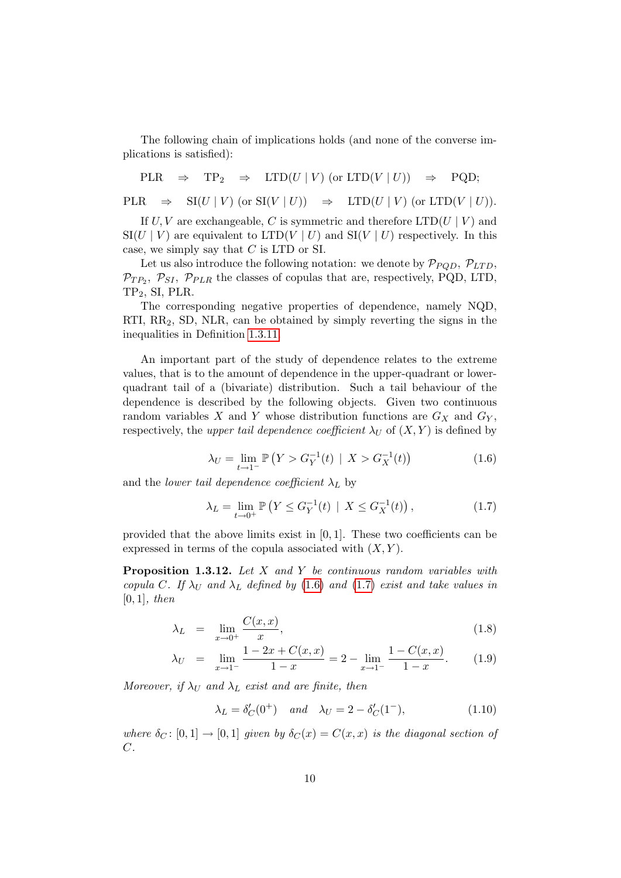The following chain of implications holds (and none of the converse implications is satisfied):

$$\text{PLR} \quad \Rightarrow \quad \text{TP}_2 \quad \Rightarrow \quad \text{LTD}(U \mid V) \text{ (or LTD}(V \mid U)) \quad \Rightarrow \quad \text{PQD};$$

$$\text{PLR} \quad \Rightarrow \quad \text{SI}(U \mid V) \text{ (or SI}(V \mid U)) \quad \Rightarrow \quad \text{LTD}(U \mid V) \text{ (or LTD}(V \mid U)).$$

If $U, V$ are exchangeable, $C$ is symmetric and therefore $\text{LTD}(U \mid V)$ and $\text{SI}(U \mid V)$ are equivalent to $\text{LTD}(V \mid U)$ and $\text{SI}(V \mid U)$ respectively. In this case, we simply say that $C$ is LTD or SI.

Let us also introduce the following notation: we denote by $\mathcal{P}_{PQD}$, $\mathcal{P}_{LTD}$, $\mathcal{P}_{TP_2}$, $\mathcal{P}_{SI}$, $\mathcal{P}_{PLR}$ the classes of copulas that are, respectively, PQD, LTD, $\text{TP}_2$, SI, PLR.

The corresponding negative properties of dependence, namely NQD, RTI, $\text{RR}_2$, SD, NLR, can be obtained by simply reverting the signs in the inequalities in Definition 1.3.11.

An important part of the study of dependence relates to the extreme values, that is to the amount of dependence in the upper-quadrant or lower-quadrant tail of a (bivariate) distribution. Such a tail behaviour of the dependence is described by the following objects. Given two continuous random variables $X$ and $Y$ whose distribution functions are $G_X$ and $G_Y$, respectively, the *upper tail dependence coefficient* $\lambda_U$ of $(X, Y)$ is defined by

$$\lambda_U = \lim_{t \to 1^-} \mathbb{P}\left(Y > G_Y^{-1}(t) \mid X > G_X^{-1}(t)\right) \tag{1.6}$$

and the *lower tail dependence coefficient* $\lambda_L$ by

$$\lambda_L = \lim_{t \to 0^+} \mathbb{P}\left(Y \leq G_Y^{-1}(t) \mid X \leq G_X^{-1}(t)\right), \tag{1.7}$$

provided that the above limits exist in $[0, 1]$. These two coefficients can be expressed in terms of the copula associated with $(X, Y)$.

**Proposition 1.3.12.** *Let $X$ and $Y$ be continuous random variables with copula $C$. If $\lambda_U$ and $\lambda_L$ defined by (1.6) and (1.7) exist and take values in $[0, 1]$, then*

$$\lambda_L = \lim_{x \to 0^+} \frac{C(x, x)}{x}, \tag{1.8}$$

$$\lambda_U = \lim_{x \to 1^-} \frac{1 - 2x + C(x, x)}{1 - x} = 2 - \lim_{x \to 1^-} \frac{1 - C(x, x)}{1 - x}. \tag{1.9}$$

*Moreover, if $\lambda_U$ and $\lambda_L$ exist and are finite, then*

$$\lambda_L = \delta_C'(0^+) \quad \text{and} \quad \lambda_U = 2 - \delta_C'(1^-), \tag{1.10}$$

*where $\delta_C \colon [0, 1] \to [0, 1]$ given by $\delta_C(x) = C(x, x)$ is the diagonal section of $C$.*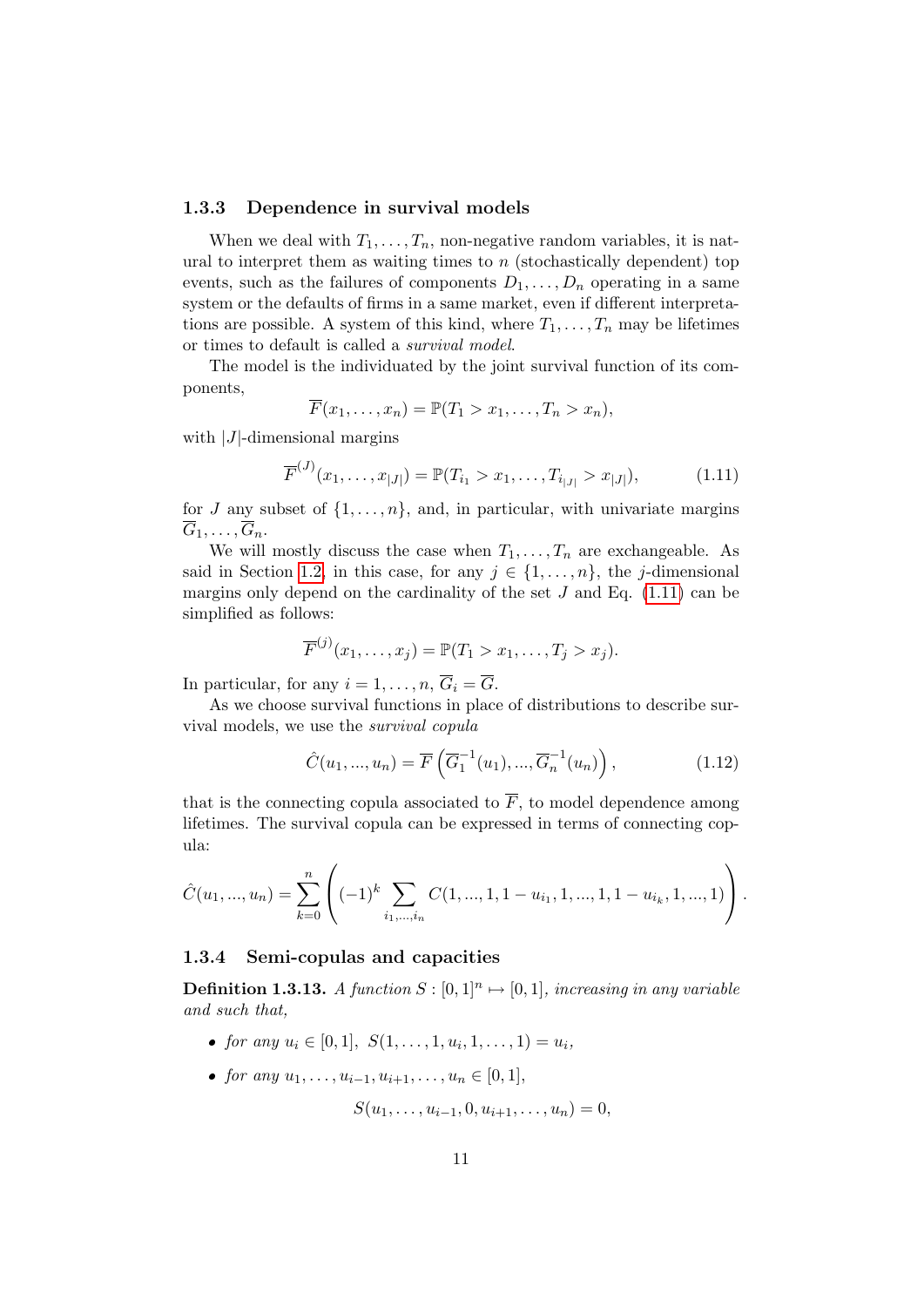### 1.3.3 Dependence in survival models

When we deal with $T_1, \ldots, T_n$, non-negative random variables, it is natural to interpret them as waiting times to $n$ (stochastically dependent) top events, such as the failures of components $D_1, \ldots, D_n$ operating in a same system or the defaults of firms in a same market, even if different interpretations are possible. A system of this kind, where $T_1, \ldots, T_n$ may be lifetimes or times to default is called a *survival model*.

The model is the individuated by the joint survival function of its components,

$$\overline{F}(x_1, \ldots, x_n) = \mathbb{P}(T_1 > x_1, \ldots, T_n > x_n),$$

with $|J|$-dimensional margins

$$\overline{F}^{(J)}(x_1, \ldots, x_{|J|}) = \mathbb{P}(T_{i_1} > x_1, \ldots, T_{i_{|J|}} > x_{|J|}), \tag{1.11}$$

for $J$ any subset of $\{1, \ldots, n\}$, and, in particular, with univariate margins $\overline{G}_1, \ldots, \overline{G}_n$.

We will mostly discuss the case when $T_1, \ldots, T_n$ are exchangeable. As said in Section 1.2, in this case, for any $j \in \{1, \ldots, n\}$, the $j$-dimensional margins only depend on the cardinality of the set $J$ and Eq. (1.11) can be simplified as follows:

$$\overline{F}^{(j)}(x_1, \ldots, x_j) = \mathbb{P}(T_1 > x_1, \ldots, T_j > x_j).$$

In particular, for any $i = 1, \ldots, n$, $\overline{G}_i = \overline{G}$.

As we choose survival functions in place of distributions to describe survival models, we use the *survival copula*

$$\hat{C}(u_1, ..., u_n) = \overline{F}\left(\overline{G}_1^{-1}(u_1), ..., \overline{G}_n^{-1}(u_n)\right), \tag{1.12}$$

that is the connecting copula associated to $\overline{F}$, to model dependence among lifetimes. The survival copula can be expressed in terms of connecting copula:

$$\hat{C}(u_1, ..., u_n) = \sum_{k=0}^{n} \left( (-1)^k \sum_{i_1, ..., i_n} C(1, ..., 1, 1 - u_{i_1}, 1, ..., 1, 1 - u_{i_k}, 1, ..., 1) \right).$$

### 1.3.4 Semi-copulas and capacities

**Definition 1.3.13.** *A function $S : [0,1]^n \mapsto [0,1]$, increasing in any variable and such that,*

- *for any $u_i \in [0,1]$, $S(1, \ldots, 1, u_i, 1, \ldots, 1) = u_i$,*
- *for any $u_1, \ldots, u_{i-1}, u_{i+1}, \ldots, u_n \in [0,1]$,*

$$S(u_1, \ldots, u_{i-1}, 0, u_{i+1}, \ldots, u_n) = 0,$$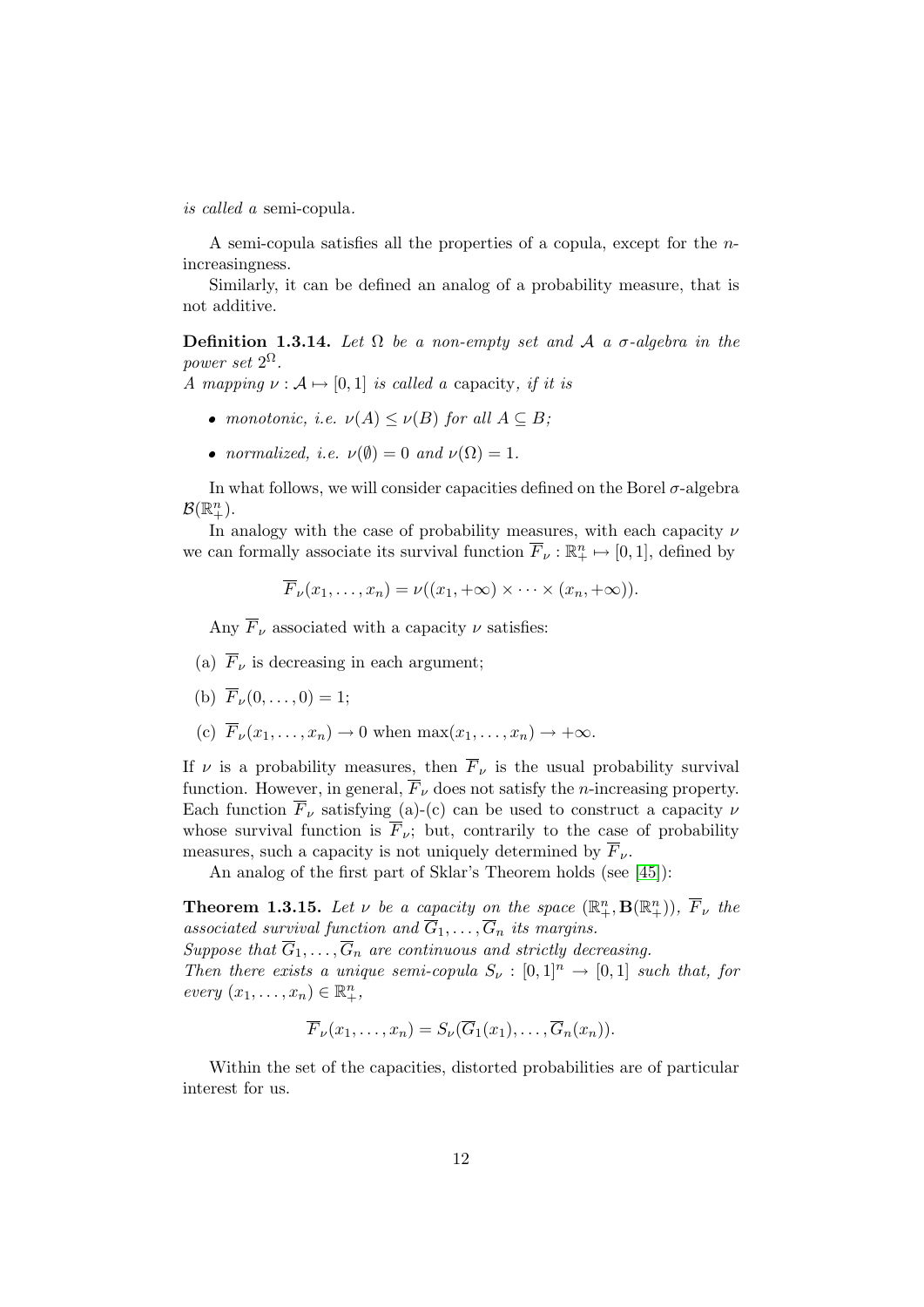*is called a* semi-copula.

A semi-copula satisfies all the properties of a copula, except for the $n$-increasingness.

Similarly, it can be defined an analog of a probability measure, that is not additive.

**Definition 1.3.14.** *Let $\Omega$ be a non-empty set and $\mathcal{A}$ a $\sigma$-algebra in the power set $2^\Omega$.*
*A mapping $\nu : \mathcal{A} \mapsto [0, 1]$ is called a* capacity*, if it is*

- *monotonic, i.e. $\nu(A) \leq \nu(B)$ for all $A \subseteq B$;*
- *normalized, i.e. $\nu(\emptyset) = 0$ and $\nu(\Omega) = 1$.*

In what follows, we will consider capacities defined on the Borel $\sigma$-algebra $\mathcal{B}(\mathbb{R}^n_+)$.

In analogy with the case of probability measures, with each capacity $\nu$ we can formally associate its survival function $\overline{F}_\nu : \mathbb{R}^n_+ \mapsto [0, 1]$, defined by

$$\overline{F}_\nu(x_1, \ldots, x_n) = \nu((x_1, +\infty) \times \cdots \times (x_n, +\infty)).$$

Any $\overline{F}_\nu$ associated with a capacity $\nu$ satisfies:

(a) $\overline{F}_\nu$ is decreasing in each argument;

(b) $\overline{F}_\nu(0, \ldots, 0) = 1$;

(c) $\overline{F}_\nu(x_1, \ldots, x_n) \to 0$ when $\max(x_1, \ldots, x_n) \to +\infty$.

If $\nu$ is a probability measures, then $\overline{F}_\nu$ is the usual probability survival function. However, in general, $\overline{F}_\nu$ does not satisfy the $n$-increasing property. Each function $\overline{F}_\nu$ satisfying (a)-(c) can be used to construct a capacity $\nu$ whose survival function is $\overline{F}_\nu$; but, contrarily to the case of probability measures, such a capacity is not uniquely determined by $\overline{F}_\nu$.

An analog of the first part of Sklar's Theorem holds (see [45]):

**Theorem 1.3.15.** *Let $\nu$ be a capacity on the space $(\mathbb{R}^n_+, \mathbf{B}(\mathbb{R}^n_+))$, $\overline{F}_\nu$ the associated survival function and $\overline{G}_1, \ldots, \overline{G}_n$ its margins.*
*Suppose that $\overline{G}_1, \ldots, \overline{G}_n$ are continuous and strictly decreasing.*
*Then there exists a unique semi-copula $S_\nu : [0, 1]^n \to [0, 1]$ such that, for every $(x_1, \ldots, x_n) \in \mathbb{R}^n_+$,*

$$\overline{F}_\nu(x_1, \ldots, x_n) = S_\nu(\overline{G}_1(x_1), \ldots, \overline{G}_n(x_n)).$$

Within the set of the capacities, distorted probabilities are of particular interest for us.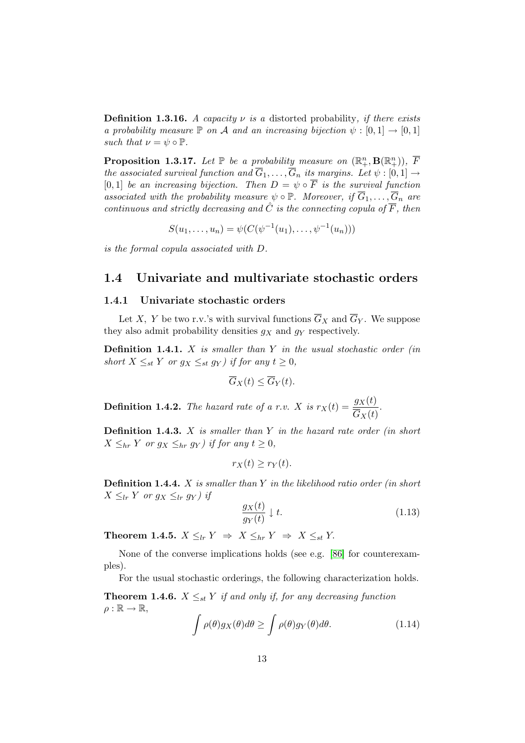**Definition 1.3.16.** *A capacity $\nu$ is a* distorted probability, *if there exists a probability measure $\mathbb{P}$ on $\mathcal{A}$ and an increasing bijection $\psi : [0,1] \to [0,1]$ such that $\nu = \psi \circ \mathbb{P}$.*

**Proposition 1.3.17.** *Let $\mathbb{P}$ be a probability measure on $(\mathbb{R}^n_+, \mathbf{B}(\mathbb{R}^n_+))$, $\overline{F}$ the associated survival function and $\overline{G}_1, \ldots, \overline{G}_n$ its margins. Let $\psi : [0,1] \to [0,1]$ be an increasing bijection. Then $D = \psi \circ \overline{F}$ is the survival function associated with the probability measure $\psi \circ \mathbb{P}$. Moreover, if $\overline{G}_1, \ldots, \overline{G}_n$ are continuous and strictly decreasing and $\hat{C}$ is the connecting copula of $\overline{F}$, then*

$$S(u_1, \ldots, u_n) = \psi(C(\psi^{-1}(u_1), \ldots, \psi^{-1}(u_n)))$$

*is the formal copula associated with $D$.*

## 1.4 Univariate and multivariate stochastic orders

### 1.4.1 Univariate stochastic orders

Let $X$, $Y$ be two r.v.'s with survival functions $\overline{G}_X$ and $\overline{G}_Y$. We suppose they also admit probability densities $g_X$ and $g_Y$ respectively.

**Definition 1.4.1.** *$X$ is smaller than $Y$ in the usual stochastic order (in short $X \leq_{st} Y$ or $g_X \leq_{st} g_Y$) if for any $t \geq 0$,*

$$\overline{G}_X(t) \leq \overline{G}_Y(t).$$

**Definition 1.4.2.** *The hazard rate of a r.v. $X$ is $r_X(t) = \dfrac{g_X(t)}{\overline{G}_X(t)}$.*

**Definition 1.4.3.** *$X$ is smaller than $Y$ in the hazard rate order (in short $X \leq_{hr} Y$ or $g_X \leq_{hr} g_Y$) if for any $t \geq 0$,*

$$r_X(t) \geq r_Y(t).$$

**Definition 1.4.4.** *$X$ is smaller than $Y$ in the likelihood ratio order (in short $X \leq_{lr} Y$ or $g_X \leq_{lr} g_Y$) if*

$$\frac{g_X(t)}{g_Y(t)} \downarrow t. \tag{1.13}$$

**Theorem 1.4.5.** $X \leq_{lr} Y \;\Rightarrow\; X \leq_{hr} Y \;\Rightarrow\; X \leq_{st} Y.$

None of the converse implications holds (see e.g. [86] for counterexamples).

For the usual stochastic orderings, the following characterization holds.

**Theorem 1.4.6.** *$X \leq_{st} Y$ if and only if, for any decreasing function $\rho : \mathbb{R} \to \mathbb{R}$,*

$$\int \rho(\theta) g_X(\theta) d\theta \geq \int \rho(\theta) g_Y(\theta) d\theta. \tag{1.14}$$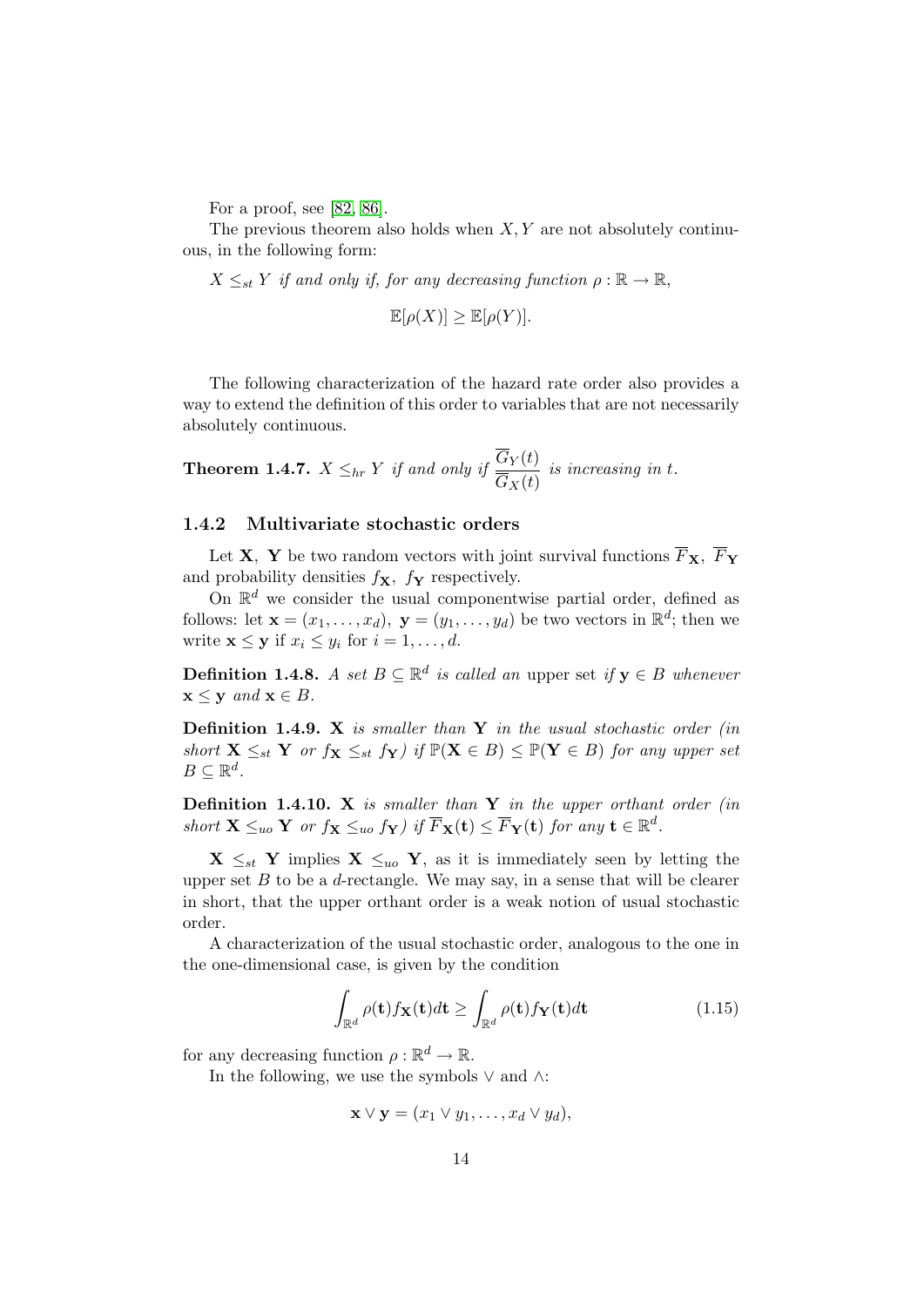For a proof, see [82, 86].

The previous theorem also holds when $X, Y$ are not absolutely continuous, in the following form:

*$X \leq_{st} Y$ if and only if, for any decreasing function $\rho : \mathbb{R} \to \mathbb{R}$,*

$$\mathbb{E}[\rho(X)] \geq \mathbb{E}[\rho(Y)].$$

The following characterization of the hazard rate order also provides a way to extend the definition of this order to variables that are not necessarily absolutely continuous.

**Theorem 1.4.7.** *$X \leq_{hr} Y$ if and only if $\dfrac{\overline{G}_Y(t)}{\overline{G}_X(t)}$ is increasing in $t$.*

### 1.4.2 Multivariate stochastic orders

Let $\mathbf{X}$, $\mathbf{Y}$ be two random vectors with joint survival functions $\overline{F}_{\mathbf{X}}$, $\overline{F}_{\mathbf{Y}}$ and probability densities $f_{\mathbf{X}}$, $f_{\mathbf{Y}}$ respectively.

On $\mathbb{R}^d$ we consider the usual componentwise partial order, defined as follows: let $\mathbf{x} = (x_1, \ldots, x_d)$, $\mathbf{y} = (y_1, \ldots, y_d)$ be two vectors in $\mathbb{R}^d$; then we write $\mathbf{x} \leq \mathbf{y}$ if $x_i \leq y_i$ for $i = 1, \ldots, d$.

**Definition 1.4.8.** *A set $B \subseteq \mathbb{R}^d$ is called an* upper set *if $\mathbf{y} \in B$ whenever $\mathbf{x} \leq \mathbf{y}$ and $\mathbf{x} \in B$.*

**Definition 1.4.9.** *$\mathbf{X}$ is smaller than $\mathbf{Y}$ in the usual stochastic order (in short $\mathbf{X} \leq_{st} \mathbf{Y}$ or $f_{\mathbf{X}} \leq_{st} f_{\mathbf{Y}}$) if $\mathbb{P}(\mathbf{X} \in B) \leq \mathbb{P}(\mathbf{Y} \in B)$ for any upper set $B \subseteq \mathbb{R}^d$.*

**Definition 1.4.10.** *$\mathbf{X}$ is smaller than $\mathbf{Y}$ in the upper orthant order (in short $\mathbf{X} \leq_{uo} \mathbf{Y}$ or $f_{\mathbf{X}} \leq_{uo} f_{\mathbf{Y}}$) if $\overline{F}_{\mathbf{X}}(\mathbf{t}) \leq \overline{F}_{\mathbf{Y}}(\mathbf{t})$ for any $\mathbf{t} \in \mathbb{R}^d$.*

$\mathbf{X} \leq_{st} \mathbf{Y}$ implies $\mathbf{X} \leq_{uo} \mathbf{Y}$, as it is immediately seen by letting the upper set $B$ to be a $d$-rectangle. We may say, in a sense that will be clearer in short, that the upper orthant order is a weak notion of usual stochastic order.

A characterization of the usual stochastic order, analogous to the one in the one-dimensional case, is given by the condition

$$\int_{\mathbb{R}^d} \rho(\mathbf{t}) f_{\mathbf{X}}(\mathbf{t}) d\mathbf{t} \geq \int_{\mathbb{R}^d} \rho(\mathbf{t}) f_{\mathbf{Y}}(\mathbf{t}) d\mathbf{t} \tag{1.15}$$

for any decreasing function $\rho : \mathbb{R}^d \to \mathbb{R}$.

In the following, we use the symbols $\vee$ and $\wedge$:

$$\mathbf{x} \vee \mathbf{y} = (x_1 \vee y_1, \ldots, x_d \vee y_d),$$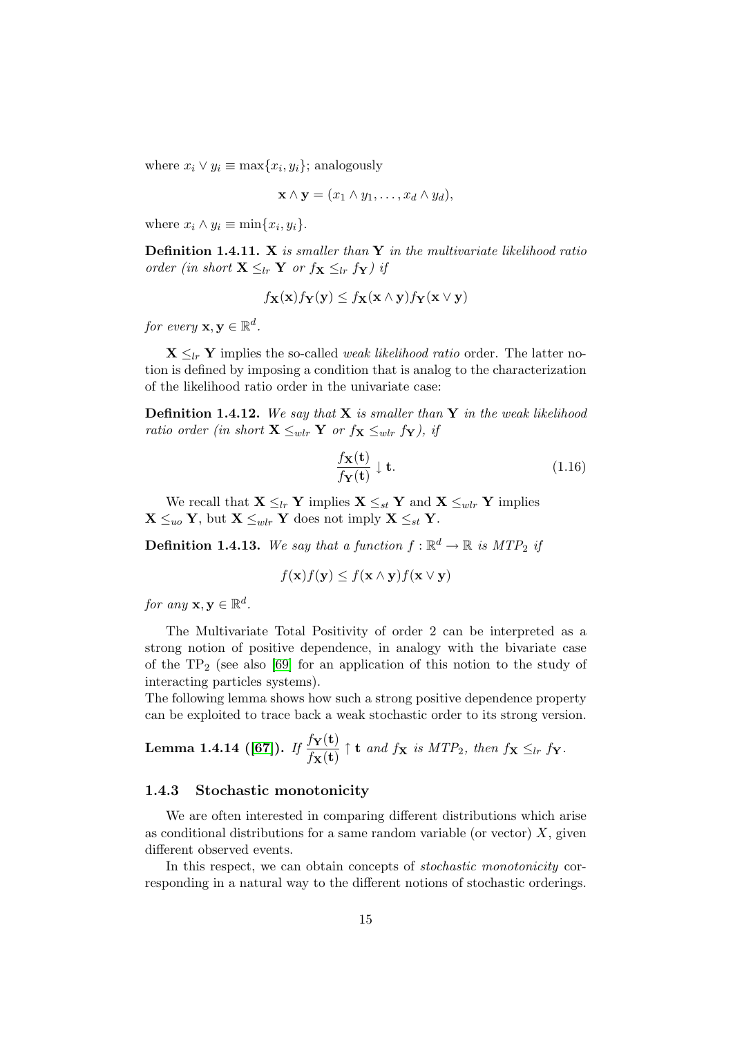where $x_i \vee y_i \equiv \max\{x_i, y_i\}$; analogously

$$\mathbf{x} \wedge \mathbf{y} = (x_1 \wedge y_1, \ldots, x_d \wedge y_d),$$

where $x_i \wedge y_i \equiv \min\{x_i, y_i\}$.

**Definition 1.4.11.** *$\mathbf{X}$ is smaller than $\mathbf{Y}$ in the multivariate likelihood ratio order (in short $\mathbf{X} \leq_{lr} \mathbf{Y}$ or $f_{\mathbf{X}} \leq_{lr} f_{\mathbf{Y}}$) if*

$$f_{\mathbf{X}}(\mathbf{x}) f_{\mathbf{Y}}(\mathbf{y}) \leq f_{\mathbf{X}}(\mathbf{x} \wedge \mathbf{y}) f_{\mathbf{Y}}(\mathbf{x} \vee \mathbf{y})$$

*for every $\mathbf{x}, \mathbf{y} \in \mathbb{R}^d$.*

$\mathbf{X} \leq_{lr} \mathbf{Y}$ implies the so-called *weak likelihood ratio* order. The latter notion is defined by imposing a condition that is analog to the characterization of the likelihood ratio order in the univariate case:

**Definition 1.4.12.** *We say that $\mathbf{X}$ is smaller than $\mathbf{Y}$ in the weak likelihood ratio order (in short $\mathbf{X} \leq_{wlr} \mathbf{Y}$ or $f_{\mathbf{X}} \leq_{wlr} f_{\mathbf{Y}}$), if*

$$\frac{f_{\mathbf{X}}(\mathbf{t})}{f_{\mathbf{Y}}(\mathbf{t})} \downarrow \mathbf{t}. \tag{1.16}$$

We recall that $\mathbf{X} \leq_{lr} \mathbf{Y}$ implies $\mathbf{X} \leq_{st} \mathbf{Y}$ and $\mathbf{X} \leq_{wlr} \mathbf{Y}$ implies $\mathbf{X} \leq_{uo} \mathbf{Y}$, but $\mathbf{X} \leq_{wlr} \mathbf{Y}$ does not imply $\mathbf{X} \leq_{st} \mathbf{Y}$.

**Definition 1.4.13.** *We say that a function $f : \mathbb{R}^d \to \mathbb{R}$ is $MTP_2$ if*

$$f(\mathbf{x}) f(\mathbf{y}) \leq f(\mathbf{x} \wedge \mathbf{y}) f(\mathbf{x} \vee \mathbf{y})$$

*for any $\mathbf{x}, \mathbf{y} \in \mathbb{R}^d$.*

The Multivariate Total Positivity of order 2 can be interpreted as a strong notion of positive dependence, in analogy with the bivariate case of the $\mathrm{TP}_2$ (see also [69] for an application of this notion to the study of interacting particles systems).
The following lemma shows how such a strong positive dependence property can be exploited to trace back a weak stochastic order to its strong version.

**Lemma 1.4.14 ([67]).** *If $\dfrac{f_{\mathbf{Y}}(\mathbf{t})}{f_{\mathbf{X}}(\mathbf{t})} \uparrow \mathbf{t}$ and $f_{\mathbf{X}}$ is $MTP_2$, then $f_{\mathbf{X}} \leq_{lr} f_{\mathbf{Y}}$.*

### 1.4.3 Stochastic monotonicity

We are often interested in comparing different distributions which arise as conditional distributions for a same random variable (or vector) $X$, given different observed events.

In this respect, we can obtain concepts of *stochastic monotonicity* corresponding in a natural way to the different notions of stochastic orderings.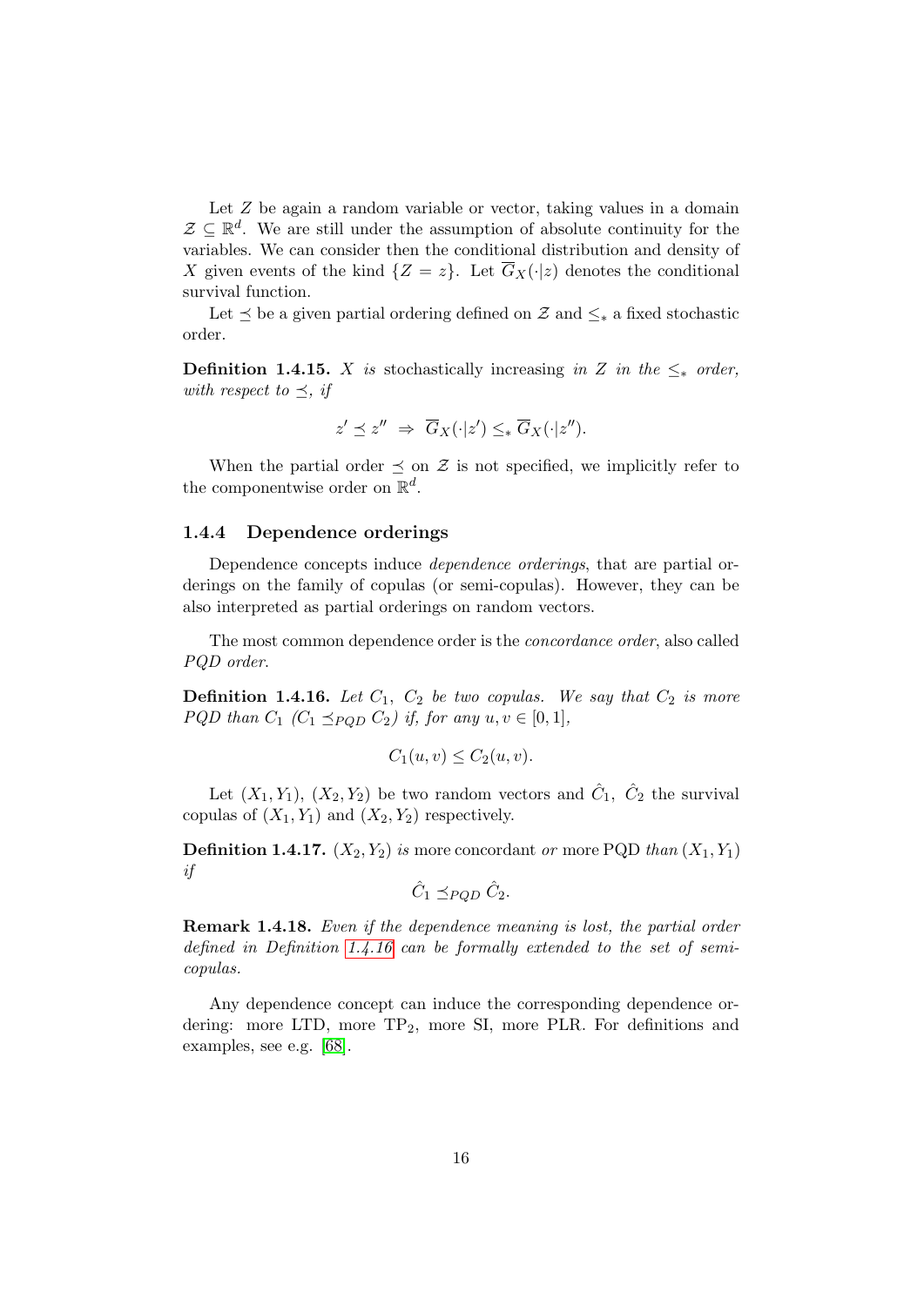Let $Z$ be again a random variable or vector, taking values in a domain $\mathcal{Z} \subseteq \mathbb{R}^d$. We are still under the assumption of absolute continuity for the variables. We can consider then the conditional distribution and density of $X$ given events of the kind $\{Z = z\}$. Let $\overline{G}_X(\cdot|z)$ denotes the conditional survival function.

Let $\preceq$ be a given partial ordering defined on $\mathcal{Z}$ and $\leq_*$ a fixed stochastic order.

**Definition 1.4.15.** *$X$ is* stochastically increasing *in $Z$ in the $\leq_*$ order, with respect to $\preceq$, if*

$$z' \preceq z'' \;\Rightarrow\; \overline{G}_X(\cdot|z') \leq_* \overline{G}_X(\cdot|z'').$$

When the partial order $\preceq$ on $\mathcal{Z}$ is not specified, we implicitly refer to the componentwise order on $\mathbb{R}^d$.

### 1.4.4 Dependence orderings

Dependence concepts induce *dependence orderings*, that are partial orderings on the family of copulas (or semi-copulas). However, they can be also interpreted as partial orderings on random vectors.

The most common dependence order is the *concordance order*, also called *PQD order*.

**Definition 1.4.16.** *Let $C_1$, $C_2$ be two copulas. We say that $C_2$ is more PQD than $C_1$ ($C_1 \preceq_{PQD} C_2$) if, for any $u, v \in [0, 1]$,*

$$C_1(u, v) \leq C_2(u, v).$$

Let $(X_1, Y_1)$, $(X_2, Y_2)$ be two random vectors and $\hat{C}_1$, $\hat{C}_2$ the survival copulas of $(X_1, Y_1)$ and $(X_2, Y_2)$ respectively.

**Definition 1.4.17.** *$(X_2, Y_2)$ is* more concordant *or* more PQD *than $(X_1, Y_1)$ if*

$$\hat{C}_1 \preceq_{PQD} \hat{C}_2.$$

**Remark 1.4.18.** *Even if the dependence meaning is lost, the partial order defined in Definition 1.4.16 can be formally extended to the set of semi-copulas.*

Any dependence concept can induce the corresponding dependence ordering: more LTD, more $\text{TP}_2$, more SI, more PLR. For definitions and examples, see e.g. [68].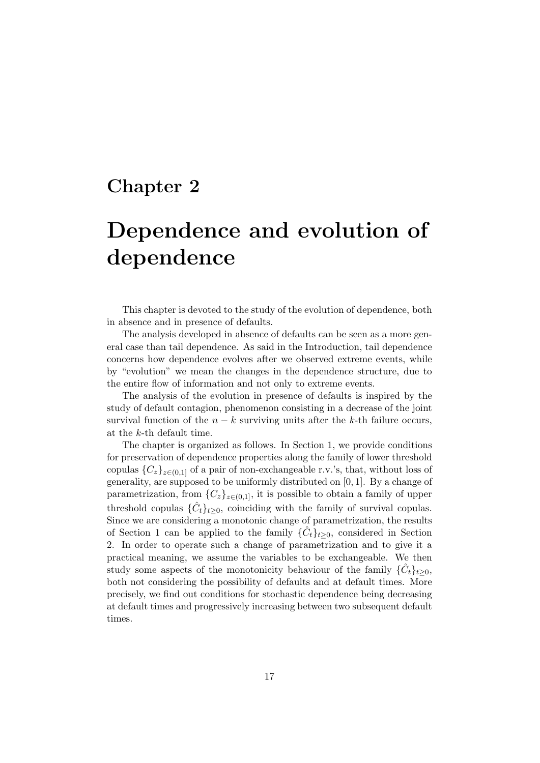# Chapter 2

# Dependence and evolution of dependence

This chapter is devoted to the study of the evolution of dependence, both in absence and in presence of defaults.

The analysis developed in absence of defaults can be seen as a more general case than tail dependence. As said in the Introduction, tail dependence concerns how dependence evolves after we observed extreme events, while by "evolution" we mean the changes in the dependence structure, due to the entire flow of information and not only to extreme events.

The analysis of the evolution in presence of defaults is inspired by the study of default contagion, phenomenon consisting in a decrease of the joint survival function of the $n-k$ surviving units after the $k$-th failure occurs, at the $k$-th default time.

The chapter is organized as follows. In Section 1, we provide conditions for preservation of dependence properties along the family of lower threshold copulas $\{C_z\}_{z\in(0,1]}$ of a pair of non-exchangeable r.v.'s, that, without loss of generality, are supposed to be uniformly distributed on $[0,1]$. By a change of parametrization, from $\{C_z\}_{z\in(0,1]}$, it is possible to obtain a family of upper threshold copulas $\{\hat{C}_t\}_{t\geq 0}$, coinciding with the family of survival copulas. Since we are considering a monotonic change of parametrization, the results of Section 1 can be applied to the family $\{\hat{C}_t\}_{t\geq 0}$, considered in Section 2. In order to operate such a change of parametrization and to give it a practical meaning, we assume the variables to be exchangeable. We then study some aspects of the monotonicity behaviour of the family $\{\hat{C}_t\}_{t\geq 0}$, both not considering the possibility of defaults and at default times. More precisely, we find out conditions for stochastic dependence being decreasing at default times and progressively increasing between two subsequent default times.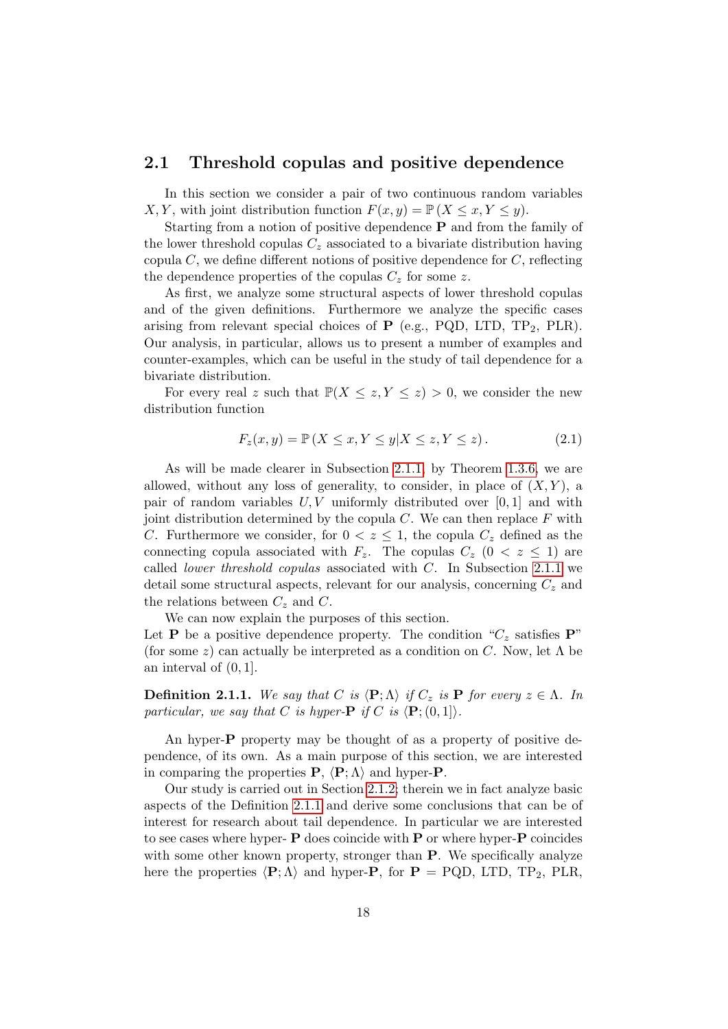## 2.1 Threshold copulas and positive dependence

In this section we consider a pair of two continuous random variables $X, Y$, with joint distribution function $F(x, y) = \mathbb{P}(X \leq x, Y \leq y)$.

Starting from a notion of positive dependence $\mathbf{P}$ and from the family of the lower threshold copulas $C_z$ associated to a bivariate distribution having copula $C$, we define different notions of positive dependence for $C$, reflecting the dependence properties of the copulas $C_z$ for some $z$.

As first, we analyze some structural aspects of lower threshold copulas and of the given definitions. Furthermore we analyze the specific cases arising from relevant special choices of $\mathbf{P}$ (e.g., PQD, LTD, $\text{TP}_2$, PLR). Our analysis, in particular, allows us to present a number of examples and counter-examples, which can be useful in the study of tail dependence for a bivariate distribution.

For every real $z$ such that $\mathbb{P}(X \leq z, Y \leq z) > 0$, we consider the new distribution function

$$F_z(x, y) = \mathbb{P}(X \leq x, Y \leq y | X \leq z, Y \leq z). \tag{2.1}$$

As will be made clearer in Subsection 2.1.1, by Theorem 1.3.6, we are allowed, without any loss of generality, to consider, in place of $(X, Y)$, a pair of random variables $U, V$ uniformly distributed over $[0, 1]$ and with joint distribution determined by the copula $C$. We can then replace $F$ with $C$. Furthermore we consider, for $0 < z \leq 1$, the copula $C_z$ defined as the connecting copula associated with $F_z$. The copulas $C_z$ $(0 < z \leq 1)$ are called *lower threshold copulas* associated with $C$. In Subsection 2.1.1 we detail some structural aspects, relevant for our analysis, concerning $C_z$ and the relations between $C_z$ and $C$.

We can now explain the purposes of this section.
Let $\mathbf{P}$ be a positive dependence property. The condition "$C_z$ satisfies $\mathbf{P}$" (for some $z$) can actually be interpreted as a condition on $C$. Now, let $\Lambda$ be an interval of $(0, 1]$.

**Definition 2.1.1.** *We say that $C$ is $\langle \mathbf{P}; \Lambda \rangle$ if $C_z$ is $\mathbf{P}$ for every $z \in \Lambda$. In particular, we say that $C$ is hyper-$\mathbf{P}$ if $C$ is $\langle \mathbf{P}; (0, 1] \rangle$.*

An hyper-$\mathbf{P}$ property may be thought of as a property of positive dependence, of its own. As a main purpose of this section, we are interested in comparing the properties $\mathbf{P}$, $\langle \mathbf{P}; \Lambda \rangle$ and hyper-$\mathbf{P}$.

Our study is carried out in Section 2.1.2; therein we in fact analyze basic aspects of the Definition 2.1.1 and derive some conclusions that can be of interest for research about tail dependence. In particular we are interested to see cases where hyper- $\mathbf{P}$ does coincide with $\mathbf{P}$ or where hyper-$\mathbf{P}$ coincides with some other known property, stronger than $\mathbf{P}$. We specifically analyze here the properties $\langle \mathbf{P}; \Lambda \rangle$ and hyper-$\mathbf{P}$, for $\mathbf{P}$ = PQD, LTD, $\text{TP}_2$, PLR,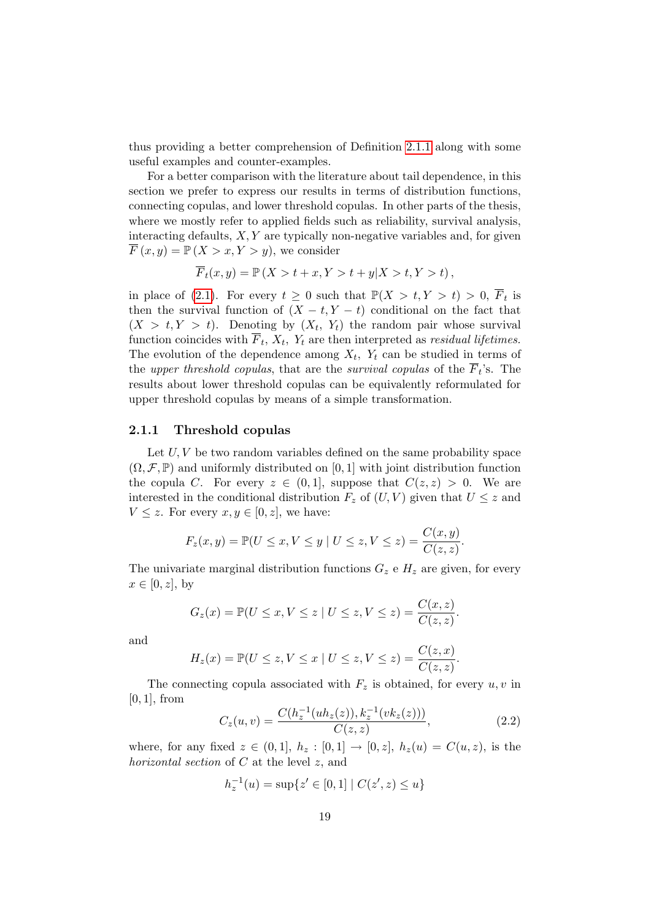thus providing a better comprehension of Definition 2.1.1 along with some useful examples and counter-examples.

For a better comparison with the literature about tail dependence, in this section we prefer to express our results in terms of distribution functions, connecting copulas, and lower threshold copulas. In other parts of the thesis, where we mostly refer to applied fields such as reliability, survival analysis, interacting defaults, $X, Y$ are typically non-negative variables and, for given $\overline{F}(x, y) = \mathbb{P}(X > x, Y > y)$, we consider

$$\overline{F}_t(x, y) = \mathbb{P}(X > t + x, Y > t + y | X > t, Y > t),$$

in place of (2.1). For every $t \geq 0$ such that $\mathbb{P}(X > t, Y > t) > 0$, $\overline{F}_t$ is then the survival function of $(X - t, Y - t)$ conditional on the fact that $(X > t, Y > t)$. Denoting by $(X_t, Y_t)$ the random pair whose survival function coincides with $\overline{F}_t$, $X_t$, $Y_t$ are then interpreted as *residual lifetimes*. The evolution of the dependence among $X_t$, $Y_t$ can be studied in terms of the *upper threshold copulas*, that are the *survival copulas* of the $\overline{F}_t$'s. The results about lower threshold copulas can be equivalently reformulated for upper threshold copulas by means of a simple transformation.

### 2.1.1 Threshold copulas

Let $U, V$ be two random variables defined on the same probability space $(\Omega, \mathcal{F}, \mathbb{P})$ and uniformly distributed on $[0, 1]$ with joint distribution function the copula $C$. For every $z \in (0, 1]$, suppose that $C(z, z) > 0$. We are interested in the conditional distribution $F_z$ of $(U, V)$ given that $U \leq z$ and $V \leq z$. For every $x, y \in [0, z]$, we have:

$$F_z(x, y) = \mathbb{P}(U \leq x, V \leq y \mid U \leq z, V \leq z) = \frac{C(x, y)}{C(z, z)}.$$

The univariate marginal distribution functions $G_z$ e $H_z$ are given, for every $x \in [0, z]$, by

$$G_z(x) = \mathbb{P}(U \leq x, V \leq z \mid U \leq z, V \leq z) = \frac{C(x, z)}{C(z, z)}.$$

and

$$H_z(x) = \mathbb{P}(U \leq z, V \leq x \mid U \leq z, V \leq z) = \frac{C(z, x)}{C(z, z)}.$$

The connecting copula associated with $F_z$ is obtained, for every $u, v$ in $[0, 1]$, from

$$C_z(u, v) = \frac{C(h_z^{-1}(uh_z(z)), k_z^{-1}(vk_z(z)))}{C(z, z)}, \tag{2.2}$$

where, for any fixed $z \in (0, 1]$, $h_z : [0, 1] \to [0, z]$, $h_z(u) = C(u, z)$, is the *horizontal section* of $C$ at the level $z$, and

$$h_z^{-1}(u) = \sup\{z' \in [0, 1] \mid C(z', z) \leq u\}$$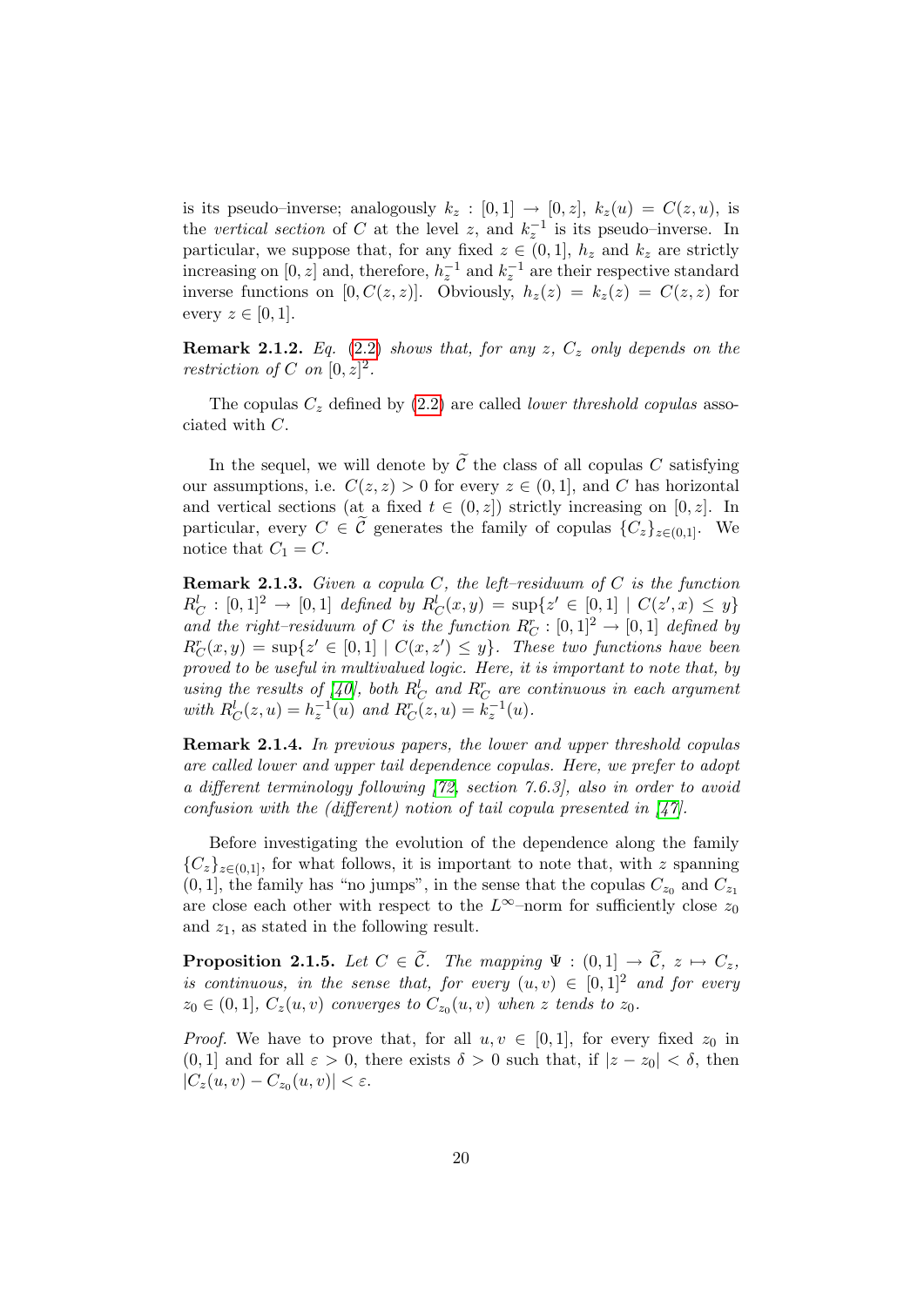is its pseudo–inverse; analogously $k_z : [0,1] \to [0,z]$, $k_z(u) = C(z,u)$, is the *vertical section* of $C$ at the level $z$, and $k_z^{-1}$ is its pseudo–inverse. In particular, we suppose that, for any fixed $z \in (0,1]$, $h_z$ and $k_z$ are strictly increasing on $[0,z]$ and, therefore, $h_z^{-1}$ and $k_z^{-1}$ are their respective standard inverse functions on $[0, C(z,z)]$. Obviously, $h_z(z) = k_z(z) = C(z,z)$ for every $z \in [0,1]$.

**Remark 2.1.2.** *Eq.* (2.2) *shows that, for any $z$, $C_z$ only depends on the restriction of $C$ on $[0,z]^2$.*

The copulas $C_z$ defined by (2.2) are called *lower threshold copulas* associated with $C$.

In the sequel, we will denote by $\widetilde{\mathcal{C}}$ the class of all copulas $C$ satisfying our assumptions, i.e. $C(z,z) > 0$ for every $z \in (0,1]$, and $C$ has horizontal and vertical sections (at a fixed $t \in (0,z]$) strictly increasing on $[0,z]$. In particular, every $C \in \widetilde{\mathcal{C}}$ generates the family of copulas $\{C_z\}_{z\in(0,1]}$. We notice that $C_1 = C$.

**Remark 2.1.3.** *Given a copula $C$, the left–residuum of $C$ is the function $R_C^l : [0,1]^2 \to [0,1]$ defined by $R_C^l(x,y) = \sup\{z' \in [0,1] \mid C(z',x) \leq y\}$ and the right–residuum of $C$ is the function $R_C^r : [0,1]^2 \to [0,1]$ defined by $R_C^r(x,y) = \sup\{z' \in [0,1] \mid C(x,z') \leq y\}$. These two functions have been proved to be useful in multivalued logic. Here, it is important to note that, by using the results of [40], both $R_C^l$ and $R_C^r$ are continuous in each argument with $R_C^l(z,u) = h_z^{-1}(u)$ and $R_C^r(z,u) = k_z^{-1}(u)$.*

**Remark 2.1.4.** *In previous papers, the lower and upper threshold copulas are called lower and upper tail dependence copulas. Here, we prefer to adopt a different terminology following [72, section 7.6.3], also in order to avoid confusion with the (different) notion of tail copula presented in [47].*

Before investigating the evolution of the dependence along the family $\{C_z\}_{z\in(0,1]}$, for what follows, it is important to note that, with $z$ spanning $(0,1]$, the family has "no jumps", in the sense that the copulas $C_{z_0}$ and $C_{z_1}$ are close each other with respect to the $L^\infty$–norm for sufficiently close $z_0$ and $z_1$, as stated in the following result.

**Proposition 2.1.5.** *Let $C \in \widetilde{\mathcal{C}}$. The mapping $\Psi : (0,1] \to \widetilde{\mathcal{C}}$, $z \mapsto C_z$, is continuous, in the sense that, for every $(u,v) \in [0,1]^2$ and for every $z_0 \in (0,1]$, $C_z(u,v)$ converges to $C_{z_0}(u,v)$ when $z$ tends to $z_0$.*

*Proof.* We have to prove that, for all $u, v \in [0,1]$, for every fixed $z_0$ in $(0,1]$ and for all $\varepsilon > 0$, there exists $\delta > 0$ such that, if $|z - z_0| < \delta$, then $|C_z(u,v) - C_{z_0}(u,v)| < \varepsilon$.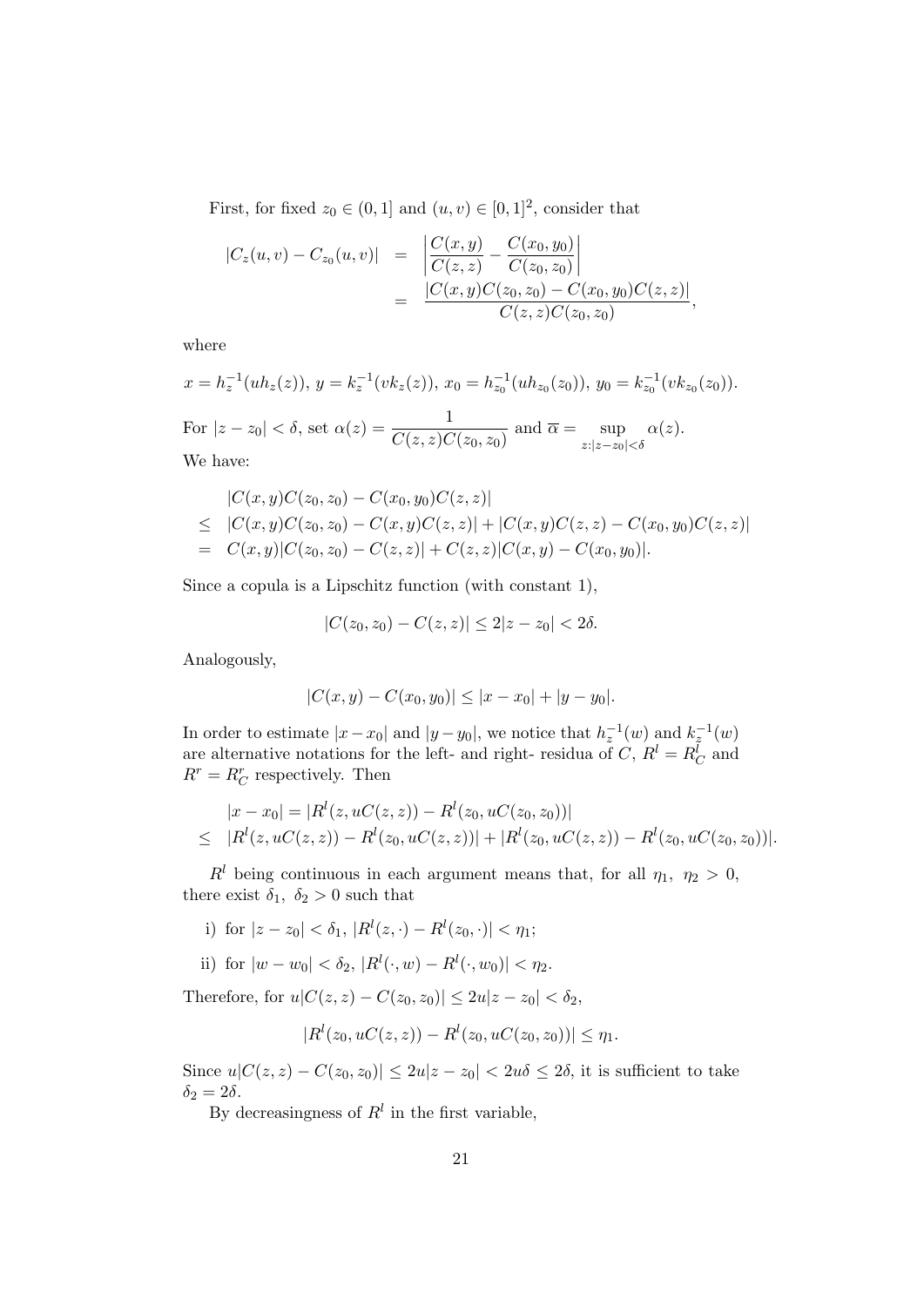First, for fixed $z_0 \in (0,1]$ and $(u,v) \in [0,1]^2$, consider that

$$
\begin{aligned}
|C_z(u,v) - C_{z_0}(u,v)| &= \left| \frac{C(x,y)}{C(z,z)} - \frac{C(x_0,y_0)}{C(z_0,z_0)} \right| \\
&= \frac{|C(x,y)C(z_0,z_0) - C(x_0,y_0)C(z,z)|}{C(z,z)C(z_0,z_0)},
\end{aligned}
$$

where

$$
x = h_z^{-1}(uh_z(z)),\; y = k_z^{-1}(vk_z(z)),\; x_0 = h_{z_0}^{-1}(uh_{z_0}(z_0)),\; y_0 = k_{z_0}^{-1}(vk_{z_0}(z_0)).
$$

For $|z - z_0| < \delta$, set $\alpha(z) = \dfrac{1}{C(z,z)C(z_0,z_0)}$ and $\overline{\alpha} = \sup\limits_{z:|z-z_0|<\delta} \alpha(z)$.

We have:

$$
\begin{aligned}
& |C(x,y)C(z_0,z_0) - C(x_0,y_0)C(z,z)| \\
\leq\ & |C(x,y)C(z_0,z_0) - C(x,y)C(z,z)| + |C(x,y)C(z,z) - C(x_0,y_0)C(z,z)| \\
=\ & C(x,y)|C(z_0,z_0) - C(z,z)| + C(z,z)|C(x,y) - C(x_0,y_0)|.
\end{aligned}
$$

Since a copula is a Lipschitz function (with constant 1),

$$
|C(z_0,z_0) - C(z,z)| \leq 2|z - z_0| < 2\delta.
$$

Analogously,

$$
|C(x,y) - C(x_0,y_0)| \leq |x - x_0| + |y - y_0|.
$$

In order to estimate $|x - x_0|$ and $|y - y_0|$, we notice that $h_z^{-1}(w)$ and $k_z^{-1}(w)$ are alternative notations for the left- and right- residua of $C$, $R^l = R_C^l$ and $R^r = R_C^r$ respectively. Then

$$
\begin{aligned}
& |x - x_0| = |R^l(z, uC(z,z)) - R^l(z_0, uC(z_0,z_0))| \\
\leq\ & |R^l(z, uC(z,z)) - R^l(z_0, uC(z,z))| + |R^l(z_0, uC(z,z)) - R^l(z_0, uC(z_0,z_0))|.
\end{aligned}
$$

$R^l$ being continuous in each argument means that, for all $\eta_1,\ \eta_2 > 0$, there exist $\delta_1,\ \delta_2 > 0$ such that

i) for $|z - z_0| < \delta_1$, $|R^l(z,\cdot) - R^l(z_0,\cdot)| < \eta_1$;

ii) for $|w - w_0| < \delta_2$, $|R^l(\cdot, w) - R^l(\cdot, w_0)| < \eta_2$.

Therefore, for $u|C(z,z) - C(z_0,z_0)| \leq 2u|z - z_0| < \delta_2$,

$$
|R^l(z_0, uC(z,z)) - R^l(z_0, uC(z_0,z_0))| \leq \eta_1.
$$

Since $u|C(z,z) - C(z_0,z_0)| \leq 2u|z - z_0| < 2u\delta \leq 2\delta$, it is sufficient to take $\delta_2 = 2\delta$.

By decreasingness of $R^l$ in the first variable,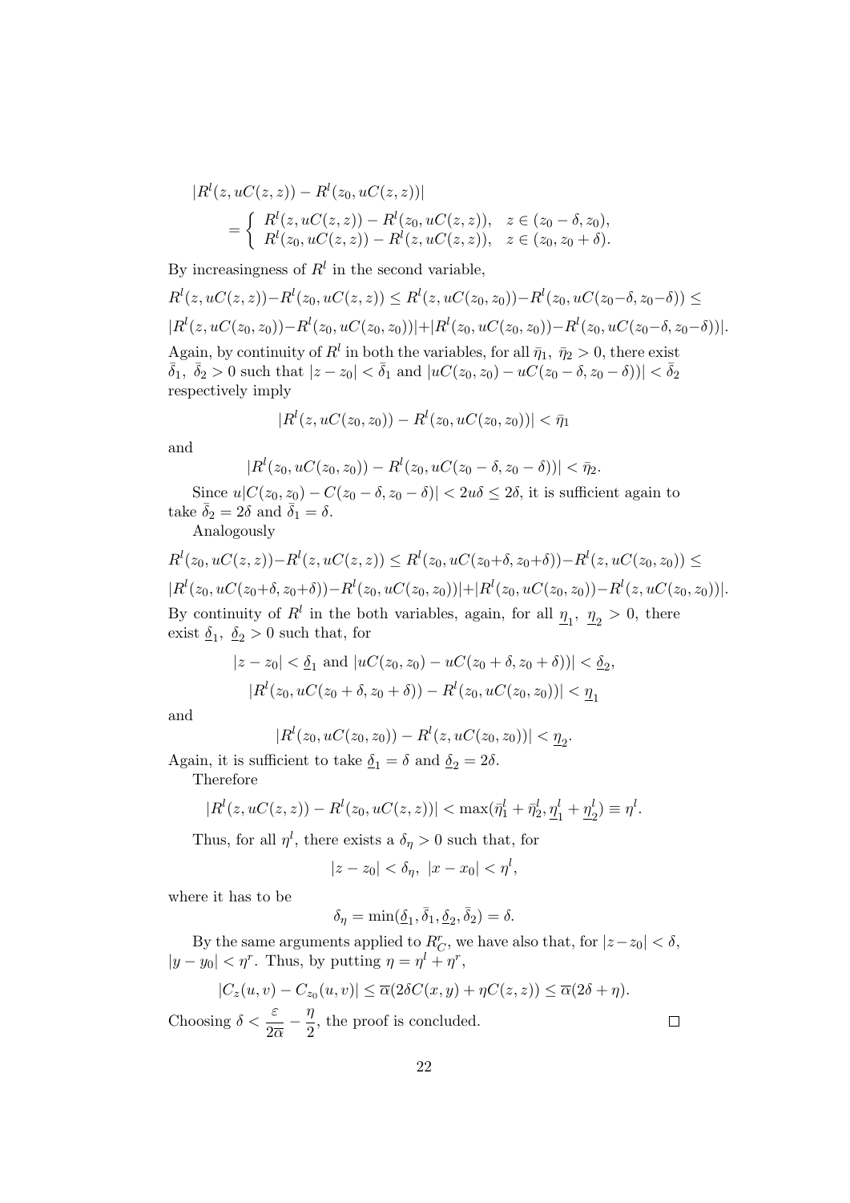$$
\begin{aligned}
&|R^l(z, uC(z,z)) - R^l(z_0, uC(z,z))| \\
&\quad = \begin{cases} R^l(z, uC(z,z)) - R^l(z_0, uC(z,z)), & z \in (z_0 - \delta, z_0), \\ R^l(z_0, uC(z,z)) - R^l(z, uC(z,z)), & z \in (z_0, z_0 + \delta). \end{cases}
\end{aligned}
$$

By increasingness of $R^l$ in the second variable,

$$
R^l(z, uC(z,z)) - R^l(z_0, uC(z,z)) \leq R^l(z, uC(z_0,z_0)) - R^l(z_0, uC(z_0-\delta, z_0-\delta)) \leq
$$

$$
|R^l(z, uC(z_0,z_0)) - R^l(z_0, uC(z_0,z_0))| + |R^l(z_0, uC(z_0,z_0)) - R^l(z_0, uC(z_0-\delta, z_0-\delta))|.
$$

Again, by continuity of $R^l$ in both the variables, for all $\bar{\eta}_1,\ \bar{\eta}_2 > 0$, there exist $\bar{\delta}_1,\ \bar{\delta}_2 > 0$ such that $|z - z_0| < \bar{\delta}_1$ and $|uC(z_0,z_0) - uC(z_0 - \delta, z_0 - \delta))| < \bar{\delta}_2$ respectively imply

$$
|R^l(z, uC(z_0,z_0)) - R^l(z_0, uC(z_0,z_0))| < \bar{\eta}_1
$$

and

$$
|R^l(z_0, uC(z_0,z_0)) - R^l(z_0, uC(z_0-\delta, z_0-\delta))| < \bar{\eta}_2.
$$

Since $u|C(z_0,z_0) - C(z_0-\delta, z_0-\delta)| < 2u\delta \leq 2\delta$, it is sufficient again to take $\bar{\delta}_2 = 2\delta$ and $\bar{\delta}_1 = \delta$.

Analogously

$$
R^l(z_0, uC(z,z)) - R^l(z, uC(z,z)) \leq R^l(z_0, uC(z_0+\delta, z_0+\delta)) - R^l(z, uC(z_0,z_0)) \leq
$$

$$
|R^l(z_0, uC(z_0+\delta, z_0+\delta)) - R^l(z_0, uC(z_0,z_0))| + |R^l(z_0, uC(z_0,z_0)) - R^l(z, uC(z_0,z_0))|.
$$

By continuity of $R^l$ in the both variables, again, for all $\underline{\eta}_1,\ \underline{\eta}_2 > 0$, there exist $\underline{\delta}_1,\ \underline{\delta}_2 > 0$ such that, for

$$
|z - z_0| < \underline{\delta}_1 \text{ and } |uC(z_0,z_0) - uC(z_0+\delta, z_0+\delta))| < \underline{\delta}_2,
$$

$$
|R^l(z_0, uC(z_0+\delta, z_0+\delta)) - R^l(z_0, uC(z_0,z_0))| < \underline{\eta}_1
$$

and

$$
|R^l(z_0, uC(z_0,z_0)) - R^l(z, uC(z_0,z_0))| < \underline{\eta}_2.
$$

Again, it is sufficient to take $\underline{\delta}_1 = \delta$ and $\underline{\delta}_2 = 2\delta$.

Therefore

$$
|R^l(z, uC(z,z)) - R^l(z_0, uC(z,z))| < \max(\bar{\eta}_1^l + \bar{\eta}_2^l, \underline{\eta}_1^l + \underline{\eta}_2^l) \equiv \eta^l.
$$

Thus, for all $\eta^l$, there exists a $\delta_\eta > 0$ such that, for

$$
|z - z_0| < \delta_\eta,\ |x - x_0| < \eta^l,
$$

where it has to be

$$
\delta_\eta = \min(\underline{\delta}_1, \bar{\delta}_1, \underline{\delta}_2, \bar{\delta}_2) = \delta.
$$

By the same arguments applied to $R_C^r$, we have also that, for $|z - z_0| < \delta$, $|y - y_0| < \eta^r$. Thus, by putting $\eta = \eta^l + \eta^r$,

$$
|C_z(u,v) - C_{z_0}(u,v)| \leq \overline{\alpha}(2\delta C(x,y) + \eta C(z,z)) \leq \overline{\alpha}(2\delta + \eta).
$$

Choosing $\delta < \dfrac{\varepsilon}{2\overline{\alpha}} - \dfrac{\eta}{2}$, the proof is concluded. $\square$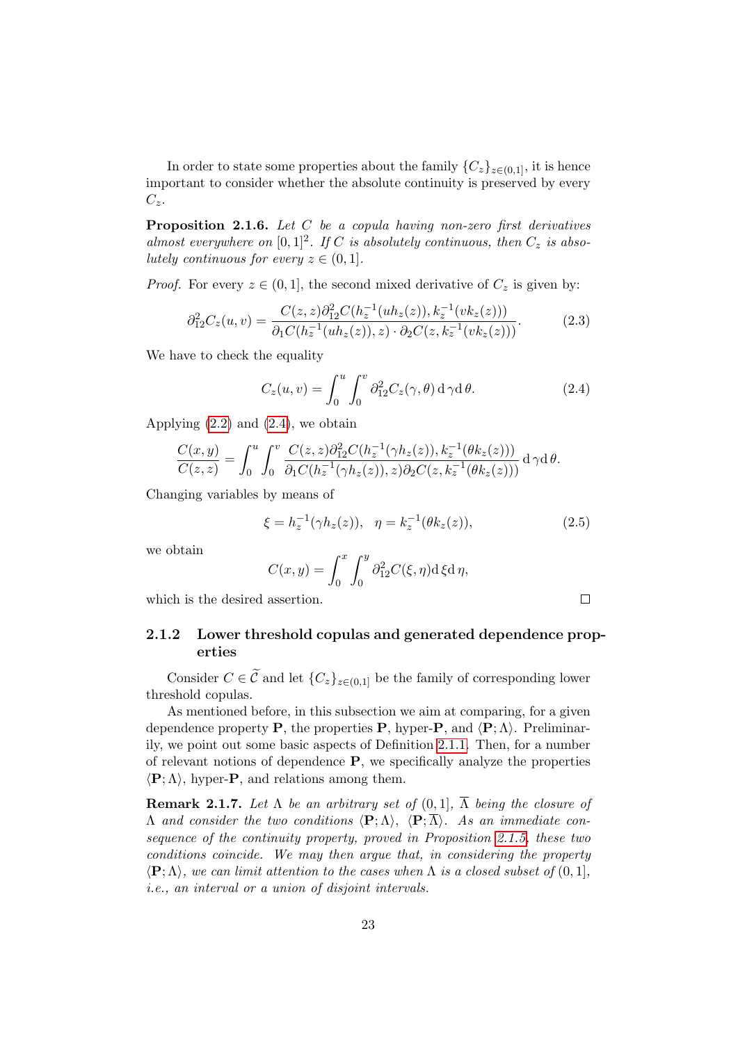In order to state some properties about the family $\{C_z\}_{z\in(0,1]}$, it is hence important to consider whether the absolute continuity is preserved by every $C_z$.

**Proposition 2.1.6.** *Let $C$ be a copula having non-zero first derivatives almost everywhere on $[0,1]^2$. If $C$ is absolutely continuous, then $C_z$ is absolutely continuous for every $z \in (0,1]$.*

*Proof.* For every $z \in (0,1]$, the second mixed derivative of $C_z$ is given by:

$$\partial^2_{12} C_z(u,v) = \frac{C(z,z)\partial^2_{12}C(h_z^{-1}(uh_z(z)), k_z^{-1}(vk_z(z)))}{\partial_1 C(h_z^{-1}(uh_z(z)), z) \cdot \partial_2 C(z, k_z^{-1}(vk_z(z)))}. \tag{2.3}$$

We have to check the equality

$$C_z(u,v) = \int_0^u \int_0^v \partial^2_{12} C_z(\gamma,\theta) \,\mathrm{d}\,\gamma \mathrm{d}\,\theta. \tag{2.4}$$

Applying (2.2) and (2.4), we obtain

$$\frac{C(x,y)}{C(z,z)} = \int_0^u \int_0^v \frac{C(z,z)\partial^2_{12}C(h_z^{-1}(\gamma h_z(z)), k_z^{-1}(\theta k_z(z)))}{\partial_1 C(h_z^{-1}(\gamma h_z(z)), z)\partial_2 C(z, k_z^{-1}(\theta k_z(z)))} \,\mathrm{d}\,\gamma \mathrm{d}\,\theta.$$

Changing variables by means of

$$\xi = h_z^{-1}(\gamma h_z(z)), \quad \eta = k_z^{-1}(\theta k_z(z)), \tag{2.5}$$

we obtain

$$C(x,y) = \int_0^x \int_0^y \partial^2_{12} C(\xi,\eta) \mathrm{d}\,\xi \mathrm{d}\,\eta,$$

which is the desired assertion. □

### 2.1.2 Lower threshold copulas and generated dependence properties

Consider $C \in \widetilde{\mathcal{C}}$ and let $\{C_z\}_{z\in(0,1]}$ be the family of corresponding lower threshold copulas.

As mentioned before, in this subsection we aim at comparing, for a given dependence property $\mathbf{P}$, the properties $\mathbf{P}$, hyper-$\mathbf{P}$, and $\langle \mathbf{P}; \Lambda \rangle$. Preliminarily, we point out some basic aspects of Definition 2.1.1. Then, for a number of relevant notions of dependence $\mathbf{P}$, we specifically analyze the properties $\langle \mathbf{P}; \Lambda \rangle$, hyper-$\mathbf{P}$, and relations among them.

**Remark 2.1.7.** *Let $\Lambda$ be an arbitrary set of $(0,1]$, $\overline{\Lambda}$ being the closure of $\Lambda$ and consider the two conditions $\langle \mathbf{P}; \Lambda \rangle$, $\langle \mathbf{P}; \overline{\Lambda} \rangle$. As an immediate consequence of the continuity property, proved in Proposition 2.1.5, these two conditions coincide. We may then argue that, in considering the property $\langle \mathbf{P}; \Lambda \rangle$, we can limit attention to the cases when $\Lambda$ is a closed subset of $(0,1]$, i.e., an interval or a union of disjoint intervals.*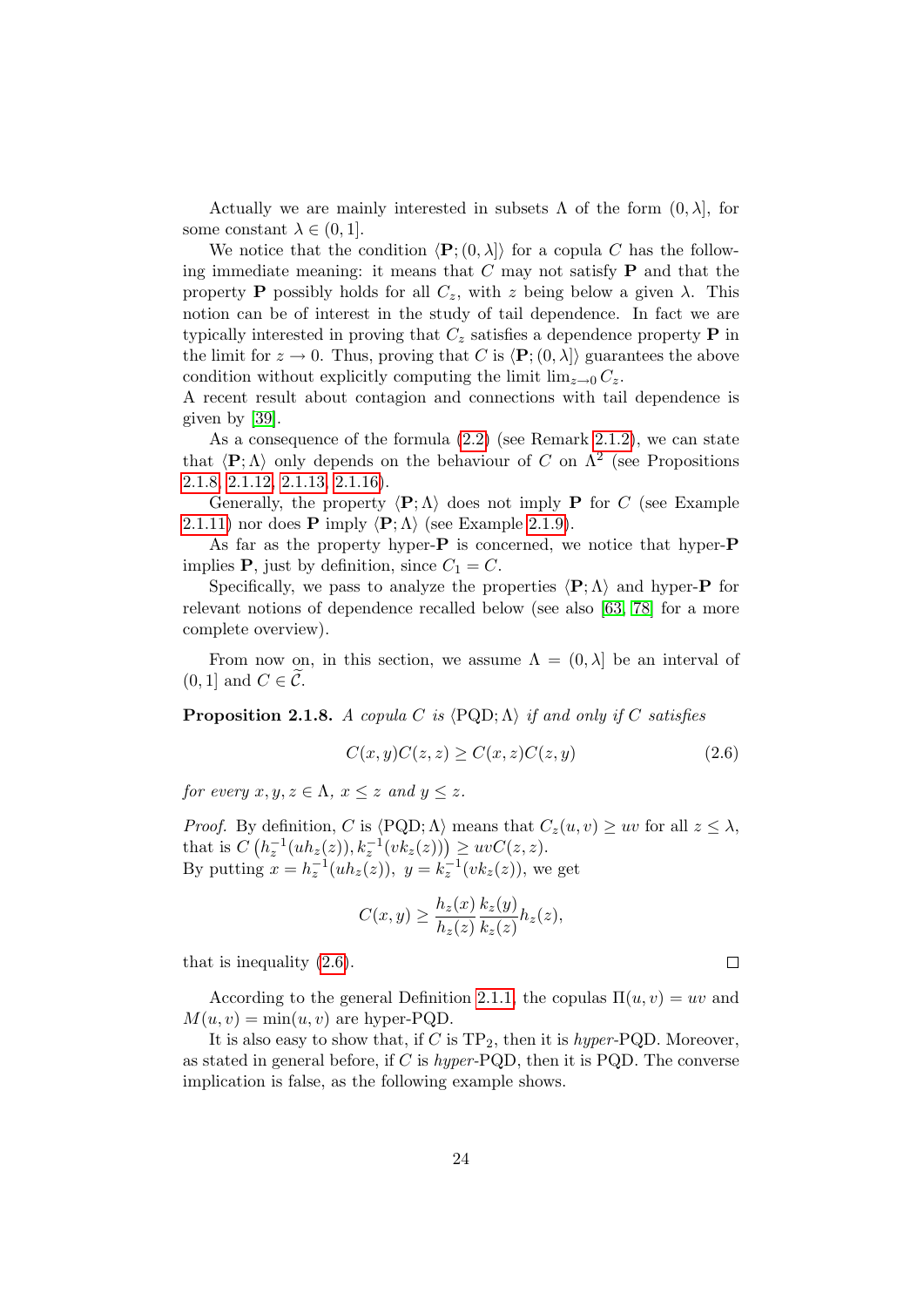Actually we are mainly interested in subsets $\Lambda$ of the form $(0, \lambda]$, for some constant $\lambda \in (0, 1]$.

We notice that the condition $\langle \mathbf{P}; (0, \lambda] \rangle$ for a copula $C$ has the following immediate meaning: it means that $C$ may not satisfy $\mathbf{P}$ and that the property $\mathbf{P}$ possibly holds for all $C_z$, with $z$ being below a given $\lambda$. This notion can be of interest in the study of tail dependence. In fact we are typically interested in proving that $C_z$ satisfies a dependence property $\mathbf{P}$ in the limit for $z \to 0$. Thus, proving that $C$ is $\langle \mathbf{P}; (0, \lambda] \rangle$ guarantees the above condition without explicitly computing the limit $\lim_{z \to 0} C_z$.
A recent result about contagion and connections with tail dependence is given by [39].

As a consequence of the formula (2.2) (see Remark 2.1.2), we can state that $\langle \mathbf{P}; \Lambda \rangle$ only depends on the behaviour of $C$ on $\Lambda^2$ (see Propositions 2.1.8, 2.1.12, 2.1.13, 2.1.16).

Generally, the property $\langle \mathbf{P}; \Lambda \rangle$ does not imply $\mathbf{P}$ for $C$ (see Example 2.1.11) nor does $\mathbf{P}$ imply $\langle \mathbf{P}; \Lambda \rangle$ (see Example 2.1.9).

As far as the property hyper-$\mathbf{P}$ is concerned, we notice that hyper-$\mathbf{P}$ implies $\mathbf{P}$, just by definition, since $C_1 = C$.

Specifically, we pass to analyze the properties $\langle \mathbf{P}; \Lambda \rangle$ and hyper-$\mathbf{P}$ for relevant notions of dependence recalled below (see also [63, 78] for a more complete overview).

From now on, in this section, we assume $\Lambda = (0, \lambda]$ be an interval of $(0, 1]$ and $C \in \widetilde{\mathcal{C}}$.

**Proposition 2.1.8.** *A copula $C$ is $\langle \mathrm{PQD}; \Lambda \rangle$ if and only if $C$ satisfies*

$$C(x, y)C(z, z) \geq C(x, z)C(z, y) \tag{2.6}$$

*for every $x, y, z \in \Lambda$, $x \leq z$ and $y \leq z$.*

*Proof.* By definition, $C$ is $\langle \mathrm{PQD}; \Lambda \rangle$ means that $C_z(u, v) \geq uv$ for all $z \leq \lambda$, that is $C\left(h_z^{-1}(uh_z(z)), k_z^{-1}(vk_z(z))\right) \geq uvC(z, z)$.
By putting $x = h_z^{-1}(uh_z(z))$, $y = k_z^{-1}(vk_z(z))$, we get

$$C(x, y) \geq \frac{h_z(x)}{h_z(z)} \frac{k_z(y)}{k_z(z)} h_z(z),$$

that is inequality (2.6). □

According to the general Definition 2.1.1, the copulas $\Pi(u, v) = uv$ and $M(u, v) = \min(u, v)$ are hyper-PQD.

It is also easy to show that, if $C$ is $\mathrm{TP}_2$, then it is *hyper*-PQD. Moreover, as stated in general before, if $C$ is *hyper*-PQD, then it is PQD. The converse implication is false, as the following example shows.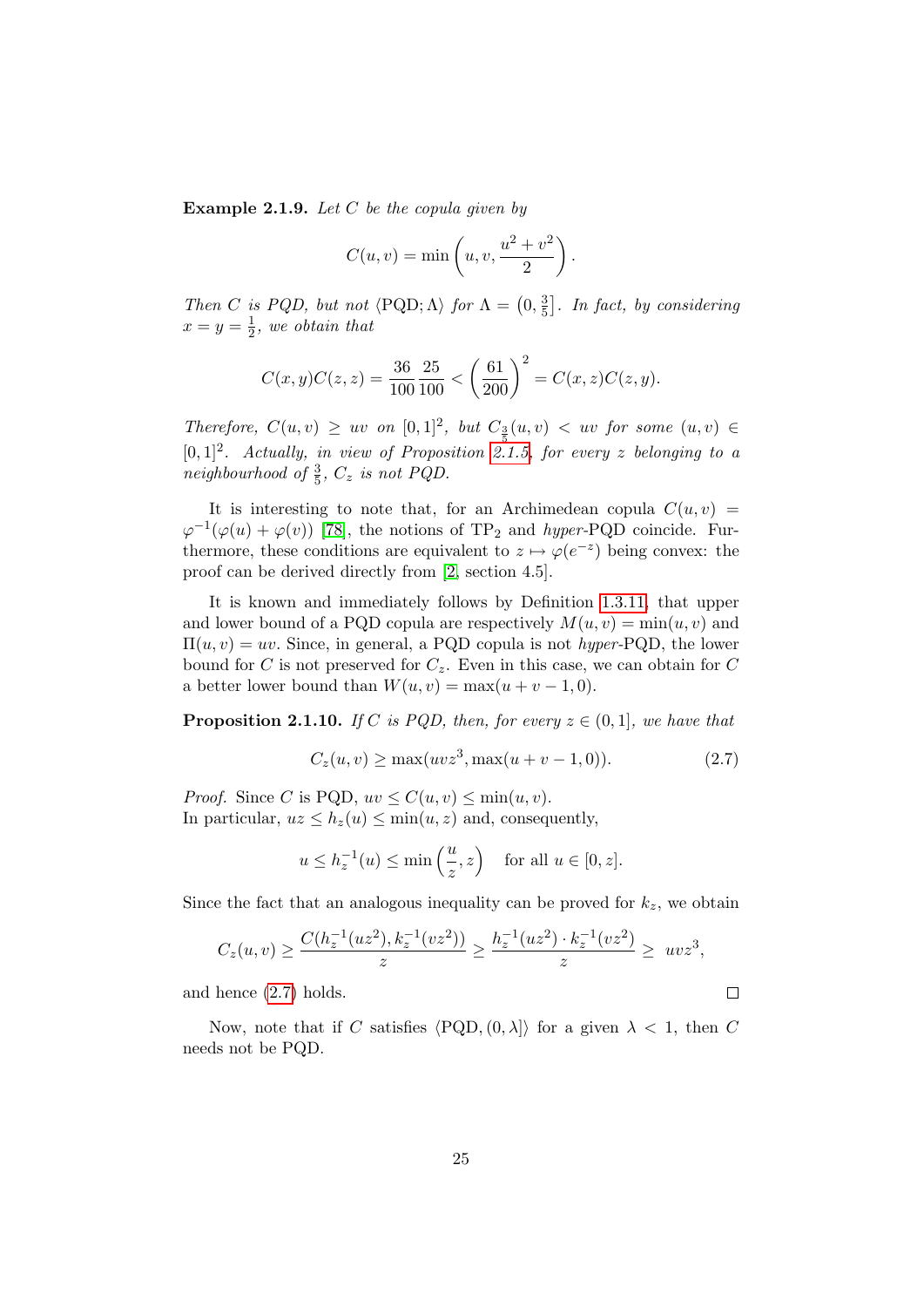**Example 2.1.9.** *Let $C$ be the copula given by*

$$C(u,v) = \min\left(u, v, \frac{u^2+v^2}{2}\right).$$

*Then $C$ is PQD, but not $\langle \text{PQD}; \Lambda \rangle$ for $\Lambda = \left(0, \frac{3}{5}\right]$. In fact, by considering $x = y = \frac{1}{2}$, we obtain that*

$$C(x,y)C(z,z) = \frac{36}{100}\frac{25}{100} < \left(\frac{61}{200}\right)^2 = C(x,z)C(z,y).$$

*Therefore, $C(u,v) \geq uv$ on $[0,1]^2$, but $C_{\frac{3}{5}}(u,v) < uv$ for some $(u,v) \in [0,1]^2$. Actually, in view of Proposition 2.1.5, for every $z$ belonging to a neighbourhood of $\frac{3}{5}$, $C_z$ is not PQD.*

It is interesting to note that, for an Archimedean copula $C(u,v) = \varphi^{-1}(\varphi(u) + \varphi(v))$ [78], the notions of $\text{TP}_2$ and *hyper*-PQD coincide. Furthermore, these conditions are equivalent to $z \mapsto \varphi(e^{-z})$ being convex: the proof can be derived directly from [2, section 4.5].

It is known and immediately follows by Definition 1.3.11, that upper and lower bound of a PQD copula are respectively $M(u,v) = \min(u,v)$ and $\Pi(u,v) = uv$. Since, in general, a PQD copula is not *hyper*-PQD, the lower bound for $C$ is not preserved for $C_z$. Even in this case, we can obtain for $C$ a better lower bound than $W(u,v) = \max(u+v-1, 0)$.

**Proposition 2.1.10.** *If $C$ is PQD, then, for every $z \in (0,1]$, we have that*

$$C_z(u,v) \geq \max(uvz^3, \max(u+v-1, 0)). \tag{2.7}$$

*Proof.* Since $C$ is PQD, $uv \leq C(u,v) \leq \min(u,v)$.
In particular, $uz \leq h_z(u) \leq \min(u,z)$ and, consequently,

$$u \leq h_z^{-1}(u) \leq \min\left(\frac{u}{z}, z\right) \quad \text{for all } u \in [0,z].$$

Since the fact that an analogous inequality can be proved for $k_z$, we obtain

$$C_z(u,v) \geq \frac{C(h_z^{-1}(uz^2), k_z^{-1}(vz^2))}{z} \geq \frac{h_z^{-1}(uz^2) \cdot k_z^{-1}(vz^2)}{z} \geq uvz^3,$$

and hence (2.7) holds. □

Now, note that if $C$ satisfies $\langle \text{PQD}, (0, \lambda] \rangle$ for a given $\lambda < 1$, then $C$ needs not be PQD.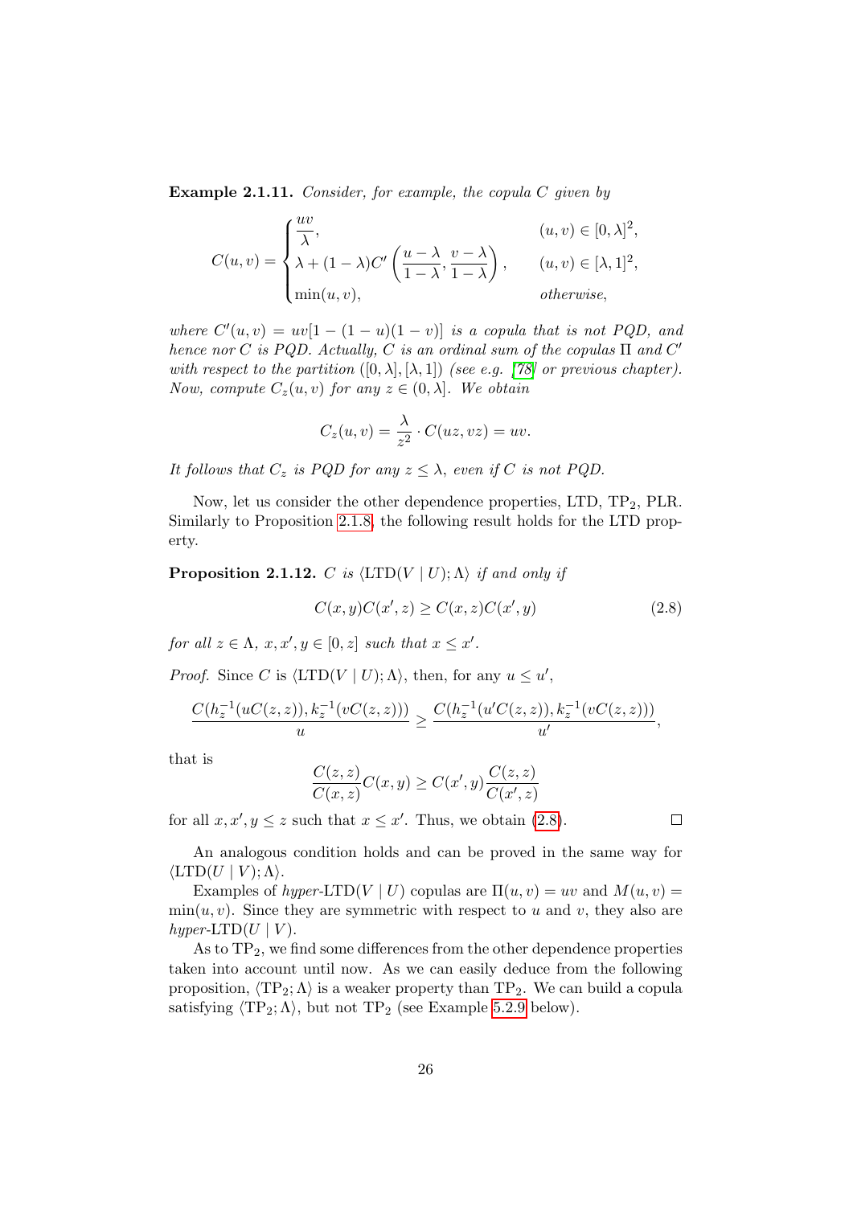**Example 2.1.11.** *Consider, for example, the copula $C$ given by*

$$
C(u,v) = \begin{cases} \dfrac{uv}{\lambda}, & (u,v) \in [0,\lambda]^2, \\ \lambda + (1-\lambda) C'\left(\dfrac{u-\lambda}{1-\lambda}, \dfrac{v-\lambda}{1-\lambda}\right), & (u,v) \in [\lambda,1]^2, \\ \min(u,v), & \textit{otherwise}, \end{cases}
$$

*where $C'(u,v) = uv[1-(1-u)(1-v)]$ is a copula that is not PQD, and hence nor $C$ is PQD. Actually, $C$ is an ordinal sum of the copulas $\Pi$ and $C'$ with respect to the partition $([0,\lambda],[\lambda,1])$ (see e.g. [78] or previous chapter). Now, compute $C_z(u,v)$ for any $z \in (0,\lambda]$. We obtain*

$$
C_z(u,v) = \frac{\lambda}{z^2} \cdot C(uz, vz) = uv.
$$

*It follows that $C_z$ is PQD for any $z \leq \lambda$, even if $C$ is not PQD.*

Now, let us consider the other dependence properties, LTD, $\mathrm{TP}_2$, PLR. Similarly to Proposition 2.1.8, the following result holds for the LTD property.

**Proposition 2.1.12.** *$C$ is $\langle \mathrm{LTD}(V \mid U); \Lambda \rangle$ if and only if*

$$
C(x,y)C(x',z) \geq C(x,z)C(x',y) \tag{2.8}
$$

*for all $z \in \Lambda$, $x, x', y \in [0,z]$ such that $x \leq x'$.*

*Proof.* Since $C$ is $\langle \mathrm{LTD}(V \mid U); \Lambda \rangle$, then, for any $u \leq u'$,

$$
\frac{C(h_z^{-1}(uC(z,z)), k_z^{-1}(vC(z,z)))}{u} \geq \frac{C(h_z^{-1}(u'C(z,z)), k_z^{-1}(vC(z,z)))}{u'},
$$

that is

$$
\frac{C(z,z)}{C(x,z)} C(x,y) \geq C(x',y) \frac{C(z,z)}{C(x',z)}
$$

for all $x, x', y \leq z$ such that $x \leq x'$. Thus, we obtain (2.8). $\square$

An analogous condition holds and can be proved in the same way for $\langle \mathrm{LTD}(U \mid V); \Lambda \rangle$.

Examples of *hyper*-$\mathrm{LTD}(V \mid U)$ copulas are $\Pi(u,v) = uv$ and $M(u,v) = \min(u,v)$. Since they are symmetric with respect to $u$ and $v$, they also are *hyper*-$\mathrm{LTD}(U \mid V)$.

As to $\mathrm{TP}_2$, we find some differences from the other dependence properties taken into account until now. As we can easily deduce from the following proposition, $\langle \mathrm{TP}_2; \Lambda \rangle$ is a weaker property than $\mathrm{TP}_2$. We can build a copula satisfying $\langle \mathrm{TP}_2; \Lambda \rangle$, but not $\mathrm{TP}_2$ (see Example 5.2.9 below).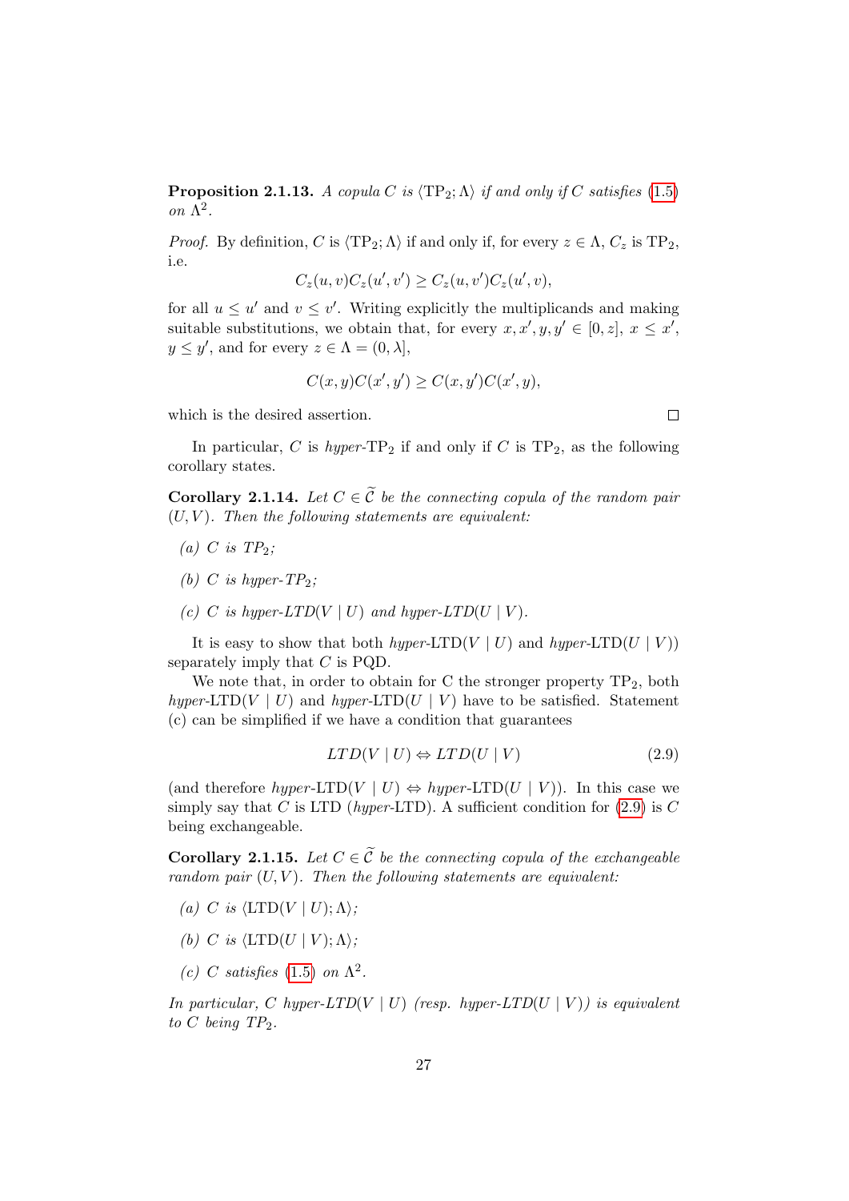**Proposition 2.1.13.** *A copula $C$ is $\langle \mathrm{TP}_2; \Lambda \rangle$ if and only if $C$ satisfies (1.5) on $\Lambda^2$.*

*Proof.* By definition, $C$ is $\langle \mathrm{TP}_2; \Lambda \rangle$ if and only if, for every $z \in \Lambda$, $C_z$ is $\mathrm{TP}_2$, i.e.

$$C_z(u, v)C_z(u', v') \geq C_z(u, v')C_z(u', v),$$

for all $u \leq u'$ and $v \leq v'$. Writing explicitly the multiplicands and making suitable substitutions, we obtain that, for every $x, x', y, y' \in [0, z]$, $x \leq x'$, $y \leq y'$, and for every $z \in \Lambda = (0, \lambda]$,

$$C(x, y)C(x', y') \geq C(x, y')C(x', y),$$

which is the desired assertion. □

In particular, $C$ is *hyper*-$\mathrm{TP}_2$ if and only if $C$ is $\mathrm{TP}_2$, as the following corollary states.

**Corollary 2.1.14.** *Let $C \in \widetilde{\mathcal{C}}$ be the connecting copula of the random pair $(U, V)$. Then the following statements are equivalent:*

*(a) $C$ is $TP_2$;*

*(b) $C$ is hyper-$TP_2$;*

*(c) $C$ is hyper-$LTD(V \mid U)$ and hyper-$LTD(U \mid V)$.*

It is easy to show that both *hyper*-$\mathrm{LTD}(V \mid U)$ and *hyper*-$\mathrm{LTD}(U \mid V)$) separately imply that $C$ is PQD.

We note that, in order to obtain for C the stronger property $\mathrm{TP}_2$, both *hyper*-$\mathrm{LTD}(V \mid U)$ and *hyper*-$\mathrm{LTD}(U \mid V)$ have to be satisfied. Statement (c) can be simplified if we have a condition that guarantees

$$LTD(V \mid U) \Leftrightarrow LTD(U \mid V) \tag{2.9}$$

(and therefore *hyper*-$\mathrm{LTD}(V \mid U) \Leftrightarrow$ *hyper*-$\mathrm{LTD}(U \mid V)$). In this case we simply say that $C$ is LTD (*hyper*-LTD). A sufficient condition for (2.9) is $C$ being exchangeable.

**Corollary 2.1.15.** *Let $C \in \widetilde{\mathcal{C}}$ be the connecting copula of the exchangeable random pair $(U, V)$. Then the following statements are equivalent:*

*(a) $C$ is $\langle \mathrm{LTD}(V \mid U); \Lambda \rangle$;*

*(b) $C$ is $\langle \mathrm{LTD}(U \mid V); \Lambda \rangle$;*

*(c) $C$ satisfies (1.5) on $\Lambda^2$.*

*In particular, $C$ hyper-$LTD(V \mid U)$ (resp. hyper-$LTD(U \mid V)$) is equivalent to $C$ being $TP_2$.*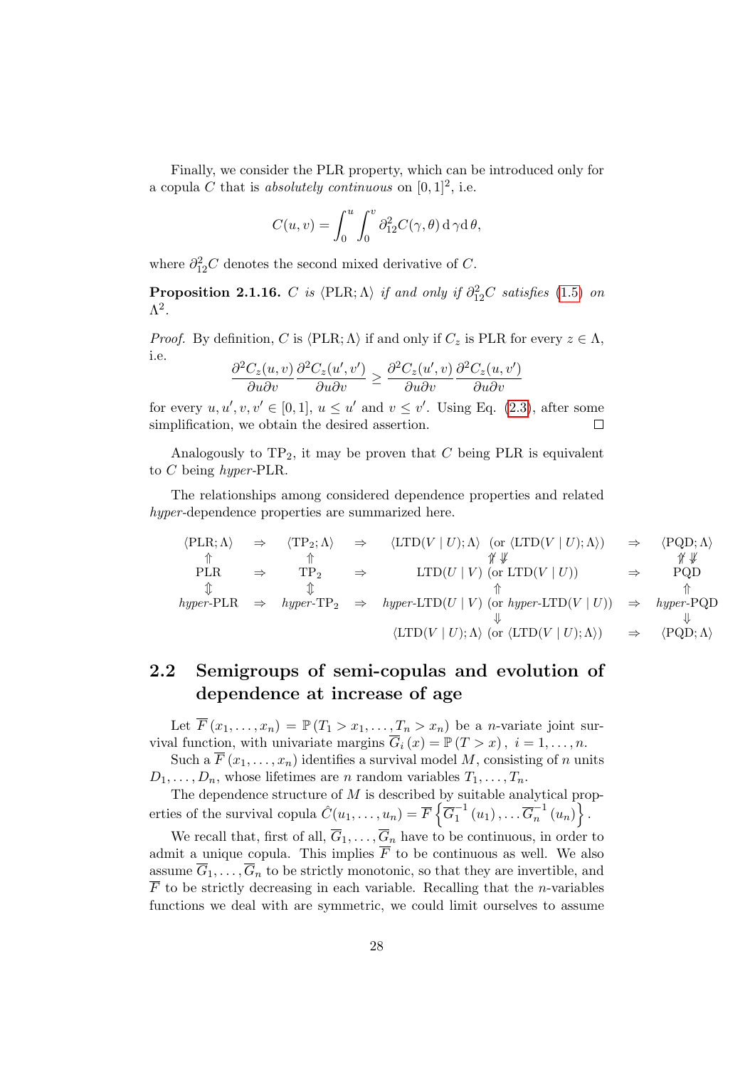Finally, we consider the PLR property, which can be introduced only for a copula $C$ that is *absolutely continuous* on $[0,1]^2$, i.e.

$$C(u,v) = \int_0^u \int_0^v \partial_{12}^2 C(\gamma,\theta)\, \mathrm{d}\,\gamma \mathrm{d}\,\theta,$$

where $\partial_{12}^2 C$ denotes the second mixed derivative of $C$.

**Proposition 2.1.16.** *$C$ is $\langle \mathrm{PLR}; \Lambda \rangle$ if and only if $\partial_{12}^2 C$ satisfies (1.5) on $\Lambda^2$.*

*Proof.* By definition, $C$ is $\langle \mathrm{PLR}; \Lambda \rangle$ if and only if $C_z$ is PLR for every $z \in \Lambda$, i.e.

$$\frac{\partial^2 C_z(u,v)}{\partial u \partial v} \frac{\partial^2 C_z(u',v')}{\partial u \partial v} \geq \frac{\partial^2 C_z(u',v)}{\partial u \partial v} \frac{\partial^2 C_z(u,v')}{\partial u \partial v}$$

for every $u, u', v, v' \in [0,1]$, $u \leq u'$ and $v \leq v'$. Using Eq. (2.3), after some simplification, we obtain the desired assertion. $\square$

Analogously to $\mathrm{TP}_2$, it may be proven that $C$ being PLR is equivalent to $C$ being *hyper*-PLR.

The relationships among considered dependence properties and related *hyper*-dependence properties are summarized here.

$$\begin{array}{ccccccc}
\langle \mathrm{PLR}; \Lambda \rangle & \Rightarrow & \langle \mathrm{TP}_2; \Lambda \rangle & \Rightarrow & \langle \mathrm{LTD}(V \mid U); \Lambda \rangle \ (\text{or } \langle \mathrm{LTD}(V \mid U); \Lambda \rangle) & \Rightarrow & \langle \mathrm{PQD}; \Lambda \rangle \\
\Uparrow & & \Uparrow & & \not\Uparrow \Downarrow & & \not\Uparrow \Downarrow \\
\mathrm{PLR} & \Rightarrow & \mathrm{TP}_2 & \Rightarrow & \mathrm{LTD}(U \mid V) \ (\text{or } \mathrm{LTD}(V \mid U)) & \Rightarrow & \mathrm{PQD} \\
\Updownarrow & & \Updownarrow & & \Uparrow & & \Uparrow \\
\textit{hyper}\text{-PLR} & \Rightarrow & \textit{hyper}\text{-TP}_2 & \Rightarrow & \textit{hyper}\text{-LTD}(U \mid V) \ (\text{or } \textit{hyper}\text{-LTD}(V \mid U)) & \Rightarrow & \textit{hyper}\text{-PQD} \\
 & & & & \Downarrow & & \Downarrow \\
 & & & & \langle \mathrm{LTD}(V \mid U); \Lambda \rangle \ (\text{or } \langle \mathrm{LTD}(V \mid U); \Lambda \rangle) & \Rightarrow & \langle \mathrm{PQD}; \Lambda \rangle
\end{array}$$

## 2.2 Semigroups of semi-copulas and evolution of dependence at increase of age

Let $\overline{F}(x_1, \ldots, x_n) = \mathbb{P}(T_1 > x_1, \ldots, T_n > x_n)$ be a $n$-variate joint survival function, with univariate margins $\overline{G}_i(x) = \mathbb{P}(T > x)$, $i = 1, \ldots, n$.

Such a $\overline{F}(x_1, \ldots, x_n)$ identifies a survival model $M$, consisting of $n$ units $D_1, \ldots, D_n$, whose lifetimes are $n$ random variables $T_1, \ldots, T_n$.

The dependence structure of $M$ is described by suitable analytical properties of the survival copula $\hat{C}(u_1, \ldots, u_n) = \overline{F}\left\{\overline{G}_1^{-1}(u_1), \ldots \overline{G}_n^{-1}(u_n)\right\}$.

We recall that, first of all, $\overline{G}_1, \ldots, \overline{G}_n$ have to be continuous, in order to admit a unique copula. This implies $\overline{F}$ to be continuous as well. We also assume $\overline{G}_1, \ldots, \overline{G}_n$ to be strictly monotonic, so that they are invertible, and $\overline{F}$ to be strictly decreasing in each variable. Recalling that the $n$-variables functions we deal with are symmetric, we could limit ourselves to assume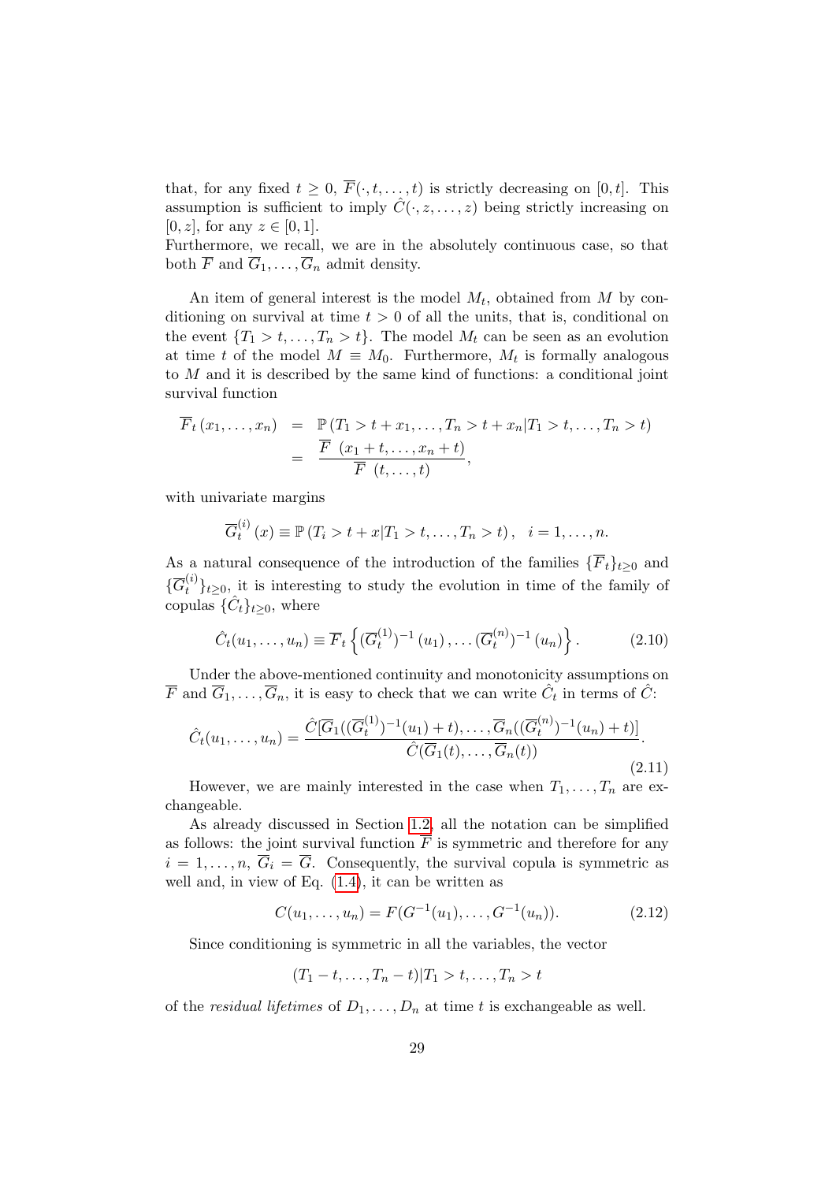that, for any fixed $t \geq 0$, $\overline{F}(\cdot, t, \ldots, t)$ is strictly decreasing on $[0, t]$. This assumption is sufficient to imply $\hat{C}(\cdot, z, \ldots, z)$ being strictly increasing on $[0, z]$, for any $z \in [0, 1]$.
Furthermore, we recall, we are in the absolutely continuous case, so that both $\overline{F}$ and $\overline{G}_1, \ldots, \overline{G}_n$ admit density.

An item of general interest is the model $M_t$, obtained from $M$ by conditioning on survival at time $t > 0$ of all the units, that is, conditional on the event $\{T_1 > t, \ldots, T_n > t\}$. The model $M_t$ can be seen as an evolution at time $t$ of the model $M \equiv M_0$. Furthermore, $M_t$ is formally analogous to $M$ and it is described by the same kind of functions: a conditional joint survival function

$$
\begin{aligned}
\overline{F}_t\left(x_1, \ldots, x_n\right) &= \mathbb{P}\left(T_1 > t + x_1, \ldots, T_n > t + x_n | T_1 > t, \ldots, T_n > t\right) \\
&= \frac{\overline{F}\ \left(x_1 + t, \ldots, x_n + t\right)}{\overline{F}\ \left(t, \ldots, t\right)},
\end{aligned}
$$

with univariate margins

$$
\overline{G}_t^{(i)}\left(x\right) \equiv \mathbb{P}\left(T_i > t + x | T_1 > t, \ldots, T_n > t\right), \quad i = 1, \ldots, n.
$$

As a natural consequence of the introduction of the families $\{\overline{F}_t\}_{t \geq 0}$ and $\{\overline{G}_t^{(i)}\}_{t \geq 0}$, it is interesting to study the evolution in time of the family of copulas $\{\hat{C}_t\}_{t \geq 0}$, where

$$
\hat{C}_t(u_1, \ldots, u_n) \equiv \overline{F}_t\left\{(\overline{G}_t^{(1)})^{-1}\left(u_1\right), \ldots (\overline{G}_t^{(n)})^{-1}\left(u_n\right)\right\}. \tag{2.10}
$$

Under the above-mentioned continuity and monotonicity assumptions on $\overline{F}$ and $\overline{G}_1, \ldots, \overline{G}_n$, it is easy to check that we can write $\hat{C}_t$ in terms of $\hat{C}$:

$$
\hat{C}_t(u_1, \ldots, u_n) = \frac{\hat{C}[\overline{G}_1((\overline{G}_t^{(1)})^{-1}(u_1) + t), \ldots, \overline{G}_n((\overline{G}_t^{(n)})^{-1}(u_n) + t)]}{\hat{C}(\overline{G}_1(t), \ldots, \overline{G}_n(t))}. \tag{2.11}
$$

However, we are mainly interested in the case when $T_1, \ldots, T_n$ are exchangeable.

As already discussed in Section 1.2, all the notation can be simplified as follows: the joint survival function $\overline{F}$ is symmetric and therefore for any $i = 1, \ldots, n$, $\overline{G}_i = \overline{G}$. Consequently, the survival copula is symmetric as well and, in view of Eq. (1.4), it can be written as

$$
C(u_1, \ldots, u_n) = F(G^{-1}(u_1), \ldots, G^{-1}(u_n)). \tag{2.12}
$$

Since conditioning is symmetric in all the variables, the vector

$$
(T_1 - t, \ldots, T_n - t) | T_1 > t, \ldots, T_n > t
$$

of the *residual lifetimes* of $D_1, \ldots, D_n$ at time $t$ is exchangeable as well.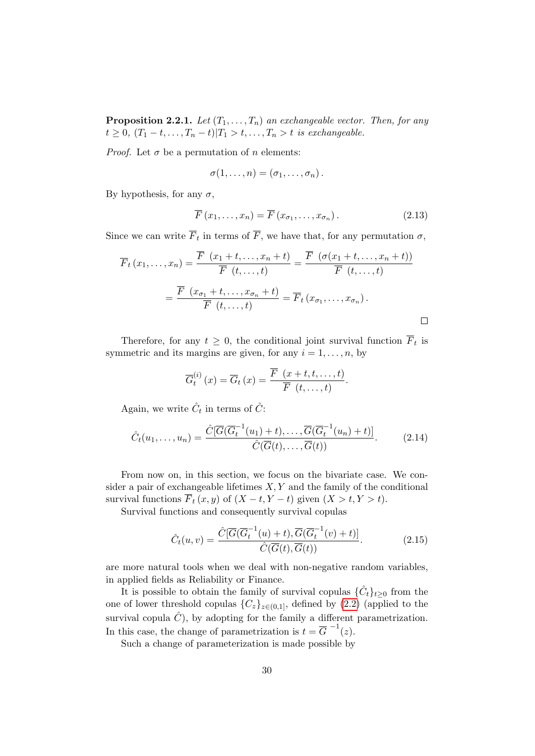**Proposition 2.2.1.** *Let $(T_1, \ldots, T_n)$ an exchangeable vector. Then, for any $t \geq 0$, $(T_1 - t, \ldots, T_n - t)|T_1 > t, \ldots, T_n > t$ is exchangeable.*

*Proof.* Let $\sigma$ be a permutation of $n$ elements:

$$\sigma(1, \ldots, n) = (\sigma_1, \ldots, \sigma_n).$$

By hypothesis, for any $\sigma$,

$$\overline{F}(x_1, \ldots, x_n) = \overline{F}(x_{\sigma_1}, \ldots, x_{\sigma_n}). \tag{2.13}$$

Since we can write $\overline{F}_t$ in terms of $\overline{F}$, we have that, for any permutation $\sigma$,

$$\overline{F}_t(x_1, \ldots, x_n) = \frac{\overline{F}\ (x_1 + t, \ldots, x_n + t)}{\overline{F}\ (t, \ldots, t)} = \frac{\overline{F}\ (\sigma(x_1 + t, \ldots, x_n + t))}{\overline{F}\ (t, \ldots, t)}$$

$$= \frac{\overline{F}\ (x_{\sigma_1} + t, \ldots, x_{\sigma_n} + t)}{\overline{F}\ (t, \ldots, t)} = \overline{F}_t(x_{\sigma_1}, \ldots, x_{\sigma_n}).$$

□

Therefore, for any $t \geq 0$, the conditional joint survival function $\overline{F}_t$ is symmetric and its margins are given, for any $i = 1, \ldots, n$, by

$$\overline{G}_t^{(i)}(x) = \overline{G}_t(x) = \frac{\overline{F}\ (x + t, t, \ldots, t)}{\overline{F}\ (t, \ldots, t)}.$$

Again, we write $\hat{C}_t$ in terms of $\hat{C}$:

$$\hat{C}_t(u_1, \ldots, u_n) = \frac{\hat{C}[\overline{G}(\overline{G}_t^{-1}(u_1) + t), \ldots, \overline{G}(\overline{G}_t^{-1}(u_n) + t)]}{\hat{C}(\overline{G}(t), \ldots, \overline{G}(t))}. \tag{2.14}$$

From now on, in this section, we focus on the bivariate case. We consider a pair of exchangeable lifetimes $X, Y$ and the family of the conditional survival functions $\overline{F}_t(x, y)$ of $(X - t, Y - t)$ given $(X > t, Y > t)$.

Survival functions and consequently survival copulas

$$\hat{C}_t(u, v) = \frac{\hat{C}[\overline{G}(\overline{G}_t^{-1}(u) + t), \overline{G}(\overline{G}_t^{-1}(v) + t)]}{\hat{C}(\overline{G}(t), \overline{G}(t))}. \tag{2.15}$$

are more natural tools when we deal with non-negative random variables, in applied fields as Reliability or Finance.

It is possible to obtain the family of survival copulas $\{\hat{C}_t\}_{t\geq 0}$ from the one of lower threshold copulas $\{C_z\}_{z\in(0,1]}$, defined by (2.2) (applied to the survival copula $\hat{C}$), by adopting for the family a different parametrization. In this case, the change of parametrization is $t = \overline{G}^{\ -1}(z)$.

Such a change of parameterization is made possible by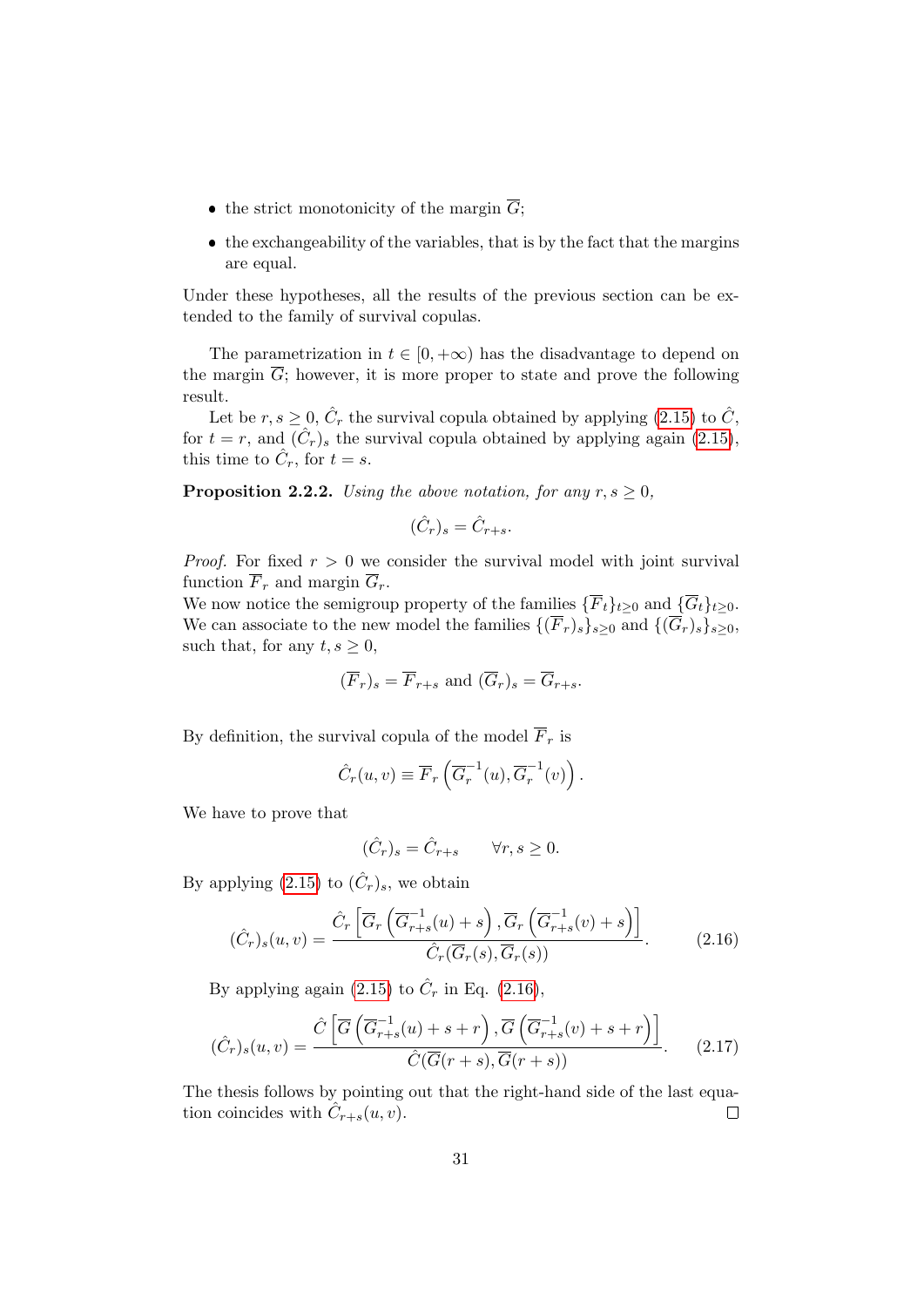- the strict monotonicity of the margin $\overline{G}$;
- the exchangeability of the variables, that is by the fact that the margins are equal.

Under these hypotheses, all the results of the previous section can be extended to the family of survival copulas.

The parametrization in $t \in [0, +\infty)$ has the disadvantage to depend on the margin $\overline{G}$; however, it is more proper to state and prove the following result.

Let be $r, s \geq 0$, $\hat{C}_r$ the survival copula obtained by applying (2.15) to $\hat{C}$, for $t = r$, and $(\hat{C}_r)_s$ the survival copula obtained by applying again (2.15), this time to $\hat{C}_r$, for $t = s$.

**Proposition 2.2.2.** *Using the above notation, for any $r, s \geq 0$,*

$$(\hat{C}_r)_s = \hat{C}_{r+s}.$$

*Proof.* For fixed $r > 0$ we consider the survival model with joint survival function $\overline{F}_r$ and margin $\overline{G}_r$.
We now notice the semigroup property of the families $\{\overline{F}_t\}_{t\geq 0}$ and $\{\overline{G}_t\}_{t\geq 0}$. We can associate to the new model the families $\{(\overline{F}_r)_s\}_{s\geq 0}$ and $\{(\overline{G}_r)_s\}_{s\geq 0}$, such that, for any $t, s \geq 0$,

$$(\overline{F}_r)_s = \overline{F}_{r+s} \text{ and } (\overline{G}_r)_s = \overline{G}_{r+s}.$$

By definition, the survival copula of the model $\overline{F}_r$ is

$$\hat{C}_r(u, v) \equiv \overline{F}_r\left(\overline{G}_r^{-1}(u), \overline{G}_r^{-1}(v)\right).$$

We have to prove that

$$(\hat{C}_r)_s = \hat{C}_{r+s} \qquad \forall r, s \geq 0.$$

By applying (2.15) to $(\hat{C}_r)_s$, we obtain

$$(\hat{C}_r)_s(u, v) = \frac{\hat{C}_r\left[\overline{G}_r\left(\overline{G}_{r+s}^{-1}(u) + s\right), \overline{G}_r\left(\overline{G}_{r+s}^{-1}(v) + s\right)\right]}{\hat{C}_r(\overline{G}_r(s), \overline{G}_r(s))}. \tag{2.16}$$

By applying again (2.15) to $\hat{C}_r$ in Eq. (2.16),

$$(\hat{C}_r)_s(u, v) = \frac{\hat{C}\left[\overline{G}\left(\overline{G}_{r+s}^{-1}(u) + s + r\right), \overline{G}\left(\overline{G}_{r+s}^{-1}(v) + s + r\right)\right]}{\hat{C}(\overline{G}(r+s), \overline{G}(r+s))}. \tag{2.17}$$

The thesis follows by pointing out that the right-hand side of the last equation coincides with $\hat{C}_{r+s}(u, v)$. ∎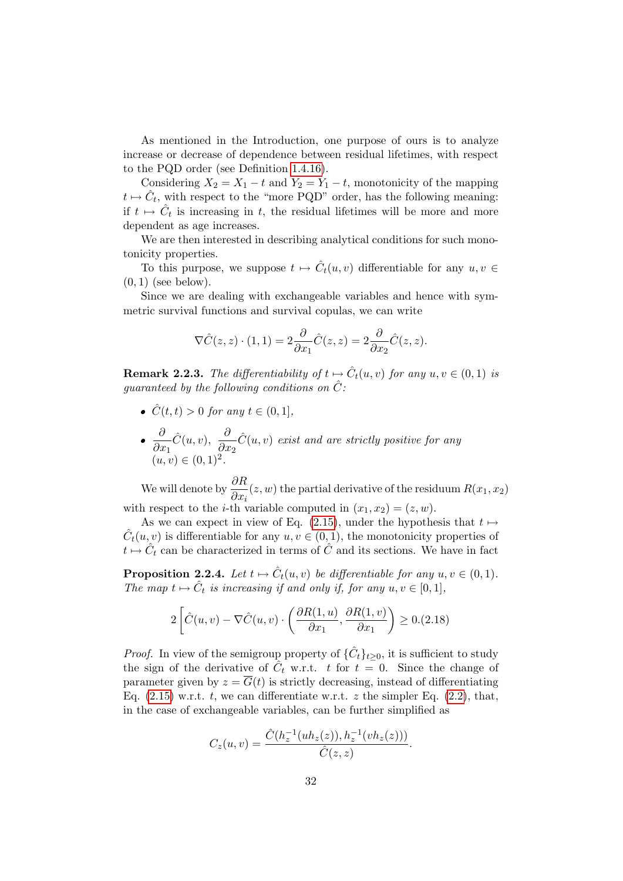As mentioned in the Introduction, one purpose of ours is to analyze increase or decrease of dependence between residual lifetimes, with respect to the PQD order (see Definition 1.4.16).

Considering $X_2 = X_1 - t$ and $Y_2 = Y_1 - t$, monotonicity of the mapping $t \mapsto \hat{C}_t$, with respect to the "more PQD" order, has the following meaning: if $t \mapsto \hat{C}_t$ is increasing in $t$, the residual lifetimes will be more and more dependent as age increases.

We are then interested in describing analytical conditions for such monotonicity properties.

To this purpose, we suppose $t \mapsto \hat{C}_t(u,v)$ differentiable for any $u, v \in (0,1)$ (see below).

Since we are dealing with exchangeable variables and hence with symmetric survival functions and survival copulas, we can write

$$\nabla \hat{C}(z,z) \cdot (1,1) = 2 \frac{\partial}{\partial x_1} \hat{C}(z,z) = 2 \frac{\partial}{\partial x_2} \hat{C}(z,z).$$

**Remark 2.2.3.** *The differentiability of $t \mapsto \hat{C}_t(u,v)$ for any $u, v \in (0,1)$ is guaranteed by the following conditions on $\hat{C}$:*

- *$\hat{C}(t,t) > 0$ for any $t \in (0,1]$,*
- *$\dfrac{\partial}{\partial x_1} \hat{C}(u,v)$, $\dfrac{\partial}{\partial x_2} \hat{C}(u,v)$ exist and are strictly positive for any $(u,v) \in (0,1)^2$.*

We will denote by $\dfrac{\partial R}{\partial x_i}(z,w)$ the partial derivative of the residuum $R(x_1, x_2)$ with respect to the $i$-th variable computed in $(x_1, x_2) = (z, w)$.

As we can expect in view of Eq. (2.15), under the hypothesis that $t \mapsto \hat{C}_t(u,v)$ is differentiable for any $u, v \in (0,1)$, the monotonicity properties of $t \mapsto \hat{C}_t$ can be characterized in terms of $\hat{C}$ and its sections. We have in fact

**Proposition 2.2.4.** *Let $t \mapsto \hat{C}_t(u,v)$ be differentiable for any $u, v \in (0,1)$. The map $t \mapsto \hat{C}_t$ is increasing if and only if, for any $u, v \in [0,1]$,*

$$2 \left[ \hat{C}(u,v) - \nabla \hat{C}(u,v) \cdot \left( \frac{\partial R(1,u)}{\partial x_1}, \frac{\partial R(1,v)}{\partial x_1} \right) \right] \geq 0. \quad (2.18)$$

*Proof.* In view of the semigroup property of $\{\hat{C}_t\}_{t \geq 0}$, it is sufficient to study the sign of the derivative of $\hat{C}_t$ w.r.t. $t$ for $t = 0$. Since the change of parameter given by $z = \overline{G}(t)$ is strictly decreasing, instead of differentiating Eq. (2.15) w.r.t. $t$, we can differentiate w.r.t. $z$ the simpler Eq. (2.2), that, in the case of exchangeable variables, can be further simplified as

$$C_z(u,v) = \frac{\hat{C}(h_z^{-1}(u h_z(z)), h_z^{-1}(v h_z(z)))}{\hat{C}(z,z)}.$$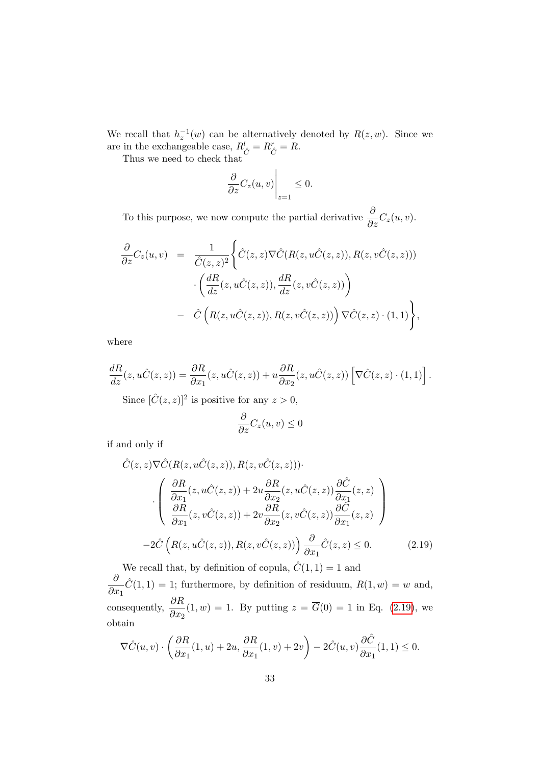We recall that $h_z^{-1}(w)$ can be alternatively denoted by $R(z, w)$. Since we are in the exchangeable case, $R^l_{\hat{C}} = R^r_{\hat{C}} = R$.

Thus we need to check that

$$\left.\frac{\partial}{\partial z} C_z(u,v)\right|_{z=1} \leq 0.$$

To this purpose, we now compute the partial derivative $\dfrac{\partial}{\partial z} C_z(u, v)$.

$$\begin{aligned}
\frac{\partial}{\partial z} C_z(u,v) &= \frac{1}{\hat{C}(z,z)^2}\Bigg\{\hat{C}(z,z)\nabla\hat{C}(R(z,u\hat{C}(z,z)), R(z, v\hat{C}(z,z))) \\
&\quad \cdot \left(\frac{dR}{dz}(z,u\hat{C}(z,z)), \frac{dR}{dz}(z, v\hat{C}(z,z))\right) \\
&\quad - \hat{C}\left(R(z,u\hat{C}(z,z)), R(z,v\hat{C}(z,z))\right)\nabla\hat{C}(z,z)\cdot(1,1)\Bigg\},
\end{aligned}$$

where

$$\frac{dR}{dz}(z,u\hat{C}(z,z)) = \frac{\partial R}{\partial x_1}(z,u\hat{C}(z,z)) + u\frac{\partial R}{\partial x_2}(z,u\hat{C}(z,z))\left[\nabla\hat{C}(z,z)\cdot(1,1)\right].$$

Since $[\hat{C}(z, z)]^2$ is positive for any $z > 0$,

$$\frac{\partial}{\partial z} C_z(u,v) \leq 0$$

if and only if

$$\begin{aligned}
&\hat{C}(z,z)\nabla\hat{C}(R(z,u\hat{C}(z,z)), R(z,v\hat{C}(z,z)))\cdot \\
&\quad \cdot\begin{pmatrix} \dfrac{\partial R}{\partial x_1}(z,u\hat{C}(z,z)) + 2u\dfrac{\partial R}{\partial x_2}(z,u\hat{C}(z,z))\dfrac{\partial\hat{C}}{\partial x_1}(z,z) \\ \dfrac{\partial R}{\partial x_1}(z,v\hat{C}(z,z)) + 2v\dfrac{\partial R}{\partial x_2}(z,v\hat{C}(z,z))\dfrac{\partial\hat{C}}{\partial x_1}(z,z) \end{pmatrix} \\
&-2\hat{C}\left(R(z,u\hat{C}(z,z)), R(z,v\hat{C}(z,z))\right)\frac{\partial}{\partial x_1}\hat{C}(z,z) \leq 0. \qquad (2.19)
\end{aligned}$$

We recall that, by definition of copula, $\hat{C}(1, 1) = 1$ and $\dfrac{\partial}{\partial x_1}\hat{C}(1, 1) = 1$; furthermore, by definition of residuum, $R(1, w) = w$ and, consequently, $\dfrac{\partial R}{\partial x_2}(1, w) = 1$. By putting $z = \overline{G}(0) = 1$ in Eq. (2.19), we obtain

$$\nabla\hat{C}(u,v)\cdot\left(\frac{\partial R}{\partial x_1}(1,u) + 2u, \frac{\partial R}{\partial x_1}(1,v) + 2v\right) - 2\hat{C}(u,v)\frac{\partial\hat{C}}{\partial x_1}(1,1) \leq 0.$$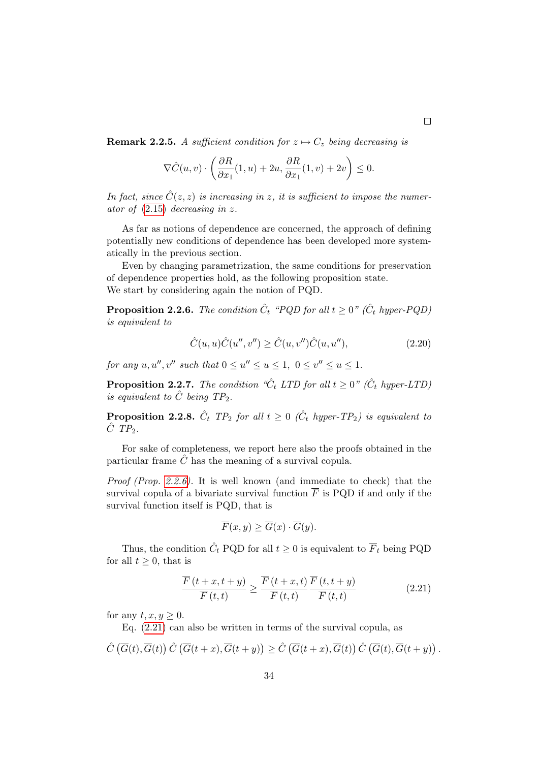□

**Remark 2.2.5.** *A sufficient condition for $z \mapsto C_z$ being decreasing is*

$$\nabla \hat{C}(u,v) \cdot \left( \frac{\partial R}{\partial x_1}(1,u) + 2u, \frac{\partial R}{\partial x_1}(1,v) + 2v \right) \leq 0.$$

*In fact, since $\hat{C}(z,z)$ is increasing in $z$, it is sufficient to impose the numerator of (2.15) decreasing in $z$.*

As far as notions of dependence are concerned, the approach of defining potentially new conditions of dependence has been developed more systematically in the previous section.

Even by changing parametrization, the same conditions for preservation of dependence properties hold, as the following proposition state.
We start by considering again the notion of PQD.

**Proposition 2.2.6.** *The condition $\hat{C}_t$ "PQD for all $t \geq 0$" ($\hat{C}_t$ hyper-PQD) is equivalent to*

$$\hat{C}(u,u)\hat{C}(u'',v'') \geq \hat{C}(u,v'')\hat{C}(u,u''), \tag{2.20}$$

*for any $u, u'', v''$ such that $0 \leq u'' \leq u \leq 1$, $0 \leq v'' \leq u \leq 1$.*

**Proposition 2.2.7.** *The condition "$\hat{C}_t$ LTD for all $t \geq 0$" ($\hat{C}_t$ hyper-LTD) is equivalent to $\hat{C}$ being $TP_2$.*

**Proposition 2.2.8.** *$\hat{C}_t$ $TP_2$ for all $t \geq 0$ ($\hat{C}_t$ hyper-$TP_2$) is equivalent to $\hat{C}$ $TP_2$.*

For sake of completeness, we report here also the proofs obtained in the particular frame $\hat{C}$ has the meaning of a survival copula.

*Proof (Prop. 2.2.6).* It is well known (and immediate to check) that the survival copula of a bivariate survival function $\overline{F}$ is PQD if and only if the survival function itself is PQD, that is

$$\overline{F}(x,y) \geq \overline{G}(x) \cdot \overline{G}(y).$$

Thus, the condition $\hat{C}_t$ PQD for all $t \geq 0$ is equivalent to $\overline{F}_t$ being PQD for all $t \geq 0$, that is

$$\frac{\overline{F}\,(t+x, t+y)}{\overline{F}\,(t,t)} \geq \frac{\overline{F}\,(t+x, t)}{\overline{F}\,(t,t)} \frac{\overline{F}\,(t, t+y)}{\overline{F}\,(t,t)} \tag{2.21}$$

for any $t, x, y \geq 0$.

Eq. (2.21) can also be written in terms of the survival copula, as

$$\hat{C}\left(\overline{G}(t), \overline{G}(t)\right) \hat{C}\left(\overline{G}(t+x), \overline{G}(t+y)\right) \geq \hat{C}\left(\overline{G}(t+x), \overline{G}(t)\right) \hat{C}\left(\overline{G}(t), \overline{G}(t+y)\right).$$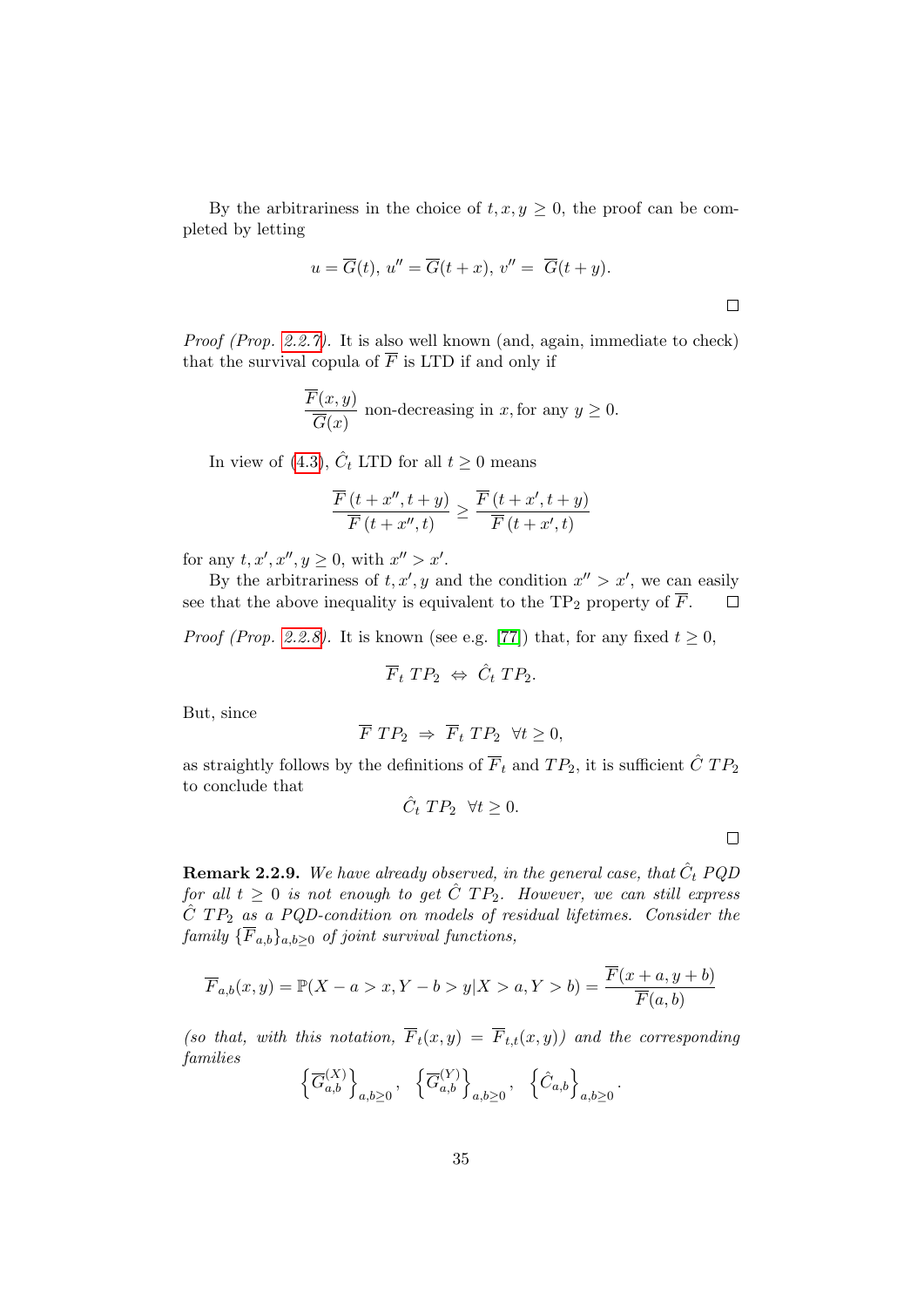By the arbitrariness in the choice of $t, x, y \geq 0$, the proof can be completed by letting

$$u = \overline{G}(t),\ u'' = \overline{G}(t+x),\ v'' = \ \overline{G}(t+y).$$

□

*Proof (Prop. 2.2.7).* It is also well known (and, again, immediate to check) that the survival copula of $\overline{F}$ is LTD if and only if

$$\frac{\overline{F}(x,y)}{\overline{G}(x)} \text{ non-decreasing in } x, \text{for any } y \geq 0.$$

In view of (4.3), $\hat{C}_t$ LTD for all $t \geq 0$ means

$$\frac{\overline{F}\,(t+x'', t+y)}{\overline{F}\,(t+x'', t)} \geq \frac{\overline{F}\,(t+x', t+y)}{\overline{F}\,(t+x', t)}$$

for any $t, x', x'', y \geq 0$, with $x'' > x'$.

By the arbitrariness of $t, x', y$ and the condition $x'' > x'$, we can easily see that the above inequality is equivalent to the $\text{TP}_2$ property of $\overline{F}$. □

*Proof (Prop. 2.2.8).* It is known (see e.g. [77]) that, for any fixed $t \geq 0$,

$$\overline{F}_t\ TP_2\ \Leftrightarrow\ \hat{C}_t\ TP_2.$$

But, since

$$\overline{F}\ TP_2\ \Rightarrow\ \overline{F}_t\ TP_2\ \ \forall t \geq 0,$$

as straightly follows by the definitions of $\overline{F}_t$ and $TP_2$, it is sufficient $\hat{C}$ $TP_2$ to conclude that

$$\hat{C}_t\ TP_2\ \ \forall t \geq 0.$$

□

**Remark 2.2.9.** *We have already observed, in the general case, that $\hat{C}_t$ PQD for all $t \geq 0$ is not enough to get $\hat{C}$ $TP_2$. However, we can still express $\hat{C}$ $TP_2$ as a PQD-condition on models of residual lifetimes. Consider the family $\{\overline{F}_{a,b}\}_{a,b\geq 0}$ of joint survival functions,*

$$\overline{F}_{a,b}(x,y) = \mathbb{P}(X-a > x, Y-b > y | X > a, Y > b) = \frac{\overline{F}(x+a, y+b)}{\overline{F}(a,b)}$$

*(so that, with this notation, $\overline{F}_t(x,y) = \overline{F}_{t,t}(x,y)$) and the corresponding families*

$$\left\{\overline{G}^{(X)}_{a,b}\right\}_{a,b\geq 0},\ \ \left\{\overline{G}^{(Y)}_{a,b}\right\}_{a,b\geq 0},\ \ \left\{\hat{C}_{a,b}\right\}_{a,b\geq 0}.$$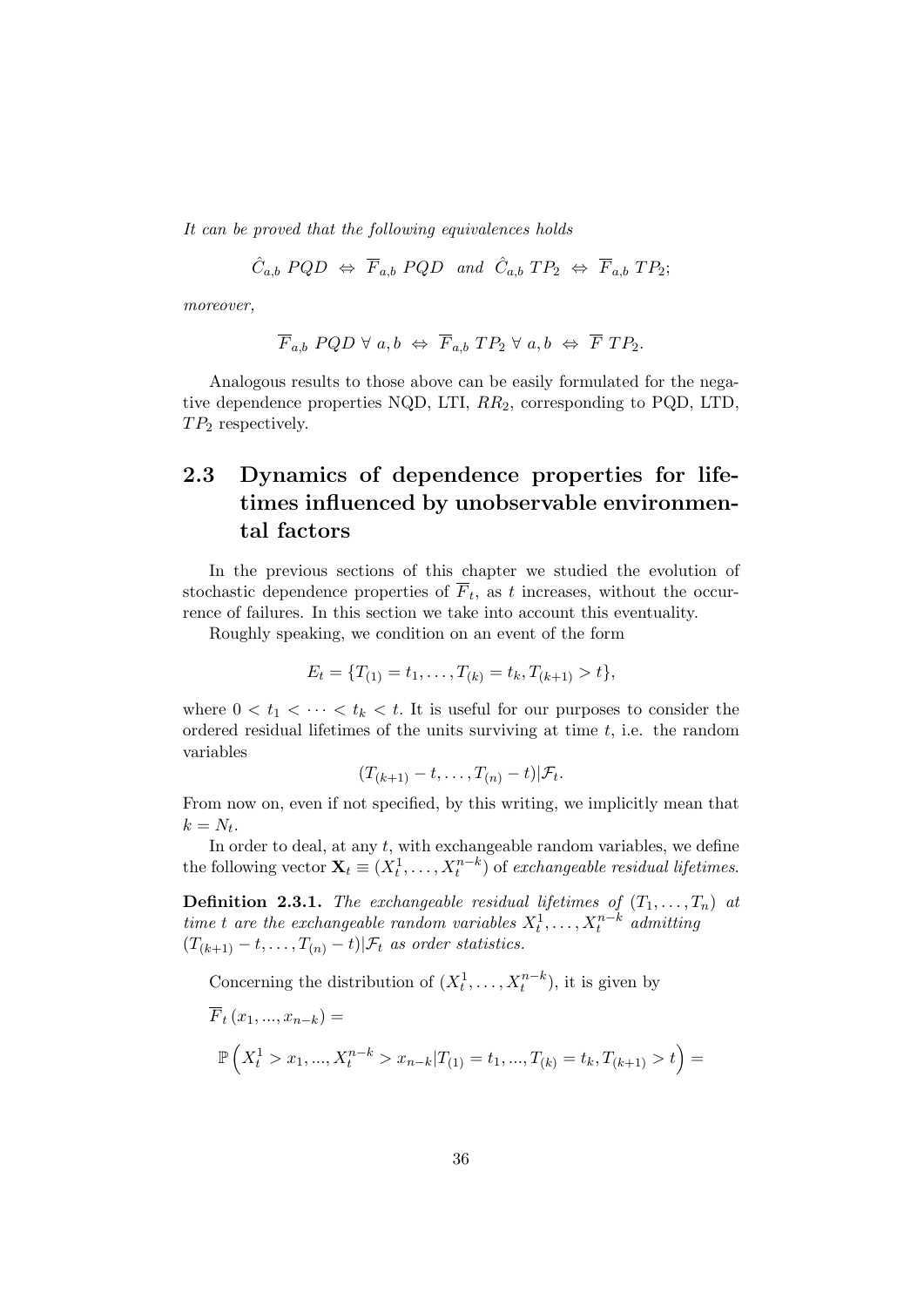*It can be proved that the following equivalences holds*

$$\hat{C}_{a,b}\ PQD\ \Leftrightarrow\ \overline{F}_{a,b}\ PQD\ \ \text{and}\ \ \hat{C}_{a,b}\ TP_2\ \Leftrightarrow\ \overline{F}_{a,b}\ TP_2;$$

*moreover,*

$$\overline{F}_{a,b}\ PQD\ \forall\ a,b\ \Leftrightarrow\ \overline{F}_{a,b}\ TP_2\ \forall\ a,b\ \Leftrightarrow\ \overline{F}\ TP_2.$$

Analogous results to those above can be easily formulated for the negative dependence properties NQD, LTI, $RR_2$, corresponding to PQD, LTD, $TP_2$ respectively.

## 2.3 Dynamics of dependence properties for lifetimes influenced by unobservable environmental factors

In the previous sections of this chapter we studied the evolution of stochastic dependence properties of $\overline{F}_t$, as $t$ increases, without the occurrence of failures. In this section we take into account this eventuality.

Roughly speaking, we condition on an event of the form

$$E_t = \{T_{(1)} = t_1, \ldots, T_{(k)} = t_k, T_{(k+1)} > t\},$$

where $0 < t_1 < \cdots < t_k < t$. It is useful for our purposes to consider the ordered residual lifetimes of the units surviving at time $t$, i.e. the random variables

$$(T_{(k+1)} - t, \ldots, T_{(n)} - t)|\mathcal{F}_t.$$

From now on, even if not specified, by this writing, we implicitly mean that $k = N_t$.

In order to deal, at any $t$, with exchangeable random variables, we define the following vector $\mathbf{X}_t \equiv (X_t^1, \ldots, X_t^{n-k})$ of *exchangeable residual lifetimes*.

**Definition 2.3.1.** *The exchangeable residual lifetimes of* $(T_1, \ldots, T_n)$ *at time* $t$ *are the exchangeable random variables* $X_t^1, \ldots, X_t^{n-k}$ *admitting* $(T_{(k+1)} - t, \ldots, T_{(n)} - t)|\mathcal{F}_t$ *as order statistics.*

Concerning the distribution of $(X_t^1, \ldots, X_t^{n-k})$, it is given by

$$\overline{F}_t\,(x_1, ..., x_{n-k}) =$$

$$\mathbb{P}\left(X_t^1 > x_1, ..., X_t^{n-k} > x_{n-k} | T_{(1)} = t_1, ..., T_{(k)} = t_k, T_{(k+1)} > t\right) =$$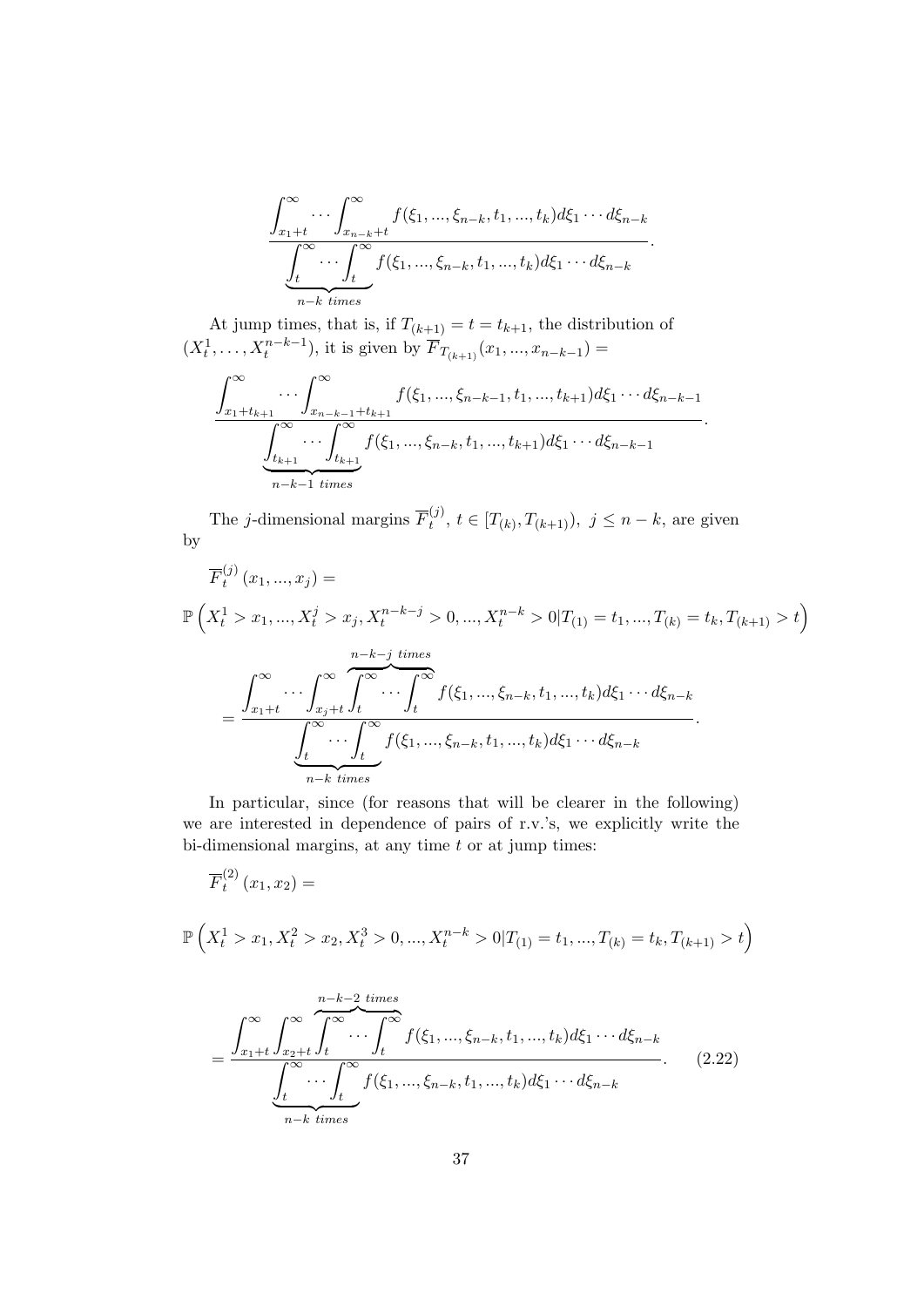$$\frac{\displaystyle\int_{x_1+t}^{\infty} \cdots \int_{x_{n-k}+t}^{\infty} f(\xi_1, ..., \xi_{n-k}, t_1, ..., t_k) d\xi_1 \cdots d\xi_{n-k}}{\underbrace{\displaystyle\int_{t}^{\infty} \cdots \int_{t}^{\infty}}_{n-k \ times} f(\xi_1, ..., \xi_{n-k}, t_1, ..., t_k) d\xi_1 \cdots d\xi_{n-k}}.$$

At jump times, that is, if $T_{(k+1)} = t = t_{k+1}$, the distribution of $(X_t^1, \ldots, X_t^{n-k-1})$, it is given by $\overline{F}_{T_{(k+1)}}(x_1, ..., x_{n-k-1}) =$

$$\frac{\displaystyle\int_{x_1+t_{k+1}}^{\infty} \cdots \int_{x_{n-k-1}+t_{k+1}}^{\infty} f(\xi_1, ..., \xi_{n-k-1}, t_1, ..., t_{k+1}) d\xi_1 \cdots d\xi_{n-k-1}}{\underbrace{\displaystyle\int_{t_{k+1}}^{\infty} \cdots \int_{t_{k+1}}^{\infty}}_{n-k-1 \ times} f(\xi_1, ..., \xi_{n-k}, t_1, ..., t_{k+1}) d\xi_1 \cdots d\xi_{n-k-1}}.$$

The $j$-dimensional margins $\overline{F}_t^{(j)}$, $t \in [T_{(k)}, T_{(k+1)})$, $j \leq n-k$, are given by

$$\overline{F}_t^{(j)}(x_1, ..., x_j) =$$

$$\mathbb{P}\left(X_t^1 > x_1, ..., X_t^j > x_j, X_t^{n-k-j} > 0, ..., X_t^{n-k} > 0 | T_{(1)} = t_1, ..., T_{(k)} = t_k, T_{(k+1)} > t\right)$$

$$= \frac{\displaystyle\int_{x_1+t}^{\infty} \cdots \int_{x_j+t}^{\infty} \overbrace{\int_{t}^{\infty} \cdots \int_{t}^{\infty}}^{n-k-j \ times} f(\xi_1, ..., \xi_{n-k}, t_1, ..., t_k) d\xi_1 \cdots d\xi_{n-k}}{\underbrace{\displaystyle\int_{t}^{\infty} \cdots \int_{t}^{\infty}}_{n-k \ times} f(\xi_1, ..., \xi_{n-k}, t_1, ..., t_k) d\xi_1 \cdots d\xi_{n-k}}.$$

In particular, since (for reasons that will be clearer in the following) we are interested in dependence of pairs of r.v.'s, we explicitly write the bi-dimensional margins, at any time $t$ or at jump times:

$$\overline{F}_t^{(2)}(x_1, x_2) =$$

$$\mathbb{P}\left(X_t^1 > x_1, X_t^2 > x_2, X_t^3 > 0, ..., X_t^{n-k} > 0 | T_{(1)} = t_1, ..., T_{(k)} = t_k, T_{(k+1)} > t\right)$$

$$= \frac{\displaystyle\int_{x_1+t}^{\infty} \int_{x_2+t}^{\infty} \overbrace{\int_{t}^{\infty} \cdots \int_{t}^{\infty}}^{n-k-2 \ times} f(\xi_1, ..., \xi_{n-k}, t_1, ..., t_k) d\xi_1 \cdots d\xi_{n-k}}{\underbrace{\displaystyle\int_{t}^{\infty} \cdots \int_{t}^{\infty}}_{n-k \ times} f(\xi_1, ..., \xi_{n-k}, t_1, ..., t_k) d\xi_1 \cdots d\xi_{n-k}}. \quad (2.22)$$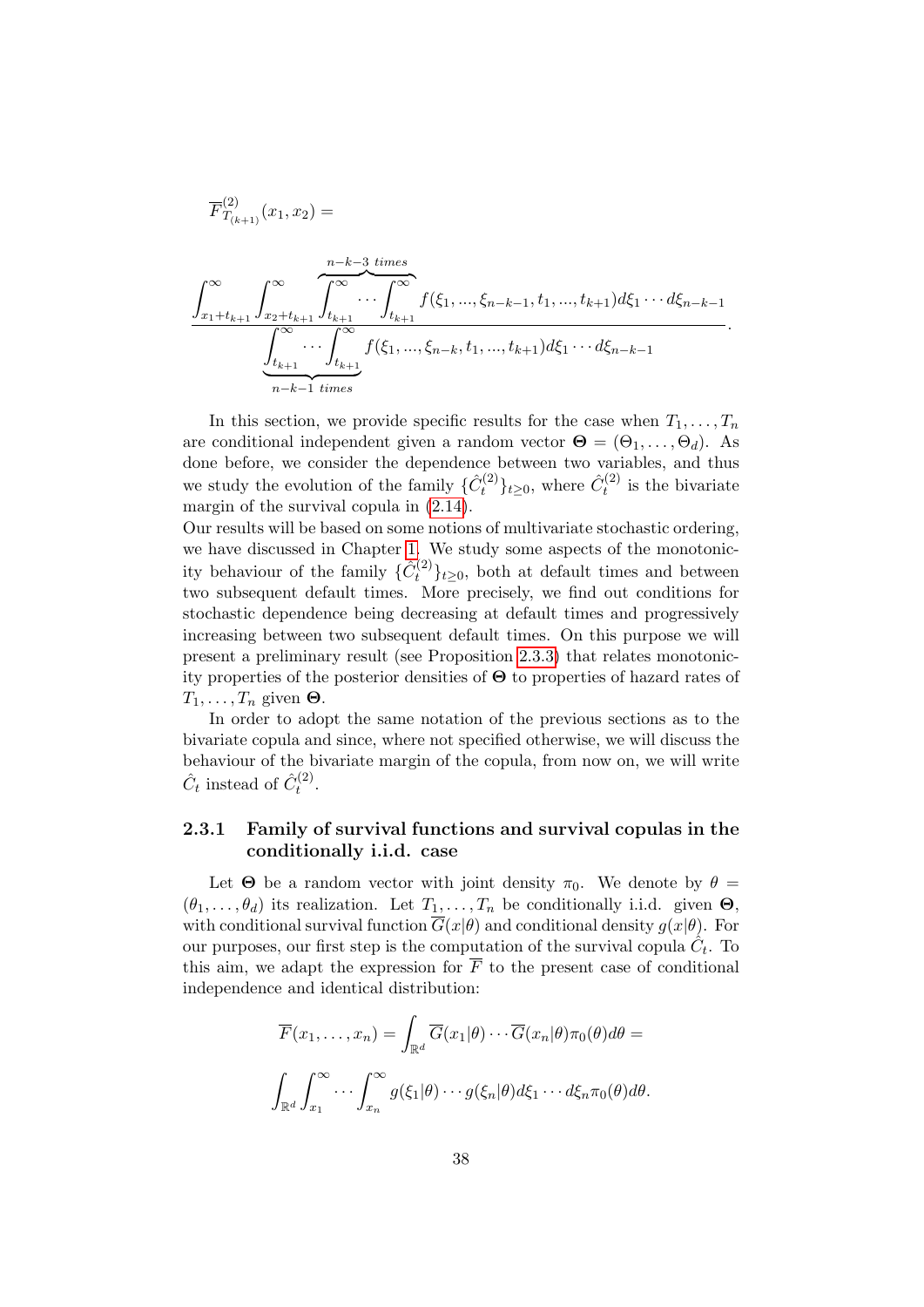$$\overline{F}^{(2)}_{T_{(k+1)}}(x_1, x_2) =$$

$$\frac{\displaystyle\int_{x_1+t_{k+1}}^{\infty}\int_{x_2+t_{k+1}}^{\infty}\overbrace{\int_{t_{k+1}}^{\infty}\cdots\int_{t_{k+1}}^{\infty}}^{n-k-3\ times} f(\xi_1,...,\xi_{n-k-1},t_1,...,t_{k+1})d\xi_1\cdots d\xi_{n-k-1}}{\underbrace{\displaystyle\int_{t_{k+1}}^{\infty}\cdots\int_{t_{k+1}}^{\infty}}_{n-k-1\ times} f(\xi_1,...,\xi_{n-k},t_1,...,t_{k+1})d\xi_1\cdots d\xi_{n-k-1}}.$$

In this section, we provide specific results for the case when $T_1, \ldots, T_n$ are conditional independent given a random vector $\mathbf{\Theta} = (\Theta_1, \ldots, \Theta_d)$. As done before, we consider the dependence between two variables, and thus we study the evolution of the family $\{\hat{C}_t^{(2)}\}_{t\geq 0}$, where $\hat{C}_t^{(2)}$ is the bivariate margin of the survival copula in (2.14).
Our results will be based on some notions of multivariate stochastic ordering, we have discussed in Chapter 1. We study some aspects of the monotonicity behaviour of the family $\{\hat{C}_t^{(2)}\}_{t\geq 0}$, both at default times and between two subsequent default times. More precisely, we find out conditions for stochastic dependence being decreasing at default times and progressively increasing between two subsequent default times. On this purpose we will present a preliminary result (see Proposition 2.3.3) that relates monotonicity properties of the posterior densities of $\mathbf{\Theta}$ to properties of hazard rates of $T_1, \ldots, T_n$ given $\mathbf{\Theta}$.

In order to adopt the same notation of the previous sections as to the bivariate copula and since, where not specified otherwise, we will discuss the behaviour of the bivariate margin of the copula, from now on, we will write $\hat{C}_t$ instead of $\hat{C}_t^{(2)}$.

### 2.3.1 Family of survival functions and survival copulas in the conditionally i.i.d. case

Let $\mathbf{\Theta}$ be a random vector with joint density $\pi_0$. We denote by $\theta = (\theta_1, \ldots, \theta_d)$ its realization. Let $T_1, \ldots, T_n$ be conditionally i.i.d. given $\mathbf{\Theta}$, with conditional survival function $\overline{G}(x|\theta)$ and conditional density $g(x|\theta)$. For our purposes, our first step is the computation of the survival copula $\hat{C}_t$. To this aim, we adapt the expression for $\overline{F}$ to the present case of conditional independence and identical distribution:

$$\overline{F}(x_1, \ldots, x_n) = \int_{\mathbb{R}^d} \overline{G}(x_1|\theta)\cdots\overline{G}(x_n|\theta)\pi_0(\theta)d\theta =$$

$$\int_{\mathbb{R}^d}\int_{x_1}^{\infty}\cdots\int_{x_n}^{\infty} g(\xi_1|\theta)\cdots g(\xi_n|\theta)d\xi_1\cdots d\xi_n\pi_0(\theta)d\theta.$$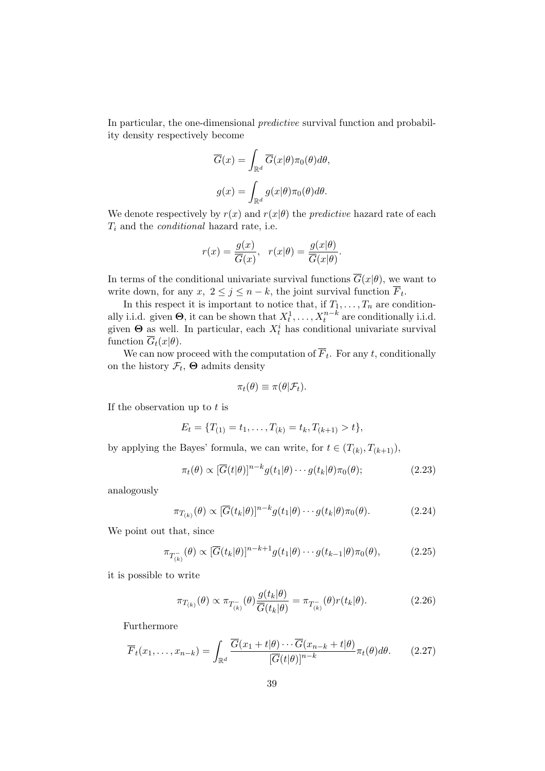In particular, the one-dimensional *predictive* survival function and probability density respectively become

$$\overline{G}(x) = \int_{\mathbb{R}^d} \overline{G}(x|\theta)\pi_0(\theta)d\theta,$$

$$g(x) = \int_{\mathbb{R}^d} g(x|\theta)\pi_0(\theta)d\theta.$$

We denote respectively by $r(x)$ and $r(x|\theta)$ the *predictive* hazard rate of each $T_i$ and the *conditional* hazard rate, i.e.

$$r(x) = \frac{g(x)}{\overline{G}(x)}, \quad r(x|\theta) = \frac{g(x|\theta)}{\overline{G}(x|\theta)}.$$

In terms of the conditional univariate survival functions $\overline{G}(x|\theta)$, we want to write down, for any $x$, $2 \leq j \leq n-k$, the joint survival function $\overline{F}_t$.

In this respect it is important to notice that, if $T_1, \ldots, T_n$ are conditionally i.i.d. given $\mathbf{\Theta}$, it can be shown that $X_t^1, \ldots, X_t^{n-k}$ are conditionally i.i.d. given $\mathbf{\Theta}$ as well. In particular, each $X_t^i$ has conditional univariate survival function $\overline{G}_t(x|\theta)$.

We can now proceed with the computation of $\overline{F}_t$. For any $t$, conditionally on the history $\mathcal{F}_t$, $\mathbf{\Theta}$ admits density

$$\pi_t(\theta) \equiv \pi(\theta|\mathcal{F}_t).$$

If the observation up to $t$ is

$$E_t = \{T_{(1)} = t_1, \ldots, T_{(k)} = t_k, T_{(k+1)} > t\},$$

by applying the Bayes' formula, we can write, for $t \in (T_{(k)}, T_{(k+1)})$,

$$\pi_t(\theta) \propto [\overline{G}(t|\theta)]^{n-k} g(t_1|\theta) \cdots g(t_k|\theta)\pi_0(\theta); \tag{2.23}$$

analogously

$$\pi_{T_{(k)}}(\theta) \propto [\overline{G}(t_k|\theta)]^{n-k} g(t_1|\theta) \cdots g(t_k|\theta)\pi_0(\theta). \tag{2.24}$$

We point out that, since

$$\pi_{T_{(k)}^-}(\theta) \propto [\overline{G}(t_k|\theta)]^{n-k+1} g(t_1|\theta) \cdots g(t_{k-1}|\theta)\pi_0(\theta), \tag{2.25}$$

it is possible to write

$$\pi_{T_{(k)}}(\theta) \propto \pi_{T_{(k)}^-}(\theta)\frac{g(t_k|\theta)}{\overline{G}(t_k|\theta)} = \pi_{T_{(k)}^-}(\theta) r(t_k|\theta). \tag{2.26}$$

Furthermore

$$\overline{F}_t(x_1, \ldots, x_{n-k}) = \int_{\mathbb{R}^d} \frac{\overline{G}(x_1 + t|\theta) \cdots \overline{G}(x_{n-k} + t|\theta)}{[\overline{G}(t|\theta)]^{n-k}} \pi_t(\theta)d\theta. \tag{2.27}$$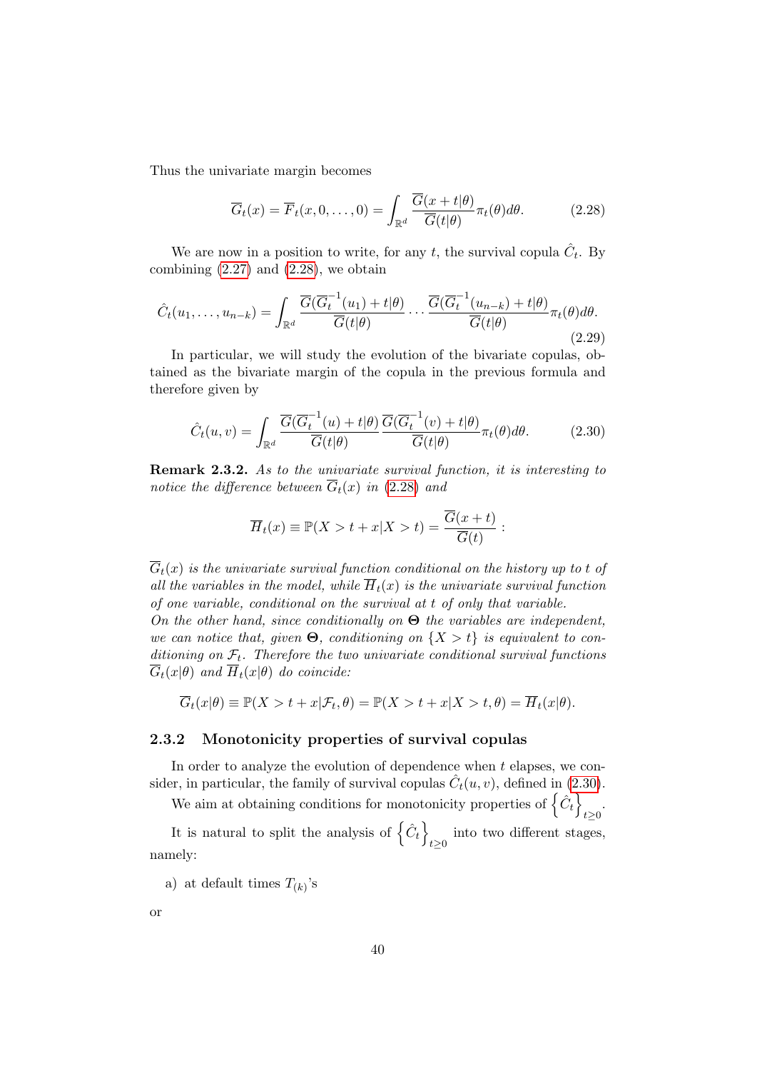Thus the univariate margin becomes

$$\overline{G}_t(x) = \overline{F}_t(x, 0, \ldots, 0) = \int_{\mathbb{R}^d} \frac{\overline{G}(x+t|\theta)}{\overline{G}(t|\theta)} \pi_t(\theta) d\theta. \tag{2.28}$$

We are now in a position to write, for any $t$, the survival copula $\hat{C}_t$. By combining (2.27) and (2.28), we obtain

$$\hat{C}_t(u_1, \ldots, u_{n-k}) = \int_{\mathbb{R}^d} \frac{\overline{G}(\overline{G}_t^{-1}(u_1) + t|\theta)}{\overline{G}(t|\theta)} \cdots \frac{\overline{G}(\overline{G}_t^{-1}(u_{n-k}) + t|\theta)}{\overline{G}(t|\theta)} \pi_t(\theta) d\theta. \tag{2.29}$$

In particular, we will study the evolution of the bivariate copulas, obtained as the bivariate margin of the copula in the previous formula and therefore given by

$$\hat{C}_t(u, v) = \int_{\mathbb{R}^d} \frac{\overline{G}(\overline{G}_t^{-1}(u) + t|\theta)}{\overline{G}(t|\theta)} \frac{\overline{G}(\overline{G}_t^{-1}(v) + t|\theta)}{\overline{G}(t|\theta)} \pi_t(\theta) d\theta. \tag{2.30}$$

**Remark 2.3.2.** *As to the univariate survival function, it is interesting to notice the difference between $\overline{G}_t(x)$ in (2.28) and*

$$\overline{H}_t(x) \equiv \mathbb{P}(X > t + x | X > t) = \frac{\overline{G}(x+t)}{\overline{G}(t)} :$$

*$\overline{G}_t(x)$ is the univariate survival function conditional on the history up to $t$ of all the variables in the model, while $\overline{H}_t(x)$ is the univariate survival function of one variable, conditional on the survival at $t$ of only that variable.*
*On the other hand, since conditionally on $\mathbf{\Theta}$ the variables are independent, we can notice that, given $\mathbf{\Theta}$, conditioning on $\{X > t\}$ is equivalent to conditioning on $\mathcal{F}_t$. Therefore the two univariate conditional survival functions $\overline{G}_t(x|\theta)$ and $\overline{H}_t(x|\theta)$ do coincide:*

$$\overline{G}_t(x|\theta) \equiv \mathbb{P}(X > t + x | \mathcal{F}_t, \theta) = \mathbb{P}(X > t + x | X > t, \theta) = \overline{H}_t(x|\theta).$$

### 2.3.2 Monotonicity properties of survival copulas

In order to analyze the evolution of dependence when $t$ elapses, we consider, in particular, the family of survival copulas $\hat{C}_t(u, v)$, defined in (2.30).

We aim at obtaining conditions for monotonicity properties of $\left\{\hat{C}_t\right\}_{t \geq 0}$.

It is natural to split the analysis of $\left\{\hat{C}_t\right\}_{t \geq 0}$ into two different stages, namely:

a) at default times $T_{(k)}$'s

or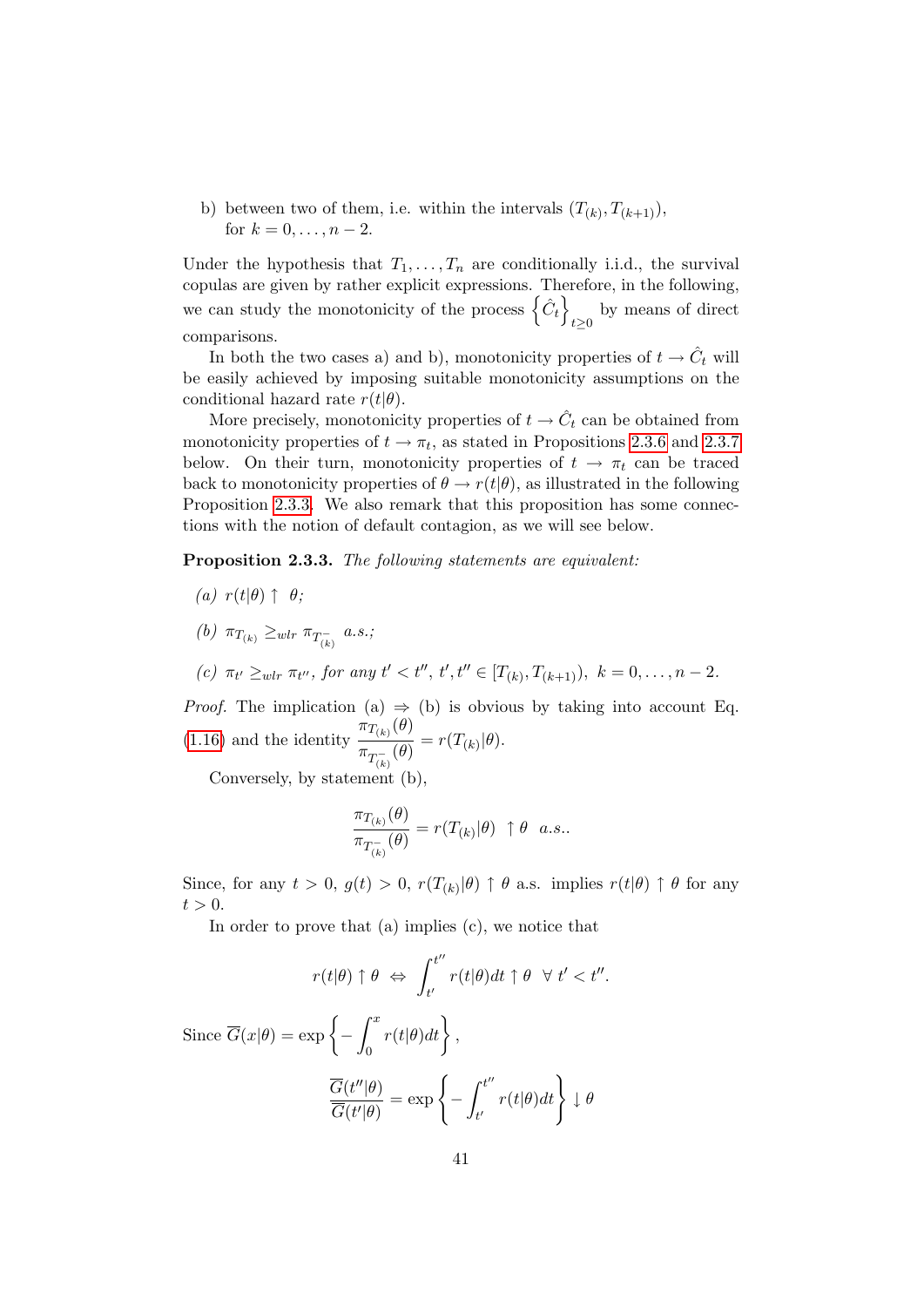b) between two of them, i.e. within the intervals $(T_{(k)}, T_{(k+1)})$, for $k = 0, \ldots, n-2$.

Under the hypothesis that $T_1, \ldots, T_n$ are conditionally i.i.d., the survival copulas are given by rather explicit expressions. Therefore, in the following, we can study the monotonicity of the process $\left\{\hat{C}_t\right\}_{t \geq 0}$ by means of direct comparisons.

In both the two cases a) and b), monotonicity properties of $t \to \hat{C}_t$ will be easily achieved by imposing suitable monotonicity assumptions on the conditional hazard rate $r(t|\theta)$.

More precisely, monotonicity properties of $t \to \hat{C}_t$ can be obtained from monotonicity properties of $t \to \pi_t$, as stated in Propositions 2.3.6 and 2.3.7 below. On their turn, monotonicity properties of $t \to \pi_t$ can be traced back to monotonicity properties of $\theta \to r(t|\theta)$, as illustrated in the following Proposition 2.3.3. We also remark that this proposition has some connections with the notion of default contagion, as we will see below.

**Proposition 2.3.3.** *The following statements are equivalent:*

*(a)* $r(t|\theta) \uparrow \ \theta$;

*(b)* $\pi_{T_{(k)}} \geq_{wlr} \pi_{T^-_{(k)}}$ *a.s.;*

*(c)* $\pi_{t'} \geq_{wlr} \pi_{t''}$, *for any* $t' < t''$, $t', t'' \in [T_{(k)}, T_{(k+1)})$, $k = 0, \ldots, n-2$.

*Proof.* The implication (a) $\Rightarrow$ (b) is obvious by taking into account Eq. (1.16) and the identity $\dfrac{\pi_{T_{(k)}}(\theta)}{\pi_{T^-_{(k)}}(\theta)} = r(T_{(k)}|\theta)$.

Conversely, by statement (b),

$$\frac{\pi_{T_{(k)}}(\theta)}{\pi_{T^-_{(k)}}(\theta)} = r(T_{(k)}|\theta) \ \uparrow \theta \ \ a.s..$$

Since, for any $t > 0$, $g(t) > 0$, $r(T_{(k)}|\theta) \uparrow \theta$ a.s. implies $r(t|\theta) \uparrow \theta$ for any $t > 0$.

In order to prove that (a) implies (c), we notice that

$$r(t|\theta) \uparrow \theta \ \Leftrightarrow \ \int_{t'}^{t''} r(t|\theta)dt \uparrow \theta \ \ \forall \ t' < t''.$$

Since $\overline{G}(x|\theta) = \exp\left\{-\int_0^x r(t|\theta)dt\right\}$,

$$\frac{\overline{G}(t''|\theta)}{\overline{G}(t'|\theta)} = \exp\left\{-\int_{t'}^{t''} r(t|\theta)dt\right\} \downarrow \theta$$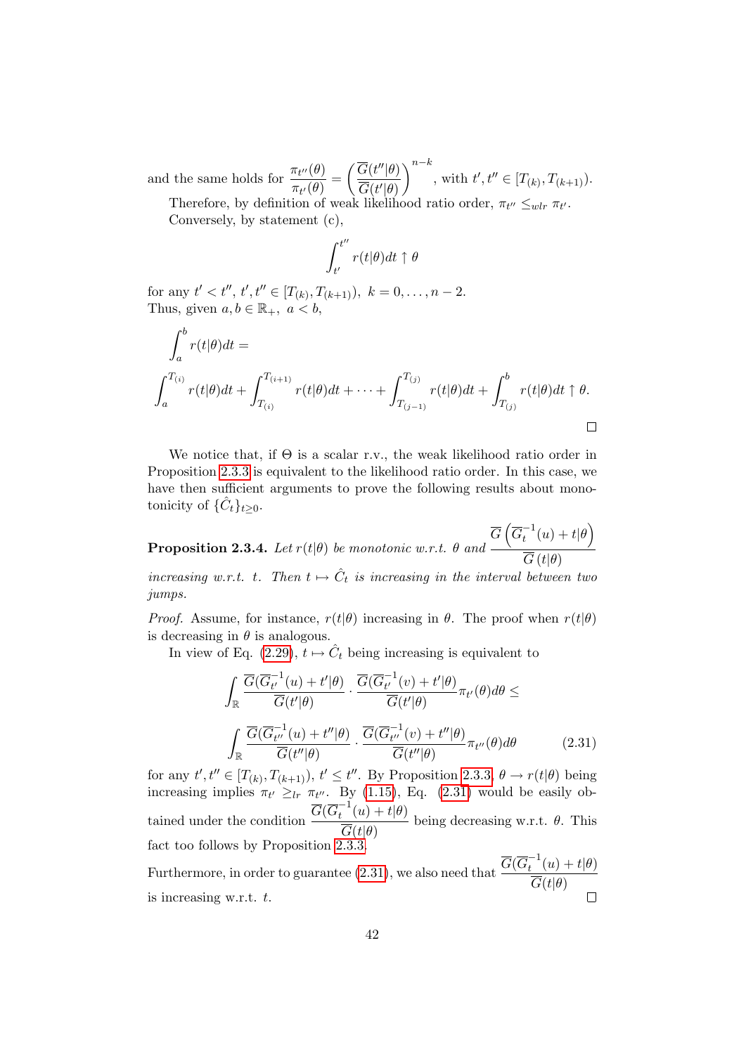and the same holds for $\dfrac{\pi_{t''}(\theta)}{\pi_{t'}(\theta)} = \left(\dfrac{\overline{G}(t''|\theta)}{\overline{G}(t'|\theta)}\right)^{n-k}$, with $t', t'' \in [T_{(k)}, T_{(k+1)})$.

Therefore, by definition of weak likelihood ratio order, $\pi_{t''} \leq_{wlr} \pi_{t'}$.

Conversely, by statement (c),

$$\int_{t'}^{t''} r(t|\theta)dt \uparrow \theta$$

for any $t' < t''$, $t', t'' \in [T_{(k)}, T_{(k+1)}),\ k = 0, \ldots, n-2$.
Thus, given $a, b \in \mathbb{R}_+,\ a < b$,

$$\int_a^b r(t|\theta)dt =$$

$$\int_a^{T_{(i)}} r(t|\theta)dt + \int_{T_{(i)}}^{T_{(i+1)}} r(t|\theta)dt + \cdots + \int_{T_{(j-1)}}^{T_{(j)}} r(t|\theta)dt + \int_{T_{(j)}}^{b} r(t|\theta)dt \uparrow \theta.$$

□

We notice that, if $\Theta$ is a scalar r.v., the weak likelihood ratio order in Proposition 2.3.3 is equivalent to the likelihood ratio order. In this case, we have then sufficient arguments to prove the following results about monotonicity of $\{\hat{C}_t\}_{t\geq 0}$.

**Proposition 2.3.4.** *Let $r(t|\theta)$ be monotonic w.r.t. $\theta$ and* $\dfrac{\overline{G}\left(\overline{G}_t^{-1}(u) + t|\theta\right)}{\overline{G}\left(t|\theta\right)}$ *increasing w.r.t. $t$. Then $t \mapsto \hat{C}_t$ is increasing in the interval between two jumps.*

*Proof.* Assume, for instance, $r(t|\theta)$ increasing in $\theta$. The proof when $r(t|\theta)$ is decreasing in $\theta$ is analogous.

In view of Eq. (2.29), $t \mapsto \hat{C}_t$ being increasing is equivalent to

$$\int_{\mathbb{R}} \frac{\overline{G}(\overline{G}_{t'}^{-1}(u) + t'|\theta)}{\overline{G}(t'|\theta)} \cdot \frac{\overline{G}(\overline{G}_{t'}^{-1}(v) + t'|\theta)}{\overline{G}(t'|\theta)} \pi_{t'}(\theta)d\theta \leq$$

$$\int_{\mathbb{R}} \frac{\overline{G}(\overline{G}_{t''}^{-1}(u) + t''|\theta)}{\overline{G}(t''|\theta)} \cdot \frac{\overline{G}(\overline{G}_{t''}^{-1}(v) + t''|\theta)}{\overline{G}(t''|\theta)} \pi_{t''}(\theta)d\theta \tag{2.31}$$

for any $t', t'' \in [T_{(k)}, T_{(k+1)})$, $t' \leq t''$. By Proposition 2.3.3, $\theta \to r(t|\theta)$ being increasing implies $\pi_{t'} \geq_{lr} \pi_{t''}$. By (1.15), Eq. (2.31) would be easily obtained under the condition $\dfrac{\overline{G}(\overline{G}_t^{-1}(u) + t|\theta)}{\overline{G}(t|\theta)}$ being decreasing w.r.t. $\theta$. This fact too follows by Proposition 2.3.3.

Furthermore, in order to guarantee (2.31), we also need that $\dfrac{\overline{G}(\overline{G}_t^{-1}(u) + t|\theta)}{\overline{G}(t|\theta)}$ is increasing w.r.t. $t$.

□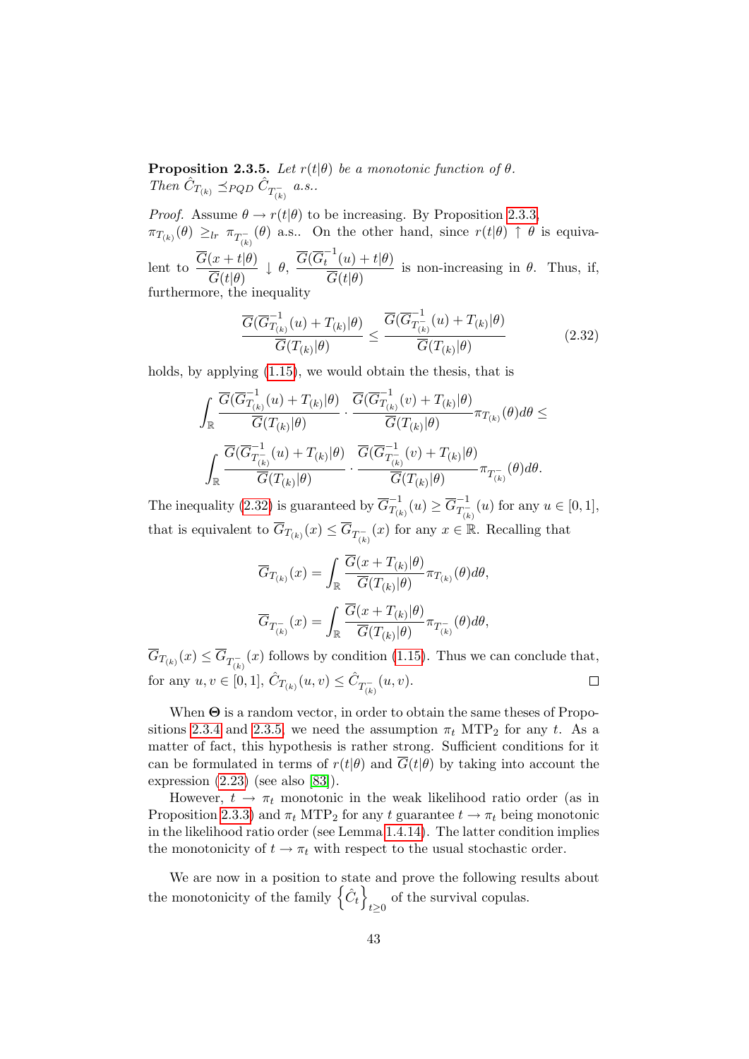**Proposition 2.3.5.** *Let $r(t|\theta)$ be a monotonic function of $\theta$. Then $\hat{C}_{T_{(k)}} \preceq_{PQD} \hat{C}_{T^-_{(k)}}$ a.s..*

*Proof.* Assume $\theta \to r(t|\theta)$ to be increasing. By Proposition 2.3.3, $\pi_{T_{(k)}}(\theta) \geq_{lr} \pi_{T^-_{(k)}}(\theta)$ a.s.. On the other hand, since $r(t|\theta) \uparrow \theta$ is equivalent to $\dfrac{\overline{G}(x+t|\theta)}{\overline{G}(t|\theta)} \downarrow \theta$, $\dfrac{\overline{G}(\overline{G}_t^{-1}(u)+t|\theta)}{\overline{G}(t|\theta)}$ is non-increasing in $\theta$. Thus, if, furthermore, the inequality

$$\frac{\overline{G}(\overline{G}^{-1}_{T_{(k)}}(u)+T_{(k)}|\theta)}{\overline{G}(T_{(k)}|\theta)} \leq \frac{\overline{G}(\overline{G}^{-1}_{T^-_{(k)}}(u)+T_{(k)}|\theta)}{\overline{G}(T_{(k)}|\theta)} \tag{2.32}$$

holds, by applying (1.15), we would obtain the thesis, that is

$$\int_{\mathbb{R}} \frac{\overline{G}(\overline{G}^{-1}_{T_{(k)}}(u)+T_{(k)}|\theta)}{\overline{G}(T_{(k)}|\theta)} \cdot \frac{\overline{G}(\overline{G}^{-1}_{T_{(k)}}(v)+T_{(k)}|\theta)}{\overline{G}(T_{(k)}|\theta)} \pi_{T_{(k)}}(\theta)d\theta \leq$$

$$\int_{\mathbb{R}} \frac{\overline{G}(\overline{G}^{-1}_{T^-_{(k)}}(u)+T_{(k)}|\theta)}{\overline{G}(T_{(k)}|\theta)} \cdot \frac{\overline{G}(\overline{G}^{-1}_{T^-_{(k)}}(v)+T_{(k)}|\theta)}{\overline{G}(T_{(k)}|\theta)} \pi_{T^-_{(k)}}(\theta)d\theta.$$

The inequality (2.32) is guaranteed by $\overline{G}^{-1}_{T_{(k)}}(u) \geq \overline{G}^{-1}_{T^-_{(k)}}(u)$ for any $u \in [0,1]$, that is equivalent to $\overline{G}_{T_{(k)}}(x) \leq \overline{G}_{T^-_{(k)}}(x)$ for any $x \in \mathbb{R}$. Recalling that

$$\overline{G}_{T_{(k)}}(x) = \int_{\mathbb{R}} \frac{\overline{G}(x+T_{(k)}|\theta)}{\overline{G}(T_{(k)}|\theta)} \pi_{T_{(k)}}(\theta)d\theta,$$

$$\overline{G}_{T^-_{(k)}}(x) = \int_{\mathbb{R}} \frac{\overline{G}(x+T_{(k)}|\theta)}{\overline{G}(T_{(k)}|\theta)} \pi_{T^-_{(k)}}(\theta)d\theta,$$

$\overline{G}_{T_{(k)}}(x) \leq \overline{G}_{T^-_{(k)}}(x)$ follows by condition (1.15). Thus we can conclude that, for any $u, v \in [0,1]$, $\hat{C}_{T_{(k)}}(u,v) \leq \hat{C}_{T^-_{(k)}}(u,v)$. $\square$

When $\mathbf{\Theta}$ is a random vector, in order to obtain the same theses of Propositions 2.3.4 and 2.3.5, we need the assumption $\pi_t$ MTP$_2$ for any $t$. As a matter of fact, this hypothesis is rather strong. Sufficient conditions for it can be formulated in terms of $r(t|\theta)$ and $\overline{G}(t|\theta)$ by taking into account the expression (2.23) (see also [83]).

However, $t \to \pi_t$ monotonic in the weak likelihood ratio order (as in Proposition 2.3.3) and $\pi_t$ MTP$_2$ for any $t$ guarantee $t \to \pi_t$ being monotonic in the likelihood ratio order (see Lemma 1.4.14). The latter condition implies the monotonicity of $t \to \pi_t$ with respect to the usual stochastic order.

We are now in a position to state and prove the following results about the monotonicity of the family $\left\{\hat{C}_t\right\}_{t\geq 0}$ of the survival copulas.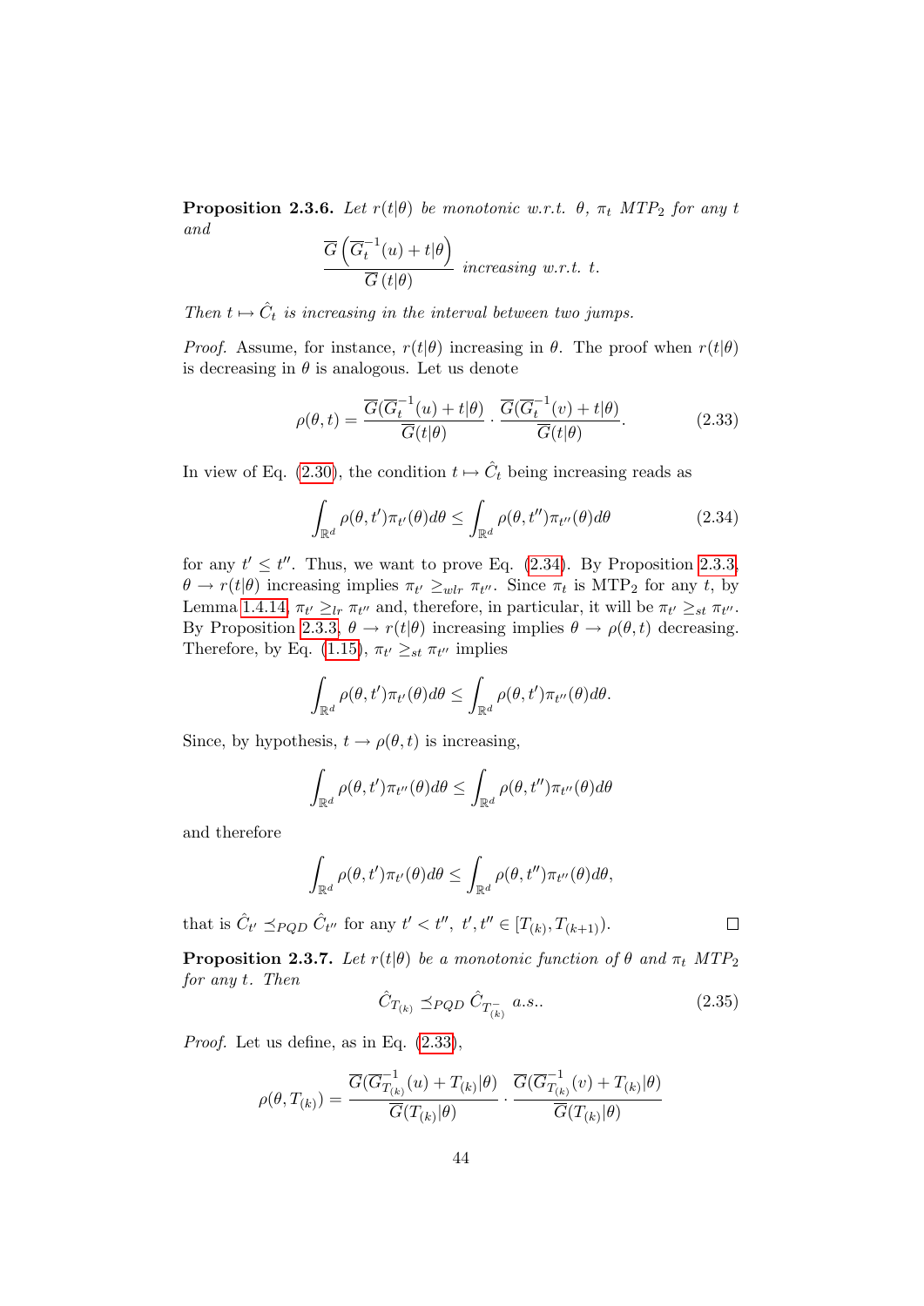**Proposition 2.3.6.** *Let $r(t|\theta)$ be monotonic w.r.t. $\theta$, $\pi_t$ MTP$_2$ for any $t$ and*

$$\frac{\overline{G}\left(\overline{G}_t^{-1}(u)+t|\theta\right)}{\overline{G}\left(t|\theta\right)} \text{ increasing w.r.t. } t.$$

*Then $t \mapsto \hat{C}_t$ is increasing in the interval between two jumps.*

*Proof.* Assume, for instance, $r(t|\theta)$ increasing in $\theta$. The proof when $r(t|\theta)$ is decreasing in $\theta$ is analogous. Let us denote

$$\rho(\theta, t) = \frac{\overline{G}(\overline{G}_t^{-1}(u)+t|\theta)}{\overline{G}(t|\theta)} \cdot \frac{\overline{G}(\overline{G}_t^{-1}(v)+t|\theta)}{\overline{G}(t|\theta)}. \tag{2.33}$$

In view of Eq. (2.30), the condition $t \mapsto \hat{C}_t$ being increasing reads as

$$\int_{\mathbb{R}^d} \rho(\theta, t')\pi_{t'}(\theta)d\theta \leq \int_{\mathbb{R}^d} \rho(\theta, t'')\pi_{t''}(\theta)d\theta \tag{2.34}$$

for any $t' \leq t''$. Thus, we want to prove Eq. (2.34). By Proposition 2.3.3, $\theta \to r(t|\theta)$ increasing implies $\pi_{t'} \geq_{wlr} \pi_{t''}$. Since $\pi_t$ is MTP$_2$ for any $t$, by Lemma 1.4.14, $\pi_{t'} \geq_{lr} \pi_{t''}$ and, therefore, in particular, it will be $\pi_{t'} \geq_{st} \pi_{t''}$. By Proposition 2.3.3, $\theta \to r(t|\theta)$ increasing implies $\theta \to \rho(\theta, t)$ decreasing. Therefore, by Eq. (1.15), $\pi_{t'} \geq_{st} \pi_{t''}$ implies

$$\int_{\mathbb{R}^d} \rho(\theta, t')\pi_{t'}(\theta)d\theta \leq \int_{\mathbb{R}^d} \rho(\theta, t')\pi_{t''}(\theta)d\theta.$$

Since, by hypothesis, $t \to \rho(\theta, t)$ is increasing,

$$\int_{\mathbb{R}^d} \rho(\theta, t')\pi_{t''}(\theta)d\theta \leq \int_{\mathbb{R}^d} \rho(\theta, t'')\pi_{t''}(\theta)d\theta$$

and therefore

$$\int_{\mathbb{R}^d} \rho(\theta, t')\pi_{t'}(\theta)d\theta \leq \int_{\mathbb{R}^d} \rho(\theta, t'')\pi_{t''}(\theta)d\theta,$$

that is $\hat{C}_{t'} \preceq_{PQD} \hat{C}_{t''}$ for any $t' < t''$, $t', t'' \in [T_{(k)}, T_{(k+1)})$. $\square$

**Proposition 2.3.7.** *Let $r(t|\theta)$ be a monotonic function of $\theta$ and $\pi_t$ MTP$_2$ for any $t$. Then*

$$\hat{C}_{T_{(k)}} \preceq_{PQD} \hat{C}_{T_{(k)}^-} \text{ a.s.}. \tag{2.35}$$

*Proof.* Let us define, as in Eq. (2.33),

$$\rho(\theta, T_{(k)}) = \frac{\overline{G}(\overline{G}_{T_{(k)}}^{-1}(u)+T_{(k)}|\theta)}{\overline{G}(T_{(k)}|\theta)} \cdot \frac{\overline{G}(\overline{G}_{T_{(k)}}^{-1}(v)+T_{(k)}|\theta)}{\overline{G}(T_{(k)}|\theta)}$$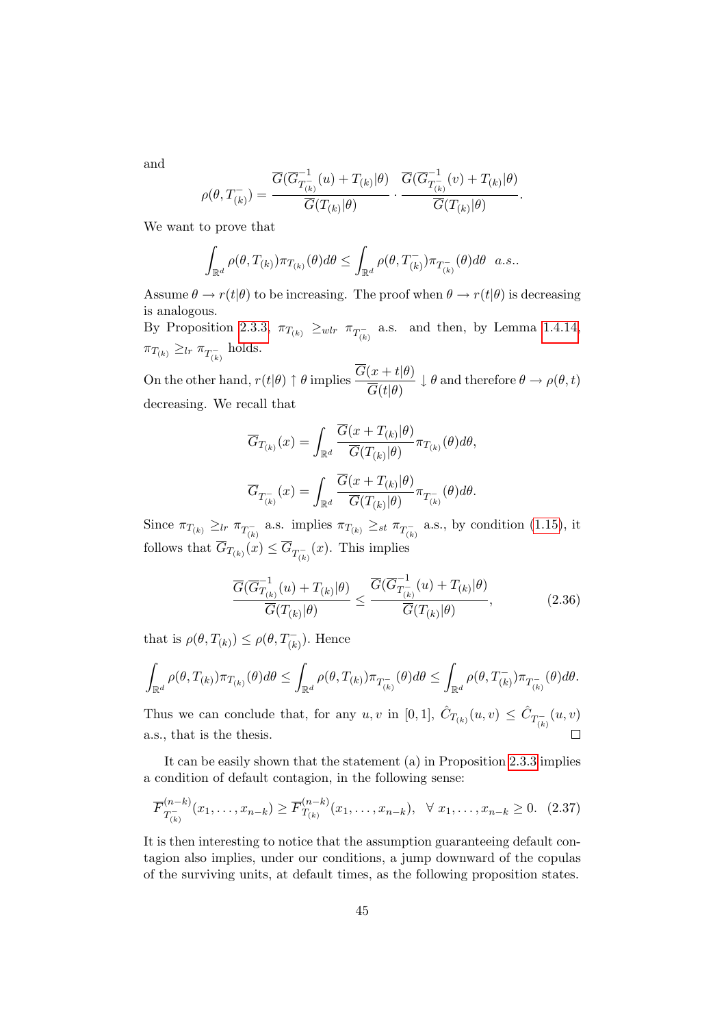and

$$\rho(\theta, T^-_{(k)}) = \frac{\overline{G}(\overline{G}^{-1}_{T^-_{(k)}}(u) + T_{(k)}|\theta)}{\overline{G}(T_{(k)}|\theta)} \cdot \frac{\overline{G}(\overline{G}^{-1}_{T^-_{(k)}}(v) + T_{(k)}|\theta)}{\overline{G}(T_{(k)}|\theta)}.$$

We want to prove that

$$\int_{\mathbb{R}^d} \rho(\theta, T_{(k)}) \pi_{T_{(k)}}(\theta) d\theta \leq \int_{\mathbb{R}^d} \rho(\theta, T^-_{(k)}) \pi_{T^-_{(k)}}(\theta) d\theta \ \ a.s..$$

Assume $\theta \to r(t|\theta)$ to be increasing. The proof when $\theta \to r(t|\theta)$ is decreasing is analogous.

By Proposition 2.3.3, $\pi_{T_{(k)}} \geq_{wlr} \pi_{T^-_{(k)}}$ a.s. and then, by Lemma 1.4.14, $\pi_{T_{(k)}} \geq_{lr} \pi_{T^-_{(k)}}$ holds.

On the other hand, $r(t|\theta) \uparrow \theta$ implies $\dfrac{\overline{G}(x+t|\theta)}{\overline{G}(t|\theta)} \downarrow \theta$ and therefore $\theta \to \rho(\theta, t)$ decreasing. We recall that

$$\overline{G}_{T_{(k)}}(x) = \int_{\mathbb{R}^d} \frac{\overline{G}(x + T_{(k)}|\theta)}{\overline{G}(T_{(k)}|\theta)} \pi_{T_{(k)}}(\theta) d\theta,$$

$$\overline{G}_{T^-_{(k)}}(x) = \int_{\mathbb{R}^d} \frac{\overline{G}(x + T_{(k)}|\theta)}{\overline{G}(T_{(k)}|\theta)} \pi_{T^-_{(k)}}(\theta) d\theta.$$

Since $\pi_{T_{(k)}} \geq_{lr} \pi_{T^-_{(k)}}$ a.s. implies $\pi_{T_{(k)}} \geq_{st} \pi_{T^-_{(k)}}$ a.s., by condition (1.15), it follows that $\overline{G}_{T_{(k)}}(x) \leq \overline{G}_{T^-_{(k)}}(x)$. This implies

$$\frac{\overline{G}(\overline{G}^{-1}_{T_{(k)}}(u) + T_{(k)}|\theta)}{\overline{G}(T_{(k)}|\theta)} \leq \frac{\overline{G}(\overline{G}^{-1}_{T^-_{(k)}}(u) + T_{(k)}|\theta)}{\overline{G}(T_{(k)}|\theta)}, \tag{2.36}$$

that is $\rho(\theta, T_{(k)}) \leq \rho(\theta, T^-_{(k)})$. Hence

$$\int_{\mathbb{R}^d} \rho(\theta, T_{(k)}) \pi_{T_{(k)}}(\theta) d\theta \leq \int_{\mathbb{R}^d} \rho(\theta, T_{(k)}) \pi_{T^-_{(k)}}(\theta) d\theta \leq \int_{\mathbb{R}^d} \rho(\theta, T^-_{(k)}) \pi_{T^-_{(k)}}(\theta) d\theta.$$

Thus we can conclude that, for any $u, v$ in $[0,1]$, $\hat{C}_{T_{(k)}}(u,v) \leq \hat{C}_{T^-_{(k)}}(u,v)$ a.s., that is the thesis. $\square$

It can be easily shown that the statement (a) in Proposition 2.3.3 implies a condition of default contagion, in the following sense:

$$\overline{F}^{(n-k)}_{T^-_{(k)}}(x_1, \ldots, x_{n-k}) \geq \overline{F}^{(n-k)}_{T_{(k)}}(x_1, \ldots, x_{n-k}), \ \ \forall \ x_1, \ldots, x_{n-k} \geq 0. \tag{2.37}$$

It is then interesting to notice that the assumption guaranteeing default contagion also implies, under our conditions, a jump downward of the copulas of the surviving units, at default times, as the following proposition states.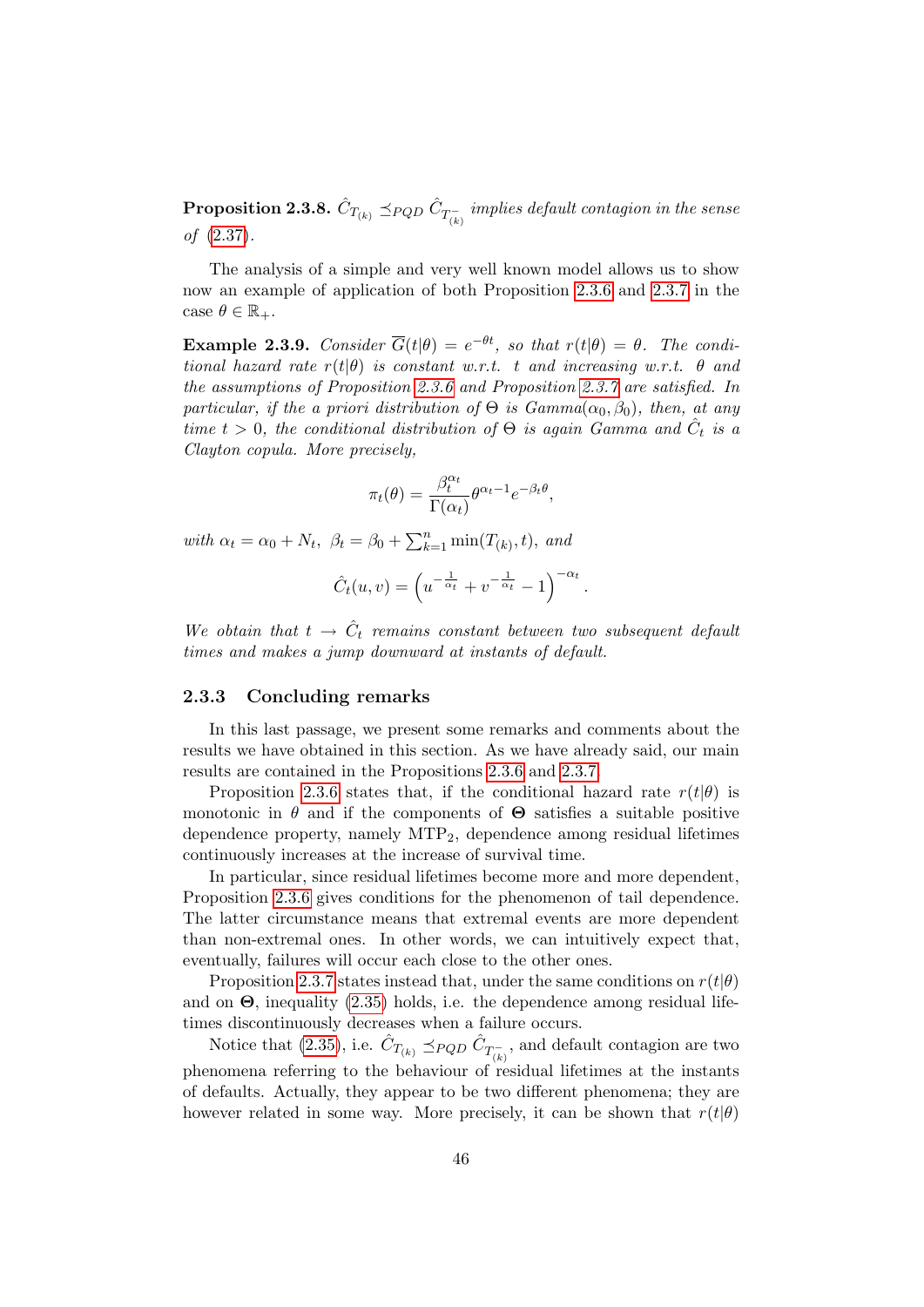**Proposition 2.3.8.** *$\hat{C}_{T_{(k)}} \preceq_{PQD} \hat{C}_{T^-_{(k)}}$ implies default contagion in the sense of (2.37).*

The analysis of a simple and very well known model allows us to show now an example of application of both Proposition 2.3.6 and 2.3.7 in the case $\theta \in \mathbb{R}_+$.

**Example 2.3.9.** *Consider $\overline{G}(t|\theta) = e^{-\theta t}$, so that $r(t|\theta) = \theta$. The conditional hazard rate $r(t|\theta)$ is constant w.r.t. $t$ and increasing w.r.t. $\theta$ and the assumptions of Proposition 2.3.6 and Proposition 2.3.7 are satisfied. In particular, if the a priori distribution of $\Theta$ is Gamma$(\alpha_0, \beta_0)$, then, at any time $t > 0$, the conditional distribution of $\Theta$ is again Gamma and $\hat{C}_t$ is a Clayton copula. More precisely,*

$$\pi_t(\theta) = \frac{\beta_t^{\alpha_t}}{\Gamma(\alpha_t)} \theta^{\alpha_t - 1} e^{-\beta_t \theta},$$

*with $\alpha_t = \alpha_0 + N_t,\ \beta_t = \beta_0 + \sum_{k=1}^{n} \min(T_{(k)}, t),$ and*

$$\hat{C}_t(u, v) = \left( u^{-\frac{1}{\alpha_t}} + v^{-\frac{1}{\alpha_t}} - 1 \right)^{-\alpha_t}.$$

*We obtain that $t \to \hat{C}_t$ remains constant between two subsequent default times and makes a jump downward at instants of default.*

### 2.3.3 Concluding remarks

In this last passage, we present some remarks and comments about the results we have obtained in this section. As we have already said, our main results are contained in the Propositions 2.3.6 and 2.3.7.

Proposition 2.3.6 states that, if the conditional hazard rate $r(t|\theta)$ is monotonic in $\theta$ and if the components of $\mathbf{\Theta}$ satisfies a suitable positive dependence property, namely $\text{MTP}_2$, dependence among residual lifetimes continuously increases at the increase of survival time.

In particular, since residual lifetimes become more and more dependent, Proposition 2.3.6 gives conditions for the phenomenon of tail dependence. The latter circumstance means that extremal events are more dependent than non-extremal ones. In other words, we can intuitively expect that, eventually, failures will occur each close to the other ones.

Proposition 2.3.7 states instead that, under the same conditions on $r(t|\theta)$ and on $\mathbf{\Theta}$, inequality (2.35) holds, i.e. the dependence among residual lifetimes discontinuously decreases when a failure occurs.

Notice that (2.35), i.e. $\hat{C}_{T_{(k)}} \preceq_{PQD} \hat{C}_{T^-_{(k)}}$, and default contagion are two phenomena referring to the behaviour of residual lifetimes at the instants of defaults. Actually, they appear to be two different phenomena; they are however related in some way. More precisely, it can be shown that $r(t|\theta)$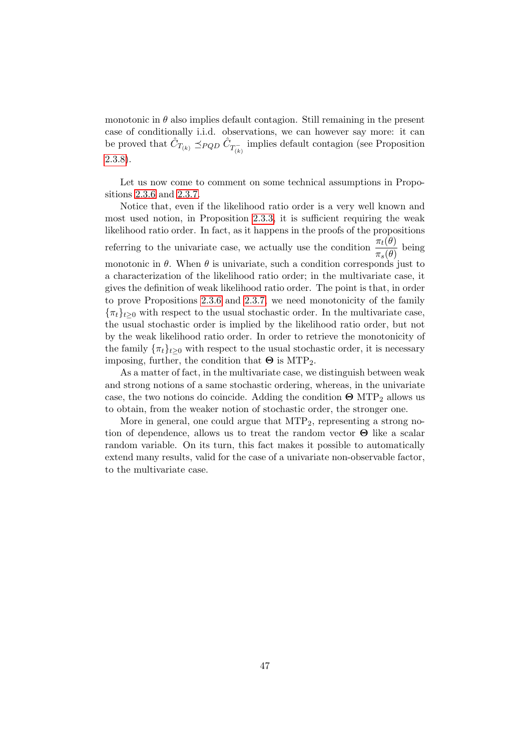monotonic in $\theta$ also implies default contagion. Still remaining in the present case of conditionally i.i.d. observations, we can however say more: it can be proved that $\hat{C}_{T_{(k)}} \preceq_{PQD} \hat{C}_{T^-_{(k)}}$ implies default contagion (see Proposition 2.3.8).

Let us now come to comment on some technical assumptions in Propositions 2.3.6 and 2.3.7.

Notice that, even if the likelihood ratio order is a very well known and most used notion, in Proposition 2.3.3, it is sufficient requiring the weak likelihood ratio order. In fact, as it happens in the proofs of the propositions referring to the univariate case, we actually use the condition $\frac{\pi_t(\theta)}{\pi_s(\theta)}$ being monotonic in $\theta$. When $\theta$ is univariate, such a condition corresponds just to a characterization of the likelihood ratio order; in the multivariate case, it gives the definition of weak likelihood ratio order. The point is that, in order to prove Propositions 2.3.6 and 2.3.7, we need monotonicity of the family $\{\pi_t\}_{t\geq 0}$ with respect to the usual stochastic order. In the multivariate case, the usual stochastic order is implied by the likelihood ratio order, but not by the weak likelihood ratio order. In order to retrieve the monotonicity of the family $\{\pi_t\}_{t\geq 0}$ with respect to the usual stochastic order, it is necessary imposing, further, the condition that $\mathbf{\Theta}$ is $\mathrm{MTP}_2$.

As a matter of fact, in the multivariate case, we distinguish between weak and strong notions of a same stochastic ordering, whereas, in the univariate case, the two notions do coincide. Adding the condition $\mathbf{\Theta}$ $\mathrm{MTP}_2$ allows us to obtain, from the weaker notion of stochastic order, the stronger one.

More in general, one could argue that $\mathrm{MTP}_2$, representing a strong notion of dependence, allows us to treat the random vector $\mathbf{\Theta}$ like a scalar random variable. On its turn, this fact makes it possible to automatically extend many results, valid for the case of a univariate non-observable factor, to the multivariate case.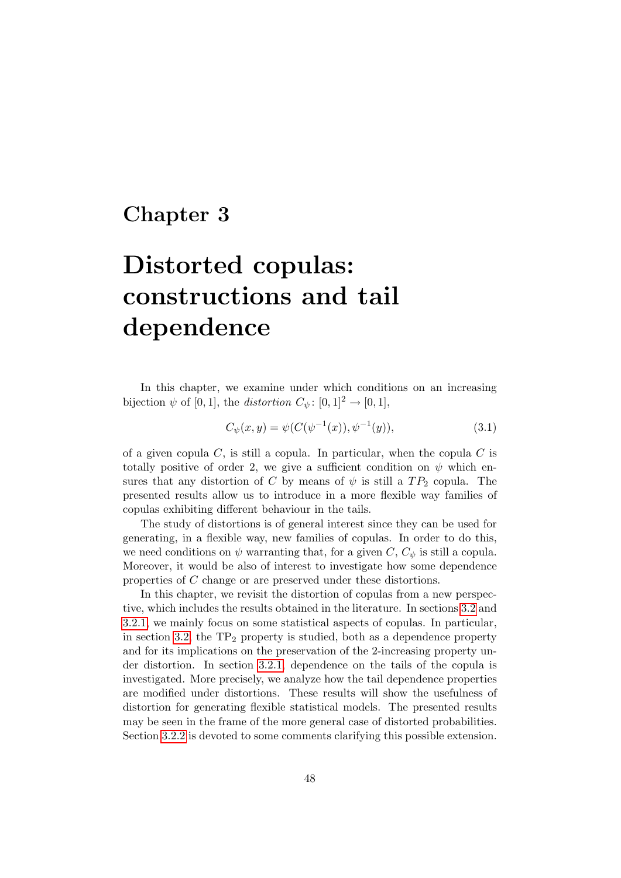# Chapter 3

# Distorted copulas: constructions and tail dependence

In this chapter, we examine under which conditions on an increasing bijection $\psi$ of $[0,1]$, the *distortion* $C_\psi\colon [0,1]^2 \to [0,1]$,

$$C_\psi(x,y) = \psi(C(\psi^{-1}(x)), \psi^{-1}(y)), \tag{3.1}$$

of a given copula $C$, is still a copula. In particular, when the copula $C$ is totally positive of order 2, we give a sufficient condition on $\psi$ which ensures that any distortion of $C$ by means of $\psi$ is still a $TP_2$ copula. The presented results allow us to introduce in a more flexible way families of copulas exhibiting different behaviour in the tails.

The study of distortions is of general interest since they can be used for generating, in a flexible way, new families of copulas. In order to do this, we need conditions on $\psi$ warranting that, for a given $C$, $C_\psi$ is still a copula. Moreover, it would be also of interest to investigate how some dependence properties of $C$ change or are preserved under these distortions.

In this chapter, we revisit the distortion of copulas from a new perspective, which includes the results obtained in the literature. In sections 3.2 and 3.2.1, we mainly focus on some statistical aspects of copulas. In particular, in section 3.2, the $\mathrm{TP}_2$ property is studied, both as a dependence property and for its implications on the preservation of the 2-increasing property under distortion. In section 3.2.1, dependence on the tails of the copula is investigated. More precisely, we analyze how the tail dependence properties are modified under distortions. These results will show the usefulness of distortion for generating flexible statistical models. The presented results may be seen in the frame of the more general case of distorted probabilities. Section 3.2.2 is devoted to some comments clarifying this possible extension.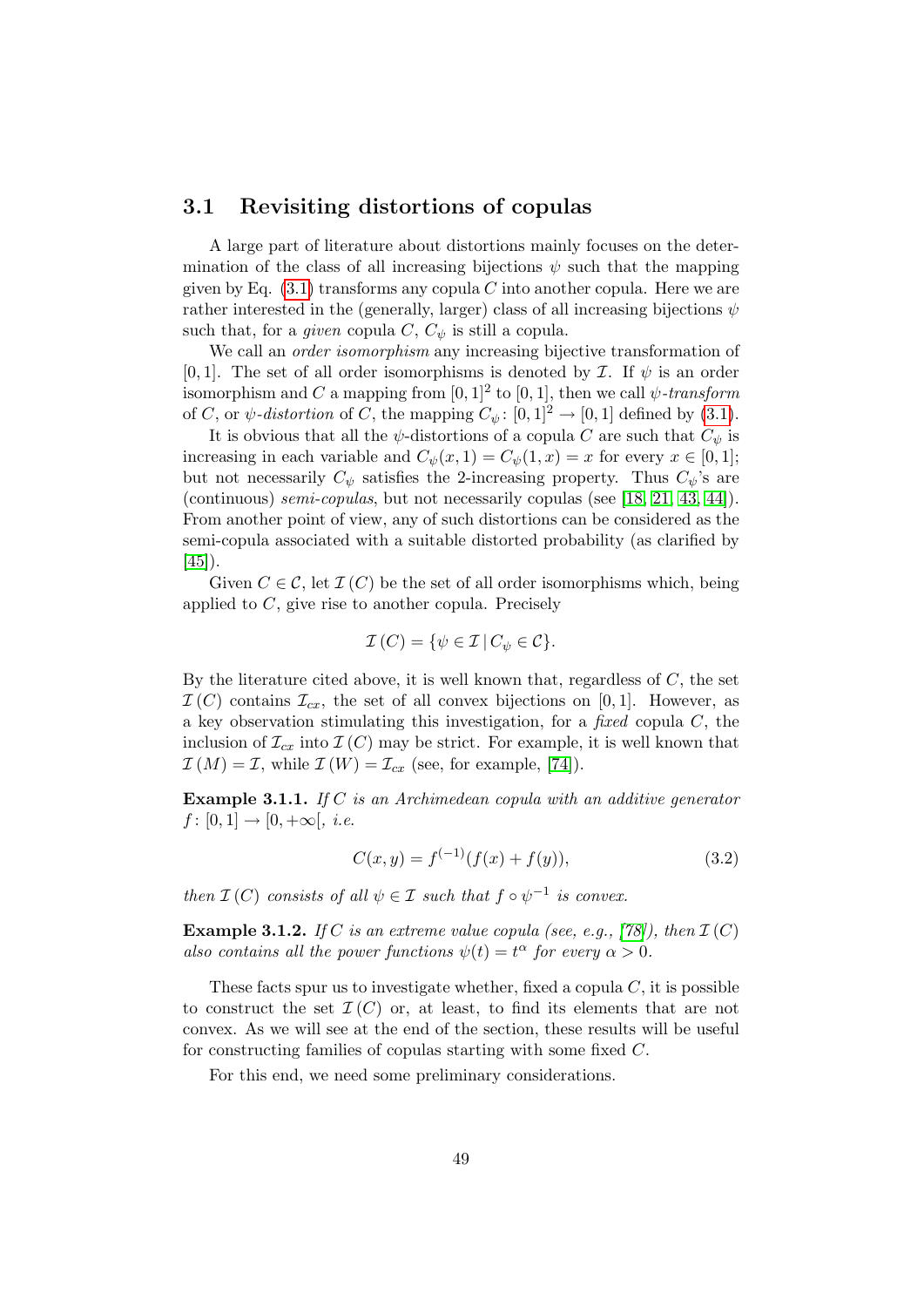## 3.1 Revisiting distortions of copulas

A large part of literature about distortions mainly focuses on the determination of the class of all increasing bijections $\psi$ such that the mapping given by Eq. (3.1) transforms any copula $C$ into another copula. Here we are rather interested in the (generally, larger) class of all increasing bijections $\psi$ such that, for a *given* copula $C$, $C_\psi$ is still a copula.

We call an *order isomorphism* any increasing bijective transformation of $[0,1]$. The set of all order isomorphisms is denoted by $\mathcal{I}$. If $\psi$ is an order isomorphism and $C$ a mapping from $[0,1]^2$ to $[0,1]$, then we call $\psi$*-transform* of $C$, or $\psi$*-distortion* of $C$, the mapping $C_\psi \colon [0,1]^2 \to [0,1]$ defined by (3.1).

It is obvious that all the $\psi$-distortions of a copula $C$ are such that $C_\psi$ is increasing in each variable and $C_\psi(x,1) = C_\psi(1,x) = x$ for every $x \in [0,1]$; but not necessarily $C_\psi$ satisfies the 2-increasing property. Thus $C_\psi$'s are (continuous) *semi-copulas*, but not necessarily copulas (see [18, 21, 43, 44]). From another point of view, any of such distortions can be considered as the semi-copula associated with a suitable distorted probability (as clarified by [45]).

Given $C \in \mathcal{C}$, let $\mathcal{I}(C)$ be the set of all order isomorphisms which, being applied to $C$, give rise to another copula. Precisely

$$\mathcal{I}(C) = \{\psi \in \mathcal{I} \mid C_\psi \in \mathcal{C}\}.$$

By the literature cited above, it is well known that, regardless of $C$, the set $\mathcal{I}(C)$ contains $\mathcal{I}_{cx}$, the set of all convex bijections on $[0,1]$. However, as a key observation stimulating this investigation, for a *fixed* copula $C$, the inclusion of $\mathcal{I}_{cx}$ into $\mathcal{I}(C)$ may be strict. For example, it is well known that $\mathcal{I}(M) = \mathcal{I}$, while $\mathcal{I}(W) = \mathcal{I}_{cx}$ (see, for example, [74]).

**Example 3.1.1.** *If $C$ is an Archimedean copula with an additive generator $f \colon [0,1] \to [0,+\infty[$, i.e.*

$$C(x,y) = f^{(-1)}(f(x) + f(y)), \tag{3.2}$$

*then $\mathcal{I}(C)$ consists of all $\psi \in \mathcal{I}$ such that $f \circ \psi^{-1}$ is convex.*

**Example 3.1.2.** *If $C$ is an extreme value copula (see, e.g., [78]), then $\mathcal{I}(C)$ also contains all the power functions $\psi(t) = t^\alpha$ for every $\alpha > 0$.*

These facts spur us to investigate whether, fixed a copula $C$, it is possible to construct the set $\mathcal{I}(C)$ or, at least, to find its elements that are not convex. As we will see at the end of the section, these results will be useful for constructing families of copulas starting with some fixed $C$.

For this end, we need some preliminary considerations.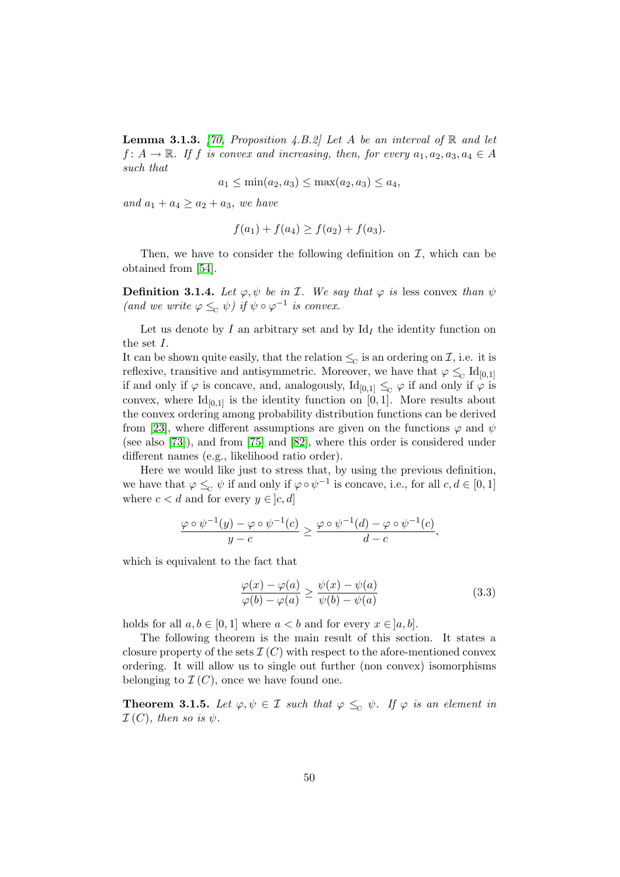**Lemma 3.1.3.** *[70, Proposition 4.B.2] Let $A$ be an interval of $\mathbb{R}$ and let $f\colon A \to \mathbb{R}$. If $f$ is convex and increasing, then, for every $a_1, a_2, a_3, a_4 \in A$ such that*

$$a_1 \leq \min(a_2, a_3) \leq \max(a_2, a_3) \leq a_4,$$

*and $a_1 + a_4 \geq a_2 + a_3$, we have*

$$f(a_1) + f(a_4) \geq f(a_2) + f(a_3).$$

Then, we have to consider the following definition on $\mathcal{I}$, which can be obtained from [54].

**Definition 3.1.4.** *Let $\varphi, \psi$ be in $\mathcal{I}$. We say that $\varphi$ is* less convex *than $\psi$ (and we write $\varphi \leq_{\mathrm{C}} \psi$) if $\psi \circ \varphi^{-1}$ is convex.*

Let us denote by $I$ an arbitrary set and by $\mathrm{Id}_I$ the identity function on the set $I$.
It can be shown quite easily, that the relation $\leq_{\mathrm{C}}$ is an ordering on $\mathcal{I}$, i.e. it is reflexive, transitive and antisymmetric. Moreover, we have that $\varphi \leq_{\mathrm{C}} \mathrm{Id}_{[0,1]}$ if and only if $\varphi$ is concave, and, analogously, $\mathrm{Id}_{[0,1]} \leq_{\mathrm{C}} \varphi$ if and only if $\varphi$ is convex, where $\mathrm{Id}_{[0,1]}$ is the identity function on $[0,1]$. More results about the convex ordering among probability distribution functions can be derived from [23], where different assumptions are given on the functions $\varphi$ and $\psi$ (see also [73]), and from [75] and [82], where this order is considered under different names (e.g., likelihood ratio order).

Here we would like just to stress that, by using the previous definition, we have that $\varphi \leq_{\mathrm{C}} \psi$ if and only if $\varphi \circ \psi^{-1}$ is concave, i.e., for all $c, d \in [0,1]$ where $c < d$ and for every $y \in ]c, d]$

$$\frac{\varphi \circ \psi^{-1}(y) - \varphi \circ \psi^{-1}(c)}{y - c} \geq \frac{\varphi \circ \psi^{-1}(d) - \varphi \circ \psi^{-1}(c)}{d - c},$$

which is equivalent to the fact that

$$\frac{\varphi(x) - \varphi(a)}{\varphi(b) - \varphi(a)} \geq \frac{\psi(x) - \psi(a)}{\psi(b) - \psi(a)} \tag{3.3}$$

holds for all $a, b \in [0,1]$ where $a < b$ and for every $x \in ]a, b]$.

The following theorem is the main result of this section. It states a closure property of the sets $\mathcal{I}(C)$ with respect to the afore-mentioned convex ordering. It will allow us to single out further (non convex) isomorphisms belonging to $\mathcal{I}(C)$, once we have found one.

**Theorem 3.1.5.** *Let $\varphi, \psi \in \mathcal{I}$ such that $\varphi \leq_{\mathrm{C}} \psi$. If $\varphi$ is an element in $\mathcal{I}(C)$, then so is $\psi$.*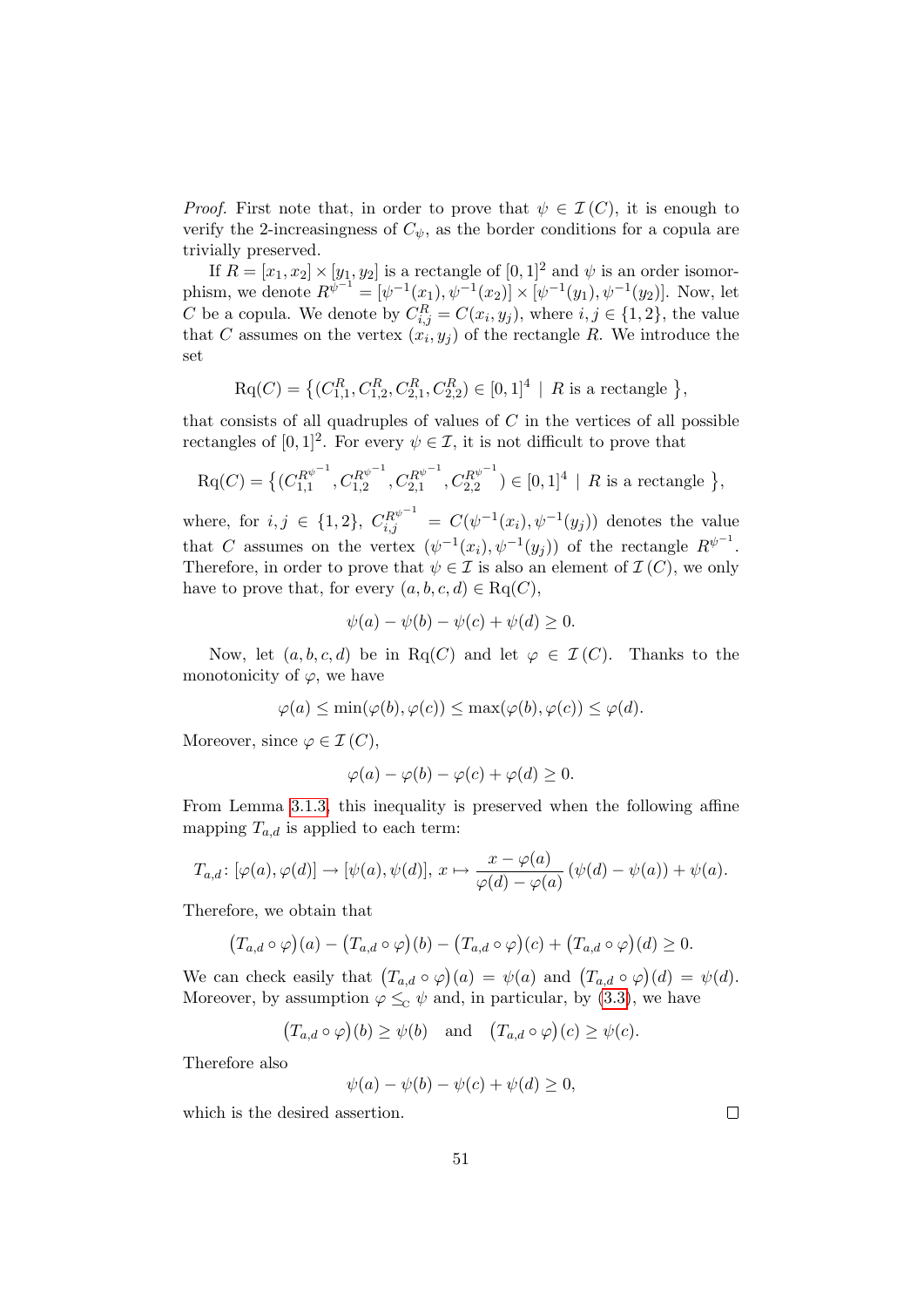*Proof.* First note that, in order to prove that $\psi \in \mathcal{I}(C)$, it is enough to verify the 2-increasingness of $C_\psi$, as the border conditions for a copula are trivially preserved.

If $R = [x_1, x_2] \times [y_1, y_2]$ is a rectangle of $[0,1]^2$ and $\psi$ is an order isomorphism, we denote $R^{\psi^{-1}} = [\psi^{-1}(x_1), \psi^{-1}(x_2)] \times [\psi^{-1}(y_1), \psi^{-1}(y_2)]$. Now, let $C$ be a copula. We denote by $C^R_{i,j} = C(x_i, y_j)$, where $i, j \in \{1, 2\}$, the value that $C$ assumes on the vertex $(x_i, y_j)$ of the rectangle $R$. We introduce the set

$$\mathrm{Rq}(C) = \left\{ (C^R_{1,1}, C^R_{1,2}, C^R_{2,1}, C^R_{2,2}) \in [0,1]^4 \mid R \text{ is a rectangle } \right\},$$

that consists of all quadruples of values of $C$ in the vertices of all possible rectangles of $[0,1]^2$. For every $\psi \in \mathcal{I}$, it is not difficult to prove that

$$\mathrm{Rq}(C) = \left\{ (C^{R^{\psi^{-1}}}_{1,1}, C^{R^{\psi^{-1}}}_{1,2}, C^{R^{\psi^{-1}}}_{2,1}, C^{R^{\psi^{-1}}}_{2,2}) \in [0,1]^4 \mid R \text{ is a rectangle } \right\},$$

where, for $i, j \in \{1, 2\}$, $C^{R^{\psi^{-1}}}_{i,j} = C(\psi^{-1}(x_i), \psi^{-1}(y_j))$ denotes the value that $C$ assumes on the vertex $(\psi^{-1}(x_i), \psi^{-1}(y_j))$ of the rectangle $R^{\psi^{-1}}$. Therefore, in order to prove that $\psi \in \mathcal{I}$ is also an element of $\mathcal{I}(C)$, we only have to prove that, for every $(a, b, c, d) \in \mathrm{Rq}(C)$,

$$\psi(a) - \psi(b) - \psi(c) + \psi(d) \geq 0.$$

Now, let $(a, b, c, d)$ be in $\mathrm{Rq}(C)$ and let $\varphi \in \mathcal{I}(C)$. Thanks to the monotonicity of $\varphi$, we have

$$\varphi(a) \leq \min(\varphi(b), \varphi(c)) \leq \max(\varphi(b), \varphi(c)) \leq \varphi(d).$$

Moreover, since $\varphi \in \mathcal{I}(C)$,

$$\varphi(a) - \varphi(b) - \varphi(c) + \varphi(d) \geq 0.$$

From Lemma 3.1.3, this inequality is preserved when the following affine mapping $T_{a,d}$ is applied to each term:

$$T_{a,d} \colon [\varphi(a), \varphi(d)] \to [\psi(a), \psi(d)],\ x \mapsto \frac{x - \varphi(a)}{\varphi(d) - \varphi(a)} (\psi(d) - \psi(a)) + \psi(a).$$

Therefore, we obtain that

$$\big(T_{a,d} \circ \varphi\big)(a) - \big(T_{a,d} \circ \varphi\big)(b) - \big(T_{a,d} \circ \varphi\big)(c) + \big(T_{a,d} \circ \varphi\big)(d) \geq 0.$$

We can check easily that $\big(T_{a,d} \circ \varphi\big)(a) = \psi(a)$ and $\big(T_{a,d} \circ \varphi\big)(d) = \psi(d)$. Moreover, by assumption $\varphi \leq_{\mathrm{C}} \psi$ and, in particular, by (3.3), we have

$$\big(T_{a,d} \circ \varphi\big)(b) \geq \psi(b) \quad \text{and} \quad \big(T_{a,d} \circ \varphi\big)(c) \geq \psi(c).$$

Therefore also

$$\psi(a) - \psi(b) - \psi(c) + \psi(d) \geq 0,$$

which is the desired assertion. $\square$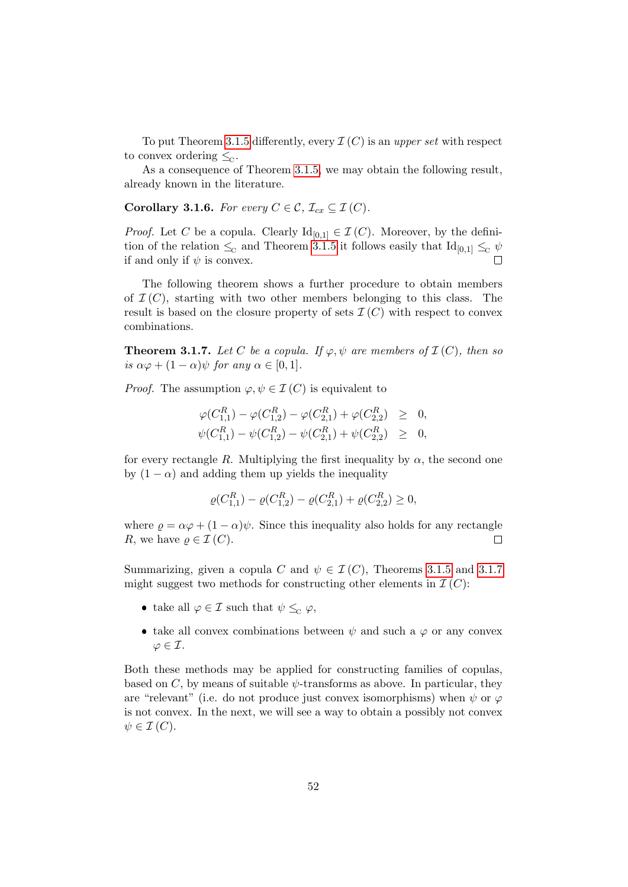To put Theorem 3.1.5 differently, every $\mathcal{I}(C)$ is an *upper set* with respect to convex ordering $\leq_{\mathrm{C}}$.

As a consequence of Theorem 3.1.5, we may obtain the following result, already known in the literature.

**Corollary 3.1.6.** *For every $C \in \mathcal{C}$, $\mathcal{I}_{cx} \subseteq \mathcal{I}(C)$.*

*Proof.* Let $C$ be a copula. Clearly $\mathrm{Id}_{[0,1]} \in \mathcal{I}(C)$. Moreover, by the definition of the relation $\leq_{\mathrm{C}}$ and Theorem 3.1.5 it follows easily that $\mathrm{Id}_{[0,1]} \leq_{\mathrm{C}} \psi$ if and only if $\psi$ is convex. □

The following theorem shows a further procedure to obtain members of $\mathcal{I}(C)$, starting with two other members belonging to this class. The result is based on the closure property of sets $\mathcal{I}(C)$ with respect to convex combinations.

**Theorem 3.1.7.** *Let $C$ be a copula. If $\varphi, \psi$ are members of $\mathcal{I}(C)$, then so is $\alpha\varphi + (1-\alpha)\psi$ for any $\alpha \in [0,1]$.*

*Proof.* The assumption $\varphi, \psi \in \mathcal{I}(C)$ is equivalent to

$$
\begin{aligned}
\varphi(C^R_{1,1}) - \varphi(C^R_{1,2}) - \varphi(C^R_{2,1}) + \varphi(C^R_{2,2}) &\geq 0, \\
\psi(C^R_{1,1}) - \psi(C^R_{1,2}) - \psi(C^R_{2,1}) + \psi(C^R_{2,2}) &\geq 0,
\end{aligned}
$$

for every rectangle $R$. Multiplying the first inequality by $\alpha$, the second one by $(1-\alpha)$ and adding them up yields the inequality

$$
\varrho(C^R_{1,1}) - \varrho(C^R_{1,2}) - \varrho(C^R_{2,1}) + \varrho(C^R_{2,2}) \geq 0,
$$

where $\varrho = \alpha\varphi + (1-\alpha)\psi$. Since this inequality also holds for any rectangle $R$, we have $\varrho \in \mathcal{I}(C)$. □

Summarizing, given a copula $C$ and $\psi \in \mathcal{I}(C)$, Theorems 3.1.5 and 3.1.7 might suggest two methods for constructing other elements in $\mathcal{I}(C)$:

- take all $\varphi \in \mathcal{I}$ such that $\psi \leq_{\mathrm{C}} \varphi$,
- take all convex combinations between $\psi$ and such a $\varphi$ or any convex $\varphi \in \mathcal{I}$.

Both these methods may be applied for constructing families of copulas, based on $C$, by means of suitable $\psi$-transforms as above. In particular, they are "relevant" (i.e. do not produce just convex isomorphisms) when $\psi$ or $\varphi$ is not convex. In the next, we will see a way to obtain a possibly not convex $\psi \in \mathcal{I}(C)$.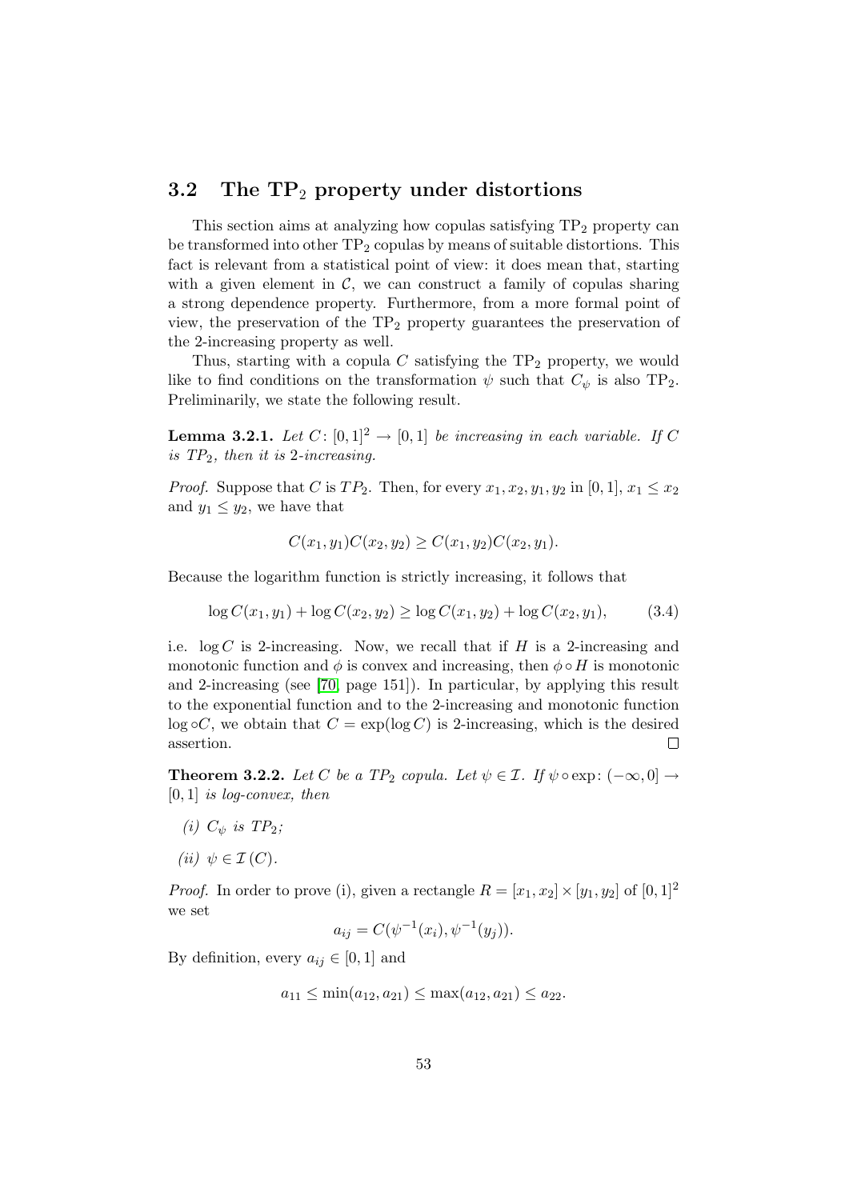## 3.2 The $\mathrm{TP}_2$ property under distortions

This section aims at analyzing how copulas satisfying $\mathrm{TP}_2$ property can be transformed into other $\mathrm{TP}_2$ copulas by means of suitable distortions. This fact is relevant from a statistical point of view: it does mean that, starting with a given element in $\mathcal{C}$, we can construct a family of copulas sharing a strong dependence property. Furthermore, from a more formal point of view, the preservation of the $\mathrm{TP}_2$ property guarantees the preservation of the 2-increasing property as well.

Thus, starting with a copula $C$ satisfying the $\mathrm{TP}_2$ property, we would like to find conditions on the transformation $\psi$ such that $C_\psi$ is also $\mathrm{TP}_2$. Preliminarily, we state the following result.

**Lemma 3.2.1.** *Let $C\colon [0,1]^2 \to [0,1]$ be increasing in each variable. If $C$ is $TP_2$, then it is 2-increasing.*

*Proof.* Suppose that $C$ is $TP_2$. Then, for every $x_1, x_2, y_1, y_2$ in $[0,1]$, $x_1 \le x_2$ and $y_1 \le y_2$, we have that

$$C(x_1, y_1)C(x_2, y_2) \ge C(x_1, y_2)C(x_2, y_1).$$

Because the logarithm function is strictly increasing, it follows that

$$\log C(x_1, y_1) + \log C(x_2, y_2) \ge \log C(x_1, y_2) + \log C(x_2, y_1), \tag{3.4}$$

i.e. $\log C$ is 2-increasing. Now, we recall that if $H$ is a 2-increasing and monotonic function and $\phi$ is convex and increasing, then $\phi \circ H$ is monotonic and 2-increasing (see [70, page 151]). In particular, by applying this result to the exponential function and to the 2-increasing and monotonic function $\log \circ C$, we obtain that $C = \exp(\log C)$ is 2-increasing, which is the desired assertion. $\square$

**Theorem 3.2.2.** *Let $C$ be a $TP_2$ copula. Let $\psi \in \mathcal{I}$. If $\psi \circ \exp\colon (-\infty, 0] \to [0,1]$ is log-convex, then*

*(i) $C_\psi$ is $TP_2$;*

*(ii) $\psi \in \mathcal{I}(C)$.*

*Proof.* In order to prove (i), given a rectangle $R = [x_1, x_2] \times [y_1, y_2]$ of $[0,1]^2$ we set

$$a_{ij} = C(\psi^{-1}(x_i), \psi^{-1}(y_j)).$$

By definition, every $a_{ij} \in [0,1]$ and

$$a_{11} \le \min(a_{12}, a_{21}) \le \max(a_{12}, a_{21}) \le a_{22}.$$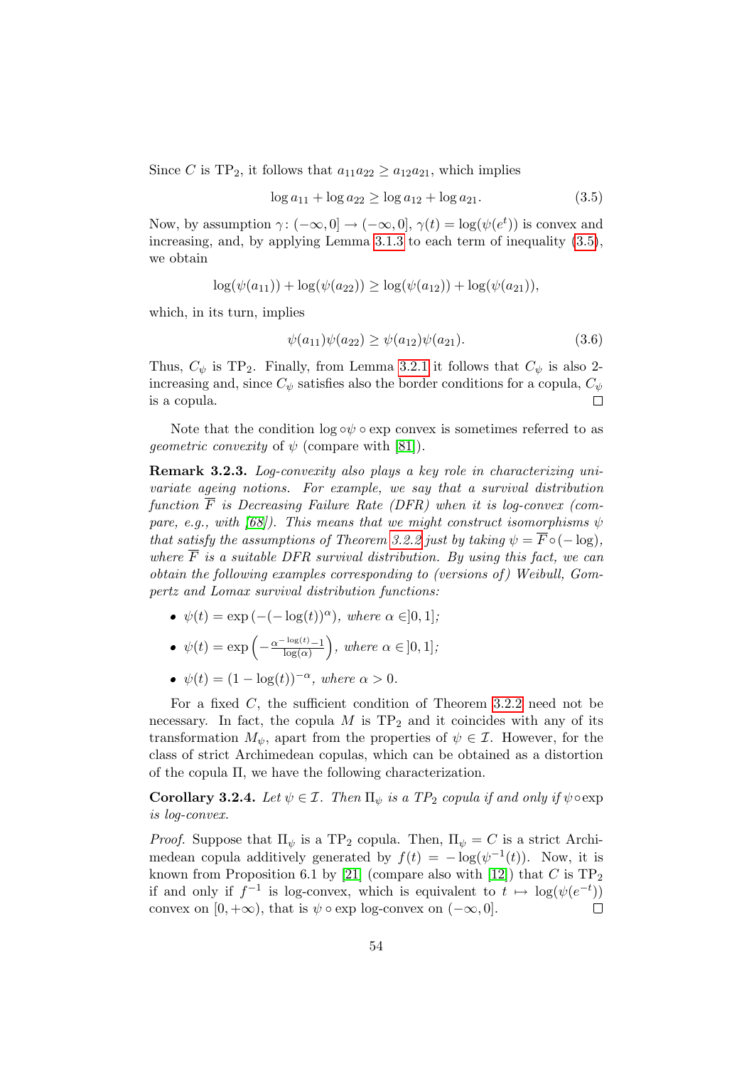Since $C$ is $\mathrm{TP}_2$, it follows that $a_{11}a_{22} \geq a_{12}a_{21}$, which implies

$$\log a_{11} + \log a_{22} \geq \log a_{12} + \log a_{21}. \tag{3.5}$$

Now, by assumption $\gamma\colon (-\infty, 0] \to (-\infty, 0]$, $\gamma(t) = \log(\psi(e^t))$ is convex and increasing, and, by applying Lemma 3.1.3 to each term of inequality (3.5), we obtain

$$\log(\psi(a_{11})) + \log(\psi(a_{22})) \geq \log(\psi(a_{12})) + \log(\psi(a_{21})),$$

which, in its turn, implies

$$\psi(a_{11})\psi(a_{22}) \geq \psi(a_{12})\psi(a_{21}). \tag{3.6}$$

Thus, $C_\psi$ is $\mathrm{TP}_2$. Finally, from Lemma 3.2.1 it follows that $C_\psi$ is also 2-increasing and, since $C_\psi$ satisfies also the border conditions for a copula, $C_\psi$ is a copula. □

Note that the condition $\log \circ \psi \circ \exp$ convex is sometimes referred to as *geometric convexity* of $\psi$ (compare with [81]).

**Remark 3.2.3.** *Log-convexity also plays a key role in characterizing univariate ageing notions. For example, we say that a survival distribution function $\overline{F}$ is Decreasing Failure Rate (DFR) when it is log-convex (compare, e.g., with [68]). This means that we might construct isomorphisms $\psi$ that satisfy the assumptions of Theorem 3.2.2 just by taking $\psi = \overline{F} \circ (-\log)$, where $\overline{F}$ is a suitable DFR survival distribution. By using this fact, we can obtain the following examples corresponding to (versions of) Weibull, Gompertz and Lomax survival distribution functions:*

- $\psi(t) = \exp\left(-(-\log(t))^\alpha\right)$, *where* $\alpha \in ]0,1]$;
- $\psi(t) = \exp\left(-\frac{\alpha^{-\log(t)} - 1}{\log(\alpha)}\right)$, *where* $\alpha \in ]0,1]$;
- $\psi(t) = (1 - \log(t))^{-\alpha}$, *where* $\alpha > 0$.

For a fixed $C$, the sufficient condition of Theorem 3.2.2 need not be necessary. In fact, the copula $M$ is $\mathrm{TP}_2$ and it coincides with any of its transformation $M_\psi$, apart from the properties of $\psi \in \mathcal{I}$. However, for the class of strict Archimedean copulas, which can be obtained as a distortion of the copula $\Pi$, we have the following characterization.

**Corollary 3.2.4.** *Let $\psi \in \mathcal{I}$. Then $\Pi_\psi$ is a $TP_2$ copula if and only if $\psi \circ \exp$ is log-convex.*

*Proof.* Suppose that $\Pi_\psi$ is a $\mathrm{TP}_2$ copula. Then, $\Pi_\psi = C$ is a strict Archimedean copula additively generated by $f(t) = -\log(\psi^{-1}(t))$. Now, it is known from Proposition 6.1 by [21] (compare also with [12]) that $C$ is $\mathrm{TP}_2$ if and only if $f^{-1}$ is log-convex, which is equivalent to $t \mapsto \log(\psi(e^{-t}))$ convex on $[0, +\infty)$, that is $\psi \circ \exp$ log-convex on $(-\infty, 0]$. □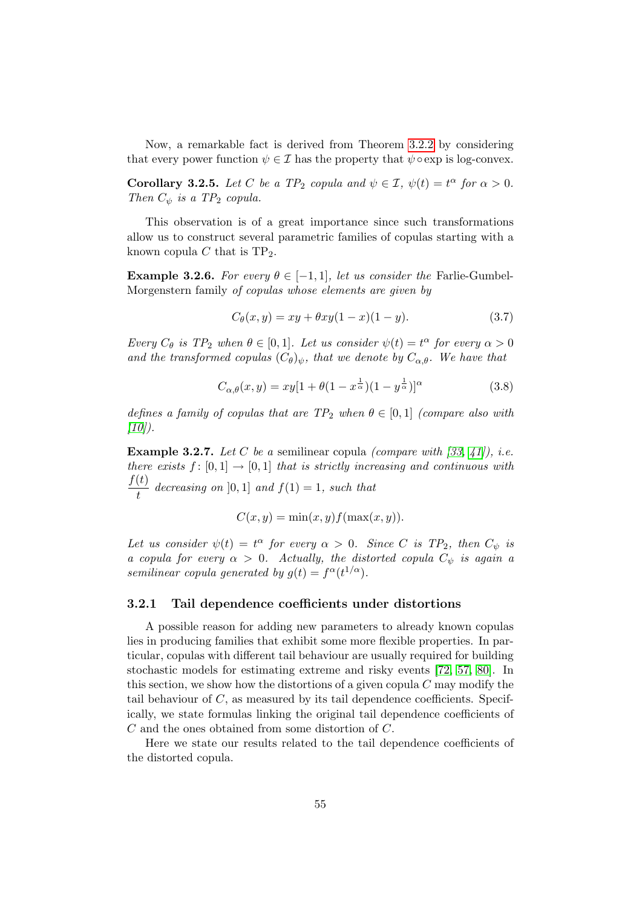Now, a remarkable fact is derived from Theorem 3.2.2 by considering that every power function $\psi \in \mathcal{I}$ has the property that $\psi \circ \exp$ is log-convex.

**Corollary 3.2.5.** *Let $C$ be a $TP_2$ copula and $\psi \in \mathcal{I}$, $\psi(t) = t^\alpha$ for $\alpha > 0$. Then $C_\psi$ is a $TP_2$ copula.*

This observation is of a great importance since such transformations allow us to construct several parametric families of copulas starting with a known copula $C$ that is $\text{TP}_2$.

**Example 3.2.6.** *For every $\theta \in [-1, 1]$, let us consider the* Farlie-Gumbel-Morgenstern family *of copulas whose elements are given by*

$$C_\theta(x, y) = xy + \theta xy(1 - x)(1 - y). \tag{3.7}$$

*Every $C_\theta$ is $TP_2$ when $\theta \in [0, 1]$. Let us consider $\psi(t) = t^\alpha$ for every $\alpha > 0$ and the transformed copulas $(C_\theta)_\psi$, that we denote by $C_{\alpha,\theta}$. We have that*

$$C_{\alpha,\theta}(x, y) = xy[1 + \theta(1 - x^{\frac{1}{\alpha}})(1 - y^{\frac{1}{\alpha}})]^\alpha \tag{3.8}$$

*defines a family of copulas that are $TP_2$ when $\theta \in [0, 1]$ (compare also with [10]).*

**Example 3.2.7.** *Let $C$ be a* semilinear copula *(compare with [33, 41]), i.e. there exists $f : [0, 1] \to [0, 1]$ that is strictly increasing and continuous with $\dfrac{f(t)}{t}$ decreasing on $]0, 1]$ and $f(1) = 1$, such that*

$$C(x, y) = \min(x, y) f(\max(x, y)).$$

*Let us consider $\psi(t) = t^\alpha$ for every $\alpha > 0$. Since $C$ is $TP_2$, then $C_\psi$ is a copula for every $\alpha > 0$. Actually, the distorted copula $C_\psi$ is again a semilinear copula generated by $g(t) = f^\alpha(t^{1/\alpha})$.*

### 3.2.1 Tail dependence coefficients under distortions

A possible reason for adding new parameters to already known copulas lies in producing families that exhibit some more flexible properties. In particular, copulas with different tail behaviour are usually required for building stochastic models for estimating extreme and risky events [72, 57, 80]. In this section, we show how the distortions of a given copula $C$ may modify the tail behaviour of $C$, as measured by its tail dependence coefficients. Specifically, we state formulas linking the original tail dependence coefficients of $C$ and the ones obtained from some distortion of $C$.

Here we state our results related to the tail dependence coefficients of the distorted copula.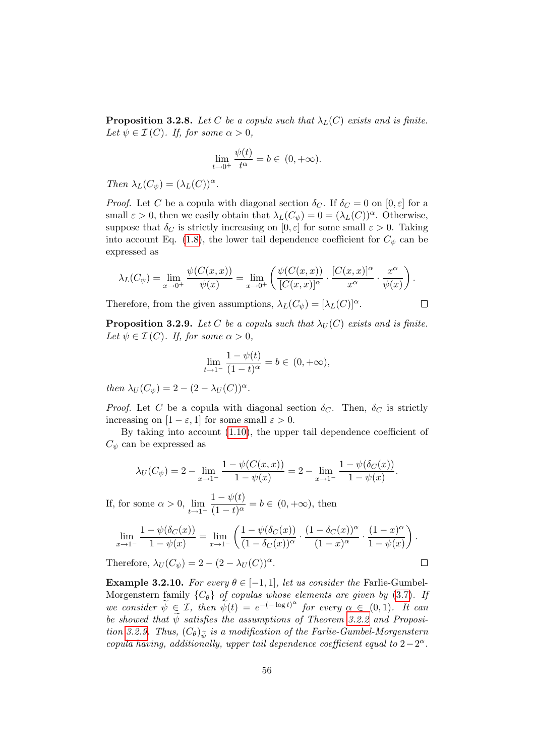**Proposition 3.2.8.** *Let $C$ be a copula such that $\lambda_L(C)$ exists and is finite. Let $\psi \in \mathcal{I}(C)$. If, for some $\alpha > 0$,*

$$\lim_{t \to 0^+} \frac{\psi(t)}{t^\alpha} = b \in (0, +\infty).$$

*Then $\lambda_L(C_\psi) = (\lambda_L(C))^\alpha$.*

*Proof.* Let $C$ be a copula with diagonal section $\delta_C$. If $\delta_C = 0$ on $[0, \varepsilon]$ for a small $\varepsilon > 0$, then we easily obtain that $\lambda_L(C_\psi) = 0 = (\lambda_L(C))^\alpha$. Otherwise, suppose that $\delta_C$ is strictly increasing on $[0, \varepsilon]$ for some small $\varepsilon > 0$. Taking into account Eq. (1.8), the lower tail dependence coefficient for $C_\psi$ can be expressed as

$$\lambda_L(C_\psi) = \lim_{x \to 0^+} \frac{\psi(C(x,x))}{\psi(x)} = \lim_{x \to 0^+} \left( \frac{\psi(C(x,x))}{[C(x,x)]^\alpha} \cdot \frac{[C(x,x)]^\alpha}{x^\alpha} \cdot \frac{x^\alpha}{\psi(x)} \right).$$

Therefore, from the given assumptions, $\lambda_L(C_\psi) = [\lambda_L(C)]^\alpha$. □

**Proposition 3.2.9.** *Let $C$ be a copula such that $\lambda_U(C)$ exists and is finite. Let $\psi \in \mathcal{I}(C)$. If, for some $\alpha > 0$,*

$$\lim_{t \to 1^-} \frac{1 - \psi(t)}{(1-t)^\alpha} = b \in (0, +\infty),$$

*then $\lambda_U(C_\psi) = 2 - (2 - \lambda_U(C))^\alpha$.*

*Proof.* Let $C$ be a copula with diagonal section $\delta_C$. Then, $\delta_C$ is strictly increasing on $[1 - \varepsilon, 1]$ for some small $\varepsilon > 0$.

By taking into account (1.10), the upper tail dependence coefficient of $C_\psi$ can be expressed as

$$\lambda_U(C_\psi) = 2 - \lim_{x \to 1^-} \frac{1 - \psi(C(x,x))}{1 - \psi(x)} = 2 - \lim_{x \to 1^-} \frac{1 - \psi(\delta_C(x))}{1 - \psi(x)}.$$

If, for some $\alpha > 0$, $\lim_{t \to 1^-} \frac{1 - \psi(t)}{(1-t)^\alpha} = b \in (0, +\infty)$, then

$$\lim_{x \to 1^-} \frac{1 - \psi(\delta_C(x))}{1 - \psi(x)} = \lim_{x \to 1^-} \left( \frac{1 - \psi(\delta_C(x))}{(1 - \delta_C(x))^\alpha} \cdot \frac{(1 - \delta_C(x))^\alpha}{(1-x)^\alpha} \cdot \frac{(1-x)^\alpha}{1 - \psi(x)} \right).$$

Therefore, $\lambda_U(C_\psi) = 2 - (2 - \lambda_U(C))^\alpha$. □

**Example 3.2.10.** *For every $\theta \in [-1, 1]$, let us consider the* Farlie-Gumbel-Morgenstern family *$\{C_\theta\}$ of copulas whose elements are given by (3.7). If we consider $\widetilde{\psi} \in \mathcal{I}$, then $\widetilde{\psi}(t) = e^{-(-\log t)^\alpha}$ for every $\alpha \in (0, 1)$. It can be showed that $\widetilde{\psi}$ satisfies the assumptions of Theorem 3.2.2 and Proposition 3.2.9. Thus, $(C_\theta)_{\widetilde{\psi}}$ is a modification of the Farlie-Gumbel-Morgenstern copula having, additionally, upper tail dependence coefficient equal to $2 - 2^\alpha$.*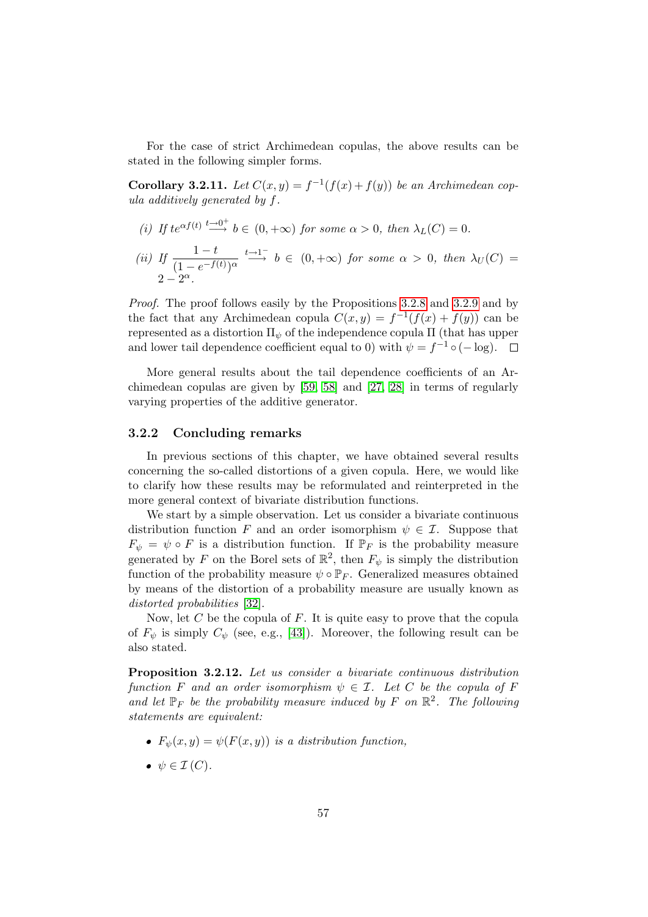For the case of strict Archimedean copulas, the above results can be stated in the following simpler forms.

**Corollary 3.2.11.** *Let $C(x, y) = f^{-1}(f(x) + f(y))$ be an Archimedean copula additively generated by $f$.*

*(i) If $te^{\alpha f(t)} \xrightarrow{t \to 0^+} b \in (0, +\infty)$ for some $\alpha > 0$, then $\lambda_L(C) = 0$.*

*(ii) If $\dfrac{1-t}{(1-e^{-f(t)})^\alpha} \xrightarrow{t \to 1^-} b \in (0, +\infty)$ for some $\alpha > 0$, then $\lambda_U(C) = 2 - 2^\alpha$.*

*Proof.* The proof follows easily by the Propositions 3.2.8 and 3.2.9 and by the fact that any Archimedean copula $C(x, y) = f^{-1}(f(x) + f(y))$ can be represented as a distortion $\Pi_\psi$ of the independence copula $\Pi$ (that has upper and lower tail dependence coefficient equal to 0) with $\psi = f^{-1} \circ (-\log)$. □

More general results about the tail dependence coefficients of an Archimedean copulas are given by [59, 58] and [27, 28] in terms of regularly varying properties of the additive generator.

### 3.2.2 Concluding remarks

In previous sections of this chapter, we have obtained several results concerning the so-called distortions of a given copula. Here, we would like to clarify how these results may be reformulated and reinterpreted in the more general context of bivariate distribution functions.

We start by a simple observation. Let us consider a bivariate continuous distribution function $F$ and an order isomorphism $\psi \in \mathcal{I}$. Suppose that $F_\psi = \psi \circ F$ is a distribution function. If $\mathbb{P}_F$ is the probability measure generated by $F$ on the Borel sets of $\mathbb{R}^2$, then $F_\psi$ is simply the distribution function of the probability measure $\psi \circ \mathbb{P}_F$. Generalized measures obtained by means of the distortion of a probability measure are usually known as *distorted probabilities* [32].

Now, let $C$ be the copula of $F$. It is quite easy to prove that the copula of $F_\psi$ is simply $C_\psi$ (see, e.g., [43]). Moreover, the following result can be also stated.

**Proposition 3.2.12.** *Let us consider a bivariate continuous distribution function $F$ and an order isomorphism $\psi \in \mathcal{I}$. Let $C$ be the copula of $F$ and let $\mathbb{P}_F$ be the probability measure induced by $F$ on $\mathbb{R}^2$. The following statements are equivalent:*

- *$F_\psi(x, y) = \psi(F(x, y))$ is a distribution function,*
- *$\psi \in \mathcal{I}(C)$.*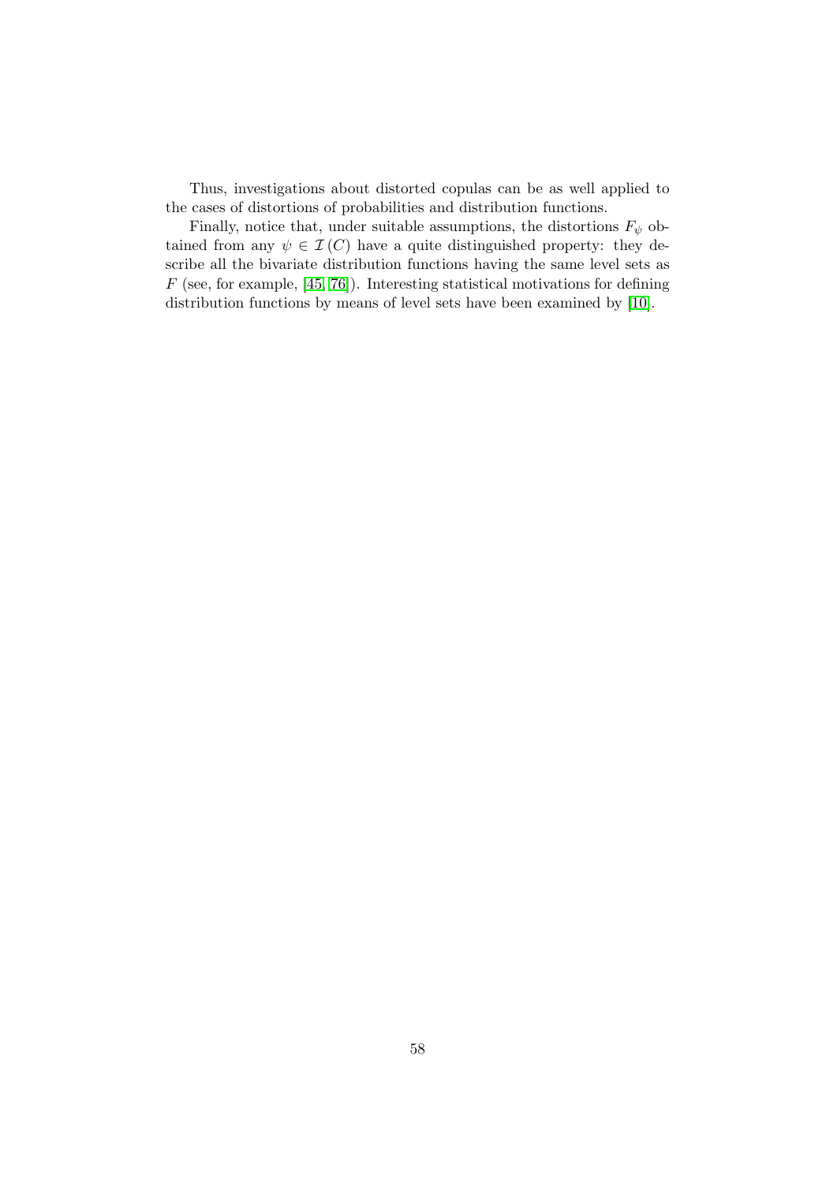Thus, investigations about distorted copulas can be as well applied to the cases of distortions of probabilities and distribution functions.

Finally, notice that, under suitable assumptions, the distortions $F_\psi$ obtained from any $\psi \in \mathcal{I}(C)$ have a quite distinguished property: they describe all the bivariate distribution functions having the same level sets as $F$ (see, for example, [45, 76]). Interesting statistical motivations for defining distribution functions by means of level sets have been examined by [10].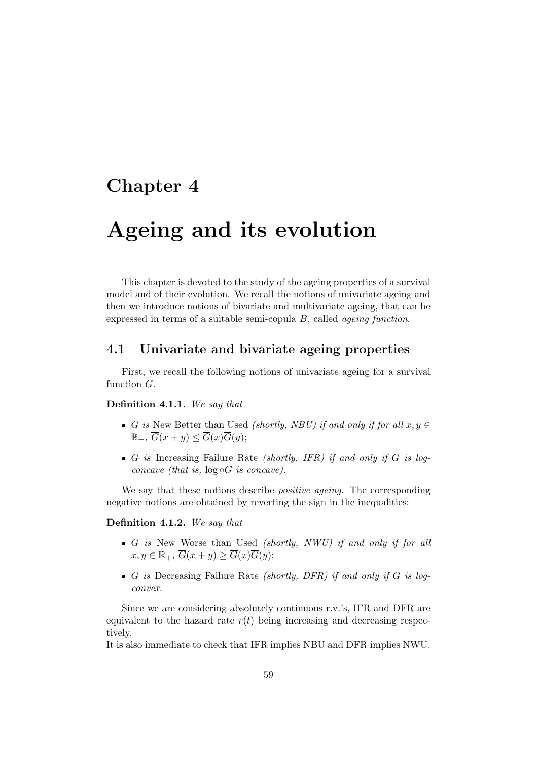# Chapter 4

# Ageing and its evolution

This chapter is devoted to the study of the ageing properties of a survival model and of their evolution. We recall the notions of univariate ageing and then we introduce notions of bivariate and multivariate ageing, that can be expressed in terms of a suitable semi-copula $B$, called *ageing function*.

## 4.1 Univariate and bivariate ageing properties

First, we recall the following notions of univariate ageing for a survival function $\overline{G}$.

**Definition 4.1.1.** *We say that*

- $\overline{G}$ *is* New Better than Used *(shortly, NBU) if and only if for all* $x, y \in \mathbb{R}_+$, $\overline{G}(x + y) \leq \overline{G}(x)\overline{G}(y)$;
- $\overline{G}$ *is* Increasing Failure Rate *(shortly, IFR) if and only if* $\overline{G}$ *is log-concave (that is,* $\log \circ \overline{G}$ *is concave).*

We say that these notions describe *positive ageing*. The corresponding negative notions are obtained by reverting the sign in the inequalities:

**Definition 4.1.2.** *We say that*

- $\overline{G}$ *is* New Worse than Used *(shortly, NWU) if and only if for all* $x, y \in \mathbb{R}_+$, $\overline{G}(x + y) \geq \overline{G}(x)\overline{G}(y)$;
- $\overline{G}$ *is* Decreasing Failure Rate *(shortly, DFR) if and only if* $\overline{G}$ *is log-convex.*

Since we are considering absolutely continuous r.v.'s, IFR and DFR are equivalent to the hazard rate $r(t)$ being increasing and decreasing respectively.
It is also immediate to check that IFR implies NBU and DFR implies NWU.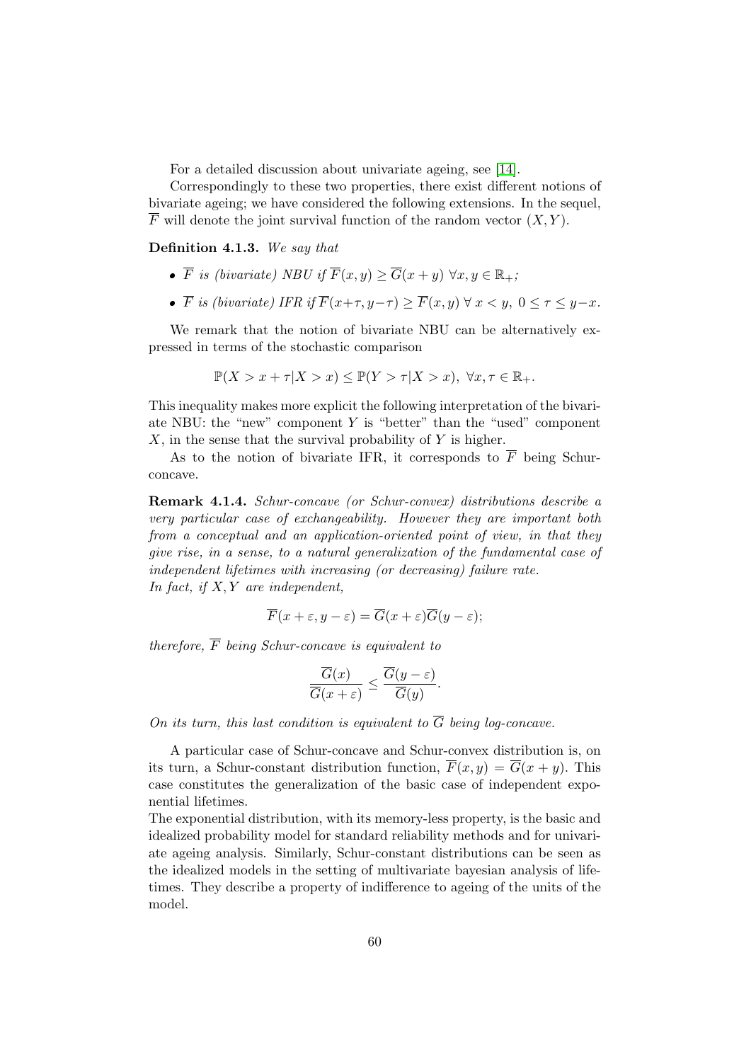For a detailed discussion about univariate ageing, see [14].

Correspondingly to these two properties, there exist different notions of bivariate ageing; we have considered the following extensions. In the sequel, $\overline{F}$ will denote the joint survival function of the random vector $(X, Y)$.

**Definition 4.1.3.** *We say that*

- $\overline{F}$ *is (bivariate) NBU if* $\overline{F}(x, y) \geq \overline{G}(x + y)$ $\forall x, y \in \mathbb{R}_+$*;*
- $\overline{F}$ *is (bivariate) IFR if* $\overline{F}(x+\tau, y-\tau) \geq \overline{F}(x, y)$ $\forall$ $x < y$, $0 \leq \tau \leq y-x$.

We remark that the notion of bivariate NBU can be alternatively expressed in terms of the stochastic comparison

$$\mathbb{P}(X > x + \tau | X > x) \leq \mathbb{P}(Y > \tau | X > x), \ \forall x, \tau \in \mathbb{R}_+.$$

This inequality makes more explicit the following interpretation of the bivariate NBU: the "new" component $Y$ is "better" than the "used" component $X$, in the sense that the survival probability of $Y$ is higher.

As to the notion of bivariate IFR, it corresponds to $\overline{F}$ being Schur-concave.

**Remark 4.1.4.** *Schur-concave (or Schur-convex) distributions describe a very particular case of exchangeability. However they are important both from a conceptual and an application-oriented point of view, in that they give rise, in a sense, to a natural generalization of the fundamental case of independent lifetimes with increasing (or decreasing) failure rate.*
*In fact, if* $X, Y$ *are independent,*

$$\overline{F}(x + \varepsilon, y - \varepsilon) = \overline{G}(x + \varepsilon)\overline{G}(y - \varepsilon);$$

*therefore,* $\overline{F}$ *being Schur-concave is equivalent to*

$$\frac{\overline{G}(x)}{\overline{G}(x + \varepsilon)} \leq \frac{\overline{G}(y - \varepsilon)}{\overline{G}(y)}.$$

*On its turn, this last condition is equivalent to* $\overline{G}$ *being log-concave.*

A particular case of Schur-concave and Schur-convex distribution is, on its turn, a Schur-constant distribution function, $\overline{F}(x, y) = \overline{G}(x + y)$. This case constitutes the generalization of the basic case of independent exponential lifetimes.
The exponential distribution, with its memory-less property, is the basic and idealized probability model for standard reliability methods and for univariate ageing analysis. Similarly, Schur-constant distributions can be seen as the idealized models in the setting of multivariate bayesian analysis of lifetimes. They describe a property of indifference to ageing of the units of the model.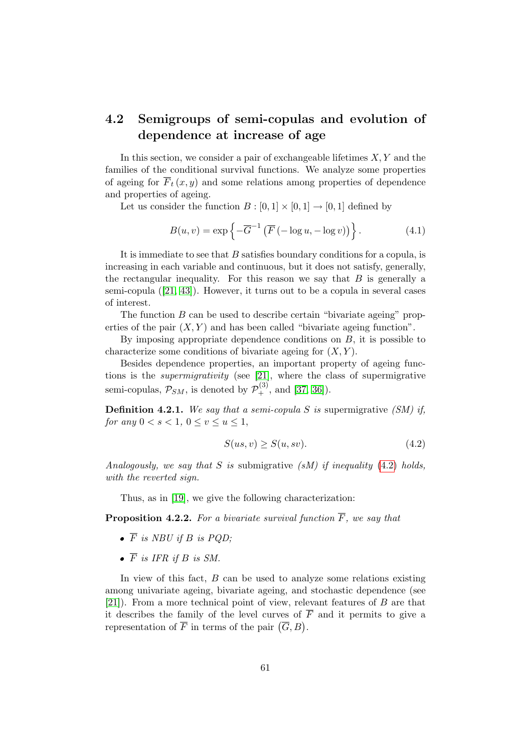## 4.2 Semigroups of semi-copulas and evolution of dependence at increase of age

In this section, we consider a pair of exchangeable lifetimes $X, Y$ and the families of the conditional survival functions. We analyze some properties of ageing for $\overline{F}_t(x, y)$ and some relations among properties of dependence and properties of ageing.

Let us consider the function $B : [0, 1] \times [0, 1] \to [0, 1]$ defined by

$$B(u, v) = \exp\left\{-\overline{G}^{-1}\left(\overline{F}\left(-\log u, -\log v\right)\right)\right\}. \tag{4.1}$$

It is immediate to see that $B$ satisfies boundary conditions for a copula, is increasing in each variable and continuous, but it does not satisfy, generally, the rectangular inequality. For this reason we say that $B$ is generally a semi-copula ([21, 43]). However, it turns out to be a copula in several cases of interest.

The function $B$ can be used to describe certain "bivariate ageing" properties of the pair $(X, Y)$ and has been called "bivariate ageing function".

By imposing appropriate dependence conditions on $B$, it is possible to characterize some conditions of bivariate ageing for $(X, Y)$.

Besides dependence properties, an important property of ageing functions is the *supermigrativity* (see [21], where the class of supermigrative semi-copulas, $\mathcal{P}_{SM}$, is denoted by $\mathcal{P}_+^{(3)}$, and [37, 36]).

**Definition 4.2.1.** *We say that a semi-copula $S$ is* supermigrative *(SM) if, for any $0 < s < 1$, $0 \le v \le u \le 1$,*

$$S(us, v) \ge S(u, sv). \tag{4.2}$$

*Analogously, we say that $S$ is* submigrative *(sM) if inequality (4.2) holds, with the reverted sign.*

Thus, as in [19], we give the following characterization:

**Proposition 4.2.2.** *For a bivariate survival function $\overline{F}$, we say that*

- *$\overline{F}$ is NBU if $B$ is PQD;*
- *$\overline{F}$ is IFR if $B$ is SM.*

In view of this fact, $B$ can be used to analyze some relations existing among univariate ageing, bivariate ageing, and stochastic dependence (see [21]). From a more technical point of view, relevant features of $B$ are that it describes the family of the level curves of $\overline{F}$ and it permits to give a representation of $\overline{F}$ in terms of the pair $(\overline{G}, B)$.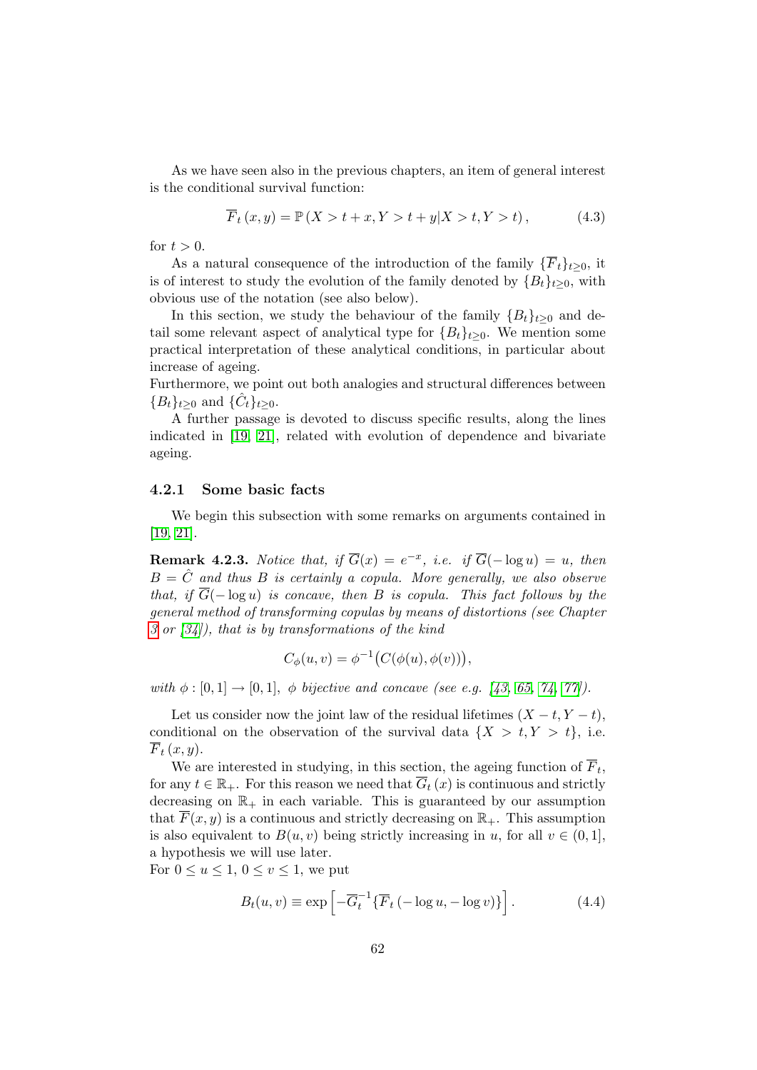As we have seen also in the previous chapters, an item of general interest is the conditional survival function:

$$\overline{F}_t(x, y) = \mathbb{P}(X > t + x, Y > t + y | X > t, Y > t), \tag{4.3}$$

for $t > 0$.

As a natural consequence of the introduction of the family $\{\overline{F}_t\}_{t \geq 0}$, it is of interest to study the evolution of the family denoted by $\{B_t\}_{t \geq 0}$, with obvious use of the notation (see also below).

In this section, we study the behaviour of the family $\{B_t\}_{t \geq 0}$ and detail some relevant aspect of analytical type for $\{B_t\}_{t \geq 0}$. We mention some practical interpretation of these analytical conditions, in particular about increase of ageing.
Furthermore, we point out both analogies and structural differences between $\{B_t\}_{t \geq 0}$ and $\{\hat{C}_t\}_{t \geq 0}$.

A further passage is devoted to discuss specific results, along the lines indicated in [19, 21], related with evolution of dependence and bivariate ageing.

### 4.2.1 Some basic facts

We begin this subsection with some remarks on arguments contained in [19, 21].

**Remark 4.2.3.** *Notice that, if $\overline{G}(x) = e^{-x}$, i.e. if $\overline{G}(-\log u) = u$, then $B = \hat{C}$ and thus $B$ is certainly a copula. More generally, we also observe that, if $\overline{G}(-\log u)$ is concave, then $B$ is copula. This fact follows by the general method of transforming copulas by means of distortions (see Chapter 3 or [34]), that is by transformations of the kind*

$$C_\phi(u, v) = \phi^{-1}\big(C(\phi(u), \phi(v))\big),$$

*with $\phi : [0, 1] \to [0, 1]$, $\phi$ bijective and concave (see e.g. [43, 65, 74, 77]).*

Let us consider now the joint law of the residual lifetimes $(X - t, Y - t)$, conditional on the observation of the survival data $\{X > t, Y > t\}$, i.e. $\overline{F}_t(x, y)$.

We are interested in studying, in this section, the ageing function of $\overline{F}_t$, for any $t \in \mathbb{R}_+$. For this reason we need that $\overline{G}_t(x)$ is continuous and strictly decreasing on $\mathbb{R}_+$ in each variable. This is guaranteed by our assumption that $\overline{F}(x, y)$ is a continuous and strictly decreasing on $\mathbb{R}_+$. This assumption is also equivalent to $B(u, v)$ being strictly increasing in $u$, for all $v \in (0, 1]$, a hypothesis we will use later.
For $0 \leq u \leq 1$, $0 \leq v \leq 1$, we put

$$B_t(u, v) \equiv \exp\left[-\overline{G}_t^{-1}\{\overline{F}_t(-\log u, -\log v)\}\right]. \tag{4.4}$$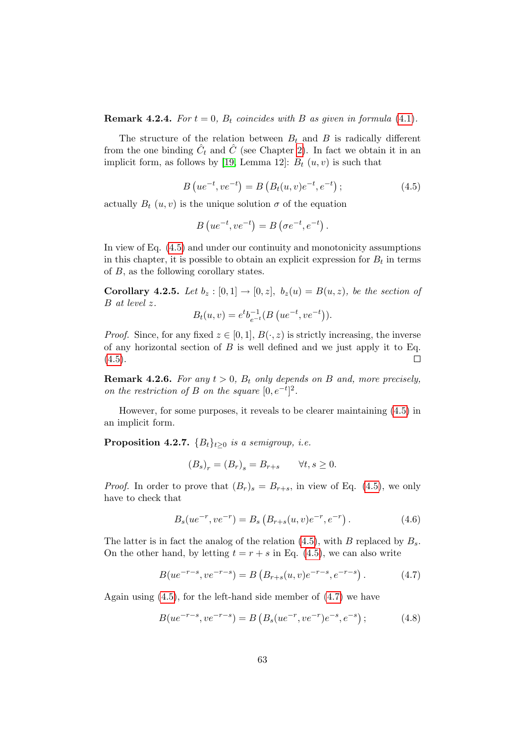**Remark 4.2.4.** *For $t = 0$, $B_t$ coincides with $B$ as given in formula (4.1).*

The structure of the relation between $B_t$ and $B$ is radically different from the one binding $\hat{C}_t$ and $\hat{C}$ (see Chapter 2). In fact we obtain it in an implicit form, as follows by [19, Lemma 12]: $B_t\,(u,v)$ is such that

$$B\left(ue^{-t}, ve^{-t}\right) = B\left(B_t(u,v)e^{-t}, e^{-t}\right); \tag{4.5}$$

actually $B_t\,(u,v)$ is the unique solution $\sigma$ of the equation

$$B\left(ue^{-t}, ve^{-t}\right) = B\left(\sigma e^{-t}, e^{-t}\right).$$

In view of Eq. (4.5) and under our continuity and monotonicity assumptions in this chapter, it is possible to obtain an explicit expression for $B_t$ in terms of $B$, as the following corollary states.

**Corollary 4.2.5.** *Let $b_z : [0,1] \to [0,z]$, $b_z(u) = B(u,z)$, be the section of $B$ at level $z$.*

$$B_t(u,v) = e^t b_{e^{-t}}^{-1}(B\left(ue^{-t}, ve^{-t}\right)).$$

*Proof.* Since, for any fixed $z \in [0,1]$, $B(\cdot, z)$ is strictly increasing, the inverse of any horizontal section of $B$ is well defined and we just apply it to Eq. (4.5). □

**Remark 4.2.6.** *For any $t > 0$, $B_t$ only depends on $B$ and, more precisely, on the restriction of $B$ on the square $[0, e^{-t}]^2$.*

However, for some purposes, it reveals to be clearer maintaining (4.5) in an implicit form.

**Proposition 4.2.7.** *$\{B_t\}_{t\geq 0}$ is a semigroup, i.e.*

$$\left(B_s\right)_r = \left(B_r\right)_s = B_{r+s} \qquad \forall t, s \geq 0.$$

*Proof.* In order to prove that $\left(B_r\right)_s = B_{r+s}$, in view of Eq. (4.5), we only have to check that

$$B_s(ue^{-r}, ve^{-r}) = B_s\left(B_{r+s}(u,v)e^{-r}, e^{-r}\right). \tag{4.6}$$

The latter is in fact the analog of the relation (4.5), with $B$ replaced by $B_s$. On the other hand, by letting $t = r+s$ in Eq. (4.5), we can also write

$$B(ue^{-r-s}, ve^{-r-s}) = B\left(B_{r+s}(u,v)e^{-r-s}, e^{-r-s}\right). \tag{4.7}$$

Again using (4.5), for the left-hand side member of (4.7) we have

$$B(ue^{-r-s}, ve^{-r-s}) = B\left(B_s(ue^{-r}, ve^{-r})e^{-s}, e^{-s}\right); \tag{4.8}$$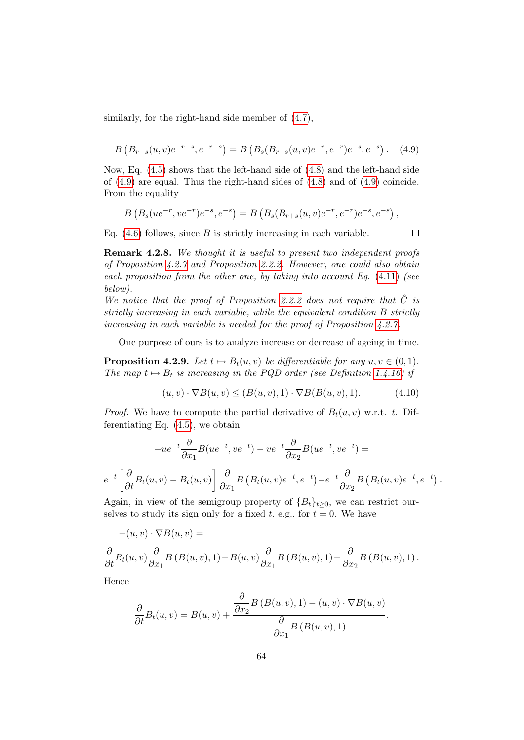similarly, for the right-hand side member of (4.7),

$$B\left(B_{r+s}(u,v)e^{-r-s}, e^{-r-s}\right) = B\left(B_s(B_{r+s}(u,v)e^{-r}, e^{-r})e^{-s}, e^{-s}\right). \quad (4.9)$$

Now, Eq. (4.5) shows that the left-hand side of (4.8) and the left-hand side of (4.9) are equal. Thus the right-hand sides of (4.8) and of (4.9) coincide. From the equality

$$B\left(B_s(ue^{-r}, ve^{-r})e^{-s}, e^{-s}\right) = B\left(B_s(B_{r+s}(u,v)e^{-r}, e^{-r})e^{-s}, e^{-s}\right),$$

Eq. (4.6) follows, since $B$ is strictly increasing in each variable. □

**Remark 4.2.8.** *We thought it is useful to present two independent proofs of Proposition 4.2.7 and Proposition 2.2.2. However, one could also obtain each proposition from the other one, by taking into account Eq. (4.11) (see below).*
*We notice that the proof of Proposition 2.2.2 does not require that $\hat{C}$ is strictly increasing in each variable, while the equivalent condition $B$ strictly increasing in each variable is needed for the proof of Proposition 4.2.7.*

One purpose of ours is to analyze increase or decrease of ageing in time.

**Proposition 4.2.9.** *Let $t \mapsto B_t(u,v)$ be differentiable for any $u, v \in (0,1)$. The map $t \mapsto B_t$ is increasing in the PQD order (see Definition 1.4.16) if*

$$(u,v)\cdot\nabla B(u,v) \leq (B(u,v),1)\cdot\nabla B(B(u,v),1). \quad (4.10)$$

*Proof.* We have to compute the partial derivative of $B_t(u,v)$ w.r.t. $t$. Differentiating Eq. (4.5), we obtain

$$-ue^{-t}\frac{\partial}{\partial x_1}B(ue^{-t}, ve^{-t}) - ve^{-t}\frac{\partial}{\partial x_2}B(ue^{-t}, ve^{-t}) =$$

$$e^{-t}\left[\frac{\partial}{\partial t}B_t(u,v) - B_t(u,v)\right]\frac{\partial}{\partial x_1}B\left(B_t(u,v)e^{-t}, e^{-t}\right) - e^{-t}\frac{\partial}{\partial x_2}B\left(B_t(u,v)e^{-t}, e^{-t}\right).$$

Again, in view of the semigroup property of $\{B_t\}_{t\geq 0}$, we can restrict ourselves to study its sign only for a fixed $t$, e.g., for $t = 0$. We have

$$-(u,v)\cdot\nabla B(u,v) =$$

$$\frac{\partial}{\partial t}B_t(u,v)\frac{\partial}{\partial x_1}B\left(B(u,v),1\right) - B(u,v)\frac{\partial}{\partial x_1}B\left(B(u,v),1\right) - \frac{\partial}{\partial x_2}B\left(B(u,v),1\right).$$

Hence

$$\frac{\partial}{\partial t}B_t(u,v) = B(u,v) + \frac{\frac{\partial}{\partial x_2}B\left(B(u,v),1\right) - (u,v)\cdot\nabla B(u,v)}{\frac{\partial}{\partial x_1}B\left(B(u,v),1\right)}.$$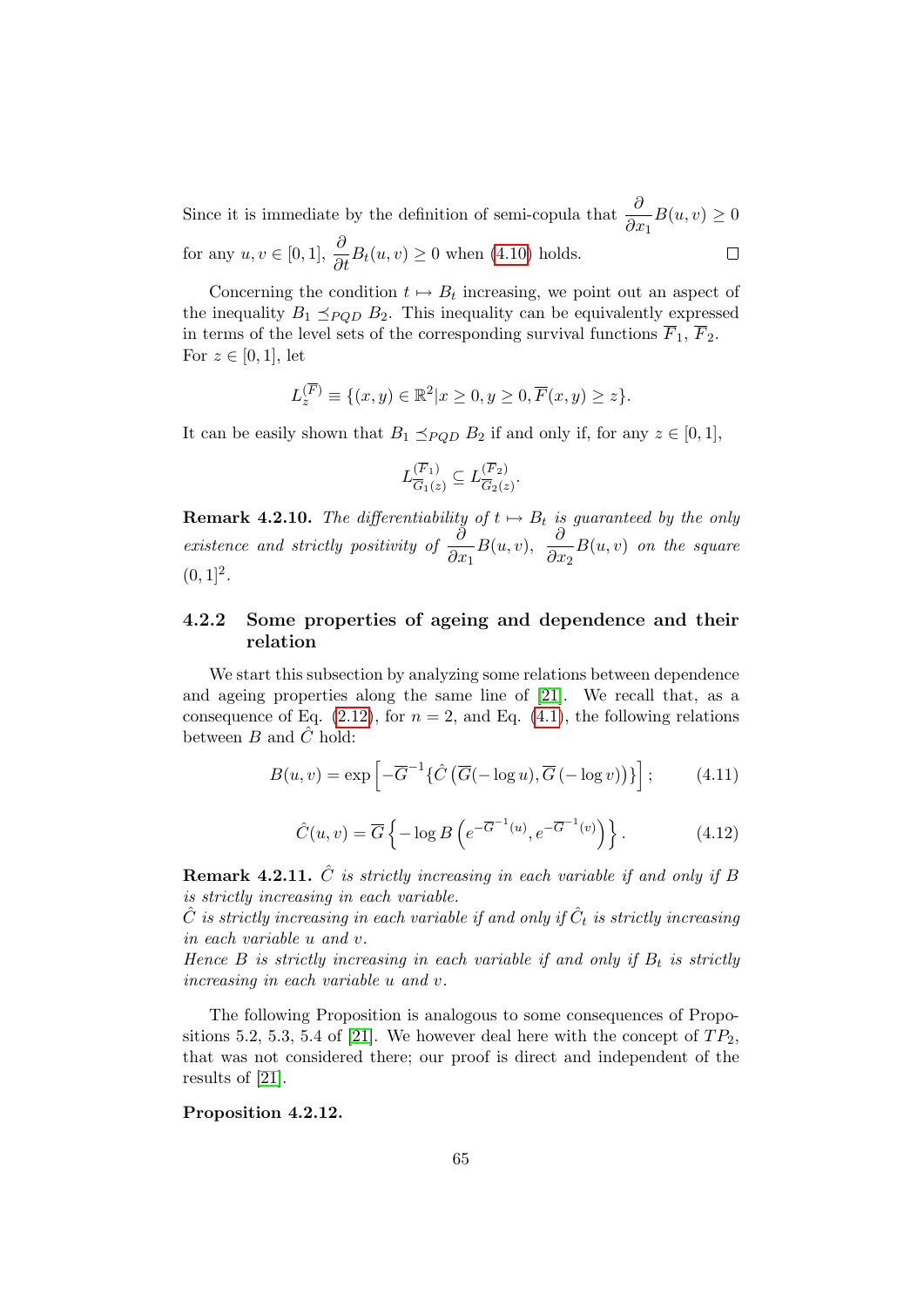Since it is immediate by the definition of semi-copula that $\dfrac{\partial}{\partial x_1}B(u,v) \geq 0$ for any $u, v \in [0,1]$, $\dfrac{\partial}{\partial t}B_t(u,v) \geq 0$ when (4.10) holds. $\square$

Concerning the condition $t \mapsto B_t$ increasing, we point out an aspect of the inequality $B_1 \preceq_{PQD} B_2$. This inequality can be equivalently expressed in terms of the level sets of the corresponding survival functions $\overline{F}_1$, $\overline{F}_2$. For $z \in [0,1]$, let

$$L_z^{(\overline{F})} \equiv \{(x,y) \in \mathbb{R}^2 | x \geq 0, y \geq 0, \overline{F}(x,y) \geq z\}.$$

It can be easily shown that $B_1 \preceq_{PQD} B_2$ if and only if, for any $z \in [0,1]$,

$$L_{\overline{G}_1(z)}^{(\overline{F}_1)} \subseteq L_{\overline{G}_2(z)}^{(\overline{F}_2)}.$$

**Remark 4.2.10.** *The differentiability of $t \mapsto B_t$ is guaranteed by the only existence and strictly positivity of $\dfrac{\partial}{\partial x_1}B(u,v)$, $\dfrac{\partial}{\partial x_2}B(u,v)$ on the square $(0,1]^2$.*

### 4.2.2 Some properties of ageing and dependence and their relation

We start this subsection by analyzing some relations between dependence and ageing properties along the same line of [21]. We recall that, as a consequence of Eq. (2.12), for $n = 2$, and Eq. (4.1), the following relations between $B$ and $\hat{C}$ hold:

$$B(u,v) = \exp\left[-\overline{G}^{-1}\{\hat{C}\left(\overline{G}(-\log u), \overline{G}\left(-\log v\right)\right)\}\right]; \tag{4.11}$$

$$\hat{C}(u,v) = \overline{G}\left\{-\log B\left(e^{-\overline{G}^{-1}(u)}, e^{-\overline{G}^{-1}(v)}\right)\right\}. \tag{4.12}$$

**Remark 4.2.11.** *$\hat{C}$ is strictly increasing in each variable if and only if $B$ is strictly increasing in each variable.*
*$\hat{C}$ is strictly increasing in each variable if and only if $\hat{C}_t$ is strictly increasing in each variable $u$ and $v$.*
*Hence $B$ is strictly increasing in each variable if and only if $B_t$ is strictly increasing in each variable $u$ and $v$.*

The following Proposition is analogous to some consequences of Propositions 5.2, 5.3, 5.4 of [21]. We however deal here with the concept of $TP_2$, that was not considered there; our proof is direct and independent of the results of [21].

**Proposition 4.2.12.**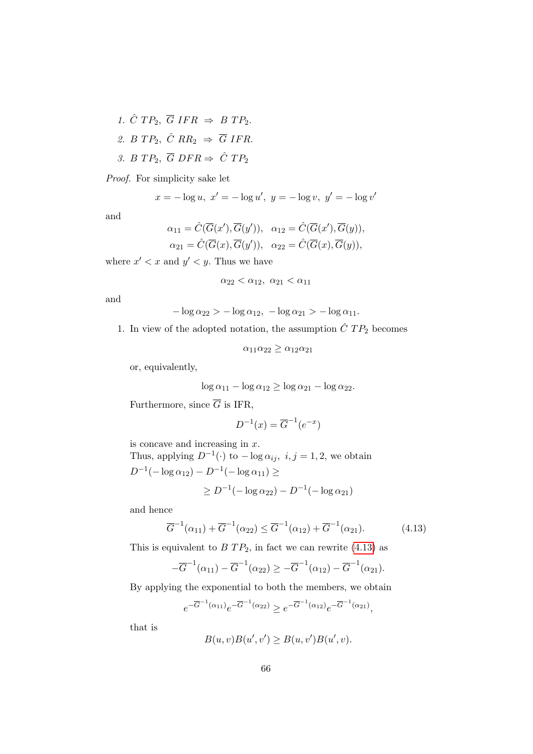1. $\hat{C}\ TP_2,\ \overline{G}\ IFR\ \Rightarrow\ B\ TP_2$.
2. $B\ TP_2,\ \hat{C}\ RR_2\ \Rightarrow\ \overline{G}\ IFR$.
3. $B\ TP_2,\ \overline{G}\ DFR \Rightarrow\ \hat{C}\ TP_2$

*Proof.* For simplicity sake let

$$x = -\log u,\ x' = -\log u',\ y = -\log v,\ y' = -\log v'$$

and

$$\alpha_{11} = \hat{C}(\overline{G}(x'), \overline{G}(y')),\quad \alpha_{12} = \hat{C}(\overline{G}(x'), \overline{G}(y)),$$
$$\alpha_{21} = \hat{C}(\overline{G}(x), \overline{G}(y')),\quad \alpha_{22} = \hat{C}(\overline{G}(x), \overline{G}(y)),$$

where $x' < x$ and $y' < y$. Thus we have

$$\alpha_{22} < \alpha_{12},\ \alpha_{21} < \alpha_{11}$$

and

$$-\log \alpha_{22} > -\log \alpha_{12},\ -\log \alpha_{21} > -\log \alpha_{11}.$$

1. In view of the adopted notation, the assumption $\hat{C}\ TP_2$ becomes

$$\alpha_{11}\alpha_{22} \geq \alpha_{12}\alpha_{21}$$

or, equivalently,

$$\log \alpha_{11} - \log \alpha_{12} \geq \log \alpha_{21} - \log \alpha_{22}.$$

Furthermore, since $\overline{G}$ is IFR,

$$D^{-1}(x) = \overline{G}^{-1}(e^{-x})$$

is concave and increasing in $x$.
Thus, applying $D^{-1}(\cdot)$ to $-\log \alpha_{ij},\ i,j = 1,2$, we obtain
$D^{-1}(-\log \alpha_{12}) - D^{-1}(-\log \alpha_{11}) \geq$

$$\geq D^{-1}(-\log \alpha_{22}) - D^{-1}(-\log \alpha_{21})$$

and hence

$$\overline{G}^{-1}(\alpha_{11}) + \overline{G}^{-1}(\alpha_{22}) \leq \overline{G}^{-1}(\alpha_{12}) + \overline{G}^{-1}(\alpha_{21}). \tag{4.13}$$

This is equivalent to $B\ TP_2$, in fact we can rewrite (4.13) as

$$-\overline{G}^{-1}(\alpha_{11}) - \overline{G}^{-1}(\alpha_{22}) \geq -\overline{G}^{-1}(\alpha_{12}) - \overline{G}^{-1}(\alpha_{21}).$$

By applying the exponential to both the members, we obtain

$$e^{-\overline{G}^{-1}(\alpha_{11})}e^{-\overline{G}^{-1}(\alpha_{22})} \geq e^{-\overline{G}^{-1}(\alpha_{12})}e^{-\overline{G}^{-1}(\alpha_{21})},$$

that is

$$B(u,v)B(u',v') \geq B(u,v')B(u',v).$$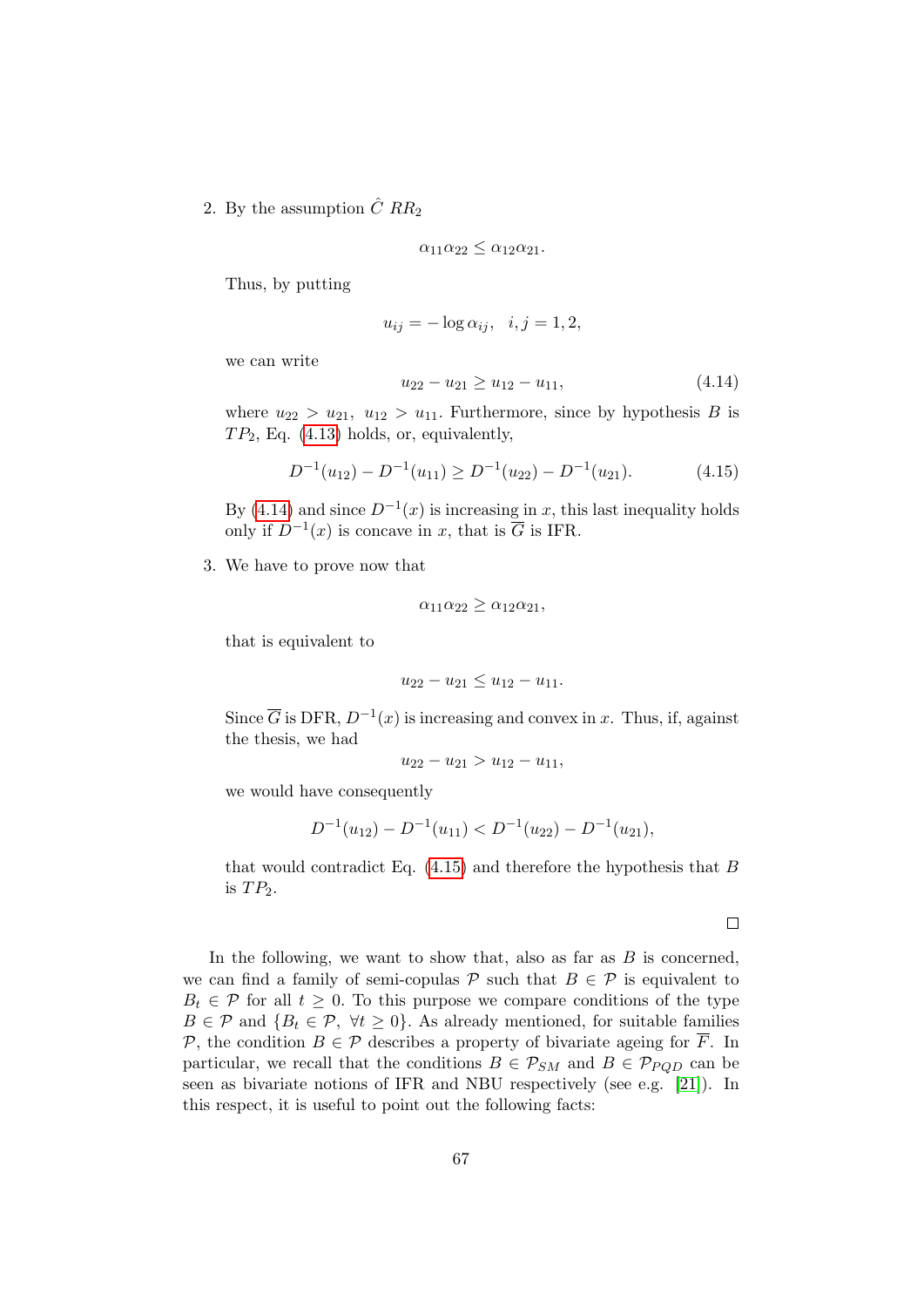2. By the assumption $\hat{C}$ $RR_2$

$$\alpha_{11}\alpha_{22} \leq \alpha_{12}\alpha_{21}.$$

Thus, by putting

$$u_{ij} = -\log \alpha_{ij}, \quad i,j = 1,2,$$

we can write

$$u_{22} - u_{21} \geq u_{12} - u_{11}, \tag{4.14}$$

where $u_{22} > u_{21}$, $u_{12} > u_{11}$. Furthermore, since by hypothesis $B$ is $TP_2$, Eq. (4.13) holds, or, equivalently,

$$D^{-1}(u_{12}) - D^{-1}(u_{11}) \geq D^{-1}(u_{22}) - D^{-1}(u_{21}). \tag{4.15}$$

By (4.14) and since $D^{-1}(x)$ is increasing in $x$, this last inequality holds only if $D^{-1}(x)$ is concave in $x$, that is $\overline{G}$ is IFR.

3. We have to prove now that

$$\alpha_{11}\alpha_{22} \geq \alpha_{12}\alpha_{21},$$

that is equivalent to

$$u_{22} - u_{21} \leq u_{12} - u_{11}.$$

Since $\overline{G}$ is DFR, $D^{-1}(x)$ is increasing and convex in $x$. Thus, if, against the thesis, we had

$$u_{22} - u_{21} > u_{12} - u_{11},$$

we would have consequently

$$D^{-1}(u_{12}) - D^{-1}(u_{11}) < D^{-1}(u_{22}) - D^{-1}(u_{21}),$$

that would contradict Eq. (4.15) and therefore the hypothesis that $B$ is $TP_2$.

□

In the following, we want to show that, also as far as $B$ is concerned, we can find a family of semi-copulas $\mathcal{P}$ such that $B \in \mathcal{P}$ is equivalent to $B_t \in \mathcal{P}$ for all $t \geq 0$. To this purpose we compare conditions of the type $B \in \mathcal{P}$ and $\{B_t \in \mathcal{P}, \ \forall t \geq 0\}$. As already mentioned, for suitable families $\mathcal{P}$, the condition $B \in \mathcal{P}$ describes a property of bivariate ageing for $\overline{F}$. In particular, we recall that the conditions $B \in \mathcal{P}_{SM}$ and $B \in \mathcal{P}_{PQD}$ can be seen as bivariate notions of IFR and NBU respectively (see e.g. [21]). In this respect, it is useful to point out the following facts: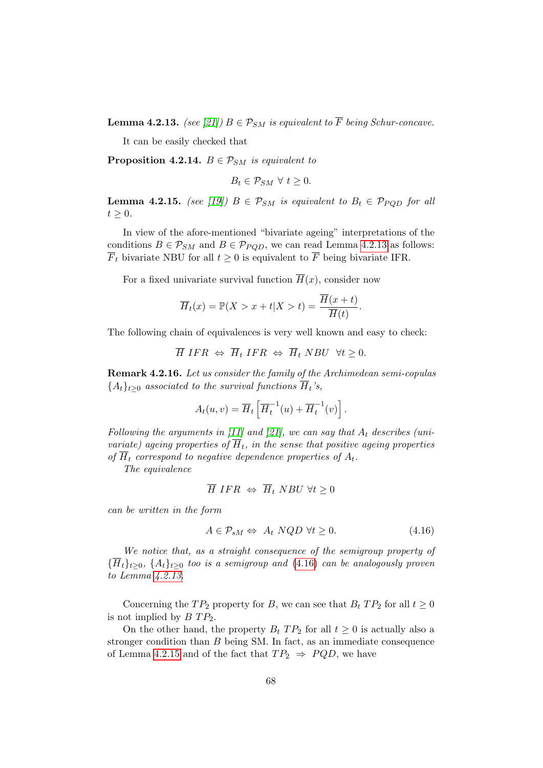**Lemma 4.2.13.** *(see [21]) $B \in \mathcal{P}_{SM}$ is equivalent to $\overline{F}$ being Schur-concave.*

It can be easily checked that

**Proposition 4.2.14.** *$B \in \mathcal{P}_{SM}$ is equivalent to*

$$B_t \in \mathcal{P}_{SM} \ \forall \ t \geq 0.$$

**Lemma 4.2.15.** *(see [19]) $B \in \mathcal{P}_{SM}$ is equivalent to $B_t \in \mathcal{P}_{PQD}$ for all $t \geq 0$.*

In view of the afore-mentioned "bivariate ageing" interpretations of the conditions $B \in \mathcal{P}_{SM}$ and $B \in \mathcal{P}_{PQD}$, we can read Lemma 4.2.13 as follows: $\overline{F}_t$ bivariate NBU for all $t \geq 0$ is equivalent to $\overline{F}$ being bivariate IFR.

For a fixed univariate survival function $\overline{H}(x)$, consider now

$$\overline{H}_t(x) = \mathbb{P}(X > x + t | X > t) = \frac{\overline{H}(x+t)}{\overline{H}(t)}.$$

The following chain of equivalences is very well known and easy to check:

$$\overline{H} \ IFR \ \Leftrightarrow \ \overline{H}_t \ IFR \ \Leftrightarrow \ \overline{H}_t \ NBU \ \ \forall t \geq 0.$$

**Remark 4.2.16.** *Let us consider the family of the Archimedean semi-copulas $\{A_t\}_{t \geq 0}$ associated to the survival functions $\overline{H}_t$'s,*

$$A_t(u, v) = \overline{H}_t \left[ \overline{H}_t^{-1}(u) + \overline{H}_t^{-1}(v) \right].$$

*Following the arguments in [11] and [21], we can say that $A_t$ describes (univariate) ageing properties of $\overline{H}_t$, in the sense that positive ageing properties of $\overline{H}_t$ correspond to negative dependence properties of $A_t$.*

*The equivalence*

$$\overline{H} \ IFR \ \Leftrightarrow \ \overline{H}_t \ NBU \ \forall t \geq 0$$

*can be written in the form*

$$A \in \mathcal{P}_{sM} \Leftrightarrow \ A_t \ NQD \ \forall t \geq 0. \tag{4.16}$$

*We notice that, as a straight consequence of the semigroup property of $\{\overline{H}_t\}_{t \geq 0}$, $\{A_t\}_{t \geq 0}$ too is a semigroup and (4.16) can be analogously proven to Lemma 4.2.13.*

Concerning the $TP_2$ property for $B$, we can see that $B_t$ $TP_2$ for all $t \geq 0$ is not implied by $B$ $TP_2$.

On the other hand, the property $B_t$ $TP_2$ for all $t \geq 0$ is actually also a stronger condition than $B$ being SM. In fact, as an immediate consequence of Lemma 4.2.15 and of the fact that $TP_2 \ \Rightarrow \ PQD$, we have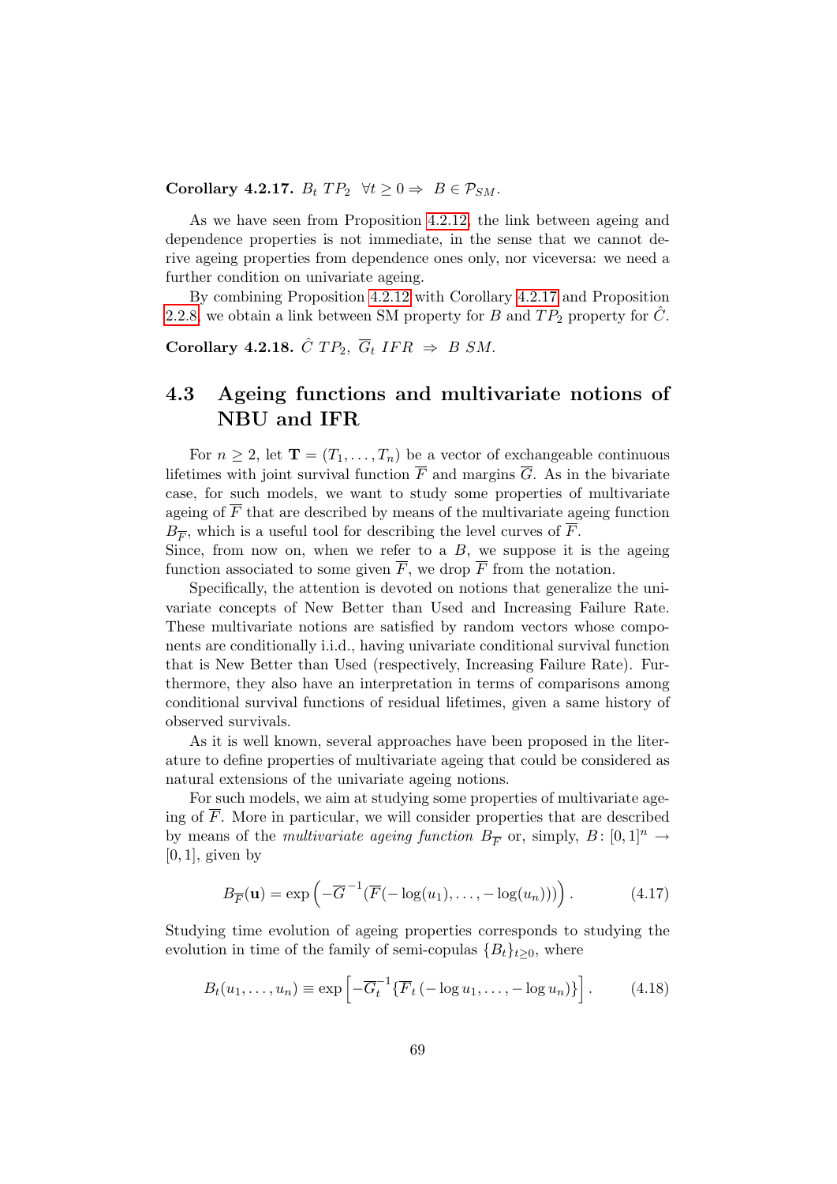**Corollary 4.2.17.** $B_t$ $TP_2$ $\forall t \geq 0 \Rightarrow$ $B \in \mathcal{P}_{SM}$.

As we have seen from Proposition 4.2.12, the link between ageing and dependence properties is not immediate, in the sense that we cannot derive ageing properties from dependence ones only, nor viceversa: we need a further condition on univariate ageing.

By combining Proposition 4.2.12 with Corollary 4.2.17 and Proposition 2.2.8, we obtain a link between SM property for $B$ and $TP_2$ property for $\hat{C}$.

**Corollary 4.2.18.** *$\hat{C}$ $TP_2$, $\overline{G}_t$ IFR $\Rightarrow$ $B$ SM.*

## 4.3 Ageing functions and multivariate notions of NBU and IFR

For $n \geq 2$, let $\mathbf{T} = (T_1, \ldots, T_n)$ be a vector of exchangeable continuous lifetimes with joint survival function $\overline{F}$ and margins $\overline{G}$. As in the bivariate case, for such models, we want to study some properties of multivariate ageing of $\overline{F}$ that are described by means of the multivariate ageing function $B_{\overline{F}}$, which is a useful tool for describing the level curves of $\overline{F}$.
Since, from now on, when we refer to a $B$, we suppose it is the ageing function associated to some given $\overline{F}$, we drop $\overline{F}$ from the notation.

Specifically, the attention is devoted on notions that generalize the univariate concepts of New Better than Used and Increasing Failure Rate. These multivariate notions are satisfied by random vectors whose components are conditionally i.i.d., having univariate conditional survival function that is New Better than Used (respectively, Increasing Failure Rate). Furthermore, they also have an interpretation in terms of comparisons among conditional survival functions of residual lifetimes, given a same history of observed survivals.

As it is well known, several approaches have been proposed in the literature to define properties of multivariate ageing that could be considered as natural extensions of the univariate ageing notions.

For such models, we aim at studying some properties of multivariate ageing of $\overline{F}$. More in particular, we will consider properties that are described by means of the *multivariate ageing function* $B_{\overline{F}}$ or, simply, $B\colon [0,1]^n \to [0,1]$, given by

$$B_{\overline{F}}(\mathbf{u}) = \exp\left(-\overline{G}^{-1}(\overline{F}(-\log(u_1), \ldots, -\log(u_n)))\right). \tag{4.17}$$

Studying time evolution of ageing properties corresponds to studying the evolution in time of the family of semi-copulas $\{B_t\}_{t\geq 0}$, where

$$B_t(u_1, \ldots, u_n) \equiv \exp\left[-\overline{G}_t^{-1}\{\overline{F}_t\left(-\log u_1, \ldots, -\log u_n\right)\}\right]. \tag{4.18}$$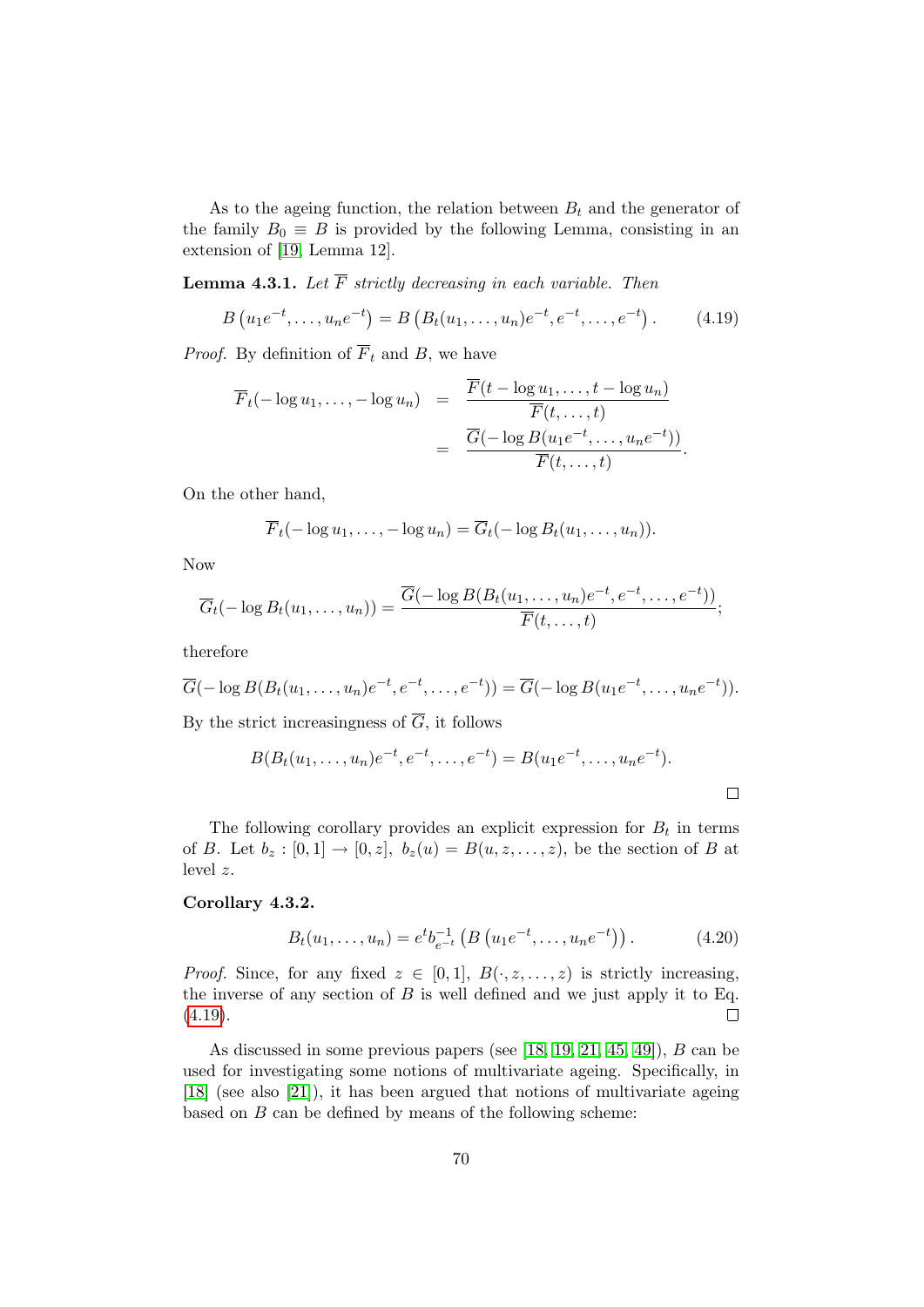As to the ageing function, the relation between $B_t$ and the generator of the family $B_0 \equiv B$ is provided by the following Lemma, consisting in an extension of [19, Lemma 12].

**Lemma 4.3.1.** *Let $\overline{F}$ strictly decreasing in each variable. Then*

$$B\left(u_1 e^{-t}, \ldots, u_n e^{-t}\right) = B\left(B_t(u_1, \ldots, u_n) e^{-t}, e^{-t}, \ldots, e^{-t}\right). \tag{4.19}$$

*Proof.* By definition of $\overline{F}_t$ and $B$, we have

$$\begin{aligned}
\overline{F}_t(-\log u_1, \ldots, -\log u_n) &= \frac{\overline{F}(t - \log u_1, \ldots, t - \log u_n)}{\overline{F}(t, \ldots, t)} \\
&= \frac{\overline{G}(-\log B(u_1 e^{-t}, \ldots, u_n e^{-t}))}{\overline{F}(t, \ldots, t)}.
\end{aligned}$$

On the other hand,

$$\overline{F}_t(-\log u_1, \ldots, -\log u_n) = \overline{G}_t(-\log B_t(u_1, \ldots, u_n)).$$

Now

$$\overline{G}_t(-\log B_t(u_1, \ldots, u_n)) = \frac{\overline{G}(-\log B(B_t(u_1, \ldots, u_n) e^{-t}, e^{-t}, \ldots, e^{-t}))}{\overline{F}(t, \ldots, t)};$$

therefore

$$\overline{G}(-\log B(B_t(u_1, \ldots, u_n) e^{-t}, e^{-t}, \ldots, e^{-t})) = \overline{G}(-\log B(u_1 e^{-t}, \ldots, u_n e^{-t})).$$

By the strict increasingness of $\overline{G}$, it follows

$$B(B_t(u_1, \ldots, u_n) e^{-t}, e^{-t}, \ldots, e^{-t}) = B(u_1 e^{-t}, \ldots, u_n e^{-t}).$$

□

The following corollary provides an explicit expression for $B_t$ in terms of $B$. Let $b_z : [0, 1] \to [0, z]$, $b_z(u) = B(u, z, \ldots, z)$, be the section of $B$ at level $z$.

**Corollary 4.3.2.**

$$B_t(u_1, \ldots, u_n) = e^t b_{e^{-t}}^{-1}\left(B\left(u_1 e^{-t}, \ldots, u_n e^{-t}\right)\right). \tag{4.20}$$

*Proof.* Since, for any fixed $z \in [0, 1]$, $B(\cdot, z, \ldots, z)$ is strictly increasing, the inverse of any section of $B$ is well defined and we just apply it to Eq. (4.19). □

As discussed in some previous papers (see [18, 19, 21, 45, 49]), $B$ can be used for investigating some notions of multivariate ageing. Specifically, in [18] (see also [21]), it has been argued that notions of multivariate ageing based on $B$ can be defined by means of the following scheme: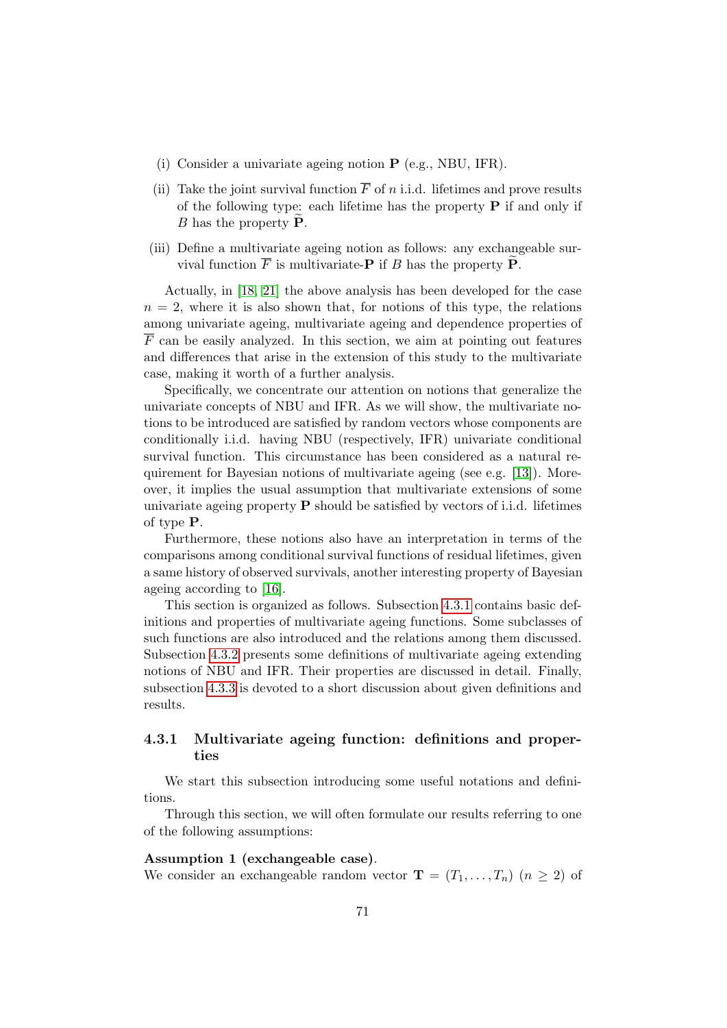(i) Consider a univariate ageing notion $\mathbf{P}$ (e.g., NBU, IFR).

(ii) Take the joint survival function $\overline{F}$ of $n$ i.i.d. lifetimes and prove results of the following type: each lifetime has the property $\mathbf{P}$ if and only if $B$ has the property $\widetilde{\mathbf{P}}$.

(iii) Define a multivariate ageing notion as follows: any exchangeable survival function $\overline{F}$ is multivariate-$\mathbf{P}$ if $B$ has the property $\widetilde{\mathbf{P}}$.

Actually, in [18, 21] the above analysis has been developed for the case $n = 2$, where it is also shown that, for notions of this type, the relations among univariate ageing, multivariate ageing and dependence properties of $\overline{F}$ can be easily analyzed. In this section, we aim at pointing out features and differences that arise in the extension of this study to the multivariate case, making it worth of a further analysis.

Specifically, we concentrate our attention on notions that generalize the univariate concepts of NBU and IFR. As we will show, the multivariate notions to be introduced are satisfied by random vectors whose components are conditionally i.i.d. having NBU (respectively, IFR) univariate conditional survival function. This circumstance has been considered as a natural requirement for Bayesian notions of multivariate ageing (see e.g. [13]). Moreover, it implies the usual assumption that multivariate extensions of some univariate ageing property $\mathbf{P}$ should be satisfied by vectors of i.i.d. lifetimes of type $\mathbf{P}$.

Furthermore, these notions also have an interpretation in terms of the comparisons among conditional survival functions of residual lifetimes, given a same history of observed survivals, another interesting property of Bayesian ageing according to [16].

This section is organized as follows. Subsection 4.3.1 contains basic definitions and properties of multivariate ageing functions. Some subclasses of such functions are also introduced and the relations among them discussed. Subsection 4.3.2 presents some definitions of multivariate ageing extending notions of NBU and IFR. Their properties are discussed in detail. Finally, subsection 4.3.3 is devoted to a short discussion about given definitions and results.

### 4.3.1 Multivariate ageing function: definitions and properties

We start this subsection introducing some useful notations and definitions.

Through this section, we will often formulate our results referring to one of the following assumptions:

**Assumption 1 (exchangeable case).**
We consider an exchangeable random vector $\mathbf{T} = (T_1, \ldots, T_n)$ $(n \geq 2)$ of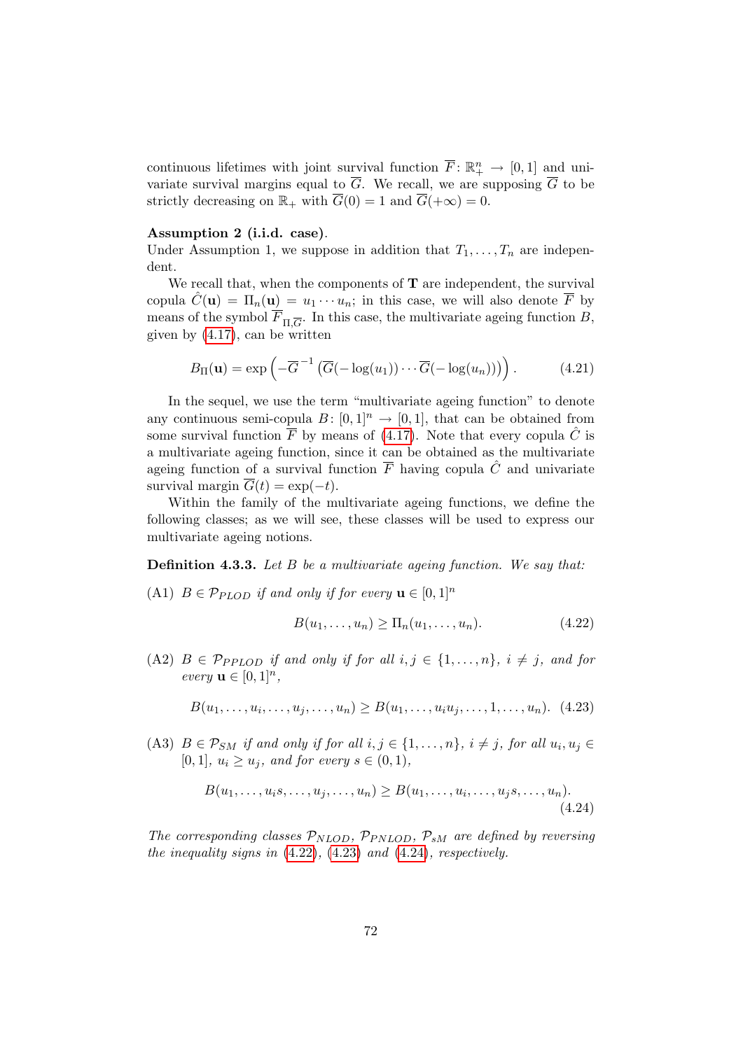continuous lifetimes with joint survival function $\overline{F}\colon \mathbb{R}_+^n \to [0,1]$ and univariate survival margins equal to $\overline{G}$. We recall, we are supposing $\overline{G}$ to be strictly decreasing on $\mathbb{R}_+$ with $\overline{G}(0) = 1$ and $\overline{G}(+\infty) = 0$.

**Assumption 2 (i.i.d. case).**
Under Assumption 1, we suppose in addition that $T_1, \ldots, T_n$ are independent.

We recall that, when the components of $\mathbf{T}$ are independent, the survival copula $\hat{C}(\mathbf{u}) = \Pi_n(\mathbf{u}) = u_1 \cdots u_n$; in this case, we will also denote $\overline{F}$ by means of the symbol $\overline{F}_{\Pi,\overline{G}}$. In this case, the multivariate ageing function $B$, given by (4.17), can be written

$$B_\Pi(\mathbf{u}) = \exp\left(-\overline{G}^{-1}\left(\overline{G}(-\log(u_1)) \cdots \overline{G}(-\log(u_n))\right)\right). \tag{4.21}$$

In the sequel, we use the term "multivariate ageing function" to denote any continuous semi-copula $B\colon [0,1]^n \to [0,1]$, that can be obtained from some survival function $\overline{F}$ by means of (4.17). Note that every copula $\hat{C}$ is a multivariate ageing function, since it can be obtained as the multivariate ageing function of a survival function $\overline{F}$ having copula $\hat{C}$ and univariate survival margin $\overline{G}(t) = \exp(-t)$.

Within the family of the multivariate ageing functions, we define the following classes; as we will see, these classes will be used to express our multivariate ageing notions.

**Definition 4.3.3.** *Let $B$ be a multivariate ageing function. We say that:*

(A1) *$B \in \mathcal{P}_{PLOD}$ if and only if for every $\mathbf{u} \in [0,1]^n$*

$$B(u_1, \ldots, u_n) \geq \Pi_n(u_1, \ldots, u_n). \tag{4.22}$$

(A2) *$B \in \mathcal{P}_{PPLOD}$ if and only if for all $i, j \in \{1, \ldots, n\}$, $i \neq j$, and for every $\mathbf{u} \in [0,1]^n$,*

$$B(u_1, \ldots, u_i, \ldots, u_j, \ldots, u_n) \geq B(u_1, \ldots, u_i u_j, \ldots, 1, \ldots, u_n). \tag{4.23}$$

(A3) *$B \in \mathcal{P}_{SM}$ if and only if for all $i, j \in \{1, \ldots, n\}$, $i \neq j$, for all $u_i, u_j \in [0,1]$, $u_i \geq u_j$, and for every $s \in (0,1)$,*

$$B(u_1, \ldots, u_i s, \ldots, u_j, \ldots, u_n) \geq B(u_1, \ldots, u_i, \ldots, u_j s, \ldots, u_n). \tag{4.24}$$

*The corresponding classes $\mathcal{P}_{NLOD}$, $\mathcal{P}_{PNLOD}$, $\mathcal{P}_{sM}$ are defined by reversing the inequality signs in (4.22), (4.23) and (4.24), respectively.*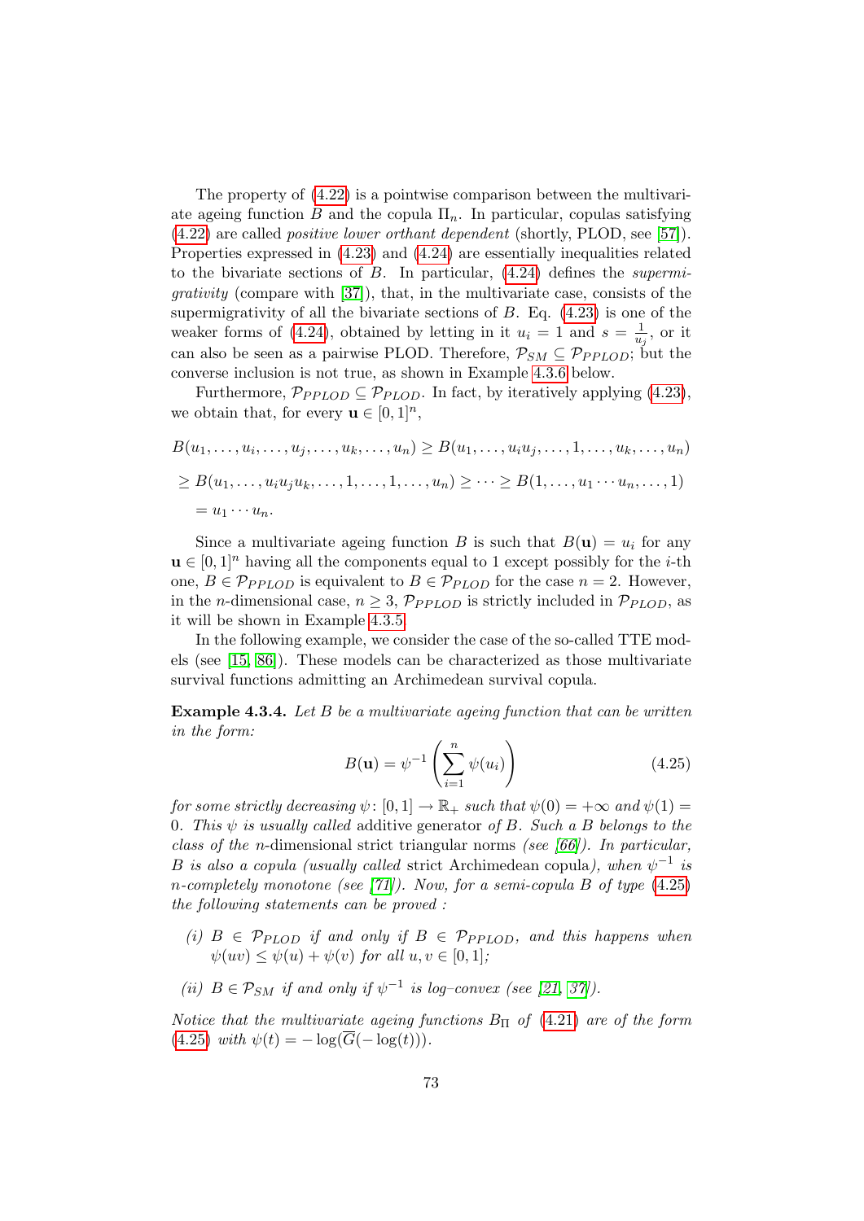The property of (4.22) is a pointwise comparison between the multivariate ageing function $B$ and the copula $\Pi_n$. In particular, copulas satisfying (4.22) are called *positive lower orthant dependent* (shortly, PLOD, see [57]). Properties expressed in (4.23) and (4.24) are essentially inequalities related to the bivariate sections of $B$. In particular, (4.24) defines the *supermigrativity* (compare with [37]), that, in the multivariate case, consists of the supermigrativity of all the bivariate sections of $B$. Eq. (4.23) is one of the weaker forms of (4.24), obtained by letting in it $u_i = 1$ and $s = \frac{1}{u_j}$, or it can also be seen as a pairwise PLOD. Therefore, $\mathcal{P}_{SM} \subseteq \mathcal{P}_{PPLOD}$; but the converse inclusion is not true, as shown in Example 4.3.6 below.

Furthermore, $\mathcal{P}_{PPLOD} \subseteq \mathcal{P}_{PLOD}$. In fact, by iteratively applying (4.23), we obtain that, for every $\mathbf{u} \in [0,1]^n$,

$$
\begin{aligned}
&B(u_1, \ldots, u_i, \ldots, u_j, \ldots, u_k, \ldots, u_n) \geq B(u_1, \ldots, u_i u_j, \ldots, 1, \ldots, u_k, \ldots, u_n) \\
&\geq B(u_1, \ldots, u_i u_j u_k, \ldots, 1, \ldots, 1, \ldots, u_n) \geq \cdots \geq B(1, \ldots, u_1 \cdots u_n, \ldots, 1) \\
&= u_1 \cdots u_n.
\end{aligned}
$$

Since a multivariate ageing function $B$ is such that $B(\mathbf{u}) = u_i$ for any $\mathbf{u} \in [0,1]^n$ having all the components equal to 1 except possibly for the $i$-th one, $B \in \mathcal{P}_{PPLOD}$ is equivalent to $B \in \mathcal{P}_{PLOD}$ for the case $n = 2$. However, in the $n$-dimensional case, $n \geq 3$, $\mathcal{P}_{PPLOD}$ is strictly included in $\mathcal{P}_{PLOD}$, as it will be shown in Example 4.3.5.

In the following example, we consider the case of the so-called TTE models (see [15, 86]). These models can be characterized as those multivariate survival functions admitting an Archimedean survival copula.

**Example 4.3.4.** *Let $B$ be a multivariate ageing function that can be written in the form:*

$$
B(\mathbf{u}) = \psi^{-1}\left(\sum_{i=1}^{n} \psi(u_i)\right) \tag{4.25}
$$

*for some strictly decreasing $\psi \colon [0,1] \to \mathbb{R}_+$ such that $\psi(0) = +\infty$ and $\psi(1) = 0$. This $\psi$ is usually called* additive generator *of $B$. Such a $B$ belongs to the class of the $n$-dimensional strict triangular norms (see [66]). In particular, $B$ is also a copula (usually called* strict Archimedean copula*), when $\psi^{-1}$ is $n$-completely monotone (see [71]). Now, for a semi-copula $B$ of type (4.25) the following statements can be proved :*

- *(i) $B \in \mathcal{P}_{PLOD}$ if and only if $B \in \mathcal{P}_{PPLOD}$, and this happens when $\psi(uv) \leq \psi(u) + \psi(v)$ for all $u, v \in [0,1]$;*
- *(ii) $B \in \mathcal{P}_{SM}$ if and only if $\psi^{-1}$ is log–convex (see [21, 37]).*

*Notice that the multivariate ageing functions $B_\Pi$ of (4.21) are of the form (4.25) with $\psi(t) = -\log(\overline{G}(-\log(t)))$.*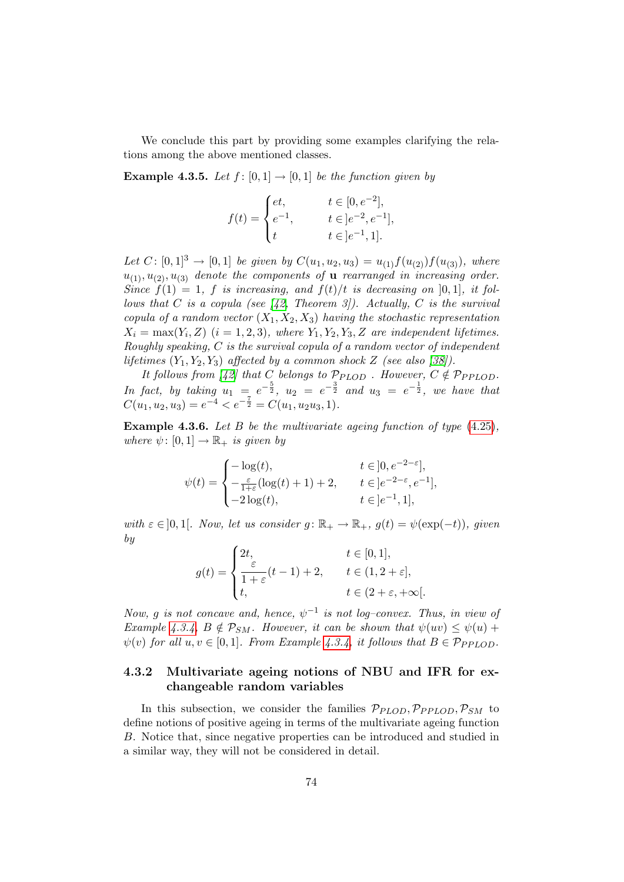We conclude this part by providing some examples clarifying the relations among the above mentioned classes.

**Example 4.3.5.** *Let $f\colon [0,1] \to [0,1]$ be the function given by*

$$f(t) = \begin{cases} et, & t \in [0, e^{-2}], \\ e^{-1}, & t \in ]e^{-2}, e^{-1}], \\ t & t \in ]e^{-1}, 1]. \end{cases}$$

*Let $C\colon [0,1]^3 \to [0,1]$ be given by $C(u_1, u_2, u_3) = u_{(1)} f(u_{(2)}) f(u_{(3)})$, where $u_{(1)}, u_{(2)}, u_{(3)}$ denote the components of $\mathbf{u}$ rearranged in increasing order. Since $f(1) = 1$, $f$ is increasing, and $f(t)/t$ is decreasing on $]0,1]$, it follows that $C$ is a copula (see [42, Theorem 3]). Actually, $C$ is the survival copula of a random vector $(X_1, X_2, X_3)$ having the stochastic representation $X_i = \max(Y_i, Z)$ $(i = 1, 2, 3)$, where $Y_1, Y_2, Y_3, Z$ are independent lifetimes. Roughly speaking, $C$ is the survival copula of a random vector of independent lifetimes $(Y_1, Y_2, Y_3)$ affected by a common shock $Z$ (see also [38]).*

*It follows from [42] that $C$ belongs to $\mathcal{P}_{PLOD}$ . However, $C \notin \mathcal{P}_{PPLOD}$. In fact, by taking $u_1 = e^{-\frac{5}{2}}$, $u_2 = e^{-\frac{3}{2}}$ and $u_3 = e^{-\frac{1}{2}}$, we have that $C(u_1, u_2, u_3) = e^{-4} < e^{-\frac{7}{2}} = C(u_1, u_2 u_3, 1)$.*

**Example 4.3.6.** *Let $B$ be the multivariate ageing function of type (4.25), where $\psi\colon [0,1] \to \mathbb{R}_+$ is given by*

$$\psi(t) = \begin{cases} -\log(t), & t \in ]0, e^{-2-\varepsilon}], \\ -\frac{\varepsilon}{1+\varepsilon}(\log(t) + 1) + 2, & t \in ]e^{-2-\varepsilon}, e^{-1}], \\ -2\log(t), & t \in ]e^{-1}, 1], \end{cases}$$

*with $\varepsilon \in ]0,1[$. Now, let us consider $g\colon \mathbb{R}_+ \to \mathbb{R}_+$, $g(t) = \psi(\exp(-t))$, given by*

$$g(t) = \begin{cases} 2t, & t \in [0,1], \\ \dfrac{\varepsilon}{1+\varepsilon}(t-1) + 2, & t \in (1, 2+\varepsilon], \\ t, & t \in (2+\varepsilon, +\infty[. \end{cases}$$

*Now, $g$ is not concave and, hence, $\psi^{-1}$ is not log–convex. Thus, in view of Example 4.3.4, $B \notin \mathcal{P}_{SM}$. However, it can be shown that $\psi(uv) \le \psi(u) + \psi(v)$ for all $u, v \in [0,1]$. From Example 4.3.4, it follows that $B \in \mathcal{P}_{PPLOD}$.*

### 4.3.2 Multivariate ageing notions of NBU and IFR for exchangeable random variables

In this subsection, we consider the families $\mathcal{P}_{PLOD}, \mathcal{P}_{PPLOD}, \mathcal{P}_{SM}$ to define notions of positive ageing in terms of the multivariate ageing function $B$. Notice that, since negative properties can be introduced and studied in a similar way, they will not be considered in detail.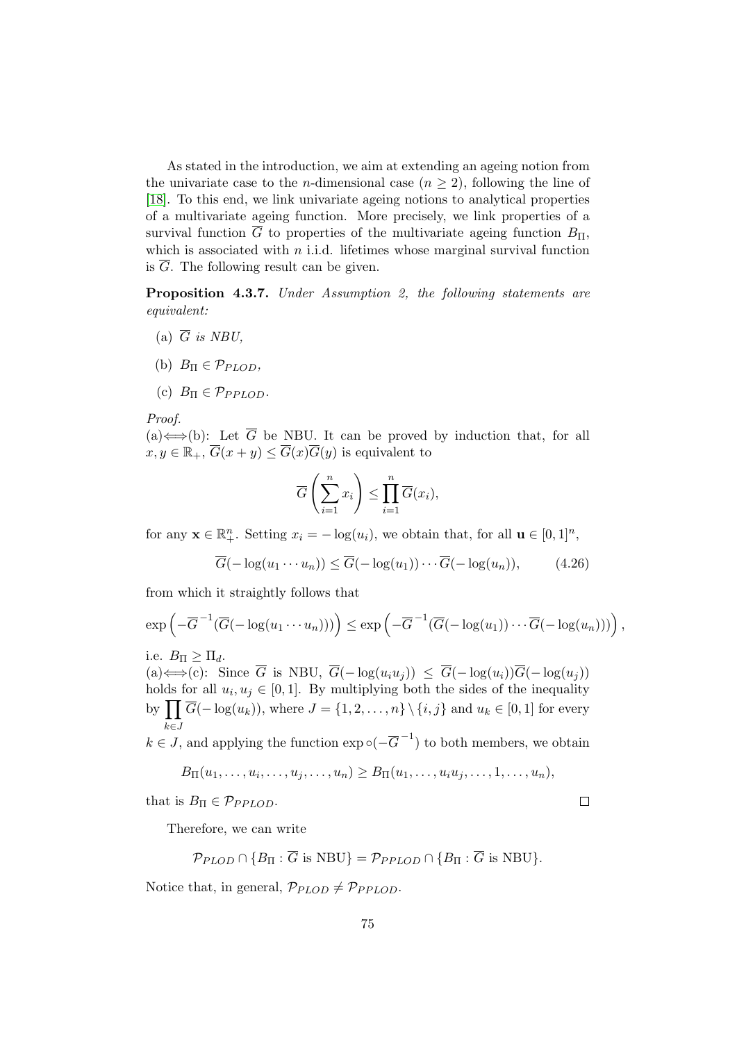As stated in the introduction, we aim at extending an ageing notion from the univariate case to the $n$-dimensional case ($n \geq 2$), following the line of [18]. To this end, we link univariate ageing notions to analytical properties of a multivariate ageing function. More precisely, we link properties of a survival function $\overline{G}$ to properties of the multivariate ageing function $B_\Pi$, which is associated with $n$ i.i.d. lifetimes whose marginal survival function is $\overline{G}$. The following result can be given.

**Proposition 4.3.7.** *Under Assumption 2, the following statements are equivalent:*

(a) $\overline{G}$ *is NBU,*

(b) $B_\Pi \in \mathcal{P}_{PLOD}$,

(c) $B_\Pi \in \mathcal{P}_{PPLOD}$.

*Proof.*
(a)$\Longleftrightarrow$(b): Let $\overline{G}$ be NBU. It can be proved by induction that, for all $x, y \in \mathbb{R}_+$, $\overline{G}(x+y) \leq \overline{G}(x)\overline{G}(y)$ is equivalent to

$$\overline{G}\left(\sum_{i=1}^{n} x_i\right) \leq \prod_{i=1}^{n} \overline{G}(x_i),$$

for any $\mathbf{x} \in \mathbb{R}_+^n$. Setting $x_i = -\log(u_i)$, we obtain that, for all $\mathbf{u} \in [0,1]^n$,

$$\overline{G}(-\log(u_1 \cdots u_n)) \leq \overline{G}(-\log(u_1)) \cdots \overline{G}(-\log(u_n)), \tag{4.26}$$

from which it straightly follows that

$$\exp\left(-\overline{G}^{-1}(\overline{G}(-\log(u_1 \cdots u_n)))\right) \leq \exp\left(-\overline{G}^{-1}(\overline{G}(-\log(u_1)) \cdots \overline{G}(-\log(u_n)))\right),$$

i.e. $B_\Pi \geq \Pi_d$.
(a)$\Longleftrightarrow$(c): Since $\overline{G}$ is NBU, $\overline{G}(-\log(u_i u_j)) \leq \overline{G}(-\log(u_i))\overline{G}(-\log(u_j))$ holds for all $u_i, u_j \in [0,1]$. By multiplying both the sides of the inequality by $\prod_{k \in J} \overline{G}(-\log(u_k))$, where $J = \{1, 2, \ldots, n\} \setminus \{i, j\}$ and $u_k \in [0,1]$ for every $k \in J$, and applying the function $\exp \circ (-\overline{G}^{-1})$ to both members, we obtain

$$B_\Pi(u_1, \ldots, u_i, \ldots, u_j, \ldots, u_n) \geq B_\Pi(u_1, \ldots, u_i u_j, \ldots, 1, \ldots, u_n),$$

that is $B_\Pi \in \mathcal{P}_{PPLOD}$. $\square$

Therefore, we can write

$$\mathcal{P}_{PLOD} \cap \{B_\Pi : \overline{G} \text{ is NBU}\} = \mathcal{P}_{PPLOD} \cap \{B_\Pi : \overline{G} \text{ is NBU}\}.$$

Notice that, in general, $\mathcal{P}_{PLOD} \neq \mathcal{P}_{PPLOD}$.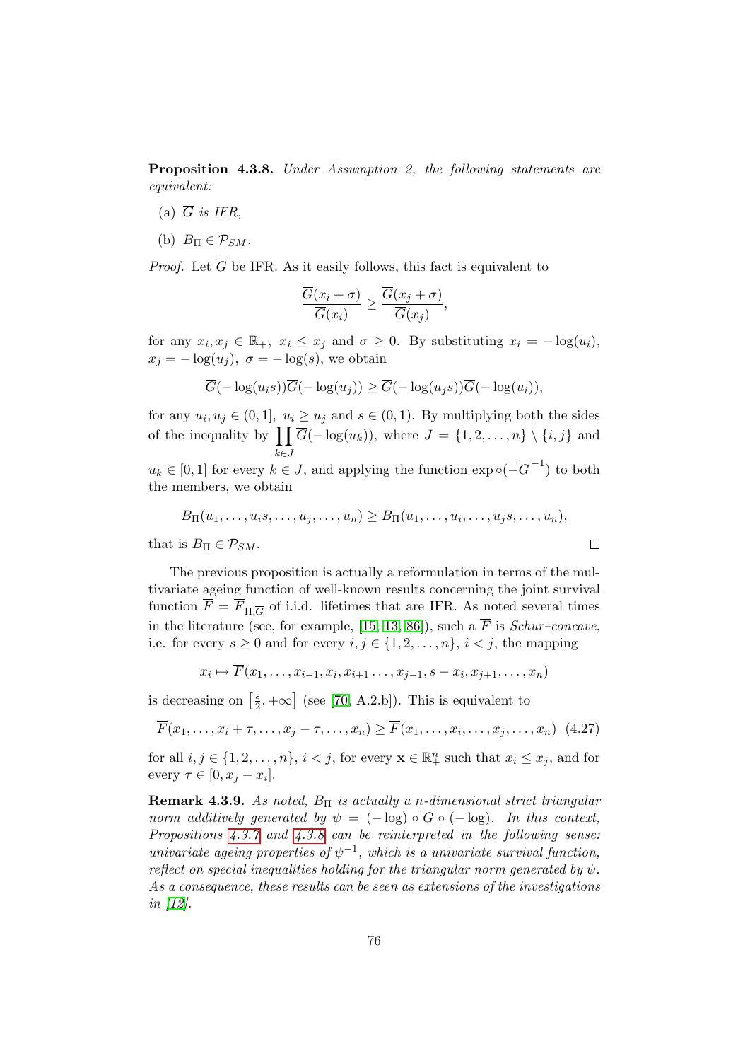**Proposition 4.3.8.** *Under Assumption 2, the following statements are equivalent:*

(a) $\overline{G}$ *is IFR,*

(b) $B_\Pi \in \mathcal{P}_{SM}$.

*Proof.* Let $\overline{G}$ be IFR. As it easily follows, this fact is equivalent to

$$\frac{\overline{G}(x_i + \sigma)}{\overline{G}(x_i)} \geq \frac{\overline{G}(x_j + \sigma)}{\overline{G}(x_j)},$$

for any $x_i, x_j \in \mathbb{R}_+$, $x_i \leq x_j$ and $\sigma \geq 0$. By substituting $x_i = -\log(u_i)$, $x_j = -\log(u_j)$, $\sigma = -\log(s)$, we obtain

$$\overline{G}(-\log(u_i s))\overline{G}(-\log(u_j)) \geq \overline{G}(-\log(u_j s))\overline{G}(-\log(u_i)),$$

for any $u_i, u_j \in (0, 1]$, $u_i \geq u_j$ and $s \in (0, 1)$. By multiplying both the sides of the inequality by $\prod_{k \in J} \overline{G}(-\log(u_k))$, where $J = \{1, 2, \ldots, n\} \setminus \{i, j\}$ and $u_k \in [0, 1]$ for every $k \in J$, and applying the function $\exp \circ (-\overline{G}^{-1})$ to both the members, we obtain

$$B_\Pi(u_1, \ldots, u_i s, \ldots, u_j, \ldots, u_n) \geq B_\Pi(u_1, \ldots, u_i, \ldots, u_j s, \ldots, u_n),$$

that is $B_\Pi \in \mathcal{P}_{SM}$. $\square$

The previous proposition is actually a reformulation in terms of the multivariate ageing function of well-known results concerning the joint survival function $\overline{F} = \overline{F}_{\Pi,\overline{G}}$ of i.i.d. lifetimes that are IFR. As noted several times in the literature (see, for example, [15, 13, 86]), such a $\overline{F}$ is *Schur–concave*, i.e. for every $s \geq 0$ and for every $i, j \in \{1, 2, \ldots, n\}$, $i < j$, the mapping

$$x_i \mapsto \overline{F}(x_1, \ldots, x_{i-1}, x_i, x_{i+1} \ldots, x_{j-1}, s - x_i, x_{j+1}, \ldots, x_n)$$

is decreasing on $\left[\frac{s}{2}, +\infty\right]$ (see [70, A.2.b]). This is equivalent to

$$\overline{F}(x_1, \ldots, x_i + \tau, \ldots, x_j - \tau, \ldots, x_n) \geq \overline{F}(x_1, \ldots, x_i, \ldots, x_j, \ldots, x_n) \quad (4.27)$$

for all $i, j \in \{1, 2, \ldots, n\}$, $i < j$, for every $\mathbf{x} \in \mathbb{R}_+^n$ such that $x_i \leq x_j$, and for every $\tau \in [0, x_j - x_i]$.

**Remark 4.3.9.** *As noted, $B_\Pi$ is actually a $n$-dimensional strict triangular norm additively generated by $\psi = (-\log) \circ \overline{G} \circ (-\log)$. In this context, Propositions 4.3.7 and 4.3.8 can be reinterpreted in the following sense: univariate ageing properties of $\psi^{-1}$, which is a univariate survival function, reflect on special inequalities holding for the triangular norm generated by $\psi$. As a consequence, these results can be seen as extensions of the investigations in [12].*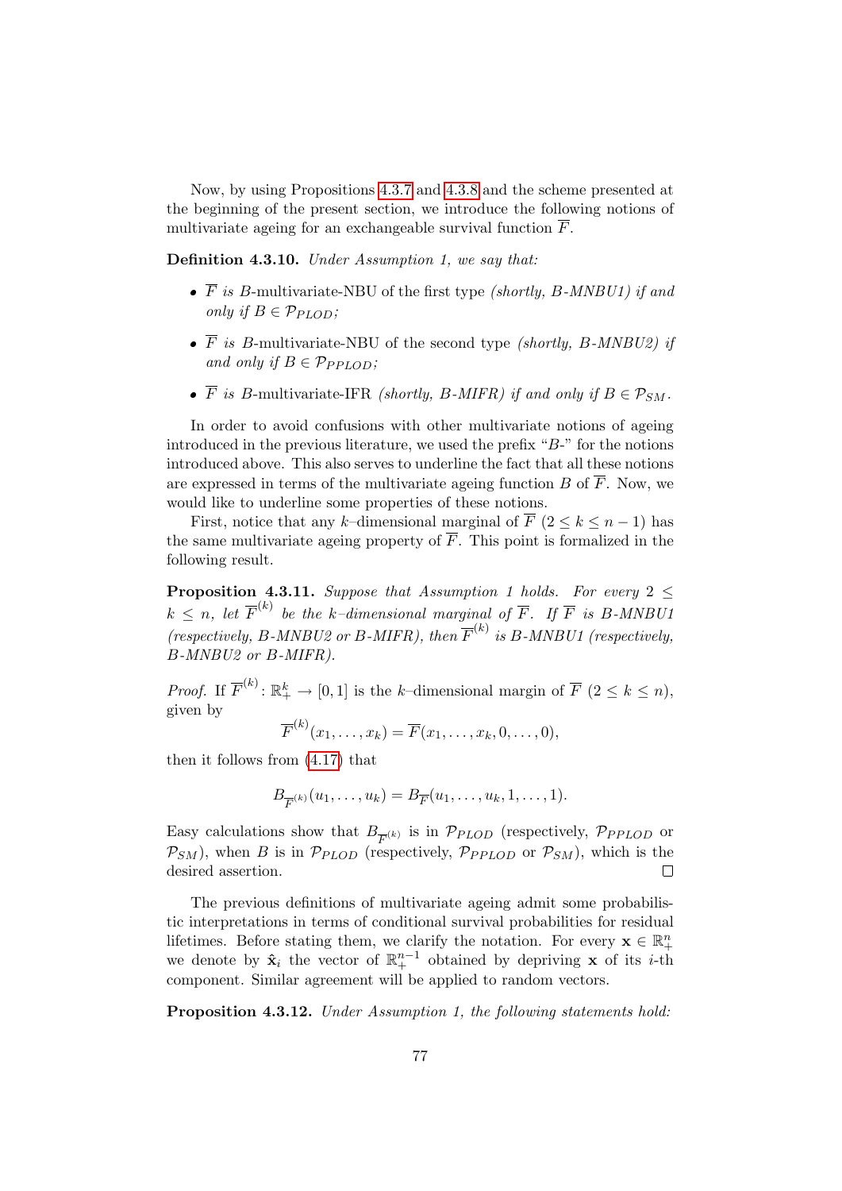Now, by using Propositions 4.3.7 and 4.3.8 and the scheme presented at the beginning of the present section, we introduce the following notions of multivariate ageing for an exchangeable survival function $\overline{F}$.

**Definition 4.3.10.** *Under Assumption 1, we say that:*

- $\overline{F}$ *is* B-multivariate-NBU of the first type *(shortly, B-MNBU1) if and only if* $B \in \mathcal{P}_{PLOD}$*;*
- $\overline{F}$ *is* B-multivariate-NBU of the second type *(shortly, B-MNBU2) if and only if* $B \in \mathcal{P}_{PPLOD}$*;*
- $\overline{F}$ *is* B-multivariate-IFR *(shortly, B-MIFR) if and only if* $B \in \mathcal{P}_{SM}$.

In order to avoid confusions with other multivariate notions of ageing introduced in the previous literature, we used the prefix "$B$-" for the notions introduced above. This also serves to underline the fact that all these notions are expressed in terms of the multivariate ageing function $B$ of $\overline{F}$. Now, we would like to underline some properties of these notions.

First, notice that any $k$–dimensional marginal of $\overline{F}$ ($2 \leq k \leq n-1$) has the same multivariate ageing property of $\overline{F}$. This point is formalized in the following result.

**Proposition 4.3.11.** *Suppose that Assumption 1 holds. For every $2 \leq k \leq n$, let $\overline{F}^{(k)}$ be the $k$–dimensional marginal of $\overline{F}$. If $\overline{F}$ is B-MNBU1 (respectively, B-MNBU2 or B-MIFR), then $\overline{F}^{(k)}$ is B-MNBU1 (respectively, B-MNBU2 or B-MIFR).*

*Proof.* If $\overline{F}^{(k)} \colon \mathbb{R}_+^k \to [0,1]$ is the $k$–dimensional margin of $\overline{F}$ ($2 \leq k \leq n$), given by

$$\overline{F}^{(k)}(x_1, \dots, x_k) = \overline{F}(x_1, \dots, x_k, 0, \dots, 0),$$

then it follows from (4.17) that

$$B_{\overline{F}^{(k)}}(u_1, \dots, u_k) = B_{\overline{F}}(u_1, \dots, u_k, 1, \dots, 1).$$

Easy calculations show that $B_{\overline{F}^{(k)}}$ is in $\mathcal{P}_{PLOD}$ (respectively, $\mathcal{P}_{PPLOD}$ or $\mathcal{P}_{SM}$), when $B$ is in $\mathcal{P}_{PLOD}$ (respectively, $\mathcal{P}_{PPLOD}$ or $\mathcal{P}_{SM}$), which is the desired assertion. $\square$

The previous definitions of multivariate ageing admit some probabilistic interpretations in terms of conditional survival probabilities for residual lifetimes. Before stating them, we clarify the notation. For every $\mathbf{x} \in \mathbb{R}_+^n$ we denote by $\hat{\mathbf{x}}_i$ the vector of $\mathbb{R}_+^{n-1}$ obtained by depriving $\mathbf{x}$ of its $i$-th component. Similar agreement will be applied to random vectors.

**Proposition 4.3.12.** *Under Assumption 1, the following statements hold:*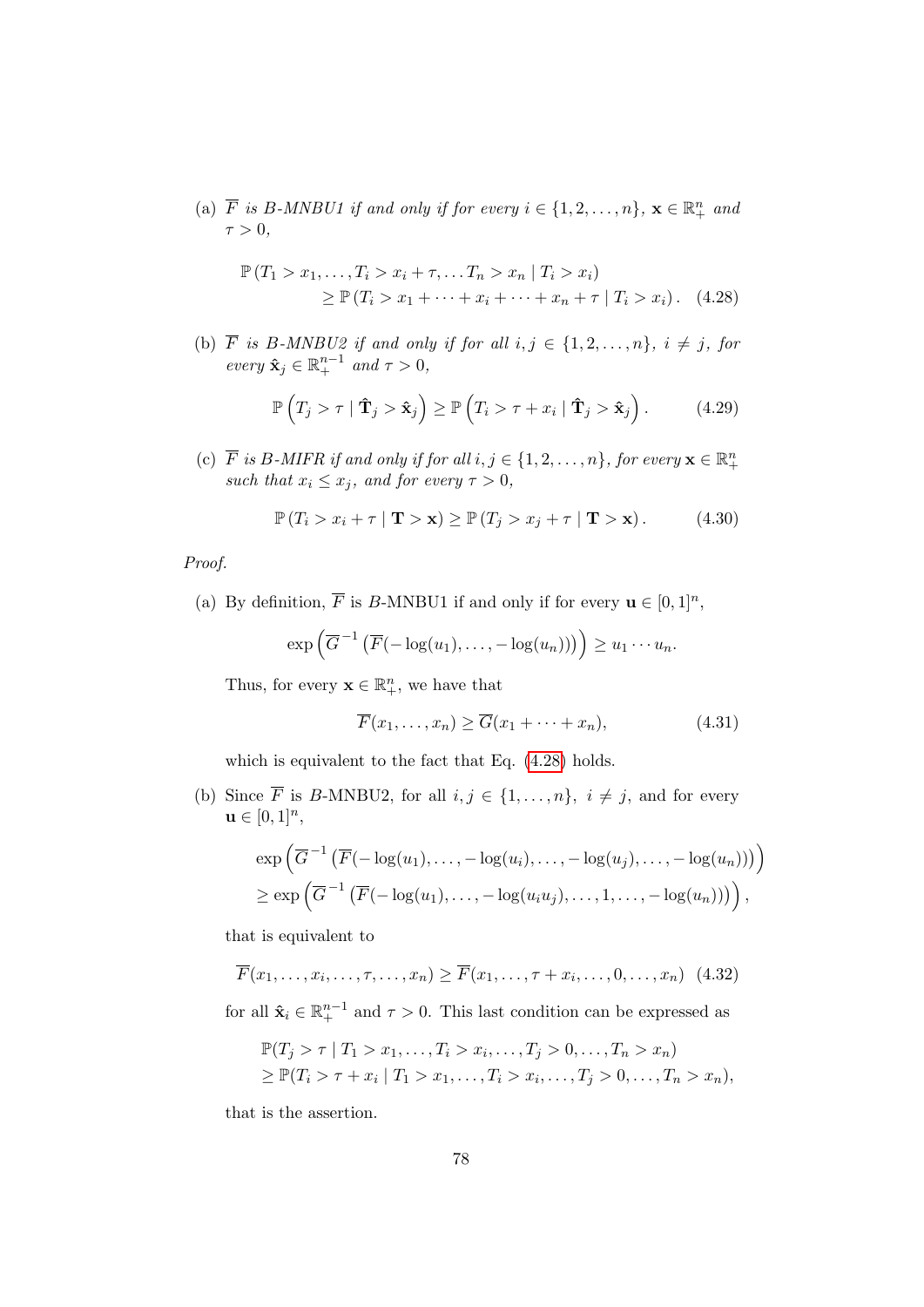(a) $\overline{F}$ *is B-MNBU1 if and only if for every* $i \in \{1, 2, \ldots, n\}$, $\mathbf{x} \in \mathbb{R}^n_+$ *and* $\tau > 0$,

$$\mathbb{P}\left(T_1 > x_1, \ldots, T_i > x_i + \tau, \ldots T_n > x_n \mid T_i > x_i\right) \geq \mathbb{P}\left(T_i > x_1 + \cdots + x_i + \cdots + x_n + \tau \mid T_i > x_i\right). \quad (4.28)$$

(b) $\overline{F}$ *is B-MNBU2 if and only if for all* $i, j \in \{1, 2, \ldots, n\}$, $i \neq j$, *for every* $\hat{\mathbf{x}}_j \in \mathbb{R}^{n-1}_+$ *and* $\tau > 0$,

$$\mathbb{P}\left(T_j > \tau \mid \hat{\mathbf{T}}_j > \hat{\mathbf{x}}_j\right) \geq \mathbb{P}\left(T_i > \tau + x_i \mid \hat{\mathbf{T}}_j > \hat{\mathbf{x}}_j\right). \quad (4.29)$$

(c) $\overline{F}$ *is B-MIFR if and only if for all* $i, j \in \{1, 2, \ldots, n\}$, *for every* $\mathbf{x} \in \mathbb{R}^n_+$ *such that* $x_i \leq x_j$, *and for every* $\tau > 0$,

$$\mathbb{P}\left(T_i > x_i + \tau \mid \mathbf{T} > \mathbf{x}\right) \geq \mathbb{P}\left(T_j > x_j + \tau \mid \mathbf{T} > \mathbf{x}\right). \quad (4.30)$$

*Proof.*

(a) By definition, $\overline{F}$ is $B$-MNBU1 if and only if for every $\mathbf{u} \in [0, 1]^n$,

$$\exp\left(\overline{G}^{-1}\left(\overline{F}(-\log(u_1), \ldots, -\log(u_n))\right)\right) \geq u_1 \cdots u_n.$$

Thus, for every $\mathbf{x} \in \mathbb{R}^n_+$, we have that

$$\overline{F}(x_1, \ldots, x_n) \geq \overline{G}(x_1 + \cdots + x_n), \quad (4.31)$$

which is equivalent to the fact that Eq. (4.28) holds.

(b) Since $\overline{F}$ is $B$-MNBU2, for all $i, j \in \{1, \ldots, n\}$, $i \neq j$, and for every $\mathbf{u} \in [0, 1]^n$,

$$\exp\left(\overline{G}^{-1}\left(\overline{F}(-\log(u_1), \ldots, -\log(u_i), \ldots, -\log(u_j), \ldots, -\log(u_n))\right)\right) \geq \exp\left(\overline{G}^{-1}\left(\overline{F}(-\log(u_1), \ldots, -\log(u_i u_j), \ldots, 1, \ldots, -\log(u_n))\right)\right),$$

that is equivalent to

$$\overline{F}(x_1, \ldots, x_i, \ldots, \tau, \ldots, x_n) \geq \overline{F}(x_1, \ldots, \tau + x_i, \ldots, 0, \ldots, x_n) \quad (4.32)$$

for all $\hat{\mathbf{x}}_i \in \mathbb{R}^{n-1}_+$ and $\tau > 0$. This last condition can be expressed as

$$\mathbb{P}(T_j > \tau \mid T_1 > x_1, \ldots, T_i > x_i, \ldots, T_j > 0, \ldots, T_n > x_n) \geq \mathbb{P}(T_i > \tau + x_i \mid T_1 > x_1, \ldots, T_i > x_i, \ldots, T_j > 0, \ldots, T_n > x_n),$$

that is the assertion.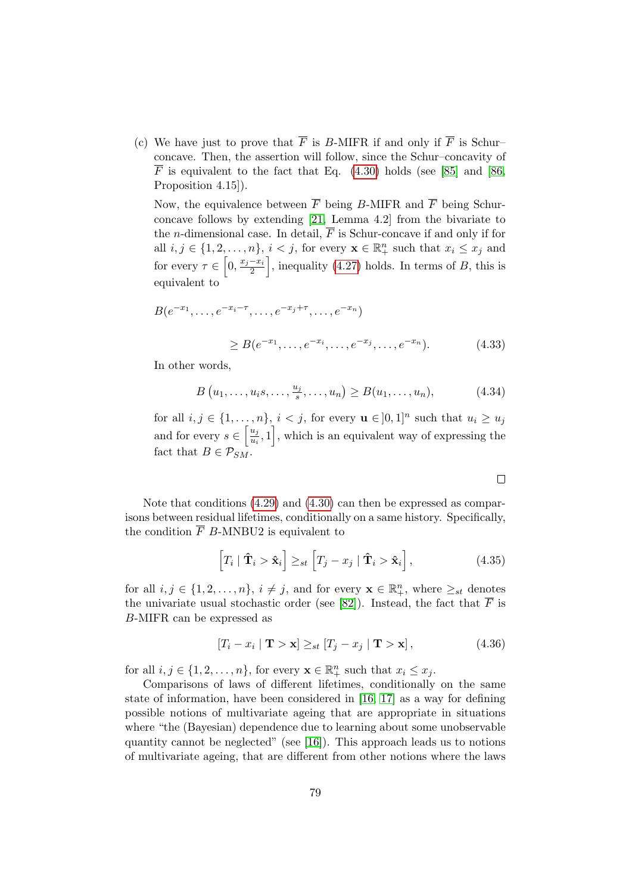(c) We have just to prove that $\overline{F}$ is $B$-MIFR if and only if $\overline{F}$ is Schur–concave. Then, the assertion will follow, since the Schur–concavity of $\overline{F}$ is equivalent to the fact that Eq. (4.30) holds (see [85] and [86, Proposition 4.15]).

Now, the equivalence between $\overline{F}$ being $B$-MIFR and $\overline{F}$ being Schur-concave follows by extending [21, Lemma 4.2] from the bivariate to the $n$-dimensional case. In detail, $\overline{F}$ is Schur-concave if and only if for all $i, j \in \{1, 2, \ldots, n\}$, $i < j$, for every $\mathbf{x} \in \mathbb{R}_+^n$ such that $x_i \le x_j$ and for every $\tau \in \left[0, \frac{x_j - x_i}{2}\right]$, inequality (4.27) holds. In terms of $B$, this is equivalent to

$$B(e^{-x_1}, \ldots, e^{-x_i - \tau}, \ldots, e^{-x_j + \tau}, \ldots, e^{-x_n})$$
$$\ge B(e^{-x_1}, \ldots, e^{-x_i}, \ldots, e^{-x_j}, \ldots, e^{-x_n}). \tag{4.33}$$

In other words,

$$B\left(u_1, \ldots, u_i s, \ldots, \tfrac{u_j}{s}, \ldots, u_n\right) \ge B(u_1, \ldots, u_n), \tag{4.34}$$

for all $i, j \in \{1, \ldots, n\}$, $i < j$, for every $\mathbf{u} \in ]0, 1]^n$ such that $u_i \ge u_j$ and for every $s \in \left[\frac{u_j}{u_i}, 1\right]$, which is an equivalent way of expressing the fact that $B \in \mathcal{P}_{SM}$.

□

Note that conditions (4.29) and (4.30) can then be expressed as comparisons between residual lifetimes, conditionally on a same history. Specifically, the condition $\overline{F}$ $B$-MNBU2 is equivalent to

$$\left[T_i \mid \hat{\mathbf{T}}_i > \hat{\mathbf{x}}_i\right] \ge_{st} \left[T_j - x_j \mid \hat{\mathbf{T}}_i > \hat{\mathbf{x}}_i\right], \tag{4.35}$$

for all $i, j \in \{1, 2, \ldots, n\}$, $i \neq j$, and for every $\mathbf{x} \in \mathbb{R}_+^n$, where $\ge_{st}$ denotes the univariate usual stochastic order (see [82]). Instead, the fact that $\overline{F}$ is $B$-MIFR can be expressed as

$$\left[T_i - x_i \mid \mathbf{T} > \mathbf{x}\right] \ge_{st} \left[T_j - x_j \mid \mathbf{T} > \mathbf{x}\right], \tag{4.36}$$

for all $i, j \in \{1, 2, \ldots, n\}$, for every $\mathbf{x} \in \mathbb{R}_+^n$ such that $x_i \le x_j$.

Comparisons of laws of different lifetimes, conditionally on the same state of information, have been considered in [16, 17] as a way for defining possible notions of multivariate ageing that are appropriate in situations where "the (Bayesian) dependence due to learning about some unobservable quantity cannot be neglected" (see [16]). This approach leads us to notions of multivariate ageing, that are different from other notions where the laws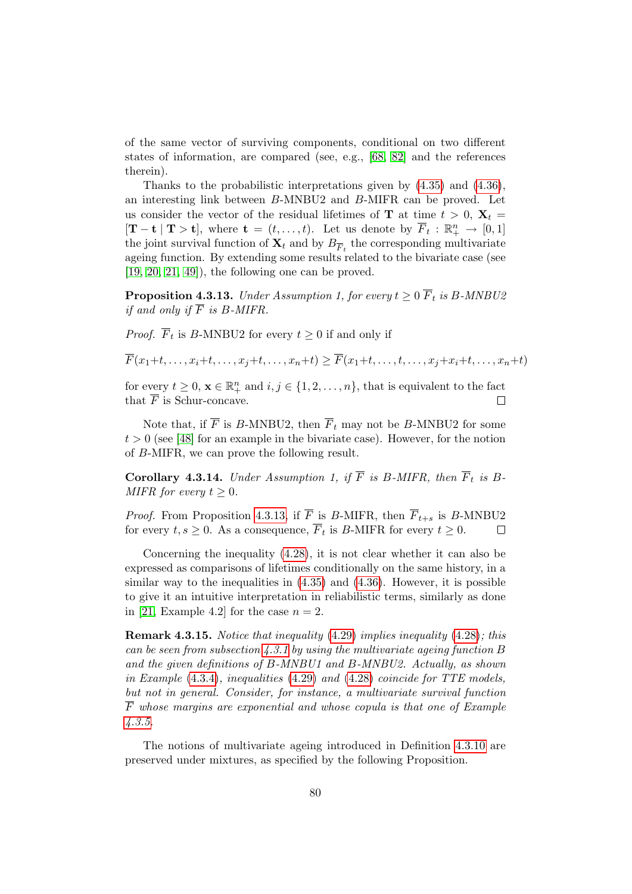of the same vector of surviving components, conditional on two different states of information, are compared (see, e.g., [68, 82] and the references therein).

Thanks to the probabilistic interpretations given by (4.35) and (4.36), an interesting link between $B$-MNBU2 and $B$-MIFR can be proved. Let us consider the vector of the residual lifetimes of $\mathbf{T}$ at time $t > 0$, $\mathbf{X}_t = [\mathbf{T} - \mathbf{t} \mid \mathbf{T} > \mathbf{t}]$, where $\mathbf{t} = (t, \ldots, t)$. Let us denote by $\overline{F}_t : \mathbb{R}_+^n \to [0, 1]$ the joint survival function of $\mathbf{X}_t$ and by $B_{\overline{F}_t}$ the corresponding multivariate ageing function. By extending some results related to the bivariate case (see [19, 20, 21, 49]), the following one can be proved.

**Proposition 4.3.13.** *Under Assumption 1, for every $t \geq 0$ $\overline{F}_t$ is $B$-MNBU2 if and only if $\overline{F}$ is $B$-MIFR.*

*Proof.* $\overline{F}_t$ is $B$-MNBU2 for every $t \geq 0$ if and only if

$$\overline{F}(x_1+t, \ldots, x_i+t, \ldots, x_j+t, \ldots, x_n+t) \geq \overline{F}(x_1+t, \ldots, t, \ldots, x_j+x_i+t, \ldots, x_n+t)$$

for every $t \geq 0$, $\mathbf{x} \in \mathbb{R}_+^n$ and $i, j \in \{1, 2, \ldots, n\}$, that is equivalent to the fact that $\overline{F}$ is Schur-concave. □

Note that, if $\overline{F}$ is $B$-MNBU2, then $\overline{F}_t$ may not be $B$-MNBU2 for some $t > 0$ (see [48] for an example in the bivariate case). However, for the notion of $B$-MIFR, we can prove the following result.

**Corollary 4.3.14.** *Under Assumption 1, if $\overline{F}$ is $B$-MIFR, then $\overline{F}_t$ is $B$-MIFR for every $t \geq 0$.*

*Proof.* From Proposition 4.3.13, if $\overline{F}$ is $B$-MIFR, then $\overline{F}_{t+s}$ is $B$-MNBU2 for every $t, s \geq 0$. As a consequence, $\overline{F}_t$ is $B$-MIFR for every $t \geq 0$. □

Concerning the inequality (4.28), it is not clear whether it can also be expressed as comparisons of lifetimes conditionally on the same history, in a similar way to the inequalities in (4.35) and (4.36). However, it is possible to give it an intuitive interpretation in reliabilistic terms, similarly as done in [21, Example 4.2] for the case $n = 2$.

**Remark 4.3.15.** *Notice that inequality (4.29) implies inequality (4.28); this can be seen from subsection 4.3.1 by using the multivariate ageing function $B$ and the given definitions of $B$-MNBU1 and $B$-MNBU2. Actually, as shown in Example (4.3.4), inequalities (4.29) and (4.28) coincide for TTE models, but not in general. Consider, for instance, a multivariate survival function $\overline{F}$ whose margins are exponential and whose copula is that one of Example 4.3.5.*

The notions of multivariate ageing introduced in Definition 4.3.10 are preserved under mixtures, as specified by the following Proposition.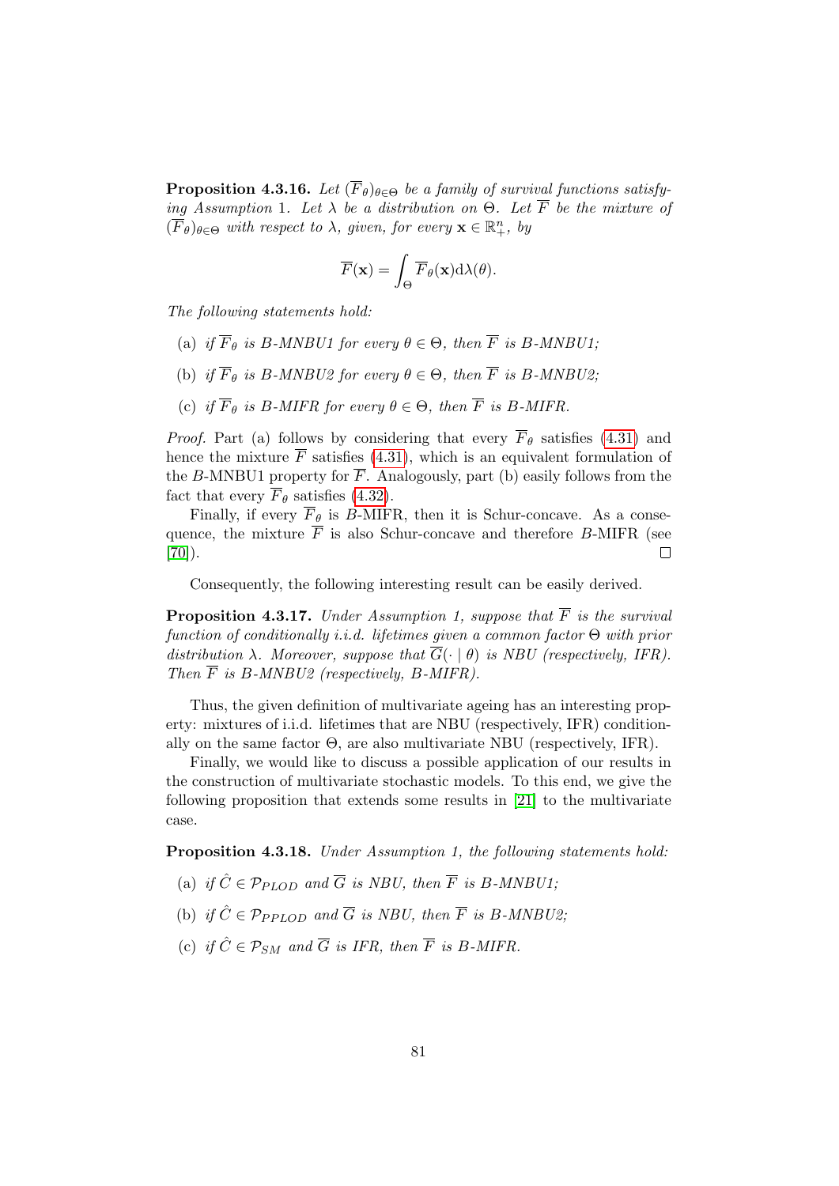**Proposition 4.3.16.** *Let $(\overline{F}_\theta)_{\theta\in\Theta}$ be a family of survival functions satisfying Assumption* 1. *Let $\lambda$ be a distribution on $\Theta$. Let $\overline{F}$ be the mixture of $(\overline{F}_\theta)_{\theta\in\Theta}$ with respect to $\lambda$, given, for every $\mathbf{x} \in \mathbb{R}^n_+$, by*

$$\overline{F}(\mathbf{x}) = \int_\Theta \overline{F}_\theta(\mathbf{x}) \mathrm{d}\lambda(\theta).$$

*The following statements hold:*

(a) *if $\overline{F}_\theta$ is B-MNBU1 for every $\theta \in \Theta$, then $\overline{F}$ is B-MNBU1;*

(b) *if $\overline{F}_\theta$ is B-MNBU2 for every $\theta \in \Theta$, then $\overline{F}$ is B-MNBU2;*

(c) *if $\overline{F}_\theta$ is B-MIFR for every $\theta \in \Theta$, then $\overline{F}$ is B-MIFR.*

*Proof.* Part (a) follows by considering that every $\overline{F}_\theta$ satisfies (4.31) and hence the mixture $\overline{F}$ satisfies (4.31), which is an equivalent formulation of the $B$-MNBU1 property for $\overline{F}$. Analogously, part (b) easily follows from the fact that every $\overline{F}_\theta$ satisfies (4.32).

Finally, if every $\overline{F}_\theta$ is $B$-MIFR, then it is Schur-concave. As a consequence, the mixture $\overline{F}$ is also Schur-concave and therefore $B$-MIFR (see [70]). $\square$

Consequently, the following interesting result can be easily derived.

**Proposition 4.3.17.** *Under Assumption 1, suppose that $\overline{F}$ is the survival function of conditionally i.i.d. lifetimes given a common factor $\Theta$ with prior distribution $\lambda$. Moreover, suppose that $\overline{G}(\cdot \mid \theta)$ is NBU (respectively, IFR). Then $\overline{F}$ is B-MNBU2 (respectively, B-MIFR).*

Thus, the given definition of multivariate ageing has an interesting property: mixtures of i.i.d. lifetimes that are NBU (respectively, IFR) conditionally on the same factor $\Theta$, are also multivariate NBU (respectively, IFR).

Finally, we would like to discuss a possible application of our results in the construction of multivariate stochastic models. To this end, we give the following proposition that extends some results in [21] to the multivariate case.

**Proposition 4.3.18.** *Under Assumption 1, the following statements hold:*

(a) *if $\hat{C} \in \mathcal{P}_{PLOD}$ and $\overline{G}$ is NBU, then $\overline{F}$ is B-MNBU1;*

(b) *if $\hat{C} \in \mathcal{P}_{PPLOD}$ and $\overline{G}$ is NBU, then $\overline{F}$ is B-MNBU2;*

(c) *if $\hat{C} \in \mathcal{P}_{SM}$ and $\overline{G}$ is IFR, then $\overline{F}$ is B-MIFR.*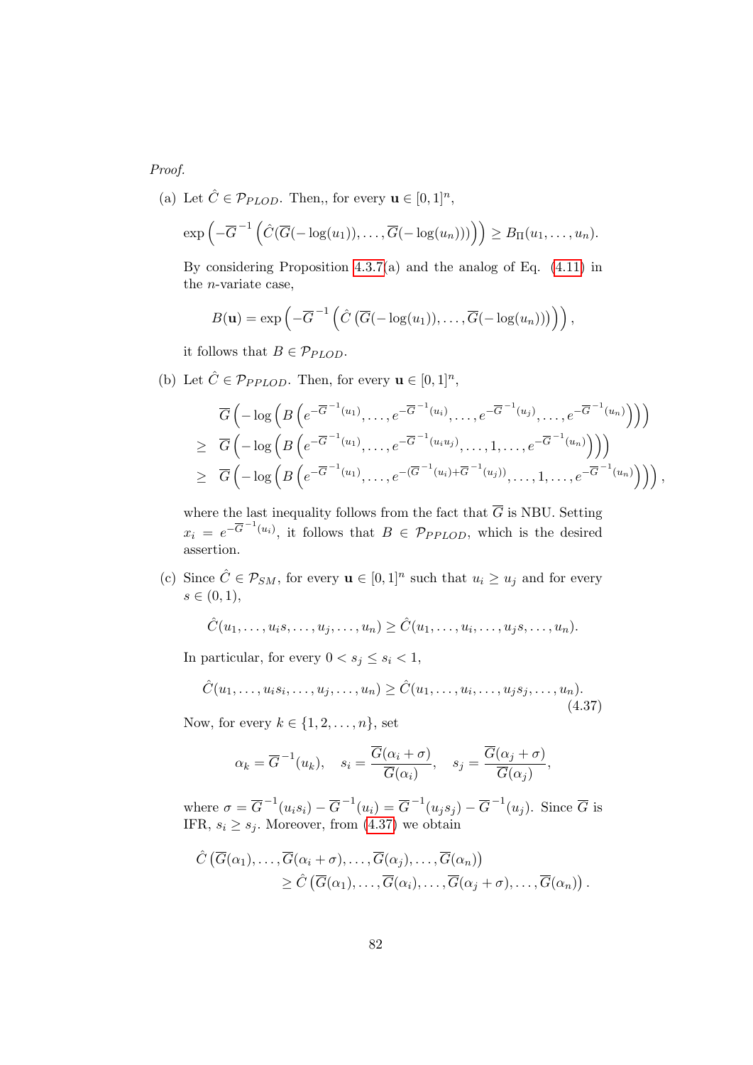*Proof.*

(a) Let $\hat{C} \in \mathcal{P}_{PLOD}$. Then,, for every $\mathbf{u} \in [0,1]^n$,

$$\exp\left(-\overline{G}^{-1}\left(\hat{C}(\overline{G}(-\log(u_1)), \ldots, \overline{G}(-\log(u_n)))\right)\right) \geq B_\Pi(u_1, \ldots, u_n).$$

By considering Proposition 4.3.7(a) and the analog of Eq. (4.11) in the $n$-variate case,

$$B(\mathbf{u}) = \exp\left(-\overline{G}^{-1}\left(\hat{C}\left(\overline{G}(-\log(u_1)), \ldots, \overline{G}(-\log(u_n))\right)\right)\right),$$

it follows that $B \in \mathcal{P}_{PLOD}$.

(b) Let $\hat{C} \in \mathcal{P}_{PPLOD}$. Then, for every $\mathbf{u} \in [0,1]^n$,

$$\begin{aligned}
& \overline{G}\left(-\log\left(B\left(e^{-\overline{G}^{-1}(u_1)}, \ldots, e^{-\overline{G}^{-1}(u_i)}, \ldots, e^{-\overline{G}^{-1}(u_j)}, \ldots, e^{-\overline{G}^{-1}(u_n)}\right)\right)\right) \\
\geq \ & \overline{G}\left(-\log\left(B\left(e^{-\overline{G}^{-1}(u_1)}, \ldots, e^{-\overline{G}^{-1}(u_i u_j)}, \ldots, 1, \ldots, e^{-\overline{G}^{-1}(u_n)}\right)\right)\right) \\
\geq \ & \overline{G}\left(-\log\left(B\left(e^{-\overline{G}^{-1}(u_1)}, \ldots, e^{-(\overline{G}^{-1}(u_i)+\overline{G}^{-1}(u_j))}, \ldots, 1, \ldots, e^{-\overline{G}^{-1}(u_n)}\right)\right)\right),
\end{aligned}$$

where the last inequality follows from the fact that $\overline{G}$ is NBU. Setting $x_i = e^{-\overline{G}^{-1}(u_i)}$, it follows that $B \in \mathcal{P}_{PPLOD}$, which is the desired assertion.

(c) Since $\hat{C} \in \mathcal{P}_{SM}$, for every $\mathbf{u} \in [0,1]^n$ such that $u_i \geq u_j$ and for every $s \in (0,1)$,

$$\hat{C}(u_1, \ldots, u_i s, \ldots, u_j, \ldots, u_n) \geq \hat{C}(u_1, \ldots, u_i, \ldots, u_j s, \ldots, u_n).$$

In particular, for every $0 < s_j \leq s_i < 1$,

$$\hat{C}(u_1, \ldots, u_i s_i, \ldots, u_j, \ldots, u_n) \geq \hat{C}(u_1, \ldots, u_i, \ldots, u_j s_j, \ldots, u_n). \tag{4.37}$$

Now, for every $k \in \{1, 2, \ldots, n\}$, set

$$\alpha_k = \overline{G}^{-1}(u_k), \quad s_i = \frac{\overline{G}(\alpha_i + \sigma)}{\overline{G}(\alpha_i)}, \quad s_j = \frac{\overline{G}(\alpha_j + \sigma)}{\overline{G}(\alpha_j)},$$

where $\sigma = \overline{G}^{-1}(u_i s_i) - \overline{G}^{-1}(u_i) = \overline{G}^{-1}(u_j s_j) - \overline{G}^{-1}(u_j)$. Since $\overline{G}$ is IFR, $s_i \geq s_j$. Moreover, from (4.37) we obtain

$$\begin{aligned}
\hat{C}&\left(\overline{G}(\alpha_1), \ldots, \overline{G}(\alpha_i + \sigma), \ldots, \overline{G}(\alpha_j), \ldots, \overline{G}(\alpha_n)\right) \\
&\geq \hat{C}\left(\overline{G}(\alpha_1), \ldots, \overline{G}(\alpha_i), \ldots, \overline{G}(\alpha_j + \sigma), \ldots, \overline{G}(\alpha_n)\right).
\end{aligned}$$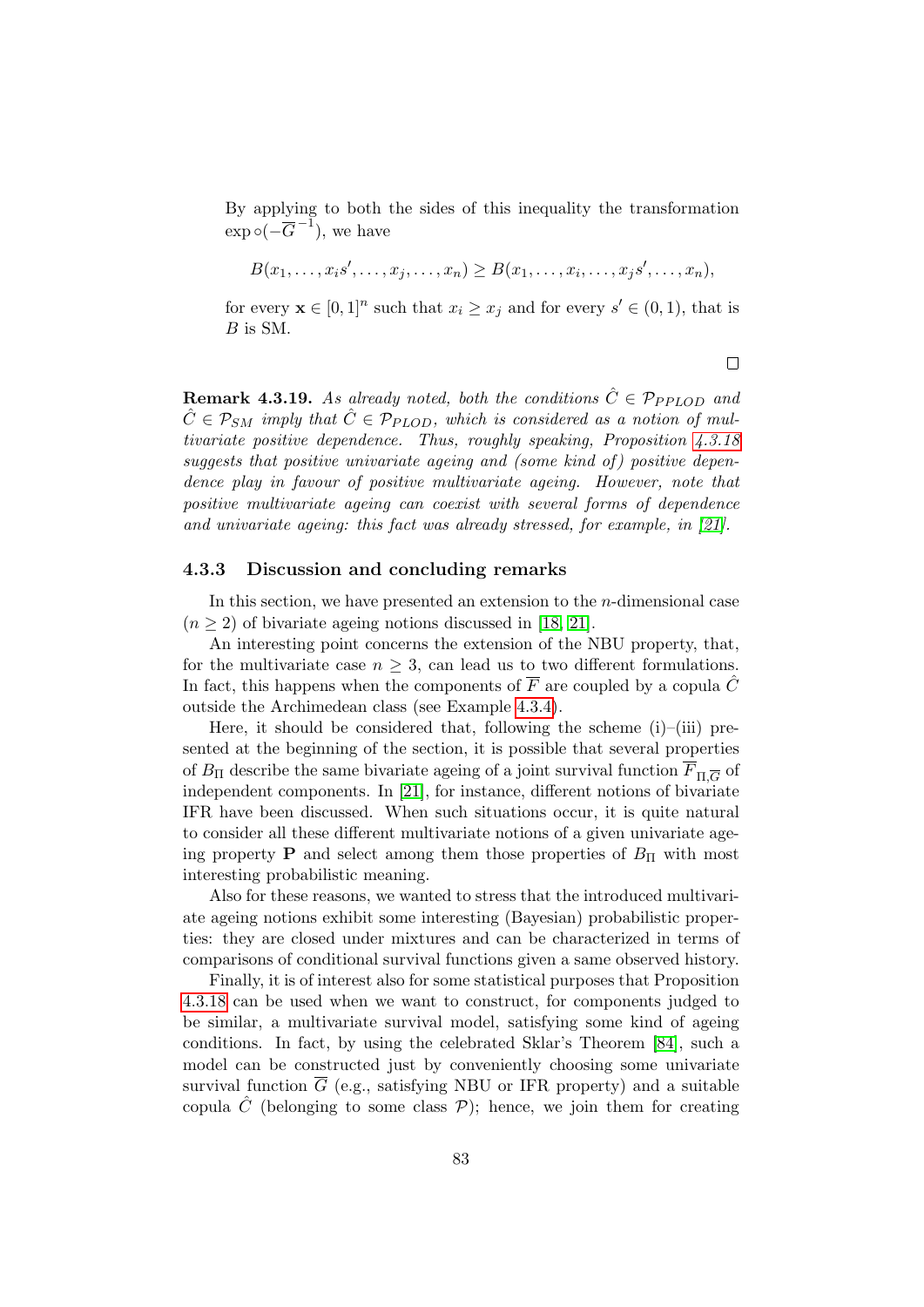By applying to both the sides of this inequality the transformation $\exp \circ (-\overline{G}^{-1})$, we have

$$B(x_1, \ldots, x_i s', \ldots, x_j, \ldots, x_n) \geq B(x_1, \ldots, x_i, \ldots, x_j s', \ldots, x_n),$$

for every $\mathbf{x} \in [0,1]^n$ such that $x_i \geq x_j$ and for every $s' \in (0,1)$, that is $B$ is SM.

$\square$

**Remark 4.3.19.** *As already noted, both the conditions $\hat{C} \in \mathcal{P}_{PPLOD}$ and $\hat{C} \in \mathcal{P}_{SM}$ imply that $\hat{C} \in \mathcal{P}_{PLOD}$, which is considered as a notion of multivariate positive dependence. Thus, roughly speaking, Proposition 4.3.18 suggests that positive univariate ageing and (some kind of) positive dependence play in favour of positive multivariate ageing. However, note that positive multivariate ageing can coexist with several forms of dependence and univariate ageing: this fact was already stressed, for example, in [21].*

### 4.3.3 Discussion and concluding remarks

In this section, we have presented an extension to the $n$-dimensional case ($n \geq 2$) of bivariate ageing notions discussed in [18, 21].

An interesting point concerns the extension of the NBU property, that, for the multivariate case $n \geq 3$, can lead us to two different formulations. In fact, this happens when the components of $\overline{F}$ are coupled by a copula $\hat{C}$ outside the Archimedean class (see Example 4.3.4).

Here, it should be considered that, following the scheme (i)–(iii) presented at the beginning of the section, it is possible that several properties of $B_\Pi$ describe the same bivariate ageing of a joint survival function $\overline{F}_{\Pi,\overline{G}}$ of independent components. In [21], for instance, different notions of bivariate IFR have been discussed. When such situations occur, it is quite natural to consider all these different multivariate notions of a given univariate ageing property $\mathbf{P}$ and select among them those properties of $B_\Pi$ with most interesting probabilistic meaning.

Also for these reasons, we wanted to stress that the introduced multivariate ageing notions exhibit some interesting (Bayesian) probabilistic properties: they are closed under mixtures and can be characterized in terms of comparisons of conditional survival functions given a same observed history.

Finally, it is of interest also for some statistical purposes that Proposition 4.3.18 can be used when we want to construct, for components judged to be similar, a multivariate survival model, satisfying some kind of ageing conditions. In fact, by using the celebrated Sklar's Theorem [84], such a model can be constructed just by conveniently choosing some univariate survival function $\overline{G}$ (e.g., satisfying NBU or IFR property) and a suitable copula $\hat{C}$ (belonging to some class $\mathcal{P}$); hence, we join them for creating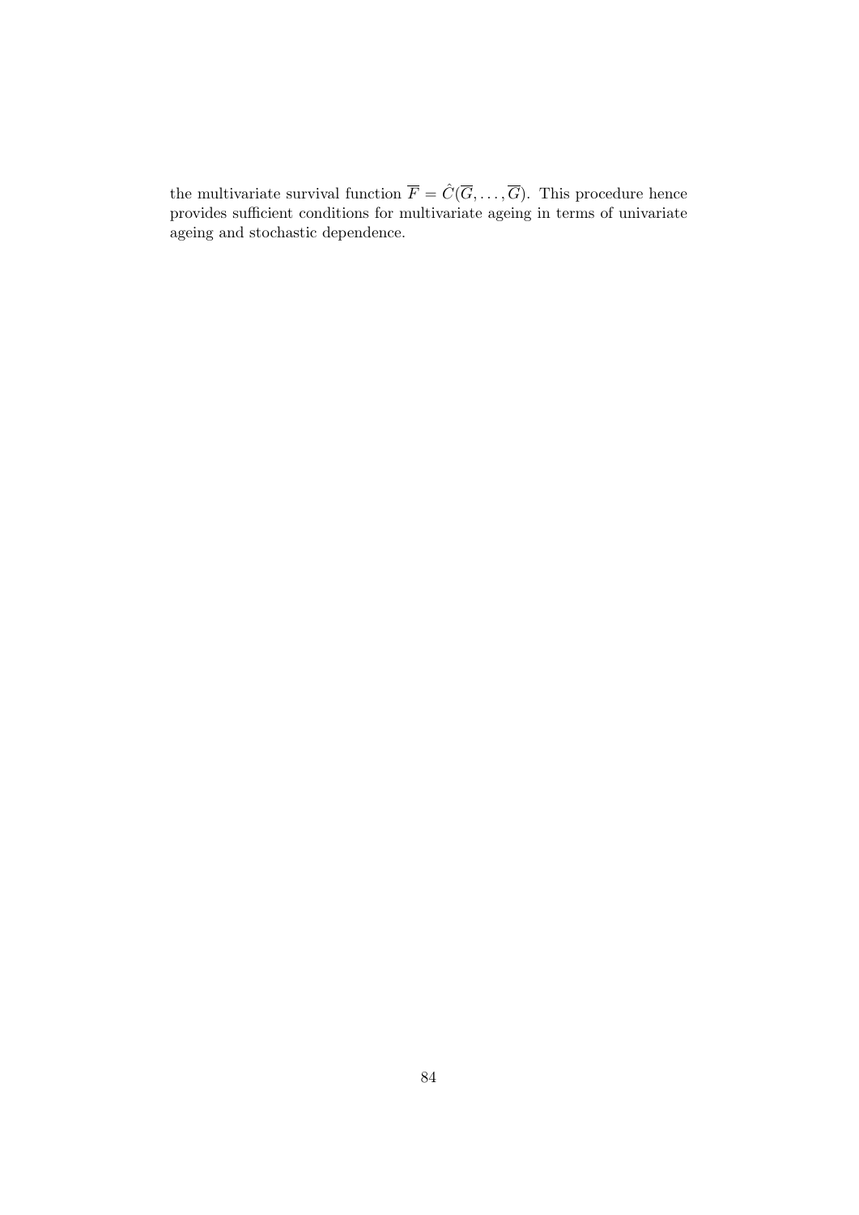the multivariate survival function $\overline{F} = \hat{C}(\overline{G}, \ldots, \overline{G})$. This procedure hence provides sufficient conditions for multivariate ageing in terms of univariate ageing and stochastic dependence.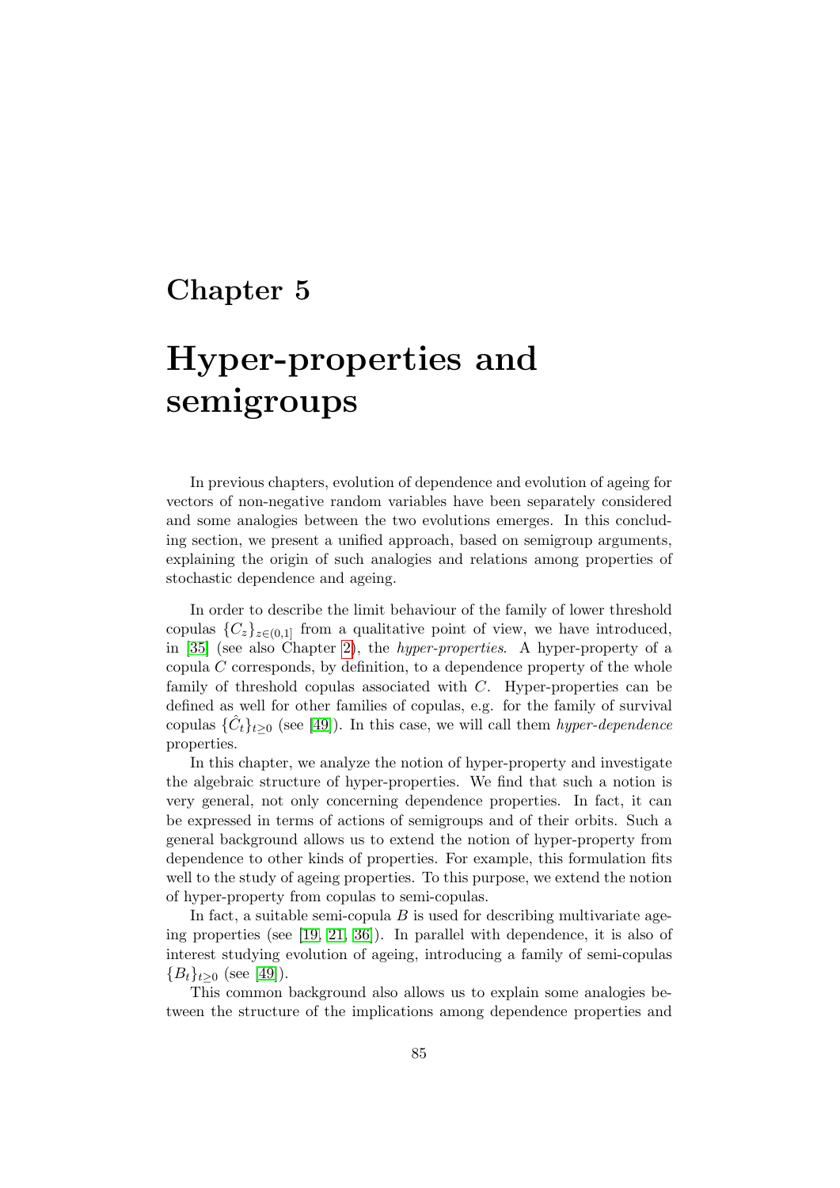# Chapter 5

# Hyper-properties and semigroups

In previous chapters, evolution of dependence and evolution of ageing for vectors of non-negative random variables have been separately considered and some analogies between the two evolutions emerges. In this concluding section, we present a unified approach, based on semigroup arguments, explaining the origin of such analogies and relations among properties of stochastic dependence and ageing.

In order to describe the limit behaviour of the family of lower threshold copulas $\{C_z\}_{z\in(0,1]}$ from a qualitative point of view, we have introduced, in [35] (see also Chapter 2), the *hyper-properties*. A hyper-property of a copula $C$ corresponds, by definition, to a dependence property of the whole family of threshold copulas associated with $C$. Hyper-properties can be defined as well for other families of copulas, e.g. for the family of survival copulas $\{\hat{C}_t\}_{t\geq 0}$ (see [49]). In this case, we will call them *hyper-dependence* properties.

In this chapter, we analyze the notion of hyper-property and investigate the algebraic structure of hyper-properties. We find that such a notion is very general, not only concerning dependence properties. In fact, it can be expressed in terms of actions of semigroups and of their orbits. Such a general background allows us to extend the notion of hyper-property from dependence to other kinds of properties. For example, this formulation fits well to the study of ageing properties. To this purpose, we extend the notion of hyper-property from copulas to semi-copulas.

In fact, a suitable semi-copula $B$ is used for describing multivariate ageing properties (see [19, 21, 36]). In parallel with dependence, it is also of interest studying evolution of ageing, introducing a family of semi-copulas $\{B_t\}_{t\geq 0}$ (see [49]).

This common background also allows us to explain some analogies between the structure of the implications among dependence properties and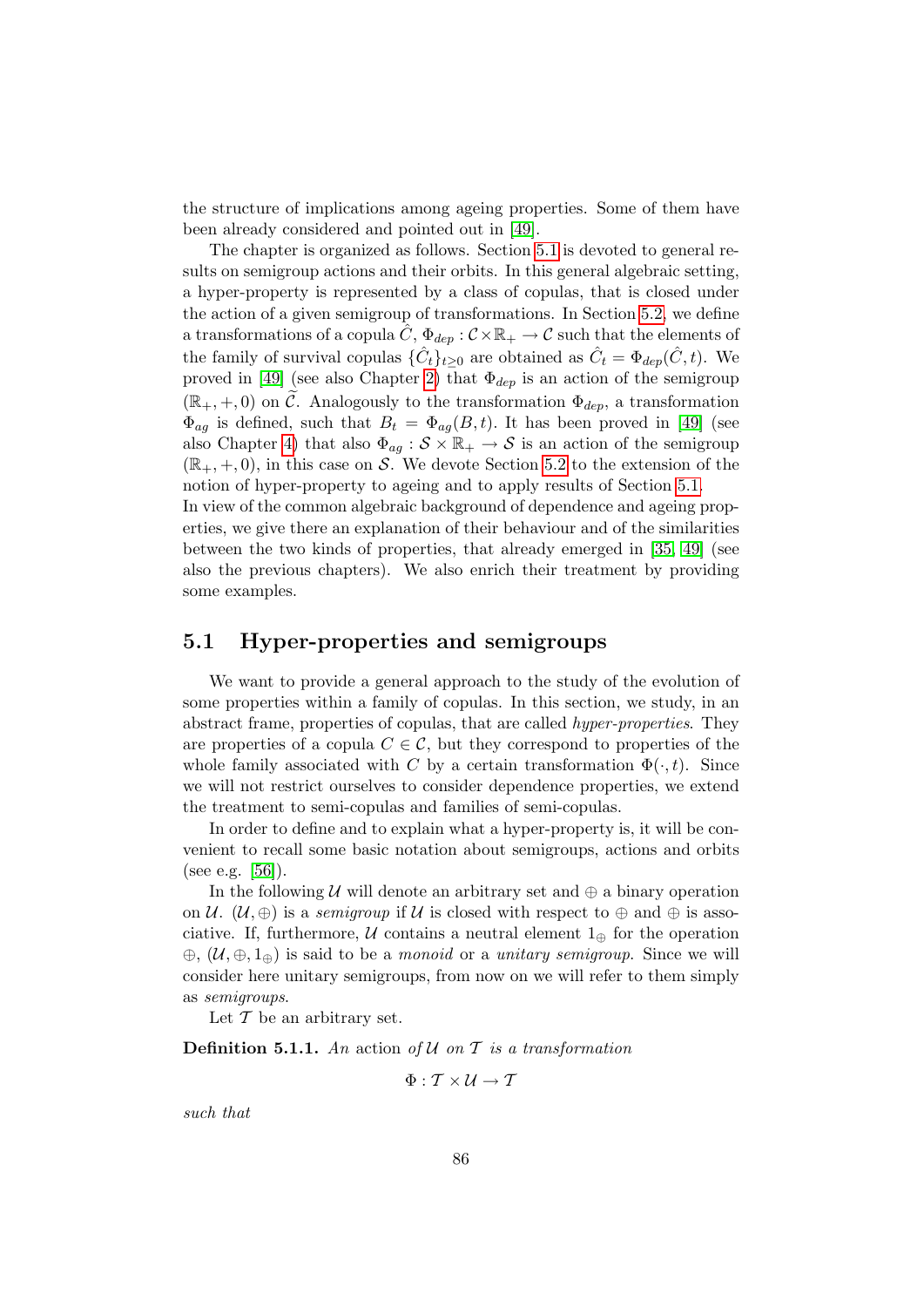the structure of implications among ageing properties. Some of them have been already considered and pointed out in [49].

The chapter is organized as follows. Section 5.1 is devoted to general results on semigroup actions and their orbits. In this general algebraic setting, a hyper-property is represented by a class of copulas, that is closed under the action of a given semigroup of transformations. In Section 5.2, we define a transformations of a copula $\hat{C}$, $\Phi_{dep} : \mathcal{C} \times \mathbb{R}_+ \to \mathcal{C}$ such that the elements of the family of survival copulas $\{\hat{C}_t\}_{t \geq 0}$ are obtained as $\hat{C}_t = \Phi_{dep}(\hat{C}, t)$. We proved in [49] (see also Chapter 2) that $\Phi_{dep}$ is an action of the semigroup $(\mathbb{R}_+, +, 0)$ on $\widetilde{\mathcal{C}}$. Analogously to the transformation $\Phi_{dep}$, a transformation $\Phi_{ag}$ is defined, such that $B_t = \Phi_{ag}(B, t)$. It has been proved in [49] (see also Chapter 4) that also $\Phi_{ag} : \mathcal{S} \times \mathbb{R}_+ \to \mathcal{S}$ is an action of the semigroup $(\mathbb{R}_+, +, 0)$, in this case on $\mathcal{S}$. We devote Section 5.2 to the extension of the notion of hyper-property to ageing and to apply results of Section 5.1.
In view of the common algebraic background of dependence and ageing properties, we give there an explanation of their behaviour and of the similarities between the two kinds of properties, that already emerged in [35, 49] (see also the previous chapters). We also enrich their treatment by providing some examples.

## 5.1 Hyper-properties and semigroups

We want to provide a general approach to the study of the evolution of some properties within a family of copulas. In this section, we study, in an abstract frame, properties of copulas, that are called *hyper-properties*. They are properties of a copula $C \in \mathcal{C}$, but they correspond to properties of the whole family associated with $C$ by a certain transformation $\Phi(\cdot, t)$. Since we will not restrict ourselves to consider dependence properties, we extend the treatment to semi-copulas and families of semi-copulas.

In order to define and to explain what a hyper-property is, it will be convenient to recall some basic notation about semigroups, actions and orbits (see e.g. [56]).

In the following $\mathcal{U}$ will denote an arbitrary set and $\oplus$ a binary operation on $\mathcal{U}$. $(\mathcal{U}, \oplus)$ is a *semigroup* if $\mathcal{U}$ is closed with respect to $\oplus$ and $\oplus$ is associative. If, furthermore, $\mathcal{U}$ contains a neutral element $1_\oplus$ for the operation $\oplus$, $(\mathcal{U}, \oplus, 1_\oplus)$ is said to be a *monoid* or a *unitary semigroup*. Since we will consider here unitary semigroups, from now on we will refer to them simply as *semigroups*.

Let $\mathcal{T}$ be an arbitrary set.

**Definition 5.1.1.** *An* action *of $\mathcal{U}$ on $\mathcal{T}$ is a transformation*

$$\Phi : \mathcal{T} \times \mathcal{U} \to \mathcal{T}$$

*such that*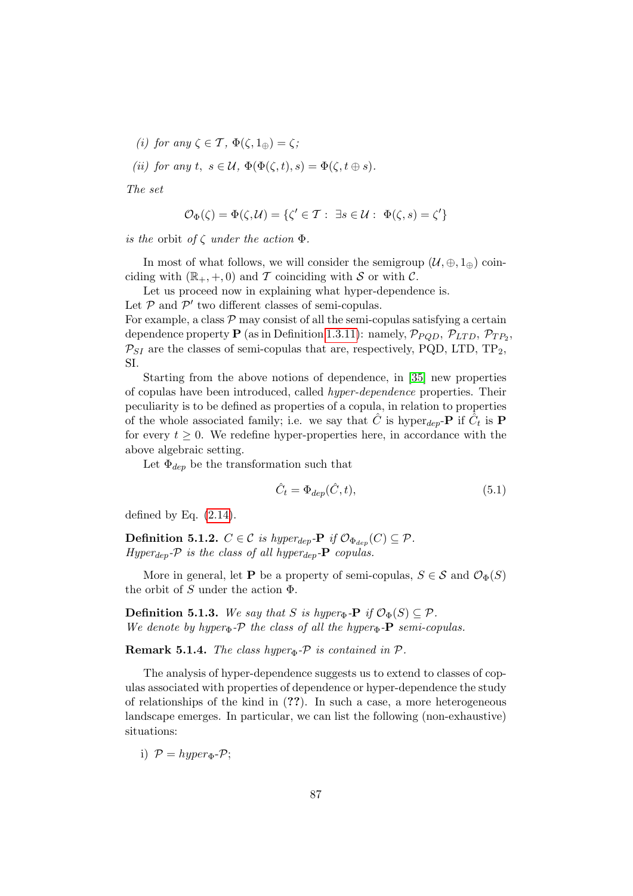*(i) for any* $\zeta \in \mathcal{T}$*,* $\Phi(\zeta, 1_{\oplus}) = \zeta$*;*

*(ii) for any* $t,\ s \in \mathcal{U}$*,* $\Phi(\Phi(\zeta, t), s) = \Phi(\zeta, t \oplus s)$*.*

*The set*

$$\mathcal{O}_{\Phi}(\zeta) = \Phi(\zeta, \mathcal{U}) = \{\zeta' \in \mathcal{T} : \ \exists s \in \mathcal{U} : \ \Phi(\zeta, s) = \zeta'\}$$

*is the* orbit *of* $\zeta$ *under the action* $\Phi$*.*

In most of what follows, we will consider the semigroup $(\mathcal{U}, \oplus, 1_{\oplus})$ coinciding with $(\mathbb{R}_+, +, 0)$ and $\mathcal{T}$ coinciding with $\mathcal{S}$ or with $\mathcal{C}$.

Let us proceed now in explaining what hyper-dependence is.
Let $\mathcal{P}$ and $\mathcal{P}'$ two different classes of semi-copulas.
For example, a class $\mathcal{P}$ may consist of all the semi-copulas satisfying a certain dependence property $\mathbf{P}$ (as in Definition 1.3.11): namely, $\mathcal{P}_{PQD}$, $\mathcal{P}_{LTD}$, $\mathcal{P}_{TP_2}$, $\mathcal{P}_{SI}$ are the classes of semi-copulas that are, respectively, PQD, LTD, $\mathrm{TP}_2$, SI.

Starting from the above notions of dependence, in [35] new properties of copulas have been introduced, called *hyper-dependence* properties. Their peculiarity is to be defined as properties of a copula, in relation to properties of the whole associated family; i.e. we say that $\hat{C}$ is hyper$_{dep}$-$\mathbf{P}$ if $\hat{C}_t$ is $\mathbf{P}$ for every $t \geq 0$. We redefine hyper-properties here, in accordance with the above algebraic setting.

Let $\Phi_{dep}$ be the transformation such that

$$\hat{C}_t = \Phi_{dep}(\hat{C}, t), \tag{5.1}$$

defined by Eq. (2.14).

**Definition 5.1.2.** *$C \in \mathcal{C}$ is hyper$_{dep}$-$\mathbf{P}$ if $\mathcal{O}_{\Phi_{dep}}(C) \subseteq \mathcal{P}$.*
*Hyper$_{dep}$-$\mathcal{P}$ is the class of all hyper$_{dep}$-$\mathbf{P}$ copulas.*

More in general, let $\mathbf{P}$ be a property of semi-copulas, $S \in \mathcal{S}$ and $\mathcal{O}_{\Phi}(S)$ the orbit of $S$ under the action $\Phi$.

**Definition 5.1.3.** *We say that $S$ is hyper$_{\Phi}$-$\mathbf{P}$ if $\mathcal{O}_{\Phi}(S) \subseteq \mathcal{P}$.*
*We denote by hyper$_{\Phi}$-$\mathcal{P}$ the class of all the hyper$_{\Phi}$-$\mathbf{P}$ semi-copulas.*

**Remark 5.1.4.** *The class hyper$_{\Phi}$-$\mathcal{P}$ is contained in $\mathcal{P}$.*

The analysis of hyper-dependence suggests us to extend to classes of copulas associated with properties of dependence or hyper-dependence the study of relationships of the kind in (**??**). In such a case, a more heterogeneous landscape emerges. In particular, we can list the following (non-exhaustive) situations:

i) $\mathcal{P} =$ *hyper*$_{\Phi}$-$\mathcal{P}$;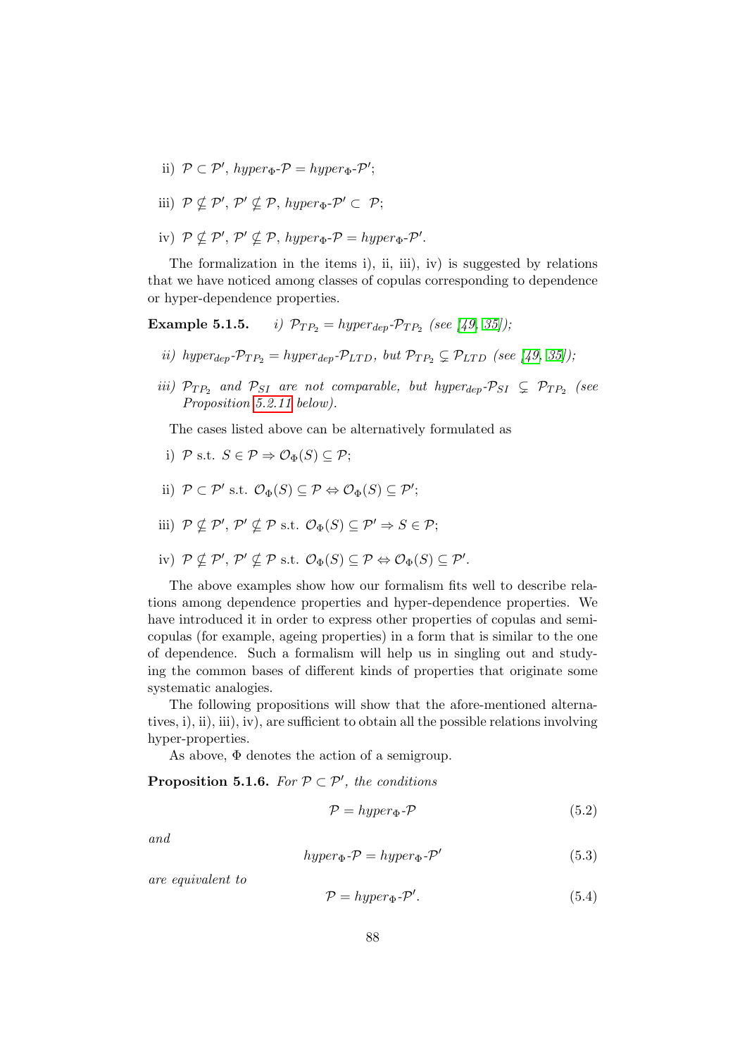ii) $\mathcal{P} \subset \mathcal{P}'$, $hyper_\Phi$-$\mathcal{P} = hyper_\Phi$-$\mathcal{P}'$;

iii) $\mathcal{P} \nsubseteq \mathcal{P}'$, $\mathcal{P}' \nsubseteq \mathcal{P}$, $hyper_\Phi$-$\mathcal{P}' \subset \mathcal{P}$;

iv) $\mathcal{P} \nsubseteq \mathcal{P}'$, $\mathcal{P}' \nsubseteq \mathcal{P}$, $hyper_\Phi$-$\mathcal{P} = hyper_\Phi$-$\mathcal{P}'$.

The formalization in the items i), ii, iii), iv) is suggested by relations that we have noticed among classes of copulas corresponding to dependence or hyper-dependence properties.

**Example 5.1.5.** *i) $\mathcal{P}_{TP_2} = hyper_{dep}$-$\mathcal{P}_{TP_2}$ (see [49, 35]);*

*ii) $hyper_{dep}$-$\mathcal{P}_{TP_2} = hyper_{dep}$-$\mathcal{P}_{LTD}$, but $\mathcal{P}_{TP_2} \subsetneq \mathcal{P}_{LTD}$ (see [49, 35]);*

*iii) $\mathcal{P}_{TP_2}$ and $\mathcal{P}_{SI}$ are not comparable, but $hyper_{dep}$-$\mathcal{P}_{SI} \subsetneq \mathcal{P}_{TP_2}$ (see Proposition 5.2.11 below).*

The cases listed above can be alternatively formulated as

i) $\mathcal{P}$ s.t. $S \in \mathcal{P} \Rightarrow \mathcal{O}_\Phi(S) \subseteq \mathcal{P}$;

ii) $\mathcal{P} \subset \mathcal{P}'$ s.t. $\mathcal{O}_\Phi(S) \subseteq \mathcal{P} \Leftrightarrow \mathcal{O}_\Phi(S) \subseteq \mathcal{P}'$;

iii) $\mathcal{P} \nsubseteq \mathcal{P}'$, $\mathcal{P}' \nsubseteq \mathcal{P}$ s.t. $\mathcal{O}_\Phi(S) \subseteq \mathcal{P}' \Rightarrow S \in \mathcal{P}$;

iv) $\mathcal{P} \nsubseteq \mathcal{P}'$, $\mathcal{P}' \nsubseteq \mathcal{P}$ s.t. $\mathcal{O}_\Phi(S) \subseteq \mathcal{P} \Leftrightarrow \mathcal{O}_\Phi(S) \subseteq \mathcal{P}'$.

The above examples show how our formalism fits well to describe relations among dependence properties and hyper-dependence properties. We have introduced it in order to express other properties of copulas and semi-copulas (for example, ageing properties) in a form that is similar to the one of dependence. Such a formalism will help us in singling out and studying the common bases of different kinds of properties that originate some systematic analogies.

The following propositions will show that the afore-mentioned alternatives, i), ii), iii), iv), are sufficient to obtain all the possible relations involving hyper-properties.

As above, $\Phi$ denotes the action of a semigroup.

**Proposition 5.1.6.** *For $\mathcal{P} \subset \mathcal{P}'$, the conditions*

$$\mathcal{P} = hyper_\Phi\text{-}\mathcal{P} \tag{5.2}$$

*and*

$$hyper_\Phi\text{-}\mathcal{P} = hyper_\Phi\text{-}\mathcal{P}' \tag{5.3}$$

*are equivalent to*

$$\mathcal{P} = hyper_\Phi\text{-}\mathcal{P}'. \tag{5.4}$$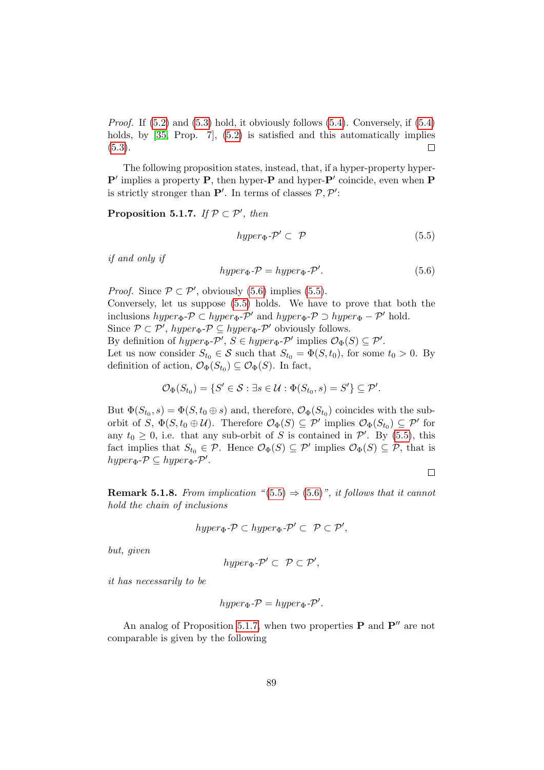*Proof.* If (5.2) and (5.3) hold, it obviously follows (5.4). Conversely, if (5.4) holds, by [35, Prop. 7], (5.2) is satisfied and this automatically implies (5.3). ☐

The following proposition states, instead, that, if a hyper-property hyper-$\mathbf{P}'$ implies a property $\mathbf{P}$, then hyper-$\mathbf{P}$ and hyper-$\mathbf{P}'$ coincide, even when $\mathbf{P}$ is strictly stronger than $\mathbf{P}'$. In terms of classes $\mathcal{P}, \mathcal{P}'$:

**Proposition 5.1.7.** *If $\mathcal{P} \subset \mathcal{P}'$, then*

$$hyper_\Phi\text{-}\mathcal{P}' \subset \mathcal{P} \tag{5.5}$$

*if and only if*

$$hyper_\Phi\text{-}\mathcal{P} = hyper_\Phi\text{-}\mathcal{P}'. \tag{5.6}$$

*Proof.* Since $\mathcal{P} \subset \mathcal{P}'$, obviously (5.6) implies (5.5).
Conversely, let us suppose (5.5) holds. We have to prove that both the inclusions $hyper_\Phi\text{-}\mathcal{P} \subset hyper_\Phi\text{-}\mathcal{P}'$ and $hyper_\Phi\text{-}\mathcal{P} \supset hyper_\Phi - \mathcal{P}'$ hold.
Since $\mathcal{P} \subset \mathcal{P}'$, $hyper_\Phi\text{-}\mathcal{P} \subseteq hyper_\Phi\text{-}\mathcal{P}'$ obviously follows.
By definition of $hyper_\Phi\text{-}\mathcal{P}'$, $S \in hyper_\Phi\text{-}\mathcal{P}'$ implies $\mathcal{O}_\Phi(S) \subseteq \mathcal{P}'$.
Let us now consider $S_{t_0} \in \mathcal{S}$ such that $S_{t_0} = \Phi(S, t_0)$, for some $t_0 > 0$. By definition of action, $\mathcal{O}_\Phi(S_{t_0}) \subseteq \mathcal{O}_\Phi(S)$. In fact,

$$\mathcal{O}_\Phi(S_{t_0}) = \{S' \in \mathcal{S} : \exists s \in \mathcal{U} : \Phi(S_{t_0}, s) = S'\} \subseteq \mathcal{P}'.$$

But $\Phi(S_{t_0}, s) = \Phi(S, t_0 \oplus s)$ and, therefore, $\mathcal{O}_\Phi(S_{t_0})$ coincides with the sub-orbit of $S$, $\Phi(S, t_0 \oplus \mathcal{U})$. Therefore $\mathcal{O}_\Phi(S) \subseteq \mathcal{P}'$ implies $\mathcal{O}_\Phi(S_{t_0}) \subseteq \mathcal{P}'$ for any $t_0 \geq 0$, i.e. that any sub-orbit of $S$ is contained in $\mathcal{P}'$. By (5.5), this fact implies that $S_{t_0} \in \mathcal{P}$. Hence $\mathcal{O}_\Phi(S) \subseteq \mathcal{P}'$ implies $\mathcal{O}_\Phi(S) \subseteq \mathcal{P}$, that is $hyper_\Phi\text{-}\mathcal{P} \subseteq hyper_\Phi\text{-}\mathcal{P}'$.

☐

**Remark 5.1.8.** *From implication "(5.5) $\Rightarrow$ (5.6)", it follows that it cannot hold the chain of inclusions*

$$hyper_\Phi\text{-}\mathcal{P} \subset hyper_\Phi\text{-}\mathcal{P}' \subset \mathcal{P} \subset \mathcal{P}',$$

*but, given*

$$hyper_\Phi\text{-}\mathcal{P}' \subset \mathcal{P} \subset \mathcal{P}',$$

*it has necessarily to be*

$$hyper_\Phi\text{-}\mathcal{P} = hyper_\Phi\text{-}\mathcal{P}'.$$

An analog of Proposition 5.1.7, when two properties $\mathbf{P}$ and $\mathbf{P}''$ are not comparable is given by the following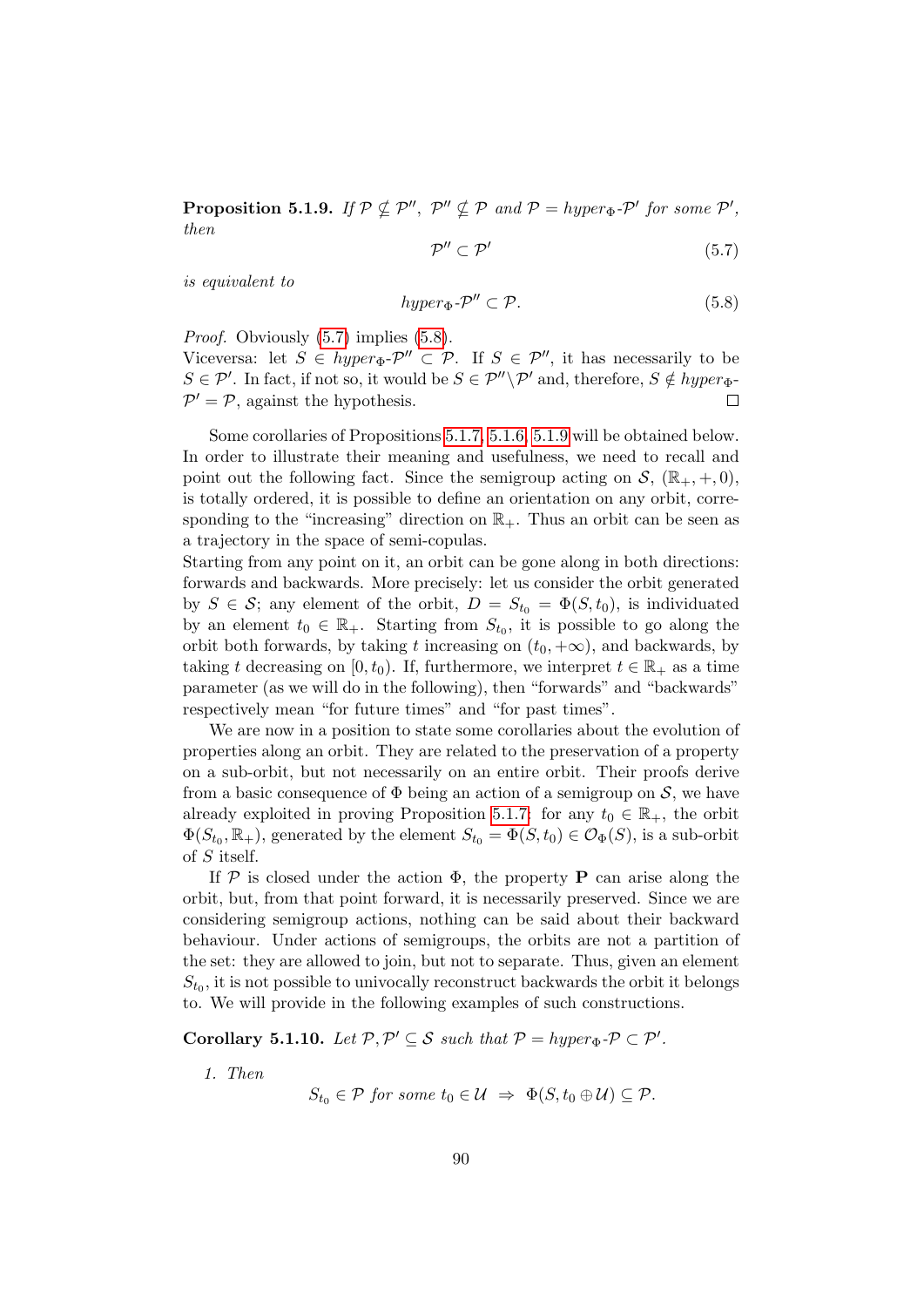**Proposition 5.1.9.** *If $\mathcal{P} \nsubseteq \mathcal{P}''$, $\mathcal{P}'' \nsubseteq \mathcal{P}$ and $\mathcal{P} = hyper_\Phi\text{-}\mathcal{P}'$ for some $\mathcal{P}'$, then*

$$\mathcal{P}'' \subset \mathcal{P}' \tag{5.7}$$

*is equivalent to*

$$hyper_\Phi\text{-}\mathcal{P}'' \subset \mathcal{P}. \tag{5.8}$$

*Proof.* Obviously (5.7) implies (5.8).
Viceversa: let $S \in hyper_\Phi\text{-}\mathcal{P}'' \subset \mathcal{P}$. If $S \in \mathcal{P}''$, it has necessarily to be $S \in \mathcal{P}'$. In fact, if not so, it would be $S \in \mathcal{P}'' \setminus \mathcal{P}'$ and, therefore, $S \notin hyper_\Phi\text{-}\mathcal{P}' = \mathcal{P}$, against the hypothesis. □

Some corollaries of Propositions 5.1.7, 5.1.6, 5.1.9 will be obtained below. In order to illustrate their meaning and usefulness, we need to recall and point out the following fact. Since the semigroup acting on $\mathcal{S}$, $(\mathbb{R}_+, +, 0)$, is totally ordered, it is possible to define an orientation on any orbit, corresponding to the "increasing" direction on $\mathbb{R}_+$. Thus an orbit can be seen as a trajectory in the space of semi-copulas.
Starting from any point on it, an orbit can be gone along in both directions: forwards and backwards. More precisely: let us consider the orbit generated by $S \in \mathcal{S}$; any element of the orbit, $D = S_{t_0} = \Phi(S, t_0)$, is individuated by an element $t_0 \in \mathbb{R}_+$. Starting from $S_{t_0}$, it is possible to go along the orbit both forwards, by taking $t$ increasing on $(t_0, +\infty)$, and backwards, by taking $t$ decreasing on $[0, t_0)$. If, furthermore, we interpret $t \in \mathbb{R}_+$ as a time parameter (as we will do in the following), then "forwards" and "backwards" respectively mean "for future times" and "for past times".

We are now in a position to state some corollaries about the evolution of properties along an orbit. They are related to the preservation of a property on a sub-orbit, but not necessarily on an entire orbit. Their proofs derive from a basic consequence of $\Phi$ being an action of a semigroup on $\mathcal{S}$, we have already exploited in proving Proposition 5.1.7: for any $t_0 \in \mathbb{R}_+$, the orbit $\Phi(S_{t_0}, \mathbb{R}_+)$, generated by the element $S_{t_0} = \Phi(S, t_0) \in \mathcal{O}_\Phi(S)$, is a sub-orbit of $S$ itself.

If $\mathcal{P}$ is closed under the action $\Phi$, the property $\mathbf{P}$ can arise along the orbit, but, from that point forward, it is necessarily preserved. Since we are considering semigroup actions, nothing can be said about their backward behaviour. Under actions of semigroups, the orbits are not a partition of the set: they are allowed to join, but not to separate. Thus, given an element $S_{t_0}$, it is not possible to univocally reconstruct backwards the orbit it belongs to. We will provide in the following examples of such constructions.

**Corollary 5.1.10.** *Let $\mathcal{P}, \mathcal{P}' \subseteq \mathcal{S}$ such that $\mathcal{P} = hyper_\Phi\text{-}\mathcal{P} \subset \mathcal{P}'$.*

1. *Then*

$$S_{t_0} \in \mathcal{P} \text{ for some } t_0 \in \mathcal{U} \;\Rightarrow\; \Phi(S, t_0 \oplus \mathcal{U}) \subseteq \mathcal{P}.$$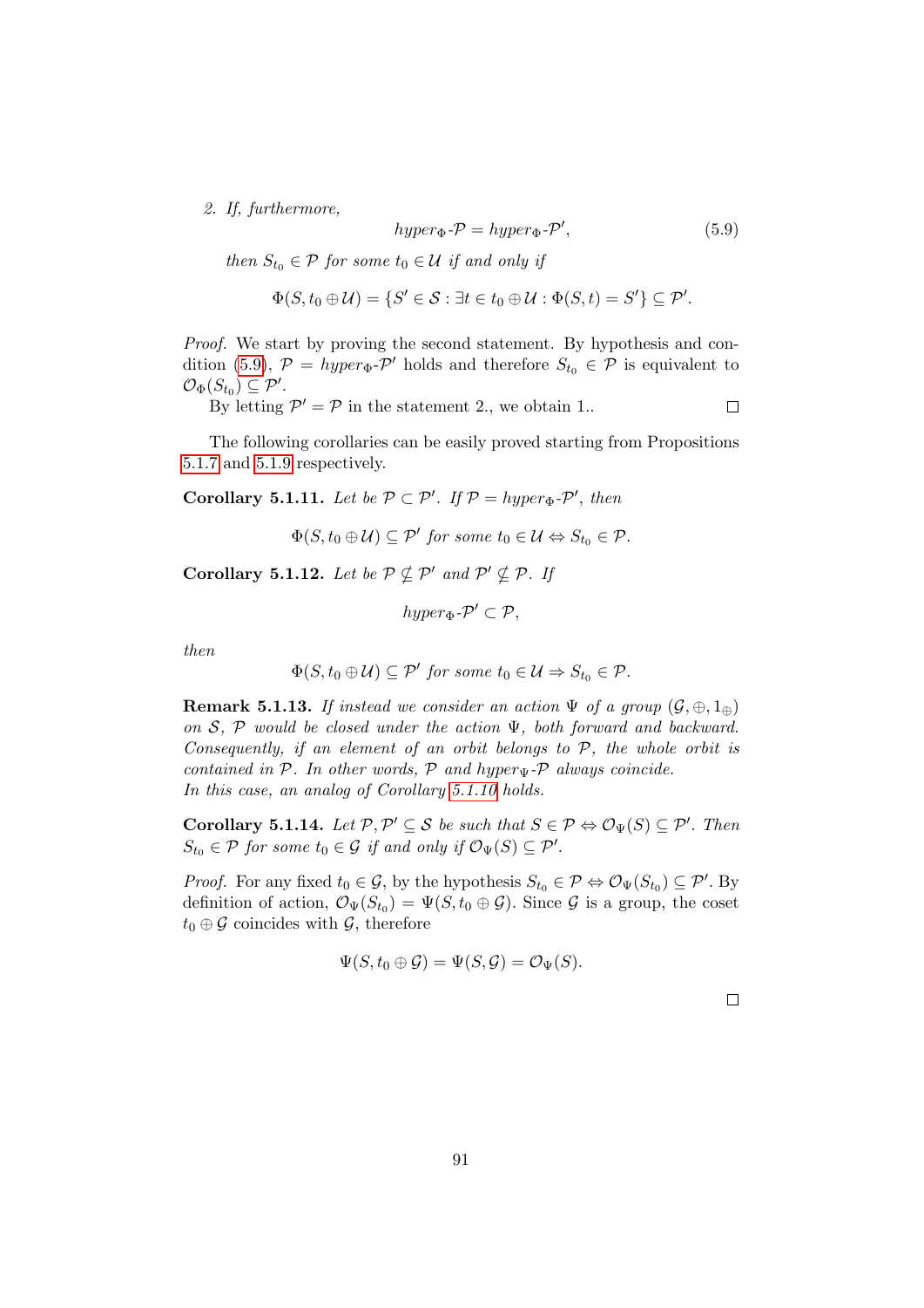2. *If, furthermore,*

$$hyper_\Phi\text{-}\mathcal{P} = hyper_\Phi\text{-}\mathcal{P}', \tag{5.9}$$

*then* $S_{t_0} \in \mathcal{P}$ *for some* $t_0 \in \mathcal{U}$ *if and only if*

$$\Phi(S, t_0 \oplus \mathcal{U}) = \{S' \in \mathcal{S} : \exists t \in t_0 \oplus \mathcal{U} : \Phi(S,t) = S'\} \subseteq \mathcal{P}'.$$

*Proof.* We start by proving the second statement. By hypothesis and condition (5.9), $\mathcal{P} = hyper_\Phi\text{-}\mathcal{P}'$ holds and therefore $S_{t_0} \in \mathcal{P}$ is equivalent to $\mathcal{O}_\Phi(S_{t_0}) \subseteq \mathcal{P}'$.

By letting $\mathcal{P}' = \mathcal{P}$ in the statement 2., we obtain 1.. □

The following corollaries can be easily proved starting from Propositions 5.1.7 and 5.1.9 respectively.

**Corollary 5.1.11.** *Let be* $\mathcal{P} \subset \mathcal{P}'$*. If* $\mathcal{P} = hyper_\Phi\text{-}\mathcal{P}'$*, then*

$$\Phi(S, t_0 \oplus \mathcal{U}) \subseteq \mathcal{P}' \text{ for some } t_0 \in \mathcal{U} \Leftrightarrow S_{t_0} \in \mathcal{P}.$$

**Corollary 5.1.12.** *Let be* $\mathcal{P} \nsubseteq \mathcal{P}'$ *and* $\mathcal{P}' \nsubseteq \mathcal{P}$*. If*

$$hyper_\Phi\text{-}\mathcal{P}' \subset \mathcal{P},$$

*then*

$$\Phi(S, t_0 \oplus \mathcal{U}) \subseteq \mathcal{P}' \text{ for some } t_0 \in \mathcal{U} \Rightarrow S_{t_0} \in \mathcal{P}.$$

**Remark 5.1.13.** *If instead we consider an action* $\Psi$ *of a group* $(\mathcal{G}, \oplus, 1_\oplus)$ *on* $\mathcal{S}$*,* $\mathcal{P}$ *would be closed under the action* $\Psi$*, both forward and backward. Consequently, if an element of an orbit belongs to* $\mathcal{P}$*, the whole orbit is contained in* $\mathcal{P}$*. In other words,* $\mathcal{P}$ *and* $hyper_\Psi\text{-}\mathcal{P}$ *always coincide.*
*In this case, an analog of Corollary 5.1.10 holds.*

**Corollary 5.1.14.** *Let* $\mathcal{P}, \mathcal{P}' \subseteq \mathcal{S}$ *be such that* $S \in \mathcal{P} \Leftrightarrow \mathcal{O}_\Psi(S) \subseteq \mathcal{P}'$*. Then* $S_{t_0} \in \mathcal{P}$ *for some* $t_0 \in \mathcal{G}$ *if and only if* $\mathcal{O}_\Psi(S) \subseteq \mathcal{P}'$*.*

*Proof.* For any fixed $t_0 \in \mathcal{G}$, by the hypothesis $S_{t_0} \in \mathcal{P} \Leftrightarrow \mathcal{O}_\Psi(S_{t_0}) \subseteq \mathcal{P}'$. By definition of action, $\mathcal{O}_\Psi(S_{t_0}) = \Psi(S, t_0 \oplus \mathcal{G})$. Since $\mathcal{G}$ is a group, the coset $t_0 \oplus \mathcal{G}$ coincides with $\mathcal{G}$, therefore

$$\Psi(S, t_0 \oplus \mathcal{G}) = \Psi(S, \mathcal{G}) = \mathcal{O}_\Psi(S).$$

□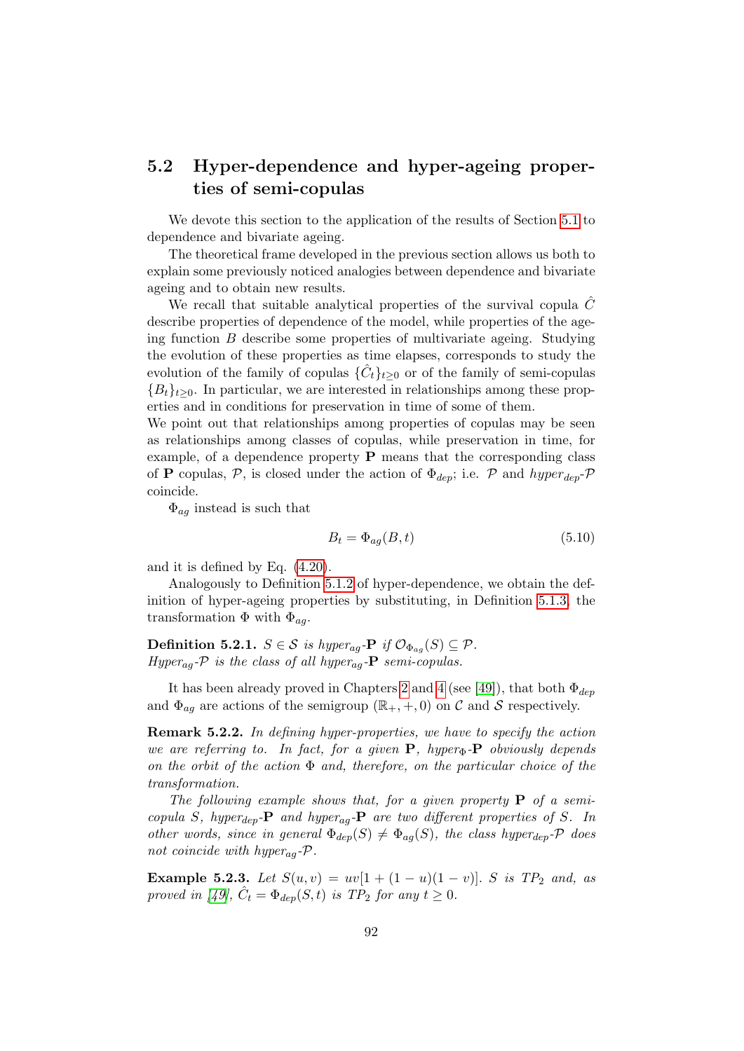## 5.2 Hyper-dependence and hyper-ageing properties of semi-copulas

We devote this section to the application of the results of Section 5.1 to dependence and bivariate ageing.

The theoretical frame developed in the previous section allows us both to explain some previously noticed analogies between dependence and bivariate ageing and to obtain new results.

We recall that suitable analytical properties of the survival copula $\hat{C}$ describe properties of dependence of the model, while properties of the ageing function $B$ describe some properties of multivariate ageing. Studying the evolution of these properties as time elapses, corresponds to study the evolution of the family of copulas $\{\hat{C}_t\}_{t\geq 0}$ or of the family of semi-copulas $\{B_t\}_{t\geq 0}$. In particular, we are interested in relationships among these properties and in conditions for preservation in time of some of them.
We point out that relationships among properties of copulas may be seen as relationships among classes of copulas, while preservation in time, for example, of a dependence property **P** means that the corresponding class of **P** copulas, $\mathcal{P}$, is closed under the action of $\Phi_{dep}$; i.e. $\mathcal{P}$ and *hyper*$_{dep}$-$\mathcal{P}$ coincide.

$\Phi_{ag}$ instead is such that

$$B_t = \Phi_{ag}(B, t) \tag{5.10}$$

and it is defined by Eq. (4.20).

Analogously to Definition 5.1.2 of hyper-dependence, we obtain the definition of hyper-ageing properties by substituting, in Definition 5.1.3, the transformation $\Phi$ with $\Phi_{ag}$.

**Definition 5.2.1.** *$S \in \mathcal{S}$ is hyper$_{ag}$-**P** if $\mathcal{O}_{\Phi_{ag}}(S) \subseteq \mathcal{P}$.*
*Hyper$_{ag}$-$\mathcal{P}$ is the class of all hyper$_{ag}$-**P** semi-copulas.*

It has been already proved in Chapters 2 and 4 (see [49]), that both $\Phi_{dep}$ and $\Phi_{ag}$ are actions of the semigroup $(\mathbb{R}_+, +, 0)$ on $\mathcal{C}$ and $\mathcal{S}$ respectively.

**Remark 5.2.2.** *In defining hyper-properties, we have to specify the action we are referring to. In fact, for a given **P**, hyper$_\Phi$-**P** obviously depends on the orbit of the action $\Phi$ and, therefore, on the particular choice of the transformation.*

*The following example shows that, for a given property **P** of a semi-copula $S$, hyper$_{dep}$-**P** and hyper$_{ag}$-**P** are two different properties of $S$. In other words, since in general $\Phi_{dep}(S) \neq \Phi_{ag}(S)$, the class hyper$_{dep}$-$\mathcal{P}$ does not coincide with hyper$_{ag}$-$\mathcal{P}$.*

**Example 5.2.3.** *Let $S(u, v) = uv[1 + (1 - u)(1 - v)]$. $S$ is $TP_2$ and, as proved in [49], $\hat{C}_t = \Phi_{dep}(S, t)$ is $TP_2$ for any $t \geq 0$.*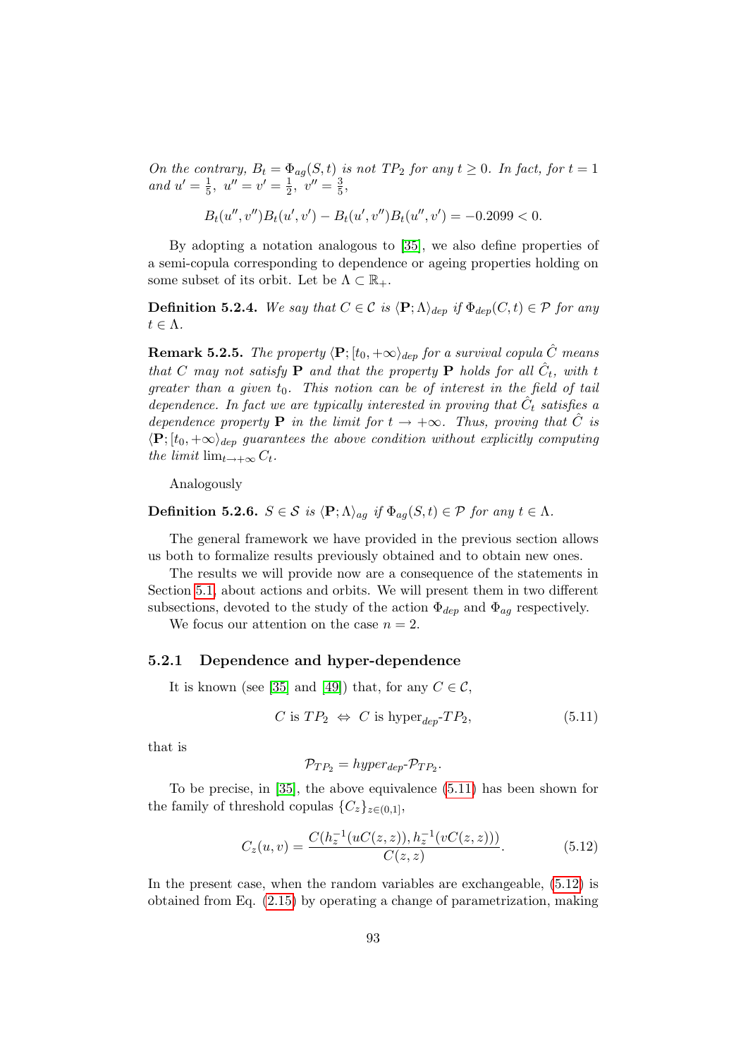*On the contrary, $B_t = \Phi_{ag}(S,t)$ is not $TP_2$ for any $t \geq 0$. In fact, for $t = 1$ and $u' = \frac{1}{5}$, $u'' = v' = \frac{1}{2}$, $v'' = \frac{3}{5}$,*

$$B_t(u'', v'')B_t(u', v') - B_t(u', v'')B_t(u'', v') = -0.2099 < 0.$$

By adopting a notation analogous to [35], we also define properties of a semi-copula corresponding to dependence or ageing properties holding on some subset of its orbit. Let be $\Lambda \subset \mathbb{R}_+$.

**Definition 5.2.4.** *We say that $C \in \mathcal{C}$ is $\langle \mathbf{P}; \Lambda \rangle_{dep}$ if $\Phi_{dep}(C,t) \in \mathcal{P}$ for any $t \in \Lambda$.*

**Remark 5.2.5.** *The property $\langle \mathbf{P}; [t_0, +\infty\rangle_{dep}$ for a survival copula $\hat{C}$ means that $C$ may not satisfy $\mathbf{P}$ and that the property $\mathbf{P}$ holds for all $\hat{C}_t$, with $t$ greater than a given $t_0$. This notion can be of interest in the field of tail dependence. In fact we are typically interested in proving that $\hat{C}_t$ satisfies a dependence property $\mathbf{P}$ in the limit for $t \to +\infty$. Thus, proving that $\hat{C}$ is $\langle \mathbf{P}; [t_0, +\infty\rangle_{dep}$ guarantees the above condition without explicitly computing the limit $\lim_{t \to +\infty} C_t$.*

Analogously

**Definition 5.2.6.** *$S \in \mathcal{S}$ is $\langle \mathbf{P}; \Lambda \rangle_{ag}$ if $\Phi_{ag}(S,t) \in \mathcal{P}$ for any $t \in \Lambda$.*

The general framework we have provided in the previous section allows us both to formalize results previously obtained and to obtain new ones.

The results we will provide now are a consequence of the statements in Section 5.1, about actions and orbits. We will present them in two different subsections, devoted to the study of the action $\Phi_{dep}$ and $\Phi_{ag}$ respectively.

We focus our attention on the case $n = 2$.

### 5.2.1 Dependence and hyper-dependence

It is known (see [35] and [49]) that, for any $C \in \mathcal{C}$,

$$C \text{ is } TP_2 \iff C \text{ is hyper}_{dep}\text{-}TP_2, \tag{5.11}$$

that is

$$\mathcal{P}_{TP_2} = hyper_{dep}\text{-}\mathcal{P}_{TP_2}.$$

To be precise, in [35], the above equivalence (5.11) has been shown for the family of threshold copulas $\{C_z\}_{z \in (0,1]}$,

$$C_z(u,v) = \frac{C(h_z^{-1}(uC(z,z)), h_z^{-1}(vC(z,z)))}{C(z,z)}. \tag{5.12}$$

In the present case, when the random variables are exchangeable, (5.12) is obtained from Eq. (2.15) by operating a change of parametrization, making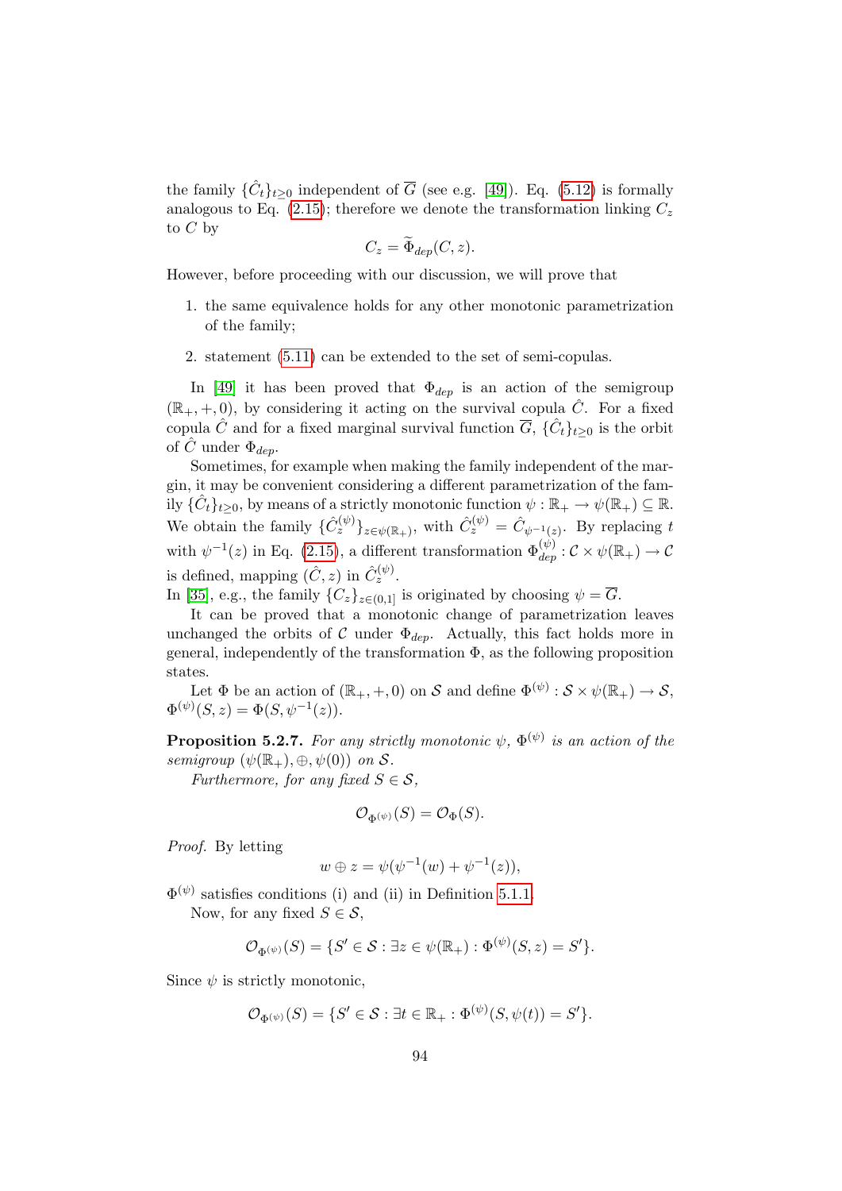the family $\{\hat{C}_t\}_{t\geq 0}$ independent of $\overline{G}$ (see e.g. [49]). Eq. (5.12) is formally analogous to Eq. (2.15); therefore we denote the transformation linking $C_z$ to $C$ by

$$C_z = \widetilde{\Phi}_{dep}(C, z).$$

However, before proceeding with our discussion, we will prove that

1. the same equivalence holds for any other monotonic parametrization of the family;
2. statement (5.11) can be extended to the set of semi-copulas.

In [49] it has been proved that $\Phi_{dep}$ is an action of the semigroup $(\mathbb{R}_+, +, 0)$, by considering it acting on the survival copula $\hat{C}$. For a fixed copula $\hat{C}$ and for a fixed marginal survival function $\overline{G}$, $\{\hat{C}_t\}_{t\geq 0}$ is the orbit of $\hat{C}$ under $\Phi_{dep}$.

Sometimes, for example when making the family independent of the margin, it may be convenient considering a different parametrization of the family $\{\hat{C}_t\}_{t\geq 0}$, by means of a strictly monotonic function $\psi : \mathbb{R}_+ \to \psi(\mathbb{R}_+) \subseteq \mathbb{R}$. We obtain the family $\{\hat{C}_z^{(\psi)}\}_{z\in\psi(\mathbb{R}_+)}$, with $\hat{C}_z^{(\psi)} = \hat{C}_{\psi^{-1}(z)}$. By replacing $t$ with $\psi^{-1}(z)$ in Eq. (2.15), a different transformation $\Phi_{dep}^{(\psi)} : \mathcal{C} \times \psi(\mathbb{R}_+) \to \mathcal{C}$ is defined, mapping $(\hat{C}, z)$ in $\hat{C}_z^{(\psi)}$.

In [35], e.g., the family $\{C_z\}_{z\in(0,1]}$ is originated by choosing $\psi = \overline{G}$.

It can be proved that a monotonic change of parametrization leaves unchanged the orbits of $\mathcal{C}$ under $\Phi_{dep}$. Actually, this fact holds more in general, independently of the transformation $\Phi$, as the following proposition states.

Let $\Phi$ be an action of $(\mathbb{R}_+, +, 0)$ on $\mathcal{S}$ and define $\Phi^{(\psi)} : \mathcal{S} \times \psi(\mathbb{R}_+) \to \mathcal{S}$, $\Phi^{(\psi)}(S, z) = \Phi(S, \psi^{-1}(z))$.

**Proposition 5.2.7.** *For any strictly monotonic $\psi$, $\Phi^{(\psi)}$ is an action of the semigroup $(\psi(\mathbb{R}_+), \oplus, \psi(0))$ on $\mathcal{S}$.*

*Furthermore, for any fixed $S \in \mathcal{S}$,*

$$\mathcal{O}_{\Phi^{(\psi)}}(S) = \mathcal{O}_{\Phi}(S).$$

*Proof.* By letting

$$w \oplus z = \psi(\psi^{-1}(w) + \psi^{-1}(z)),$$

$\Phi^{(\psi)}$ satisfies conditions (i) and (ii) in Definition 5.1.1.

Now, for any fixed $S \in \mathcal{S}$,

$$\mathcal{O}_{\Phi^{(\psi)}}(S) = \{S' \in \mathcal{S} : \exists z \in \psi(\mathbb{R}_+) : \Phi^{(\psi)}(S, z) = S'\}.$$

Since $\psi$ is strictly monotonic,

$$\mathcal{O}_{\Phi^{(\psi)}}(S) = \{S' \in \mathcal{S} : \exists t \in \mathbb{R}_+ : \Phi^{(\psi)}(S, \psi(t)) = S'\}.$$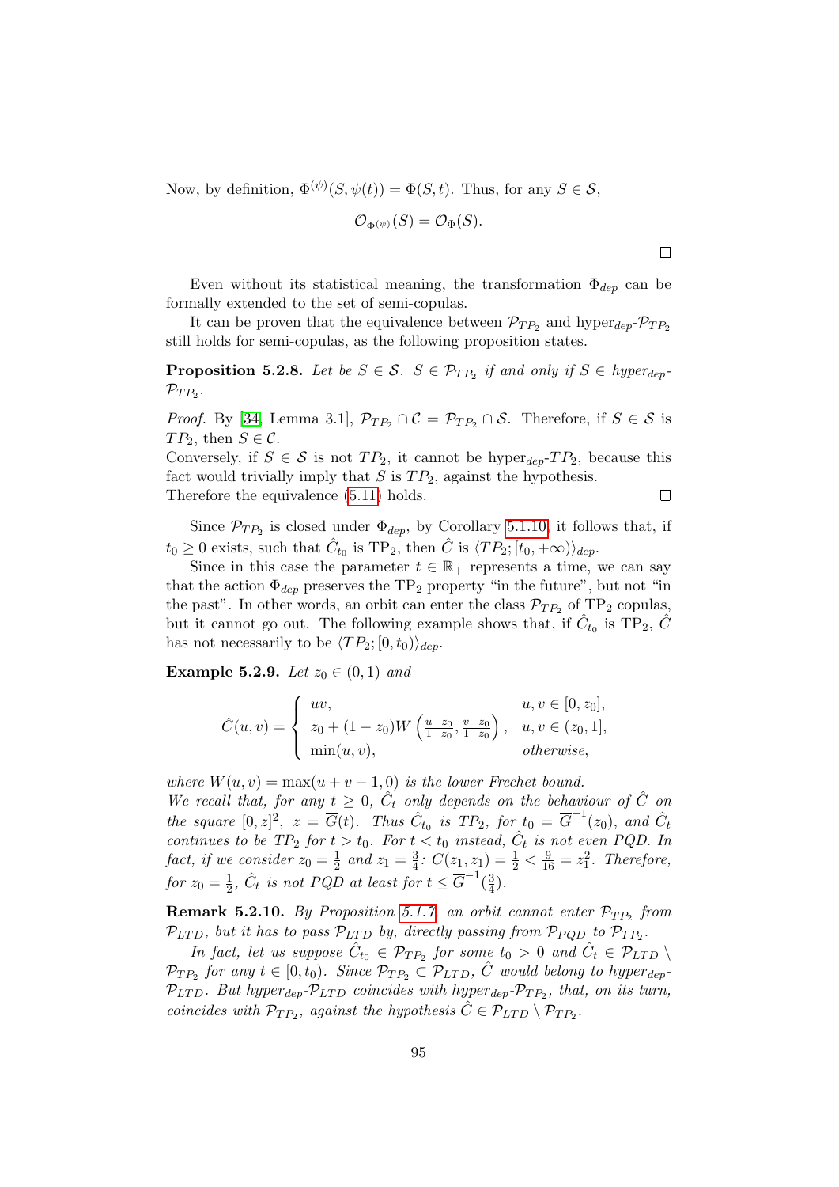Now, by definition, $\Phi^{(\psi)}(S,\psi(t)) = \Phi(S,t)$. Thus, for any $S \in \mathcal{S}$,

$$\mathcal{O}_{\Phi^{(\psi)}}(S) = \mathcal{O}_{\Phi}(S).$$

□

Even without its statistical meaning, the transformation $\Phi_{dep}$ can be formally extended to the set of semi-copulas.

It can be proven that the equivalence between $\mathcal{P}_{TP_2}$ and hyper$_{dep}$-$\mathcal{P}_{TP_2}$ still holds for semi-copulas, as the following proposition states.

**Proposition 5.2.8.** *Let be $S \in \mathcal{S}$. $S \in \mathcal{P}_{TP_2}$ if and only if $S \in$ hyper$_{dep}$-$\mathcal{P}_{TP_2}$.*

*Proof.* By [34, Lemma 3.1], $\mathcal{P}_{TP_2} \cap \mathcal{C} = \mathcal{P}_{TP_2} \cap \mathcal{S}$. Therefore, if $S \in \mathcal{S}$ is $TP_2$, then $S \in \mathcal{C}$.
Conversely, if $S \in \mathcal{S}$ is not $TP_2$, it cannot be hyper$_{dep}$-$TP_2$, because this fact would trivially imply that $S$ is $TP_2$, against the hypothesis.
Therefore the equivalence (5.11) holds. □

Since $\mathcal{P}_{TP_2}$ is closed under $\Phi_{dep}$, by Corollary 5.1.10, it follows that, if $t_0 \geq 0$ exists, such that $\hat{C}_{t_0}$ is TP$_2$, then $\hat{C}$ is $\langle TP_2; [t_0, +\infty)\rangle_{dep}$.

Since in this case the parameter $t \in \mathbb{R}_+$ represents a time, we can say that the action $\Phi_{dep}$ preserves the TP$_2$ property "in the future", but not "in the past". In other words, an orbit can enter the class $\mathcal{P}_{TP_2}$ of TP$_2$ copulas, but it cannot go out. The following example shows that, if $\hat{C}_{t_0}$ is TP$_2$, $\hat{C}$ has not necessarily to be $\langle TP_2; [0, t_0)\rangle_{dep}$.

**Example 5.2.9.** *Let $z_0 \in (0,1)$ and*

$$\hat{C}(u,v) = \begin{cases} uv, & u,v \in [0,z_0], \\ z_0 + (1-z_0)W\left(\frac{u-z_0}{1-z_0}, \frac{v-z_0}{1-z_0}\right), & u,v \in (z_0,1], \\ \min(u,v), & \text{otherwise}, \end{cases}$$

*where $W(u,v) = \max(u+v-1, 0)$ is the lower Frechet bound.*
*We recall that, for any $t \geq 0$, $\hat{C}_t$ only depends on the behaviour of $\hat{C}$ on the square $[0,z]^2$, $z = \overline{G}(t)$. Thus $\hat{C}_{t_0}$ is TP$_2$, for $t_0 = \overline{G}^{-1}(z_0)$, and $\hat{C}_t$ continues to be TP$_2$ for $t > t_0$. For $t < t_0$ instead, $\hat{C}_t$ is not even PQD. In fact, if we consider $z_0 = \frac{1}{2}$ and $z_1 = \frac{3}{4}$: $C(z_1,z_1) = \frac{1}{2} < \frac{9}{16} = z_1^2$. Therefore, for $z_0 = \frac{1}{2}$, $\hat{C}_t$ is not PQD at least for $t \leq \overline{G}^{-1}(\frac{3}{4})$.*

**Remark 5.2.10.** *By Proposition 5.1.7, an orbit cannot enter $\mathcal{P}_{TP_2}$ from $\mathcal{P}_{LTD}$, but it has to pass $\mathcal{P}_{LTD}$ by, directly passing from $\mathcal{P}_{PQD}$ to $\mathcal{P}_{TP_2}$.*

*In fact, let us suppose $\hat{C}_{t_0} \in \mathcal{P}_{TP_2}$ for some $t_0 > 0$ and $\hat{C}_t \in \mathcal{P}_{LTD} \setminus \mathcal{P}_{TP_2}$ for any $t \in [0, t_0)$. Since $\mathcal{P}_{TP_2} \subset \mathcal{P}_{LTD}$, $\hat{C}$ would belong to hyper$_{dep}$-$\mathcal{P}_{LTD}$. But hyper$_{dep}$-$\mathcal{P}_{LTD}$ coincides with hyper$_{dep}$-$\mathcal{P}_{TP_2}$, that, on its turn, coincides with $\mathcal{P}_{TP_2}$, against the hypothesis $\hat{C} \in \mathcal{P}_{LTD} \setminus \mathcal{P}_{TP_2}$.*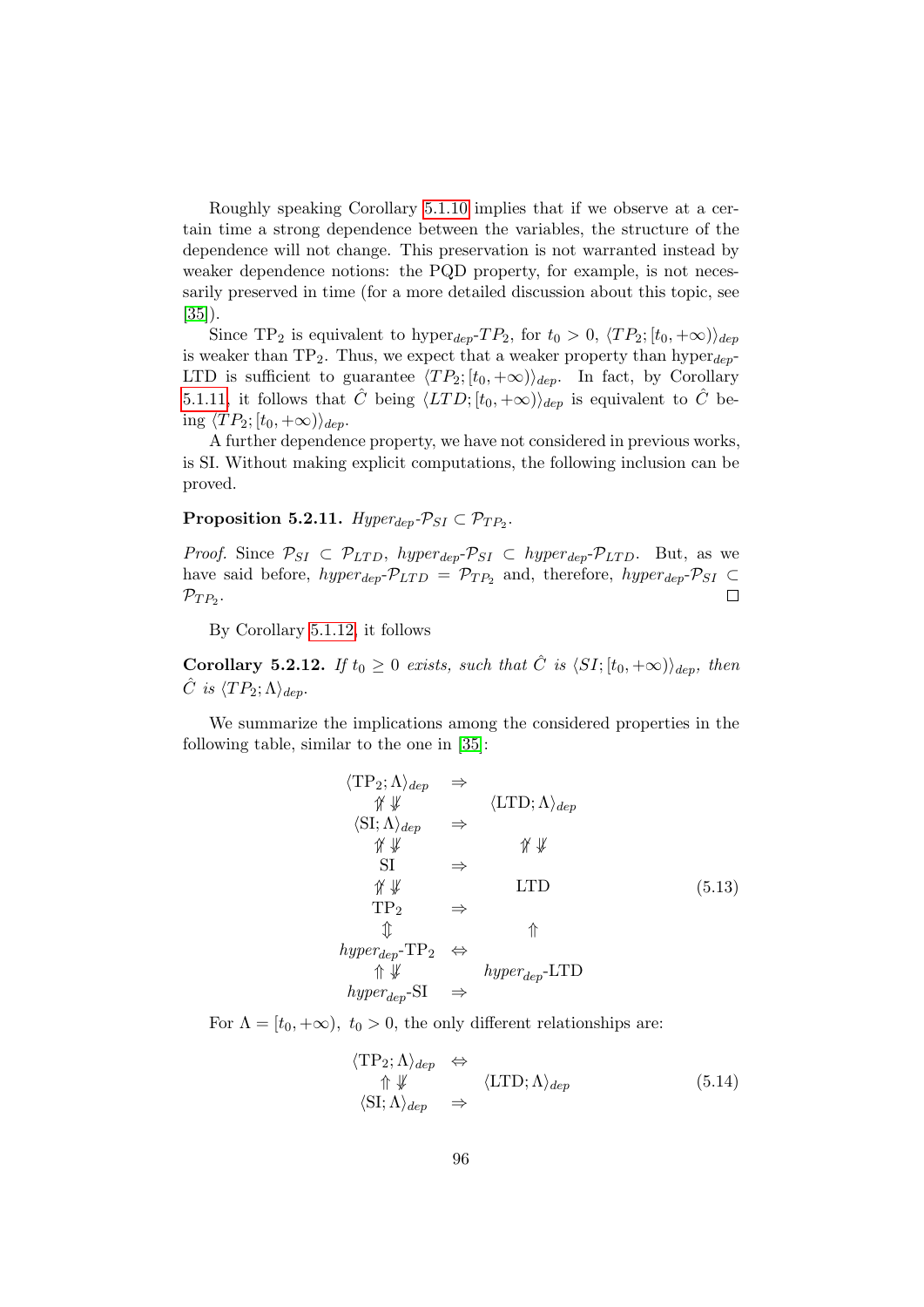Roughly speaking Corollary 5.1.10 implies that if we observe at a certain time a strong dependence between the variables, the structure of the dependence will not change. This preservation is not warranted instead by weaker dependence notions: the PQD property, for example, is not necessarily preserved in time (for a more detailed discussion about this topic, see [35]).

Since $\mathrm{TP}_2$ is equivalent to hyper$_{dep}$-$TP_2$, for $t_0 > 0$, $\langle TP_2; [t_0, +\infty)\rangle_{dep}$ is weaker than $\mathrm{TP}_2$. Thus, we expect that a weaker property than hyper$_{dep}$-LTD is sufficient to guarantee $\langle TP_2; [t_0, +\infty)\rangle_{dep}$. In fact, by Corollary 5.1.11, it follows that $\hat{C}$ being $\langle LTD; [t_0, +\infty)\rangle_{dep}$ is equivalent to $\hat{C}$ being $\langle TP_2; [t_0, +\infty)\rangle_{dep}$.

A further dependence property, we have not considered in previous works, is SI. Without making explicit computations, the following inclusion can be proved.

**Proposition 5.2.11.** *Hyper$_{dep}$-$\mathcal{P}_{SI} \subset \mathcal{P}_{TP_2}$.*

*Proof.* Since $\mathcal{P}_{SI} \subset \mathcal{P}_{LTD}$, *hyper$_{dep}$-$\mathcal{P}_{SI}$* $\subset$ *hyper$_{dep}$-$\mathcal{P}_{LTD}$*. But, as we have said before, *hyper$_{dep}$-$\mathcal{P}_{LTD}$* $= \mathcal{P}_{TP_2}$ and, therefore, *hyper$_{dep}$-$\mathcal{P}_{SI}$* $\subset \mathcal{P}_{TP_2}$. ☐

By Corollary 5.1.12, it follows

**Corollary 5.2.12.** *If $t_0 \geq 0$ exists, such that $\hat{C}$ is $\langle SI; [t_0, +\infty)\rangle_{dep}$, then $\hat{C}$ is $\langle TP_2; \Lambda\rangle_{dep}$.*

We summarize the implications among the considered properties in the following table, similar to the one in [35]:

$$
\begin{array}{ccc}
\langle \mathrm{TP}_2; \Lambda\rangle_{dep} & \Rightarrow & \\
\not\Uparrow \Downarrow & & \langle \mathrm{LTD}; \Lambda\rangle_{dep} \\
\langle \mathrm{SI}; \Lambda\rangle_{dep} & \Rightarrow & \\
\not\Uparrow \Downarrow & & \not\Uparrow \Downarrow \\
\mathrm{SI} & \Rightarrow & \\
\not\Uparrow \Downarrow & & \mathrm{LTD} \\
\mathrm{TP}_2 & \Rightarrow & \\
\Updownarrow & & \Uparrow \\
hyper_{dep}\text{-}\mathrm{TP}_2 & \Leftrightarrow & \\
\Uparrow \not\Downarrow & & hyper_{dep}\text{-}\mathrm{LTD} \\
hyper_{dep}\text{-}\mathrm{SI} & \Rightarrow &
\end{array}
\tag{5.13}
$$

For $\Lambda = [t_0, +\infty)$, $t_0 > 0$, the only different relationships are:

$$
\begin{array}{ccc}
\langle \mathrm{TP}_2; \Lambda\rangle_{dep} & \Leftrightarrow & \\
\Uparrow \not\Downarrow & & \langle \mathrm{LTD}; \Lambda\rangle_{dep} \\
\langle \mathrm{SI}; \Lambda\rangle_{dep} & \Rightarrow &
\end{array}
\tag{5.14}
$$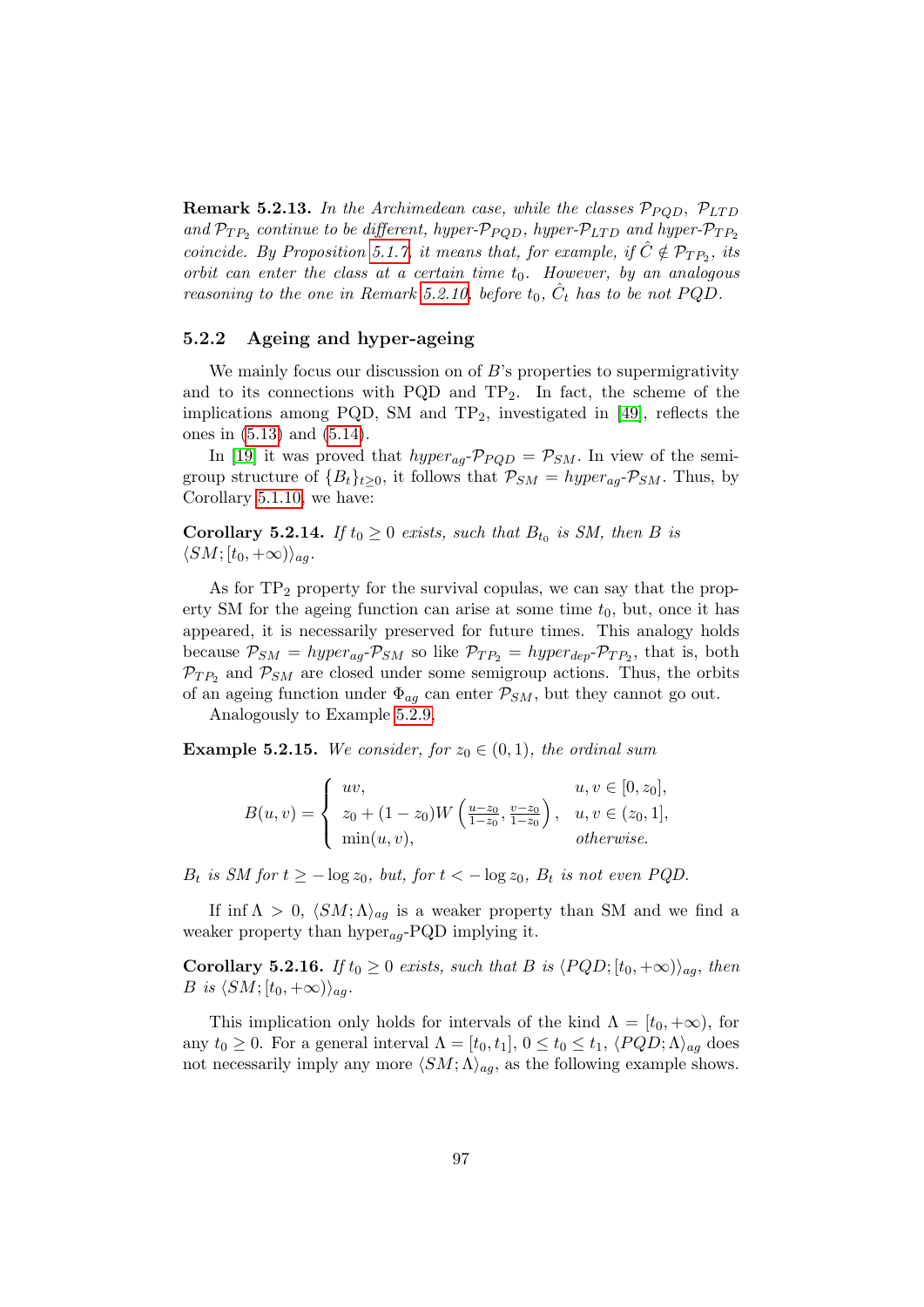**Remark 5.2.13.** *In the Archimedean case, while the classes $\mathcal{P}_{PQD}$, $\mathcal{P}_{LTD}$ and $\mathcal{P}_{TP_2}$ continue to be different, hyper-$\mathcal{P}_{PQD}$, hyper-$\mathcal{P}_{LTD}$ and hyper-$\mathcal{P}_{TP_2}$ coincide. By Proposition 5.1.7, it means that, for example, if $\hat{C} \notin \mathcal{P}_{TP_2}$, its orbit can enter the class at a certain time $t_0$. However, by an analogous reasoning to the one in Remark 5.2.10, before $t_0$, $\hat{C}_t$ has to be not PQD.*

### 5.2.2 Ageing and hyper-ageing

We mainly focus our discussion on of $B$'s properties to supermigrativity and to its connections with PQD and $TP_2$. In fact, the scheme of the implications among PQD, SM and $TP_2$, investigated in [49], reflects the ones in (5.13) and (5.14).

In [19] it was proved that $hyper_{ag}$-$\mathcal{P}_{PQD} = \mathcal{P}_{SM}$. In view of the semigroup structure of $\{B_t\}_{t\geq 0}$, it follows that $\mathcal{P}_{SM} = hyper_{ag}$-$\mathcal{P}_{SM}$. Thus, by Corollary 5.1.10, we have:

**Corollary 5.2.14.** *If $t_0 \geq 0$ exists, such that $B_{t_0}$ is SM, then $B$ is $\langle SM; [t_0, +\infty)\rangle_{ag}$.*

As for $TP_2$ property for the survival copulas, we can say that the property SM for the ageing function can arise at some time $t_0$, but, once it has appeared, it is necessarily preserved for future times. This analogy holds because $\mathcal{P}_{SM} = hyper_{ag}$-$\mathcal{P}_{SM}$ so like $\mathcal{P}_{TP_2} = hyper_{dep}$-$\mathcal{P}_{TP_2}$, that is, both $\mathcal{P}_{TP_2}$ and $\mathcal{P}_{SM}$ are closed under some semigroup actions. Thus, the orbits of an ageing function under $\Phi_{ag}$ can enter $\mathcal{P}_{SM}$, but they cannot go out.

Analogously to Example 5.2.9,

**Example 5.2.15.** *We consider, for $z_0 \in (0, 1)$, the ordinal sum*

$$
B(u,v) = \begin{cases} uv, & u, v \in [0, z_0], \\ z_0 + (1 - z_0) W\left(\frac{u-z_0}{1-z_0}, \frac{v-z_0}{1-z_0}\right), & u, v \in (z_0, 1], \\ \min(u, v), & \text{otherwise.} \end{cases}
$$

*$B_t$ is SM for $t \geq -\log z_0$, but, for $t < -\log z_0$, $B_t$ is not even PQD.*

If $\inf \Lambda > 0$, $\langle SM; \Lambda\rangle_{ag}$ is a weaker property than SM and we find a weaker property than $hyper_{ag}$-PQD implying it.

**Corollary 5.2.16.** *If $t_0 \geq 0$ exists, such that $B$ is $\langle PQD; [t_0, +\infty)\rangle_{ag}$, then $B$ is $\langle SM; [t_0, +\infty)\rangle_{ag}$.*

This implication only holds for intervals of the kind $\Lambda = [t_0, +\infty)$, for any $t_0 \geq 0$. For a general interval $\Lambda = [t_0, t_1]$, $0 \leq t_0 \leq t_1$, $\langle PQD; \Lambda\rangle_{ag}$ does not necessarily imply any more $\langle SM; \Lambda\rangle_{ag}$, as the following example shows.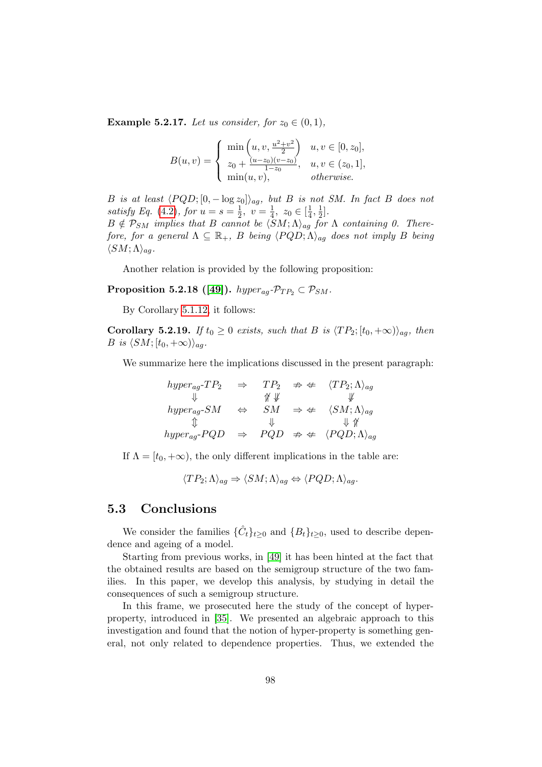**Example 5.2.17.** *Let us consider, for* $z_0 \in (0,1)$,

$$
B(u,v) = \begin{cases} \min\left(u, v, \frac{u^2+v^2}{2}\right) & u, v \in [0, z_0], \\ z_0 + \frac{(u-z_0)(v-z_0)}{1-z_0}, & u, v \in (z_0, 1], \\ \min(u,v), & \text{otherwise.} \end{cases}
$$

*$B$ is at least $\langle PQD; [0, -\log z_0] \rangle_{ag}$, but $B$ is not SM. In fact $B$ does not satisfy Eq. (4.2), for $u = s = \frac{1}{2}$, $v = \frac{1}{4}$, $z_0 \in [\frac{1}{4}, \frac{1}{2}]$.*
*$B \notin \mathcal{P}_{SM}$ implies that $B$ cannot be $\langle SM; \Lambda \rangle_{ag}$ for $\Lambda$ containing 0. Therefore, for a general $\Lambda \subseteq \mathbb{R}_+$, $B$ being $\langle PQD; \Lambda \rangle_{ag}$ does not imply $B$ being $\langle SM; \Lambda \rangle_{ag}$.*

Another relation is provided by the following proposition:

**Proposition 5.2.18 ([49]).** *$hyper_{ag}$-$\mathcal{P}_{TP_2} \subset \mathcal{P}_{SM}$.*

By Corollary 5.1.12, it follows:

**Corollary 5.2.19.** *If $t_0 \geq 0$ exists, such that $B$ is $\langle TP_2; [t_0, +\infty) \rangle_{ag}$, then $B$ is $\langle SM; [t_0, +\infty) \rangle_{ag}$.*

We summarize here the implications discussed in the present paragraph:

$$
\begin{array}{ccccc}
hyper_{ag}\text{-}TP_2 & \Rightarrow & TP_2 & \not\Rightarrow \not\Leftarrow & \langle TP_2; \Lambda \rangle_{ag} \\
\Downarrow & & \not\Uparrow \not\Downarrow & & \not\Downarrow \\
hyper_{ag}\text{-}SM & \Leftrightarrow & SM & \Rightarrow \not\Leftarrow & \langle SM; \Lambda \rangle_{ag} \\
\Updownarrow & & \Downarrow & & \Downarrow \not\Uparrow \\
hyper_{ag}\text{-}PQD & \Rightarrow & PQD & \not\Rightarrow \not\Leftarrow & \langle PQD; \Lambda \rangle_{ag}
\end{array}
$$

If $\Lambda = [t_0, +\infty)$, the only different implications in the table are:

$$
\langle TP_2; \Lambda \rangle_{ag} \Rightarrow \langle SM; \Lambda \rangle_{ag} \Leftrightarrow \langle PQD; \Lambda \rangle_{ag}.
$$

## 5.3 Conclusions

We consider the families $\{\hat{C}_t\}_{t \geq 0}$ and $\{B_t\}_{t \geq 0}$, used to describe dependence and ageing of a model.

Starting from previous works, in [49] it has been hinted at the fact that the obtained results are based on the semigroup structure of the two families. In this paper, we develop this analysis, by studying in detail the consequences of such a semigroup structure.

In this frame, we prosecuted here the study of the concept of hyper-property, introduced in [35]. We presented an algebraic approach to this investigation and found that the notion of hyper-property is something general, not only related to dependence properties. Thus, we extended the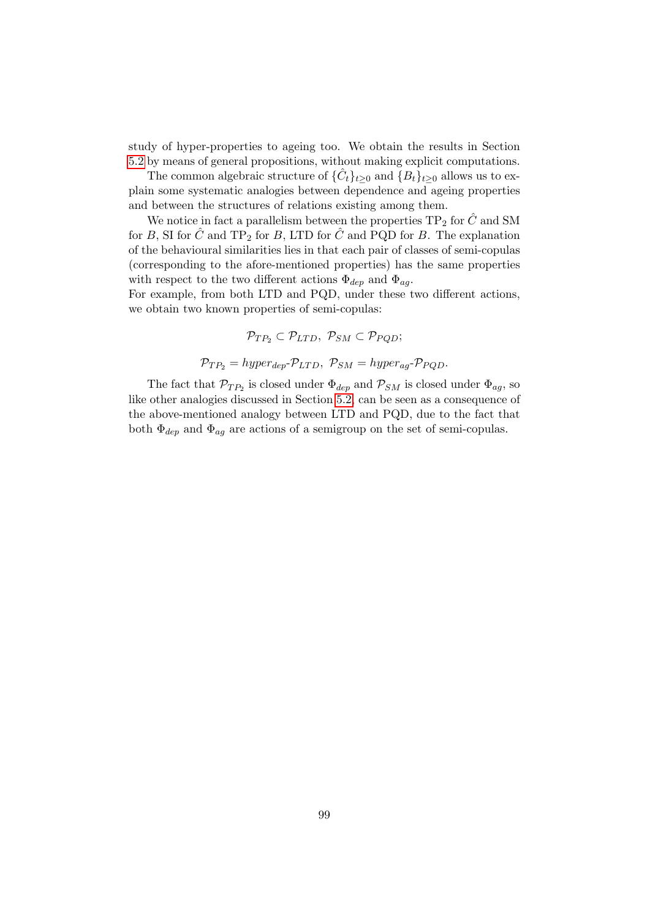study of hyper-properties to ageing too. We obtain the results in Section 5.2 by means of general propositions, without making explicit computations.

The common algebraic structure of $\{\hat{C}_t\}_{t\geq 0}$ and $\{B_t\}_{t\geq 0}$ allows us to explain some systematic analogies between dependence and ageing properties and between the structures of relations existing among them.

We notice in fact a parallelism between the properties $\mathrm{TP}_2$ for $\hat{C}$ and SM for $B$, SI for $\hat{C}$ and $\mathrm{TP}_2$ for $B$, LTD for $\hat{C}$ and PQD for $B$. The explanation of the behavioural similarities lies in that each pair of classes of semi-copulas (corresponding to the afore-mentioned properties) has the same properties with respect to the two different actions $\Phi_{dep}$ and $\Phi_{ag}$.
For example, from both LTD and PQD, under these two different actions, we obtain two known properties of semi-copulas:

$$\mathcal{P}_{TP_2} \subset \mathcal{P}_{LTD},\ \mathcal{P}_{SM} \subset \mathcal{P}_{PQD};$$

$$\mathcal{P}_{TP_2} = hyper_{dep}\text{-}\mathcal{P}_{LTD},\ \mathcal{P}_{SM} = hyper_{ag}\text{-}\mathcal{P}_{PQD}.$$

The fact that $\mathcal{P}_{TP_2}$ is closed under $\Phi_{dep}$ and $\mathcal{P}_{SM}$ is closed under $\Phi_{ag}$, so like other analogies discussed in Section 5.2, can be seen as a consequence of the above-mentioned analogy between LTD and PQD, due to the fact that both $\Phi_{dep}$ and $\Phi_{ag}$ are actions of a semigroup on the set of semi-copulas.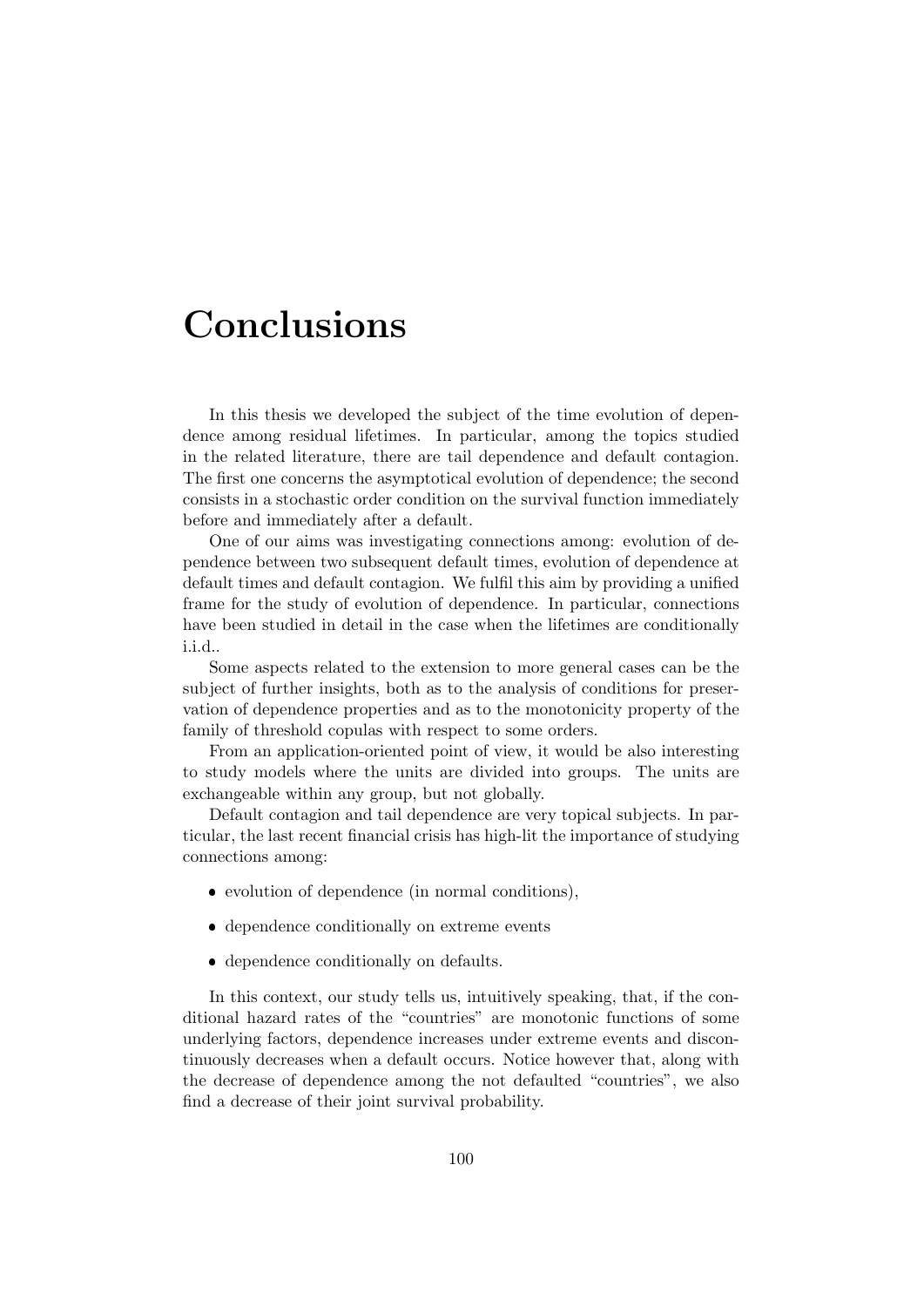# Conclusions

In this thesis we developed the subject of the time evolution of dependence among residual lifetimes. In particular, among the topics studied in the related literature, there are tail dependence and default contagion. The first one concerns the asymptotical evolution of dependence; the second consists in a stochastic order condition on the survival function immediately before and immediately after a default.

One of our aims was investigating connections among: evolution of dependence between two subsequent default times, evolution of dependence at default times and default contagion. We fulfil this aim by providing a unified frame for the study of evolution of dependence. In particular, connections have been studied in detail in the case when the lifetimes are conditionally i.i.d..

Some aspects related to the extension to more general cases can be the subject of further insights, both as to the analysis of conditions for preservation of dependence properties and as to the monotonicity property of the family of threshold copulas with respect to some orders.

From an application-oriented point of view, it would be also interesting to study models where the units are divided into groups. The units are exchangeable within any group, but not globally.

Default contagion and tail dependence are very topical subjects. In particular, the last recent financial crisis has high-lit the importance of studying connections among:

- evolution of dependence (in normal conditions),
- dependence conditionally on extreme events
- dependence conditionally on defaults.

In this context, our study tells us, intuitively speaking, that, if the conditional hazard rates of the "countries" are monotonic functions of some underlying factors, dependence increases under extreme events and discontinuously decreases when a default occurs. Notice however that, along with the decrease of dependence among the not defaulted "countries", we also find a decrease of their joint survival probability.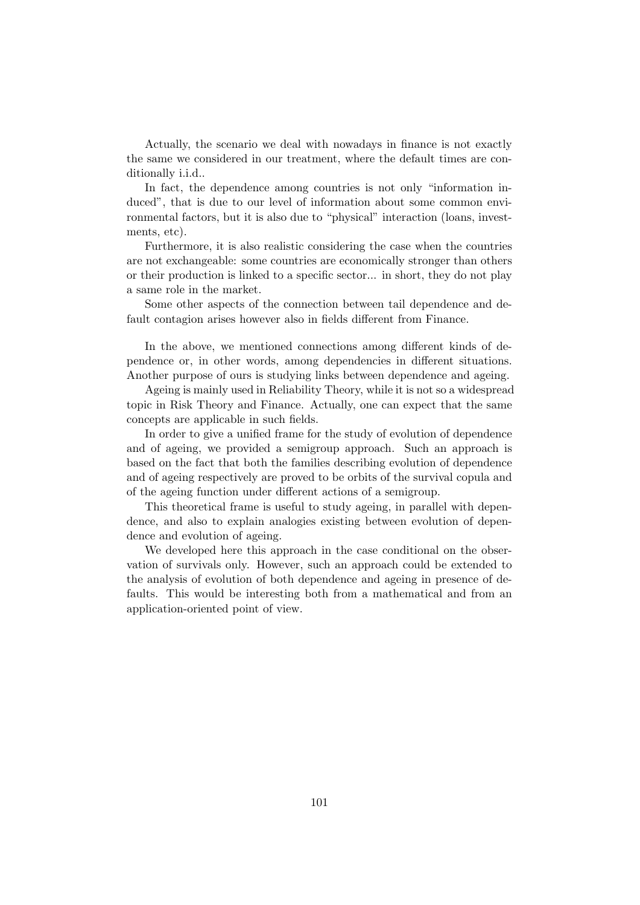Actually, the scenario we deal with nowadays in finance is not exactly the same we considered in our treatment, where the default times are conditionally i.i.d..

In fact, the dependence among countries is not only "information induced", that is due to our level of information about some common environmental factors, but it is also due to "physical" interaction (loans, investments, etc).

Furthermore, it is also realistic considering the case when the countries are not exchangeable: some countries are economically stronger than others or their production is linked to a specific sector... in short, they do not play a same role in the market.

Some other aspects of the connection between tail dependence and default contagion arises however also in fields different from Finance.

In the above, we mentioned connections among different kinds of dependence or, in other words, among dependencies in different situations. Another purpose of ours is studying links between dependence and ageing.

Ageing is mainly used in Reliability Theory, while it is not so a widespread topic in Risk Theory and Finance. Actually, one can expect that the same concepts are applicable in such fields.

In order to give a unified frame for the study of evolution of dependence and of ageing, we provided a semigroup approach. Such an approach is based on the fact that both the families describing evolution of dependence and of ageing respectively are proved to be orbits of the survival copula and of the ageing function under different actions of a semigroup.

This theoretical frame is useful to study ageing, in parallel with dependence, and also to explain analogies existing between evolution of dependence and evolution of ageing.

We developed here this approach in the case conditional on the observation of survivals only. However, such an approach could be extended to the analysis of evolution of both dependence and ageing in presence of defaults. This would be interesting both from a mathematical and from an application-oriented point of view.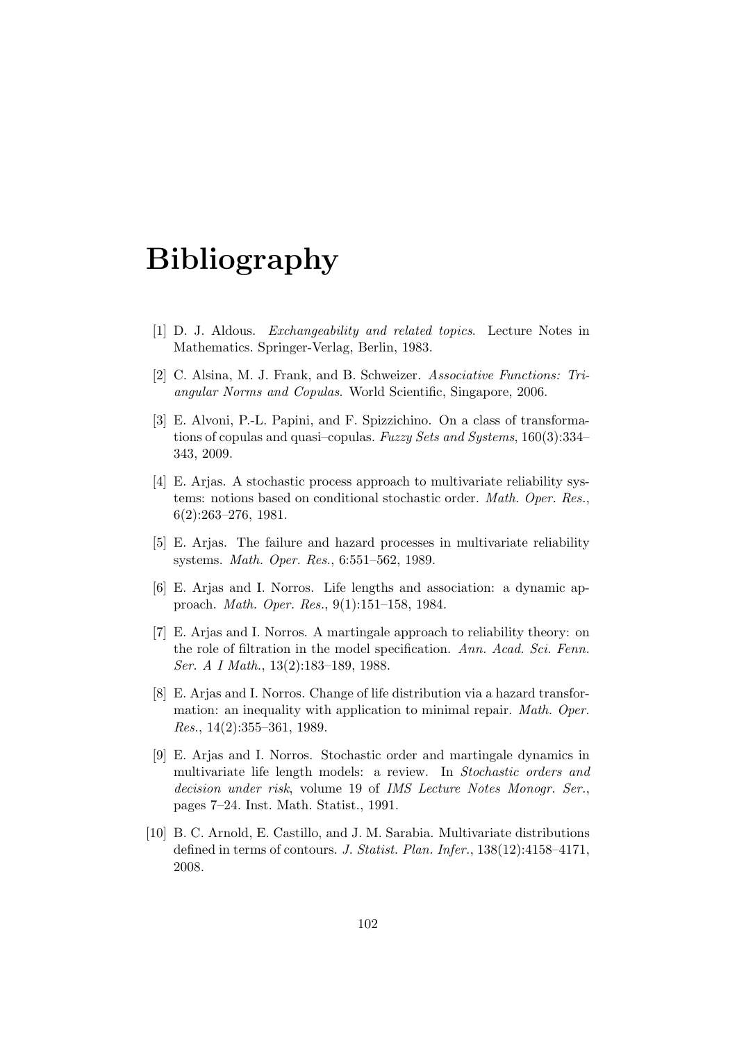# Bibliography

[1] D. J. Aldous. *Exchangeability and related topics*. Lecture Notes in Mathematics. Springer-Verlag, Berlin, 1983.

[2] C. Alsina, M. J. Frank, and B. Schweizer. *Associative Functions: Triangular Norms and Copulas*. World Scientific, Singapore, 2006.

[3] E. Alvoni, P.-L. Papini, and F. Spizzichino. On a class of transformations of copulas and quasi–copulas. *Fuzzy Sets and Systems*, 160(3):334–343, 2009.

[4] E. Arjas. A stochastic process approach to multivariate reliability systems: notions based on conditional stochastic order. *Math. Oper. Res.*, 6(2):263–276, 1981.

[5] E. Arjas. The failure and hazard processes in multivariate reliability systems. *Math. Oper. Res.*, 6:551–562, 1989.

[6] E. Arjas and I. Norros. Life lengths and association: a dynamic approach. *Math. Oper. Res.*, 9(1):151–158, 1984.

[7] E. Arjas and I. Norros. A martingale approach to reliability theory: on the role of filtration in the model specification. *Ann. Acad. Sci. Fenn. Ser. A I Math.*, 13(2):183–189, 1988.

[8] E. Arjas and I. Norros. Change of life distribution via a hazard transformation: an inequality with application to minimal repair. *Math. Oper. Res.*, 14(2):355–361, 1989.

[9] E. Arjas and I. Norros. Stochastic order and martingale dynamics in multivariate life length models: a review. In *Stochastic orders and decision under risk*, volume 19 of *IMS Lecture Notes Monogr. Ser.*, pages 7–24. Inst. Math. Statist., 1991.

[10] B. C. Arnold, E. Castillo, and J. M. Sarabia. Multivariate distributions defined in terms of contours. *J. Statist. Plan. Infer.*, 138(12):4158–4171, 2008.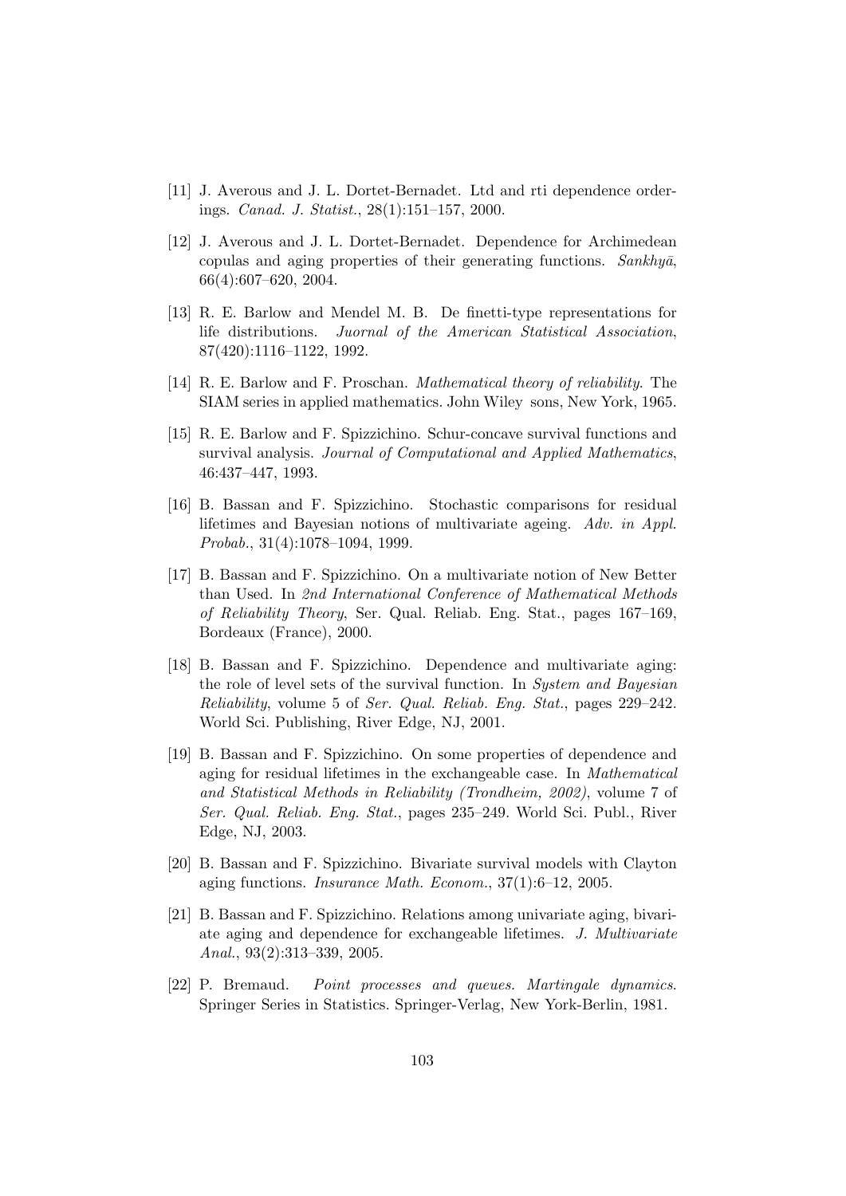[11] J. Averous and J. L. Dortet-Bernadet. Ltd and rti dependence orderings. *Canad. J. Statist.*, 28(1):151–157, 2000.

[12] J. Averous and J. L. Dortet-Bernadet. Dependence for Archimedean copulas and aging properties of their generating functions. *Sankhyā*, 66(4):607–620, 2004.

[13] R. E. Barlow and Mendel M. B. De finetti-type representations for life distributions. *Juornal of the American Statistical Association*, 87(420):1116–1122, 1992.

[14] R. E. Barlow and F. Proschan. *Mathematical theory of reliability*. The SIAM series in applied mathematics. John Wiley sons, New York, 1965.

[15] R. E. Barlow and F. Spizzichino. Schur-concave survival functions and survival analysis. *Journal of Computational and Applied Mathematics*, 46:437–447, 1993.

[16] B. Bassan and F. Spizzichino. Stochastic comparisons for residual lifetimes and Bayesian notions of multivariate ageing. *Adv. in Appl. Probab.*, 31(4):1078–1094, 1999.

[17] B. Bassan and F. Spizzichino. On a multivariate notion of New Better than Used. In *2nd International Conference of Mathematical Methods of Reliability Theory*, Ser. Qual. Reliab. Eng. Stat., pages 167–169, Bordeaux (France), 2000.

[18] B. Bassan and F. Spizzichino. Dependence and multivariate aging: the role of level sets of the survival function. In *System and Bayesian Reliability*, volume 5 of *Ser. Qual. Reliab. Eng. Stat.*, pages 229–242. World Sci. Publishing, River Edge, NJ, 2001.

[19] B. Bassan and F. Spizzichino. On some properties of dependence and aging for residual lifetimes in the exchangeable case. In *Mathematical and Statistical Methods in Reliability (Trondheim, 2002)*, volume 7 of *Ser. Qual. Reliab. Eng. Stat.*, pages 235–249. World Sci. Publ., River Edge, NJ, 2003.

[20] B. Bassan and F. Spizzichino. Bivariate survival models with Clayton aging functions. *Insurance Math. Econom.*, 37(1):6–12, 2005.

[21] B. Bassan and F. Spizzichino. Relations among univariate aging, bivariate aging and dependence for exchangeable lifetimes. *J. Multivariate Anal.*, 93(2):313–339, 2005.

[22] P. Bremaud. *Point processes and queues. Martingale dynamics*. Springer Series in Statistics. Springer-Verlag, New York-Berlin, 1981.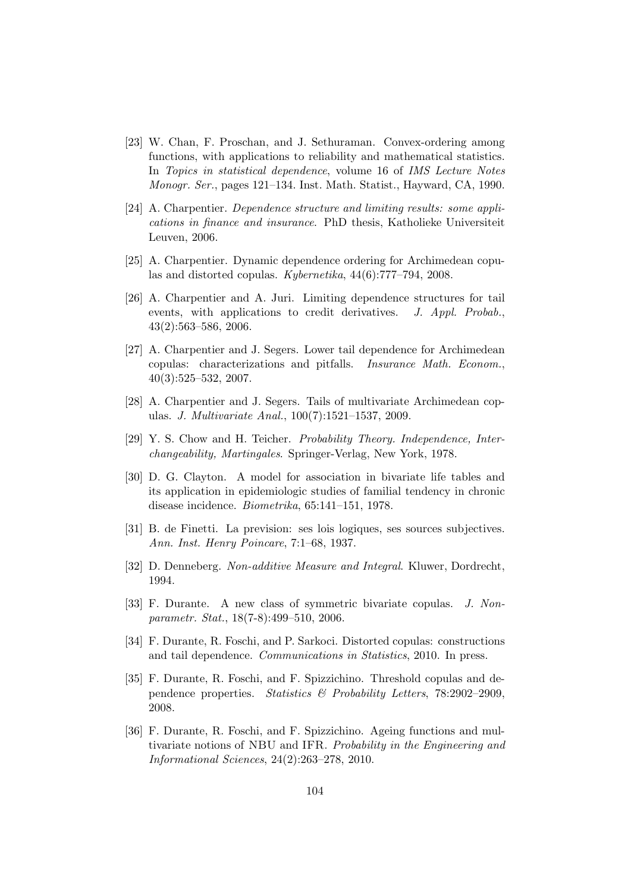[23] W. Chan, F. Proschan, and J. Sethuraman. Convex-ordering among functions, with applications to reliability and mathematical statistics. In *Topics in statistical dependence*, volume 16 of *IMS Lecture Notes Monogr. Ser.*, pages 121–134. Inst. Math. Statist., Hayward, CA, 1990.

[24] A. Charpentier. *Dependence structure and limiting results: some applications in finance and insurance*. PhD thesis, Katholieke Universiteit Leuven, 2006.

[25] A. Charpentier. Dynamic dependence ordering for Archimedean copulas and distorted copulas. *Kybernetika*, 44(6):777–794, 2008.

[26] A. Charpentier and A. Juri. Limiting dependence structures for tail events, with applications to credit derivatives. *J. Appl. Probab.*, 43(2):563–586, 2006.

[27] A. Charpentier and J. Segers. Lower tail dependence for Archimedean copulas: characterizations and pitfalls. *Insurance Math. Econom.*, 40(3):525–532, 2007.

[28] A. Charpentier and J. Segers. Tails of multivariate Archimedean copulas. *J. Multivariate Anal.*, 100(7):1521–1537, 2009.

[29] Y. S. Chow and H. Teicher. *Probability Theory. Independence, Interchangeability, Martingales*. Springer-Verlag, New York, 1978.

[30] D. G. Clayton. A model for association in bivariate life tables and its application in epidemiologic studies of familial tendency in chronic disease incidence. *Biometrika*, 65:141–151, 1978.

[31] B. de Finetti. La prevision: ses lois logiques, ses sources subjectives. *Ann. Inst. Henry Poincare*, 7:1–68, 1937.

[32] D. Denneberg. *Non-additive Measure and Integral*. Kluwer, Dordrecht, 1994.

[33] F. Durante. A new class of symmetric bivariate copulas. *J. Nonparametr. Stat.*, 18(7-8):499–510, 2006.

[34] F. Durante, R. Foschi, and P. Sarkoci. Distorted copulas: constructions and tail dependence. *Communications in Statistics*, 2010. In press.

[35] F. Durante, R. Foschi, and F. Spizzichino. Threshold copulas and dependence properties. *Statistics & Probability Letters*, 78:2902–2909, 2008.

[36] F. Durante, R. Foschi, and F. Spizzichino. Ageing functions and multivariate notions of NBU and IFR. *Probability in the Engineering and Informational Sciences*, 24(2):263–278, 2010.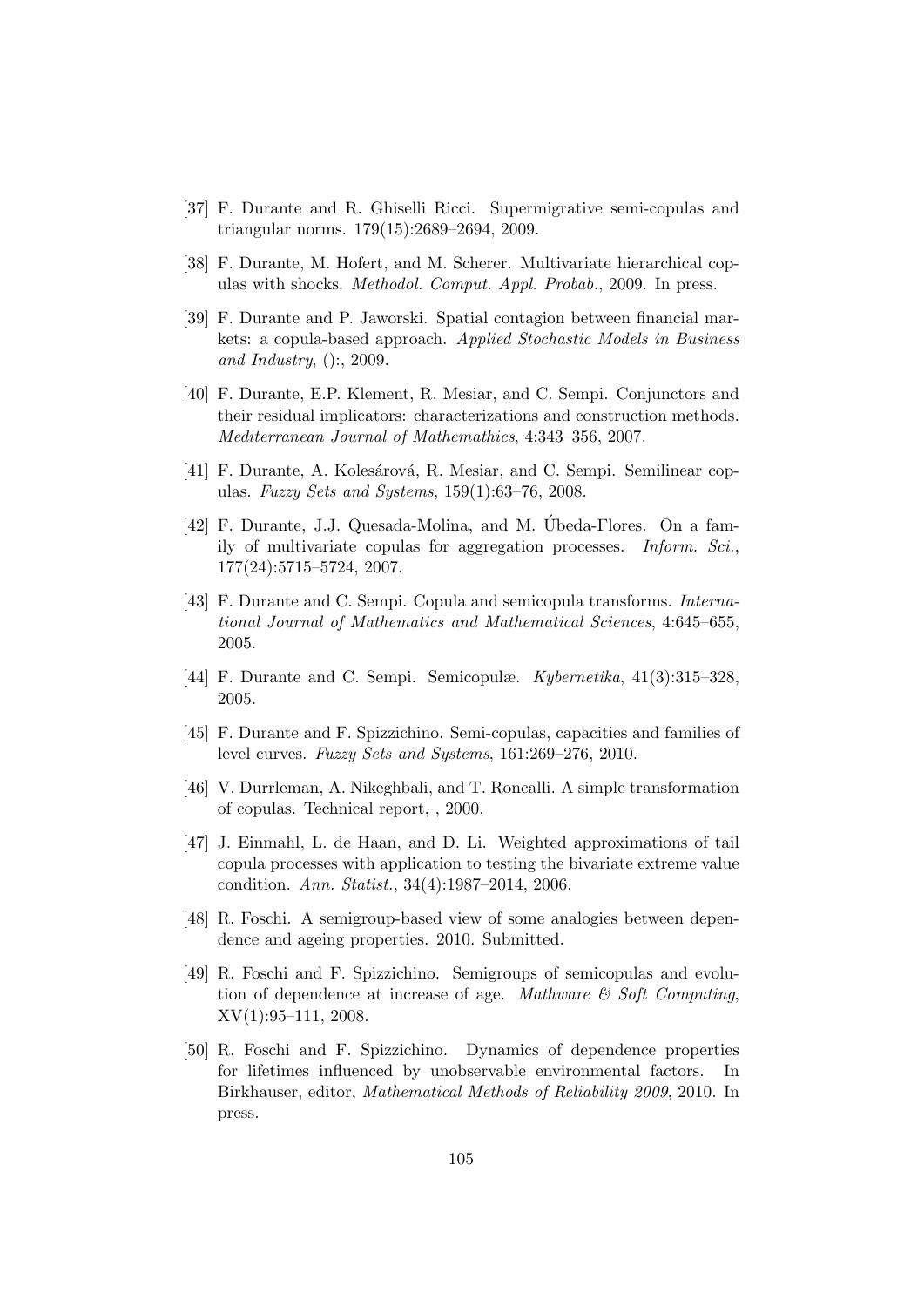[37] F. Durante and R. Ghiselli Ricci. Supermigrative semi-copulas and triangular norms. 179(15):2689–2694, 2009.

[38] F. Durante, M. Hofert, and M. Scherer. Multivariate hierarchical copulas with shocks. *Methodol. Comput. Appl. Probab.*, 2009. In press.

[39] F. Durante and P. Jaworski. Spatial contagion between financial markets: a copula-based approach. *Applied Stochastic Models in Business and Industry*, ():, 2009.

[40] F. Durante, E.P. Klement, R. Mesiar, and C. Sempi. Conjunctors and their residual implicators: characterizations and construction methods. *Mediterranean Journal of Mathemathics*, 4:343–356, 2007.

[41] F. Durante, A. Kolesárová, R. Mesiar, and C. Sempi. Semilinear copulas. *Fuzzy Sets and Systems*, 159(1):63–76, 2008.

[42] F. Durante, J.J. Quesada-Molina, and M. Úbeda-Flores. On a family of multivariate copulas for aggregation processes. *Inform. Sci.*, 177(24):5715–5724, 2007.

[43] F. Durante and C. Sempi. Copula and semicopula transforms. *International Journal of Mathematics and Mathematical Sciences*, 4:645–655, 2005.

[44] F. Durante and C. Sempi. Semicopulæ. *Kybernetika*, 41(3):315–328, 2005.

[45] F. Durante and F. Spizzichino. Semi-copulas, capacities and families of level curves. *Fuzzy Sets and Systems*, 161:269–276, 2010.

[46] V. Durrleman, A. Nikeghbali, and T. Roncalli. A simple transformation of copulas. Technical report, , 2000.

[47] J. Einmahl, L. de Haan, and D. Li. Weighted approximations of tail copula processes with application to testing the bivariate extreme value condition. *Ann. Statist.*, 34(4):1987–2014, 2006.

[48] R. Foschi. A semigroup-based view of some analogies between dependence and ageing properties. 2010. Submitted.

[49] R. Foschi and F. Spizzichino. Semigroups of semicopulas and evolution of dependence at increase of age. *Mathware & Soft Computing*, XV(1):95–111, 2008.

[50] R. Foschi and F. Spizzichino. Dynamics of dependence properties for lifetimes influenced by unobservable environmental factors. In Birkhauser, editor, *Mathematical Methods of Reliability 2009*, 2010. In press.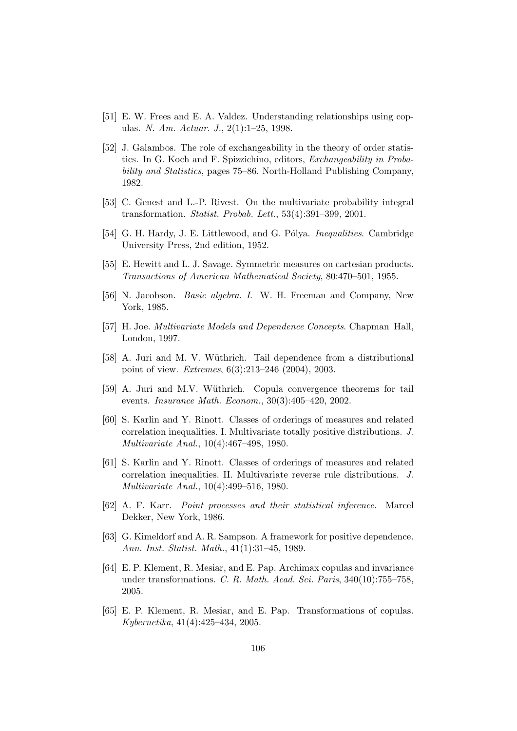[51] E. W. Frees and E. A. Valdez. Understanding relationships using copulas. *N. Am. Actuar. J.*, 2(1):1–25, 1998.

[52] J. Galambos. The role of exchangeability in the theory of order statistics. In G. Koch and F. Spizzichino, editors, *Exchangeability in Probability and Statistics*, pages 75–86. North-Holland Publishing Company, 1982.

[53] C. Genest and L.-P. Rivest. On the multivariate probability integral transformation. *Statist. Probab. Lett.*, 53(4):391–399, 2001.

[54] G. H. Hardy, J. E. Littlewood, and G. Pólya. *Inequalities*. Cambridge University Press, 2nd edition, 1952.

[55] E. Hewitt and L. J. Savage. Symmetric measures on cartesian products. *Transactions of American Mathematical Society*, 80:470–501, 1955.

[56] N. Jacobson. *Basic algebra. I.* W. H. Freeman and Company, New York, 1985.

[57] H. Joe. *Multivariate Models and Dependence Concepts*. Chapman Hall, London, 1997.

[58] A. Juri and M. V. Wüthrich. Tail dependence from a distributional point of view. *Extremes*, 6(3):213–246 (2004), 2003.

[59] A. Juri and M.V. Wüthrich. Copula convergence theorems for tail events. *Insurance Math. Econom.*, 30(3):405–420, 2002.

[60] S. Karlin and Y. Rinott. Classes of orderings of measures and related correlation inequalities. I. Multivariate totally positive distributions. *J. Multivariate Anal.*, 10(4):467–498, 1980.

[61] S. Karlin and Y. Rinott. Classes of orderings of measures and related correlation inequalities. II. Multivariate reverse rule distributions. *J. Multivariate Anal.*, 10(4):499–516, 1980.

[62] A. F. Karr. *Point processes and their statistical inference*. Marcel Dekker, New York, 1986.

[63] G. Kimeldorf and A. R. Sampson. A framework for positive dependence. *Ann. Inst. Statist. Math.*, 41(1):31–45, 1989.

[64] E. P. Klement, R. Mesiar, and E. Pap. Archimax copulas and invariance under transformations. *C. R. Math. Acad. Sci. Paris*, 340(10):755–758, 2005.

[65] E. P. Klement, R. Mesiar, and E. Pap. Transformations of copulas. *Kybernetika*, 41(4):425–434, 2005.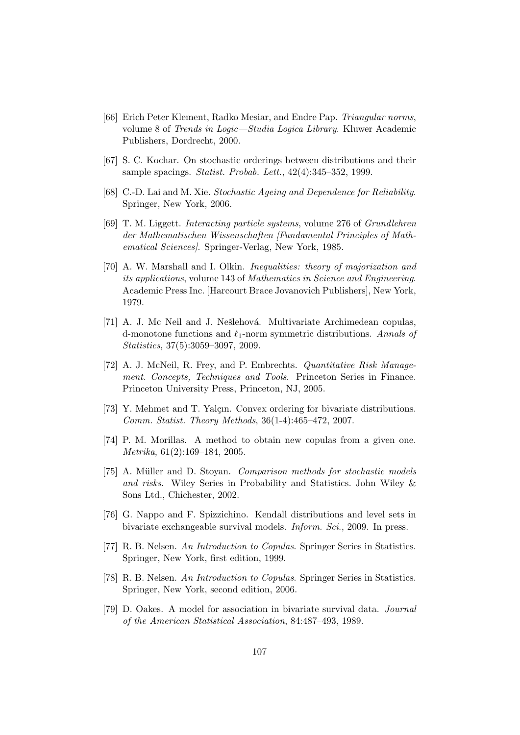[66] Erich Peter Klement, Radko Mesiar, and Endre Pap. *Triangular norms*, volume 8 of *Trends in Logic—Studia Logica Library*. Kluwer Academic Publishers, Dordrecht, 2000.

[67] S. C. Kochar. On stochastic orderings between distributions and their sample spacings. *Statist. Probab. Lett.*, 42(4):345–352, 1999.

[68] C.-D. Lai and M. Xie. *Stochastic Ageing and Dependence for Reliability*. Springer, New York, 2006.

[69] T. M. Liggett. *Interacting particle systems*, volume 276 of *Grundlehren der Mathematischen Wissenschaften [Fundamental Principles of Mathematical Sciences]*. Springer-Verlag, New York, 1985.

[70] A. W. Marshall and I. Olkin. *Inequalities: theory of majorization and its applications*, volume 143 of *Mathematics in Science and Engineering*. Academic Press Inc. [Harcourt Brace Jovanovich Publishers], New York, 1979.

[71] A. J. Mc Neil and J. Nešlehová. Multivariate Archimedean copulas, d-monotone functions and $\ell_1$-norm symmetric distributions. *Annals of Statistics*, 37(5):3059–3097, 2009.

[72] A. J. McNeil, R. Frey, and P. Embrechts. *Quantitative Risk Management. Concepts, Techniques and Tools*. Princeton Series in Finance. Princeton University Press, Princeton, NJ, 2005.

[73] Y. Mehmet and T. Yalçın. Convex ordering for bivariate distributions. *Comm. Statist. Theory Methods*, 36(1-4):465–472, 2007.

[74] P. M. Morillas. A method to obtain new copulas from a given one. *Metrika*, 61(2):169–184, 2005.

[75] A. Müller and D. Stoyan. *Comparison methods for stochastic models and risks*. Wiley Series in Probability and Statistics. John Wiley & Sons Ltd., Chichester, 2002.

[76] G. Nappo and F. Spizzichino. Kendall distributions and level sets in bivariate exchangeable survival models. *Inform. Sci.*, 2009. In press.

[77] R. B. Nelsen. *An Introduction to Copulas*. Springer Series in Statistics. Springer, New York, first edition, 1999.

[78] R. B. Nelsen. *An Introduction to Copulas*. Springer Series in Statistics. Springer, New York, second edition, 2006.

[79] D. Oakes. A model for association in bivariate survival data. *Journal of the American Statistical Association*, 84:487–493, 1989.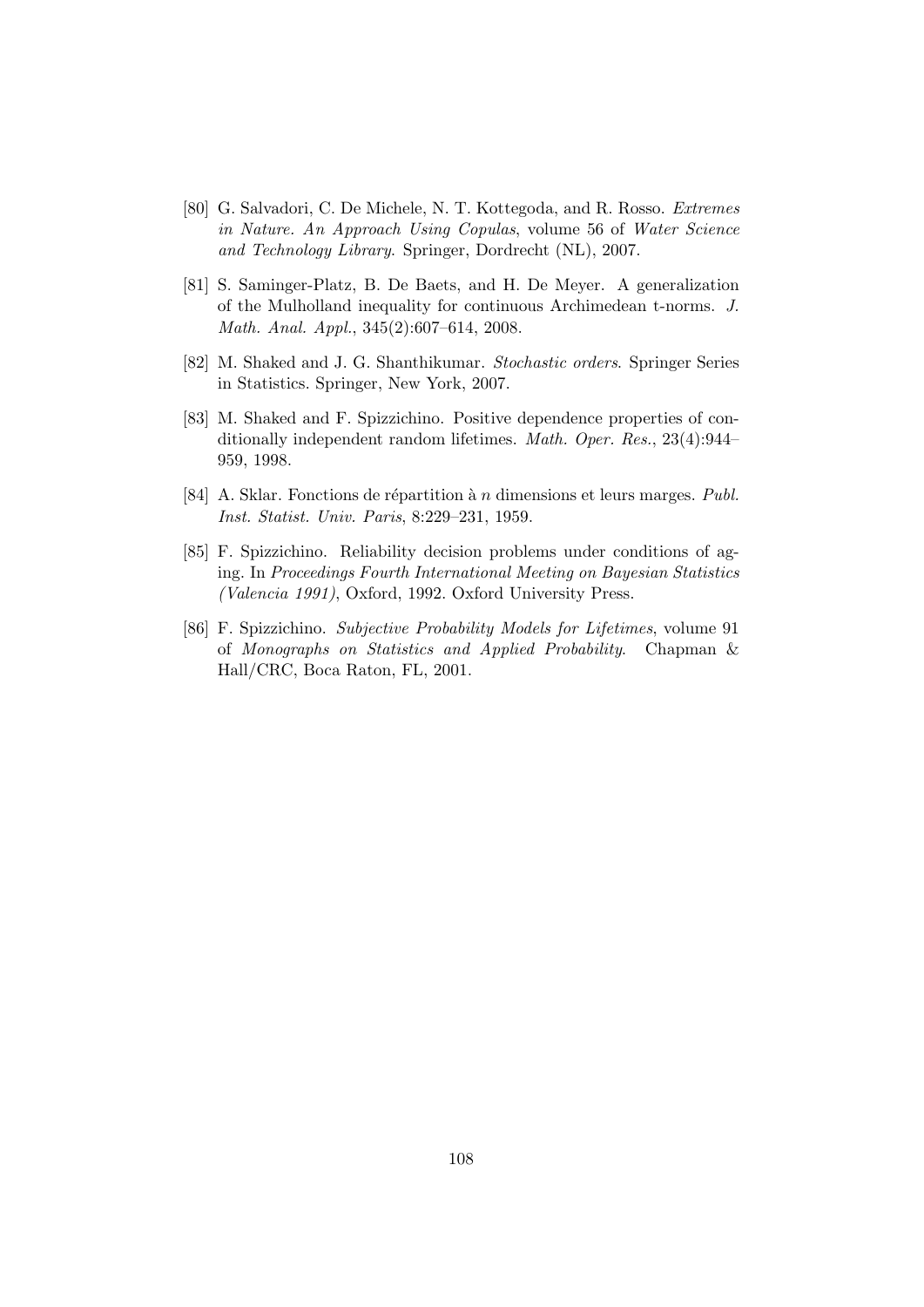- [80] G. Salvadori, C. De Michele, N. T. Kottegoda, and R. Rosso. *Extremes in Nature. An Approach Using Copulas*, volume 56 of *Water Science and Technology Library*. Springer, Dordrecht (NL), 2007.

- [81] S. Saminger-Platz, B. De Baets, and H. De Meyer. A generalization of the Mulholland inequality for continuous Archimedean t-norms. *J. Math. Anal. Appl.*, 345(2):607–614, 2008.

- [82] M. Shaked and J. G. Shanthikumar. *Stochastic orders*. Springer Series in Statistics. Springer, New York, 2007.

- [83] M. Shaked and F. Spizzichino. Positive dependence properties of conditionally independent random lifetimes. *Math. Oper. Res.*, 23(4):944–959, 1998.

- [84] A. Sklar. Fonctions de répartition à $n$ dimensions et leurs marges. *Publ. Inst. Statist. Univ. Paris*, 8:229–231, 1959.

- [85] F. Spizzichino. Reliability decision problems under conditions of ageing. In *Proceedings Fourth International Meeting on Bayesian Statistics (Valencia 1991)*, Oxford, 1992. Oxford University Press.

- [86] F. Spizzichino. *Subjective Probability Models for Lifetimes*, volume 91 of *Monographs on Statistics and Applied Probability*. Chapman & Hall/CRC, Boca Raton, FL, 2001.